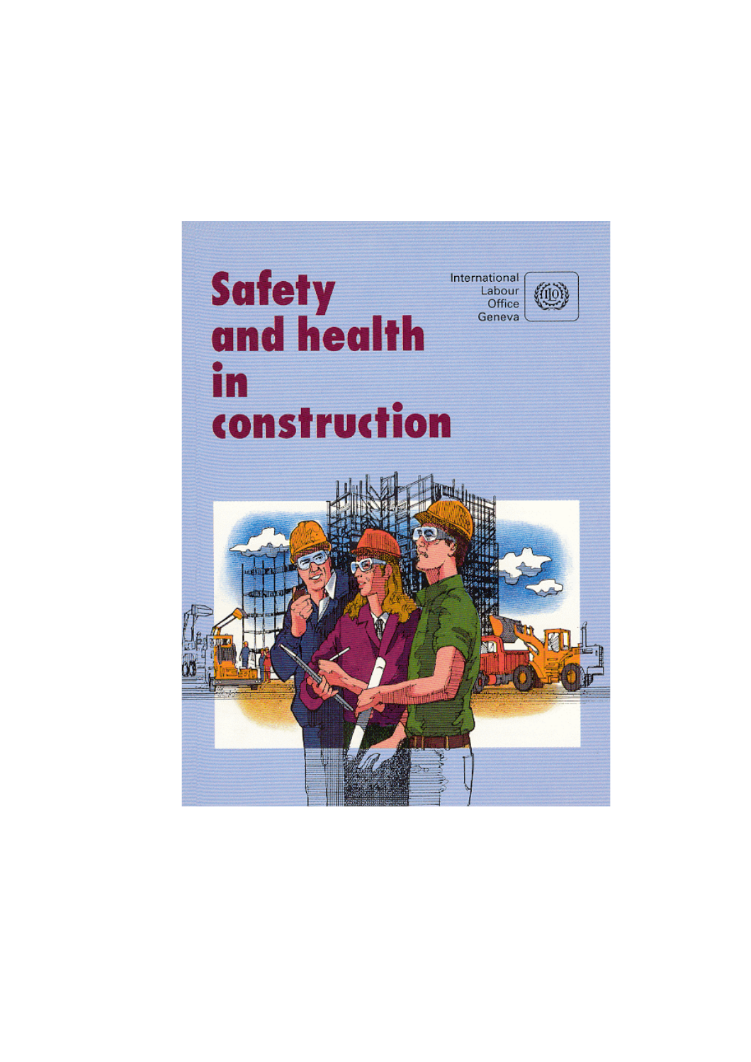# Safety and health in construction

International Labour Office Geneva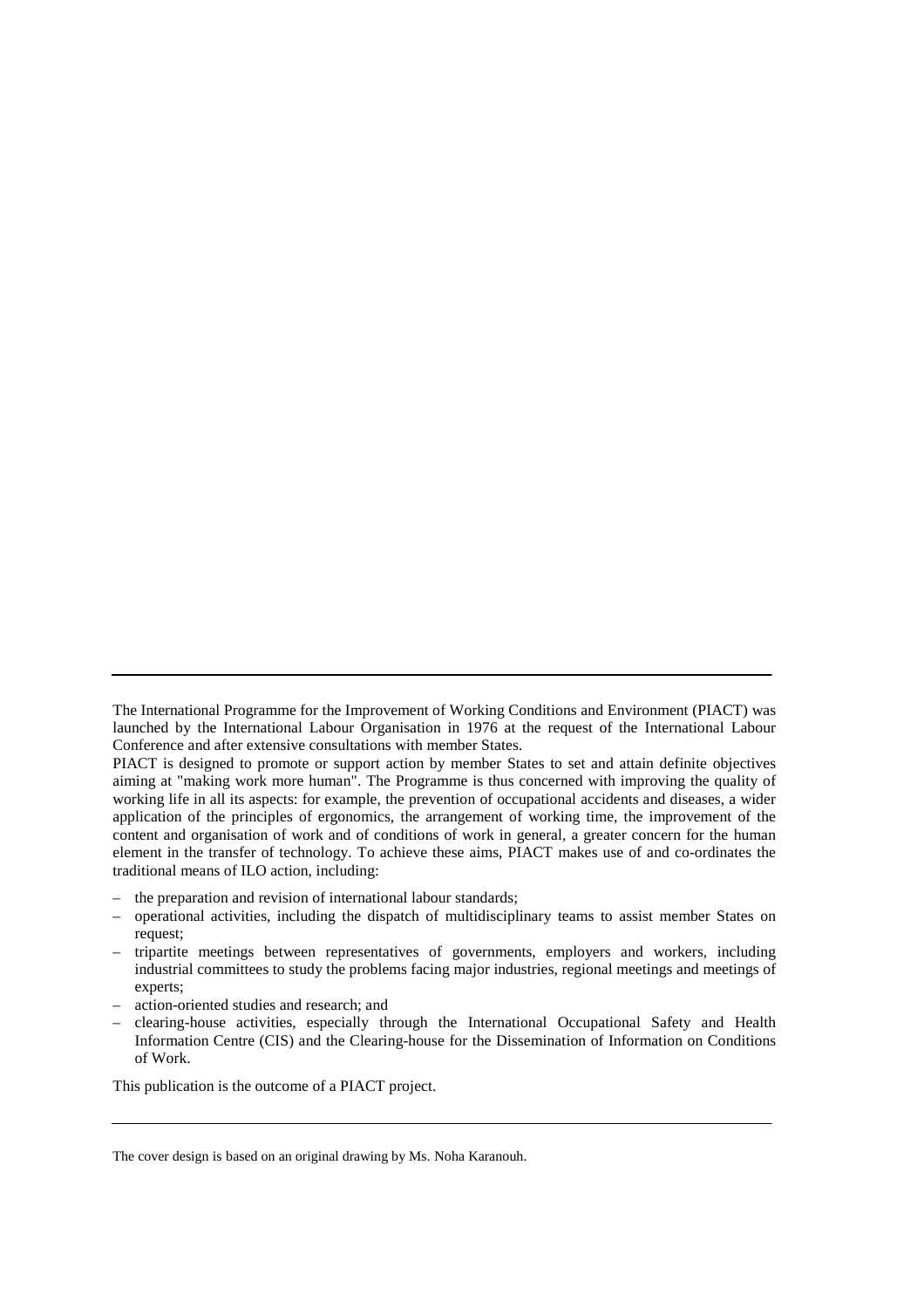The International Programme for the Improvement of Working Conditions and Environment (PIACT) was launched by the International Labour Organisation in 1976 at the request of the International Labour Conference and after extensive consultations with member States.

PIACT is designed to promote or support action by member States to set and attain definite objectives aiming at "making work more human". The Programme is thus concerned with improving the quality of working life in all its aspects: for example, the prevention of occupational accidents and diseases, a wider application of the principles of ergonomics, the arrangement of working time, the improvement of the content and organisation of work and of conditions of work in general, a greater concern for the human element in the transfer of technology. To achieve these aims, PIACT makes use of and co-ordinates the traditional means of ILO action, including:

- the preparation and revision of international labour standards;
- operational activities, including the dispatch of multidisciplinary teams to assist member States on request;
- tripartite meetings between representatives of governments, employers and workers, including industrial committees to study the problems facing major industries, regional meetings and meetings of experts;
- action-oriented studies and research; and
- clearing-house activities, especially through the International Occupational Safety and Health Information Centre (CIS) and the Clearing-house for the Dissemination of Information on Conditions of Work.

This publication is the outcome of a PIACT project.

---

The cover design is based on an original drawing by Ms. Noha Karanouh.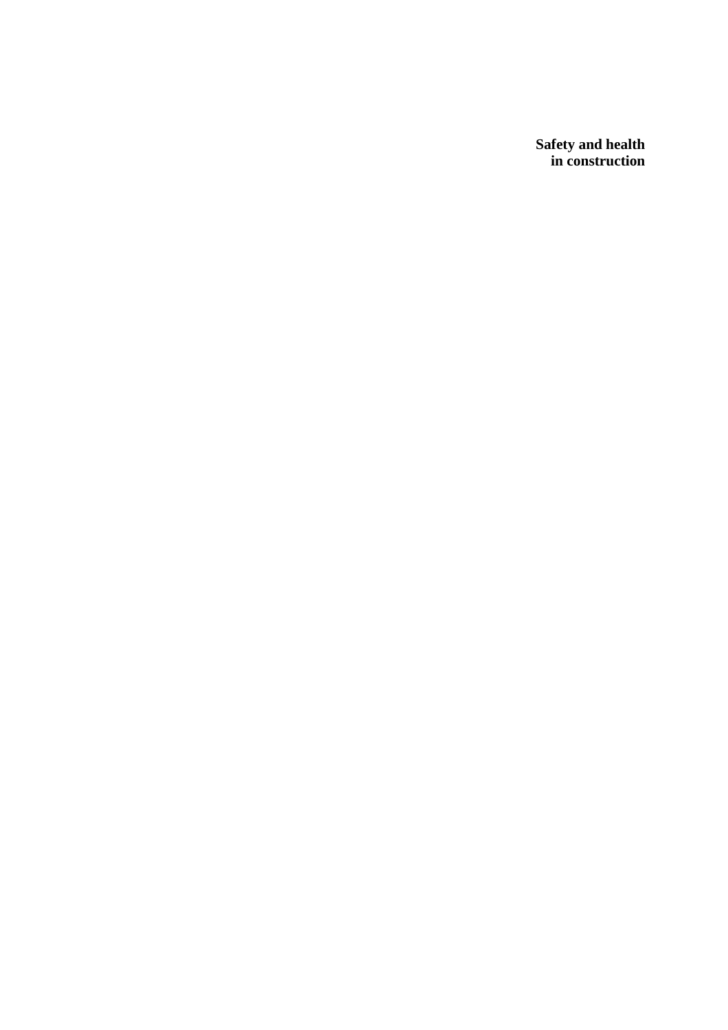**Safety and health in construction**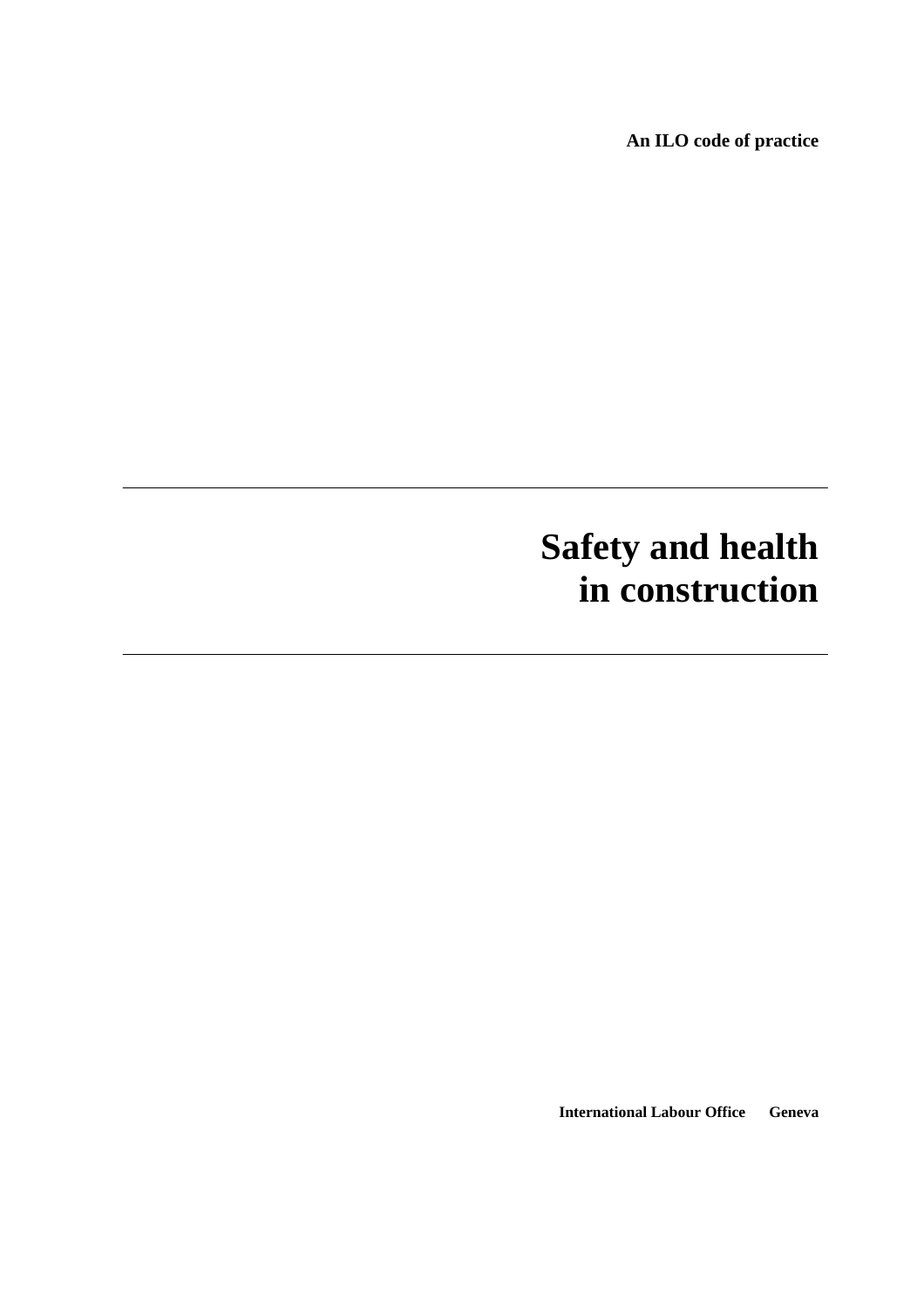**An ILO code of practice**

---

# Safety and health in construction

---

**International Labour Office Geneva**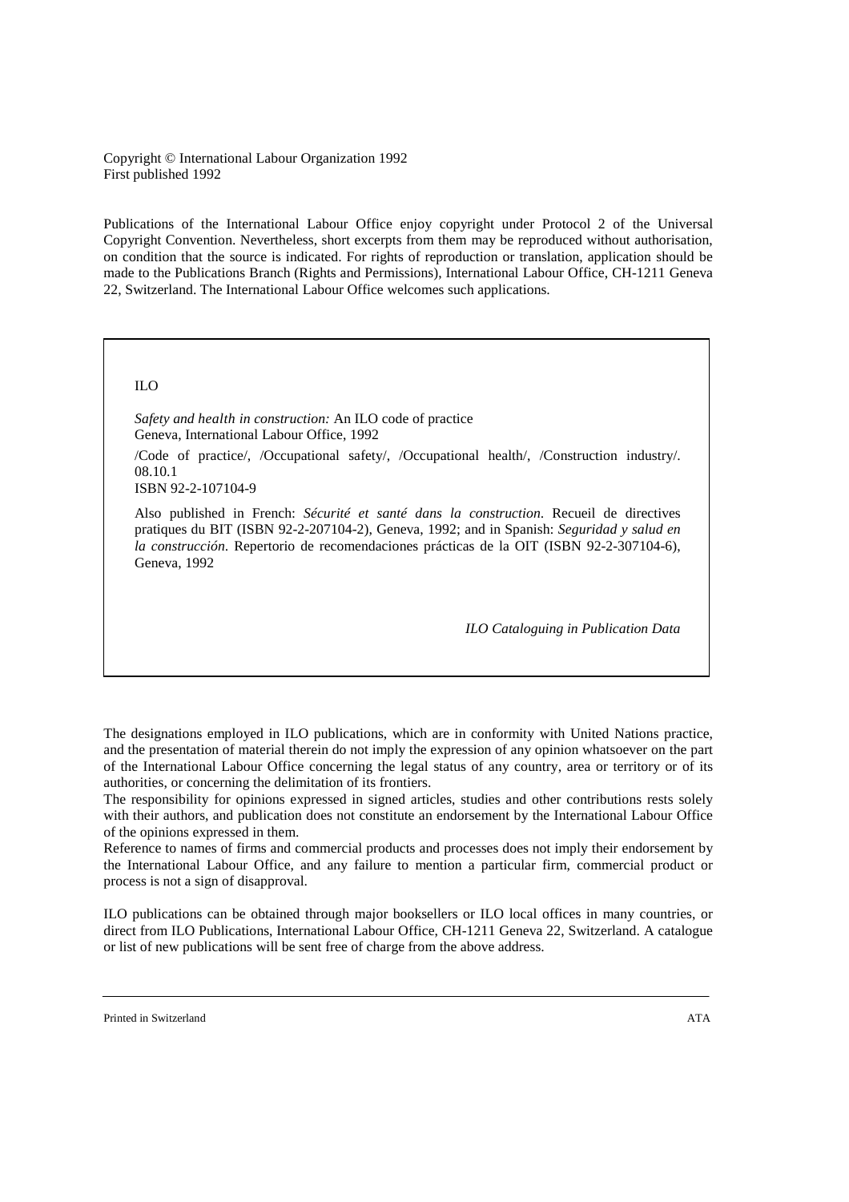Copyright © International Labour Organization 1992
First published 1992

Publications of the International Labour Office enjoy copyright under Protocol 2 of the Universal Copyright Convention. Nevertheless, short excerpts from them may be reproduced without authorisation, on condition that the source is indicated. For rights of reproduction or translation, application should be made to the Publications Branch (Rights and Permissions), International Labour Office, CH-1211 Geneva 22, Switzerland. The International Labour Office welcomes such applications.

ILO

*Safety and health in construction:* An ILO code of practice
Geneva, International Labour Office, 1992

/Code of practice/, /Occupational safety/, /Occupational health/, /Construction industry/. 08.10.1
ISBN 92-2-107104-9

Also published in French: *Sécurité et santé dans la construction*. Recueil de directives pratiques du BIT (ISBN 92-2-207104-2), Geneva, 1992; and in Spanish: *Seguridad y salud en la construcción*. Repertorio de recomendaciones prácticas de la OIT (ISBN 92-2-307104-6), Geneva, 1992

*ILO Cataloguing in Publication Data*

The designations employed in ILO publications, which are in conformity with United Nations practice, and the presentation of material therein do not imply the expression of any opinion whatsoever on the part of the International Labour Office concerning the legal status of any country, area or territory or of its authorities, or concerning the delimitation of its frontiers.

The responsibility for opinions expressed in signed articles, studies and other contributions rests solely with their authors, and publication does not constitute an endorsement by the International Labour Office of the opinions expressed in them.

Reference to names of firms and commercial products and processes does not imply their endorsement by the International Labour Office, and any failure to mention a particular firm, commercial product or process is not a sign of disapproval.

ILO publications can be obtained through major booksellers or ILO local offices in many countries, or direct from ILO Publications, International Labour Office, CH-1211 Geneva 22, Switzerland. A catalogue or list of new publications will be sent free of charge from the above address.

Printed in Switzerland ATA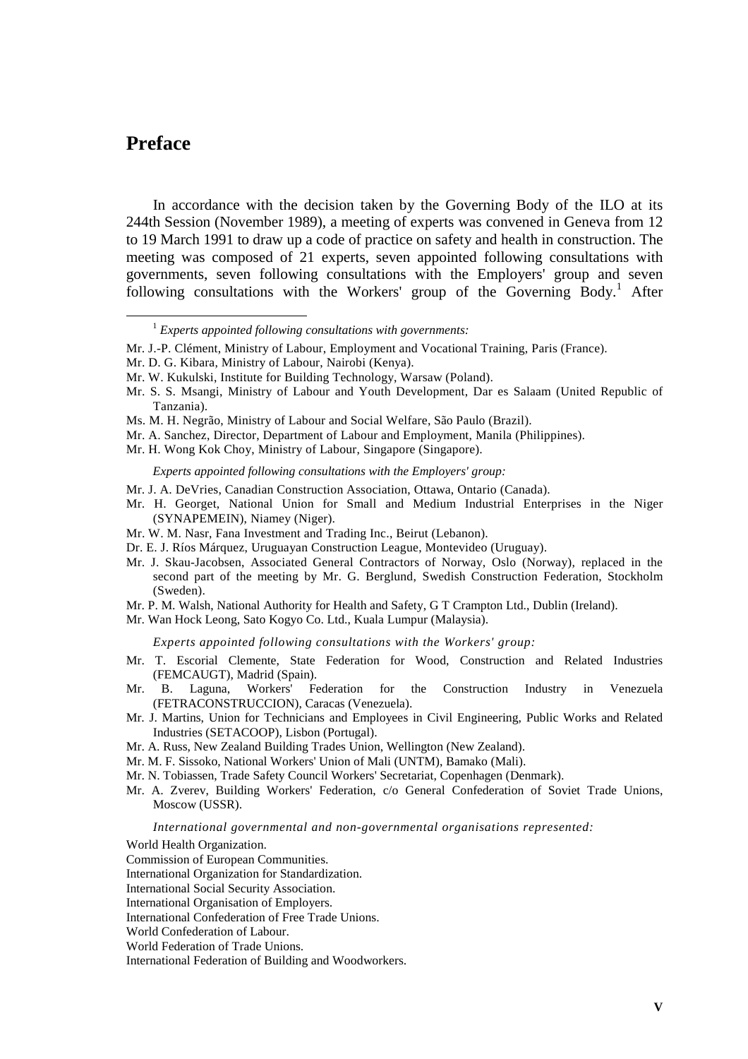# Preface

In accordance with the decision taken by the Governing Body of the ILO at its 244th Session (November 1989), a meeting of experts was convened in Geneva from 12 to 19 March 1991 to draw up a code of practice on safety and health in construction. The meeting was composed of 21 experts, seven appointed following consultations with governments, seven following consultations with the Employers' group and seven following consultations with the Workers' group of the Governing Body.[1] After

---

[1] *Experts appointed following consultations with governments:*

Mr. J.-P. Clément, Ministry of Labour, Employment and Vocational Training, Paris (France).

Mr. D. G. Kibara, Ministry of Labour, Nairobi (Kenya).

Mr. W. Kukulski, Institute for Building Technology, Warsaw (Poland).

Mr. S. S. Msangi, Ministry of Labour and Youth Development, Dar es Salaam (United Republic of Tanzania).

Ms. M. H. Negrão, Ministry of Labour and Social Welfare, São Paulo (Brazil).

Mr. A. Sanchez, Director, Department of Labour and Employment, Manila (Philippines).

Mr. H. Wong Kok Choy, Ministry of Labour, Singapore (Singapore).

*Experts appointed following consultations with the Employers' group:*

Mr. J. A. DeVries, Canadian Construction Association, Ottawa, Ontario (Canada).

Mr. H. Georget, National Union for Small and Medium Industrial Enterprises in the Niger (SYNAPEMEIN), Niamey (Niger).

Mr. W. M. Nasr, Fana Investment and Trading Inc., Beirut (Lebanon).

Dr. E. J. Ríos Márquez, Uruguayan Construction League, Montevideo (Uruguay).

Mr. J. Skau-Jacobsen, Associated General Contractors of Norway, Oslo (Norway), replaced in the second part of the meeting by Mr. G. Berglund, Swedish Construction Federation, Stockholm (Sweden).

Mr. P. M. Walsh, National Authority for Health and Safety, G T Crampton Ltd., Dublin (Ireland).

Mr. Wan Hock Leong, Sato Kogyo Co. Ltd., Kuala Lumpur (Malaysia).

*Experts appointed following consultations with the Workers' group:*

Mr. T. Escorial Clemente, State Federation for Wood, Construction and Related Industries (FEMCAUGT), Madrid (Spain).

Mr. B. Laguna, Workers' Federation for the Construction Industry in Venezuela (FETRACONSTRUCCION), Caracas (Venezuela).

Mr. J. Martins, Union for Technicians and Employees in Civil Engineering, Public Works and Related Industries (SETACOOP), Lisbon (Portugal).

Mr. A. Russ, New Zealand Building Trades Union, Wellington (New Zealand).

Mr. M. F. Sissoko, National Workers' Union of Mali (UNTM), Bamako (Mali).

Mr. N. Tobiassen, Trade Safety Council Workers' Secretariat, Copenhagen (Denmark).

Mr. A. Zverev, Building Workers' Federation, c/o General Confederation of Soviet Trade Unions, Moscow (USSR).

*International governmental and non-governmental organisations represented:*

World Health Organization.

Commission of European Communities.

International Organization for Standardization.

International Social Security Association.

International Organisation of Employers.

International Confederation of Free Trade Unions.

World Confederation of Labour.

World Federation of Trade Unions.

International Federation of Building and Woodworkers.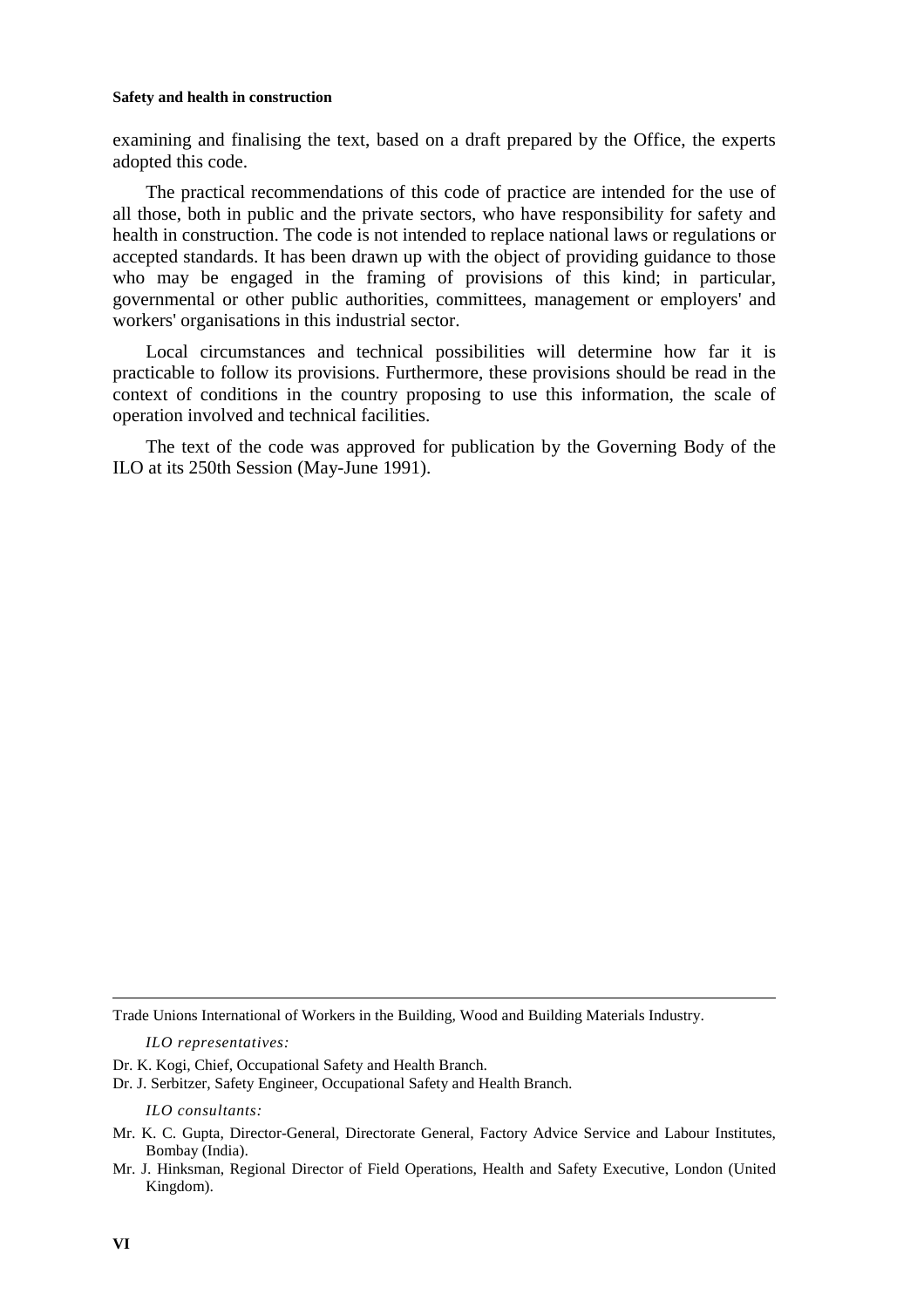examining and finalising the text, based on a draft prepared by the Office, the experts adopted this code.

The practical recommendations of this code of practice are intended for the use of all those, both in public and the private sectors, who have responsibility for safety and health in construction. The code is not intended to replace national laws or regulations or accepted standards. It has been drawn up with the object of providing guidance to those who may be engaged in the framing of provisions of this kind; in particular, governmental or other public authorities, committees, management or employers' and workers' organisations in this industrial sector.

Local circumstances and technical possibilities will determine how far it is practicable to follow its provisions. Furthermore, these provisions should be read in the context of conditions in the country proposing to use this information, the scale of operation involved and technical facilities.

The text of the code was approved for publication by the Governing Body of the ILO at its 250th Session (May-June 1991).

---

Trade Unions International of Workers in the Building, Wood and Building Materials Industry.

*ILO representatives:*

Dr. K. Kogi, Chief, Occupational Safety and Health Branch.

Dr. J. Serbitzer, Safety Engineer, Occupational Safety and Health Branch.

*ILO consultants:*

Mr. K. C. Gupta, Director-General, Directorate General, Factory Advice Service and Labour Institutes, Bombay (India).

Mr. J. Hinksman, Regional Director of Field Operations, Health and Safety Executive, London (United Kingdom).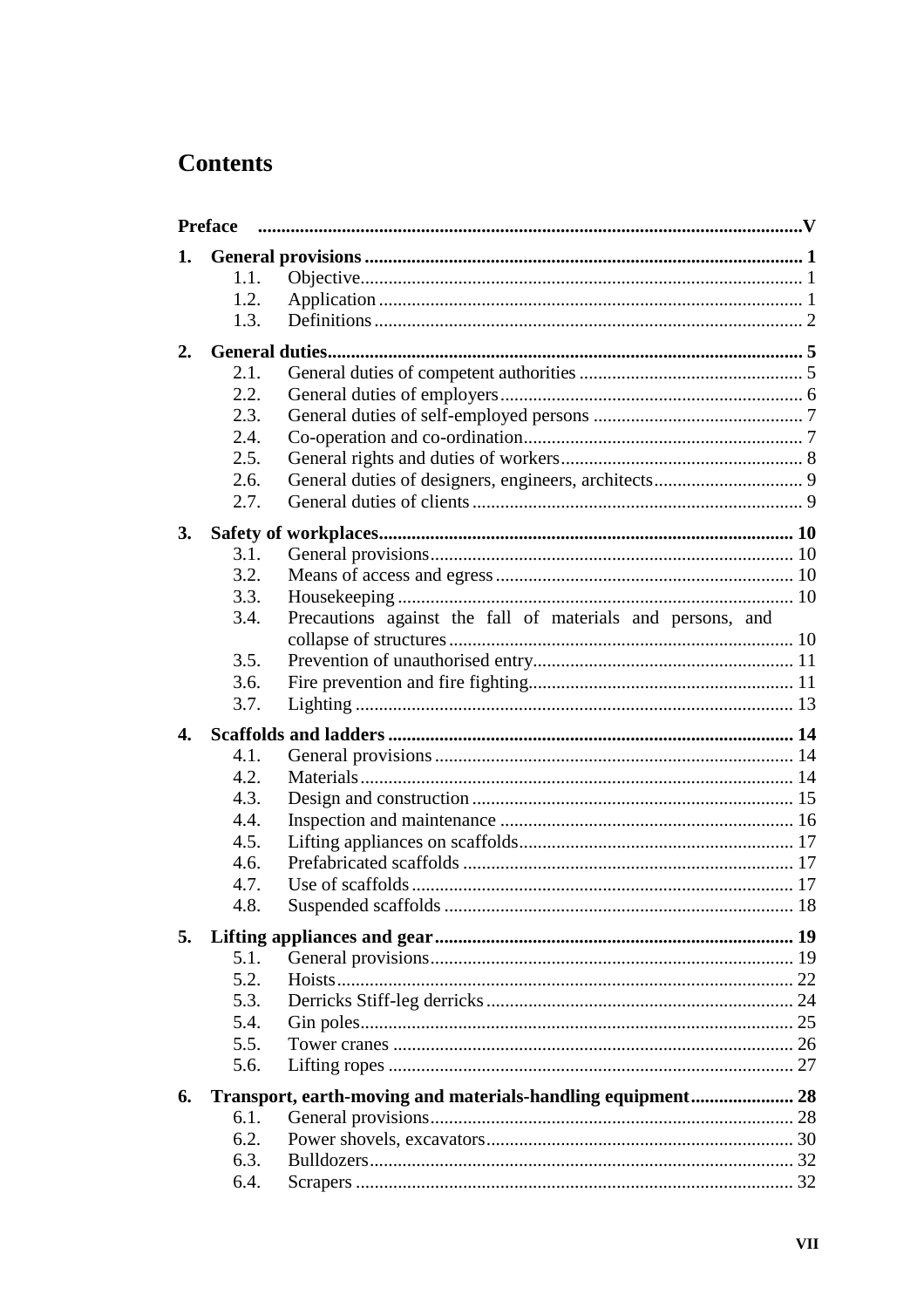# Contents

**Preface** ..... V

**1. General provisions** ..... 1
- 1.1. Objective ..... 1
- 1.2. Application ..... 1
- 1.3. Definitions ..... 2

**2. General duties** ..... 5
- 2.1. General duties of competent authorities ..... 5
- 2.2. General duties of employers ..... 6
- 2.3. General duties of self-employed persons ..... 7
- 2.4. Co-operation and co-ordination ..... 7
- 2.5. General rights and duties of workers ..... 8
- 2.6. General duties of designers, engineers, architects ..... 9
- 2.7. General duties of clients ..... 9

**3. Safety of workplaces** ..... 10
- 3.1. General provisions ..... 10
- 3.2. Means of access and egress ..... 10
- 3.3. Housekeeping ..... 10
- 3.4. Precautions against the fall of materials and persons, and collapse of structures ..... 10
- 3.5. Prevention of unauthorised entry ..... 11
- 3.6. Fire prevention and fire fighting ..... 11
- 3.7. Lighting ..... 13

**4. Scaffolds and ladders** ..... 14
- 4.1. General provisions ..... 14
- 4.2. Materials ..... 14
- 4.3. Design and construction ..... 15
- 4.4. Inspection and maintenance ..... 16
- 4.5. Lifting appliances on scaffolds ..... 17
- 4.6. Prefabricated scaffolds ..... 17
- 4.7. Use of scaffolds ..... 17
- 4.8. Suspended scaffolds ..... 18

**5. Lifting appliances and gear** ..... 19
- 5.1. General provisions ..... 19
- 5.2. Hoists ..... 22
- 5.3. Derricks Stiff-leg derricks ..... 24
- 5.4. Gin poles ..... 25
- 5.5. Tower cranes ..... 26
- 5.6. Lifting ropes ..... 27

**6. Transport, earth-moving and materials-handling equipment** ..... 28
- 6.1. General provisions ..... 28
- 6.2. Power shovels, excavators ..... 30
- 6.3. Bulldozers ..... 32
- 6.4. Scrapers ..... 32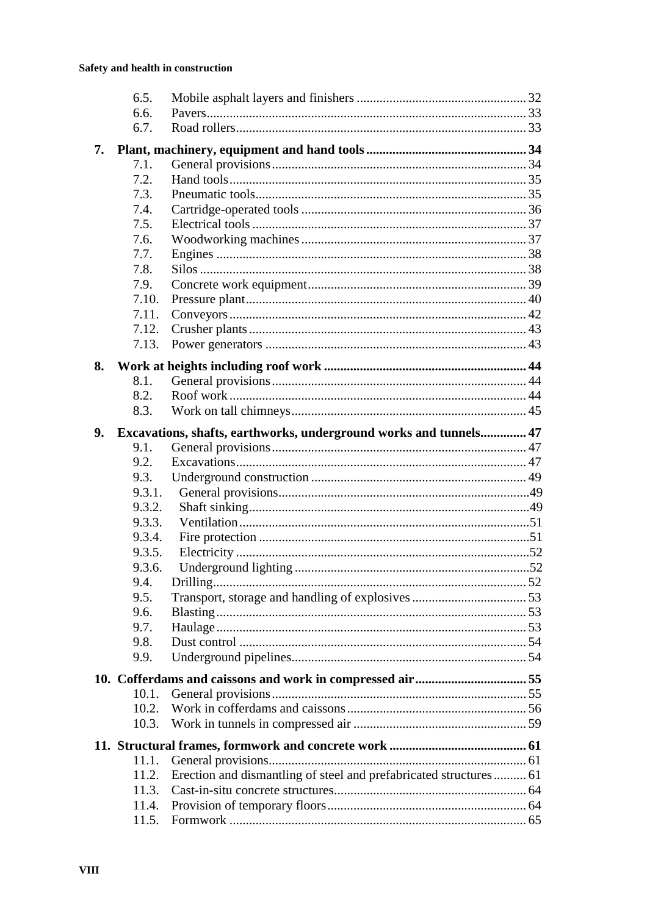6.5. Mobile asphalt layers and finishers ... 32
6.6. Pavers ... 33
6.7. Road rollers ... 33

**7. Plant, machinery, equipment and hand tools ... 34**

7.1. General provisions ... 34
7.2. Hand tools ... 35
7.3. Pneumatic tools ... 35
7.4. Cartridge-operated tools ... 36
7.5. Electrical tools ... 37
7.6. Woodworking machines ... 37
7.7. Engines ... 38
7.8. Silos ... 38
7.9. Concrete work equipment ... 39
7.10. Pressure plant ... 40
7.11. Conveyors ... 42
7.12. Crusher plants ... 43
7.13. Power generators ... 43

**8. Work at heights including roof work ... 44**

8.1. General provisions ... 44
8.2. Roof work ... 44
8.3. Work on tall chimneys ... 45

**9. Excavations, shafts, earthworks, underground works and tunnels ... 47**

9.1. General provisions ... 47
9.2. Excavations ... 47
9.3. Underground construction ... 49
9.3.1. General provisions ... 49
9.3.2. Shaft sinking ... 49
9.3.3. Ventilation ... 51
9.3.4. Fire protection ... 51
9.3.5. Electricity ... 52
9.3.6. Underground lighting ... 52
9.4. Drilling ... 52
9.5. Transport, storage and handling of explosives ... 53
9.6. Blasting ... 53
9.7. Haulage ... 53
9.8. Dust control ... 54
9.9. Underground pipelines ... 54

**10. Cofferdams and caissons and work in compressed air ... 55**

10.1. General provisions ... 55
10.2. Work in cofferdams and caissons ... 56
10.3. Work in tunnels in compressed air ... 59

**11. Structural frames, formwork and concrete work ... 61**

11.1. General provisions ... 61
11.2. Erection and dismantling of steel and prefabricated structures ... 61
11.3. Cast-in-situ concrete structures ... 64
11.4. Provision of temporary floors ... 64
11.5. Formwork ... 65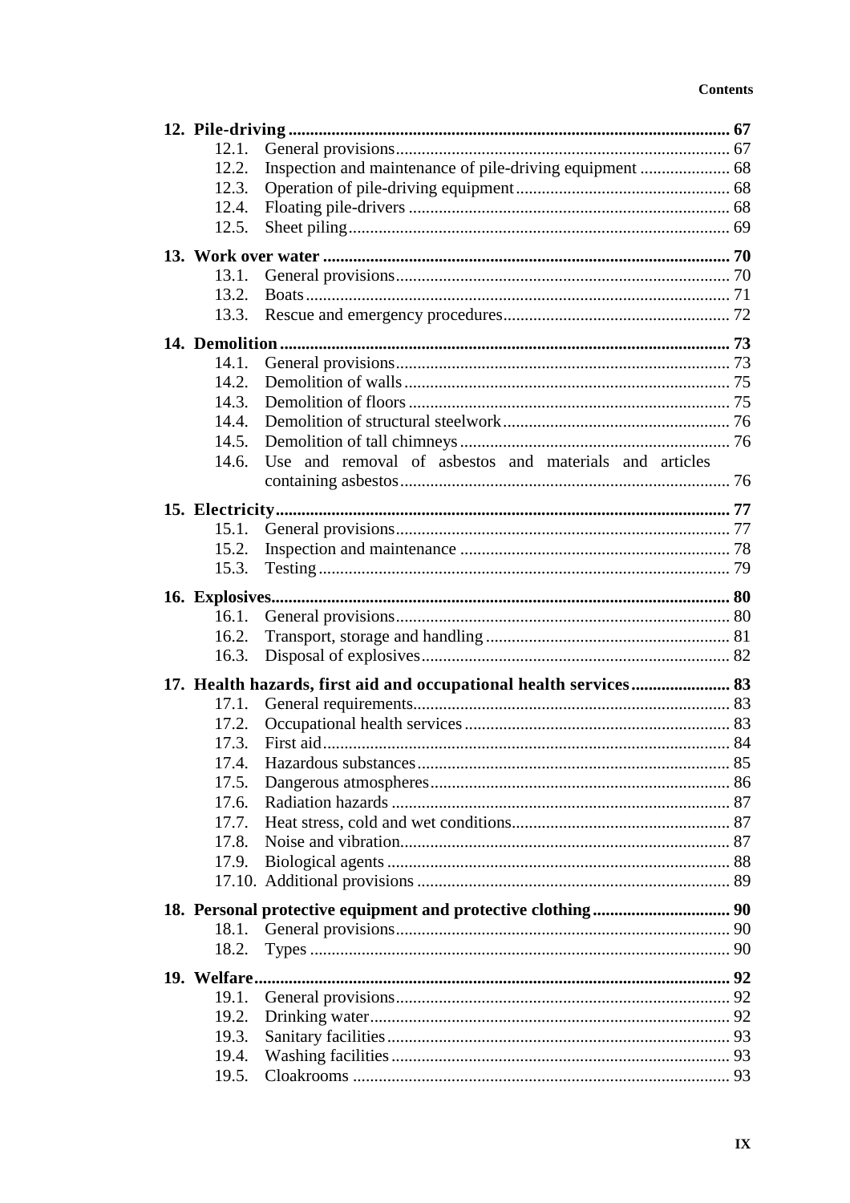**12. Pile-driving** ............ 67

- 12.1. General provisions ............ 67
- 12.2. Inspection and maintenance of pile-driving equipment ............ 68
- 12.3. Operation of pile-driving equipment ............ 68
- 12.4. Floating pile-drivers ............ 68
- 12.5. Sheet piling ............ 69

**13. Work over water** ............ 70

- 13.1. General provisions ............ 70
- 13.2. Boats ............ 71
- 13.3. Rescue and emergency procedures ............ 72

**14. Demolition** ............ 73

- 14.1. General provisions ............ 73
- 14.2. Demolition of walls ............ 75
- 14.3. Demolition of floors ............ 75
- 14.4. Demolition of structural steelwork ............ 76
- 14.5. Demolition of tall chimneys ............ 76
- 14.6. Use and removal of asbestos and materials and articles containing asbestos ............ 76

**15. Electricity** ............ 77

- 15.1. General provisions ............ 77
- 15.2. Inspection and maintenance ............ 78
- 15.3. Testing ............ 79

**16. Explosives** ............ 80

- 16.1. General provisions ............ 80
- 16.2. Transport, storage and handling ............ 81
- 16.3. Disposal of explosives ............ 82

**17. Health hazards, first aid and occupational health services** ............ 83

- 17.1. General requirements ............ 83
- 17.2. Occupational health services ............ 83
- 17.3. First aid ............ 84
- 17.4. Hazardous substances ............ 85
- 17.5. Dangerous atmospheres ............ 86
- 17.6. Radiation hazards ............ 87
- 17.7. Heat stress, cold and wet conditions ............ 87
- 17.8. Noise and vibration ............ 87
- 17.9. Biological agents ............ 88
- 17.10. Additional provisions ............ 89

**18. Personal protective equipment and protective clothing** ............ 90

- 18.1. General provisions ............ 90
- 18.2. Types ............ 90

**19. Welfare** ............ 92

- 19.1. General provisions ............ 92
- 19.2. Drinking water ............ 92
- 19.3. Sanitary facilities ............ 93
- 19.4. Washing facilities ............ 93
- 19.5. Cloakrooms ............ 93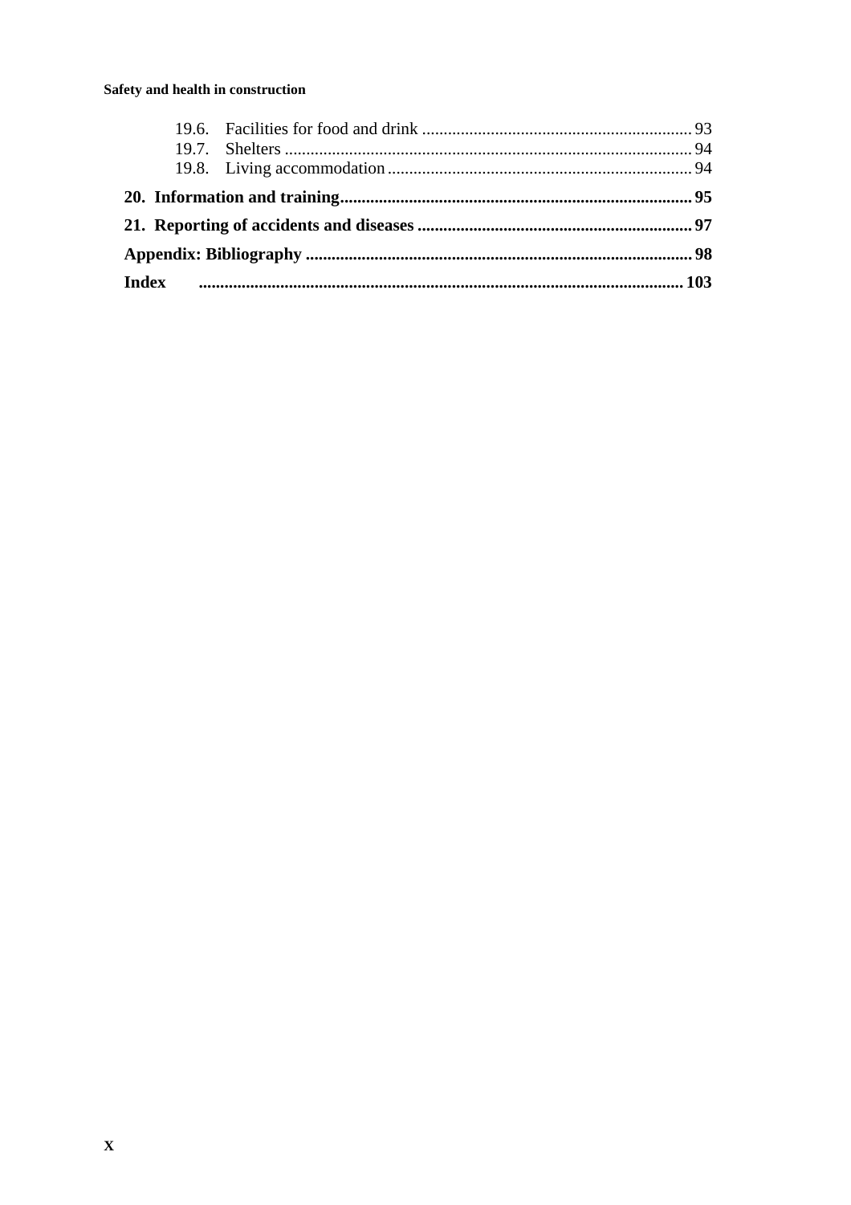19.6. Facilities for food and drink .............................................................. 93
19.7. Shelters ............................................................................................. 94
19.8. Living accommodation ..................................................................... 94

**20. Information and training................................................................................ 95**

**21. Reporting of accidents and diseases ............................................................... 97**

**Appendix: Bibliography ........................................................................................ 98**

**Index ............................................................................................................... 103**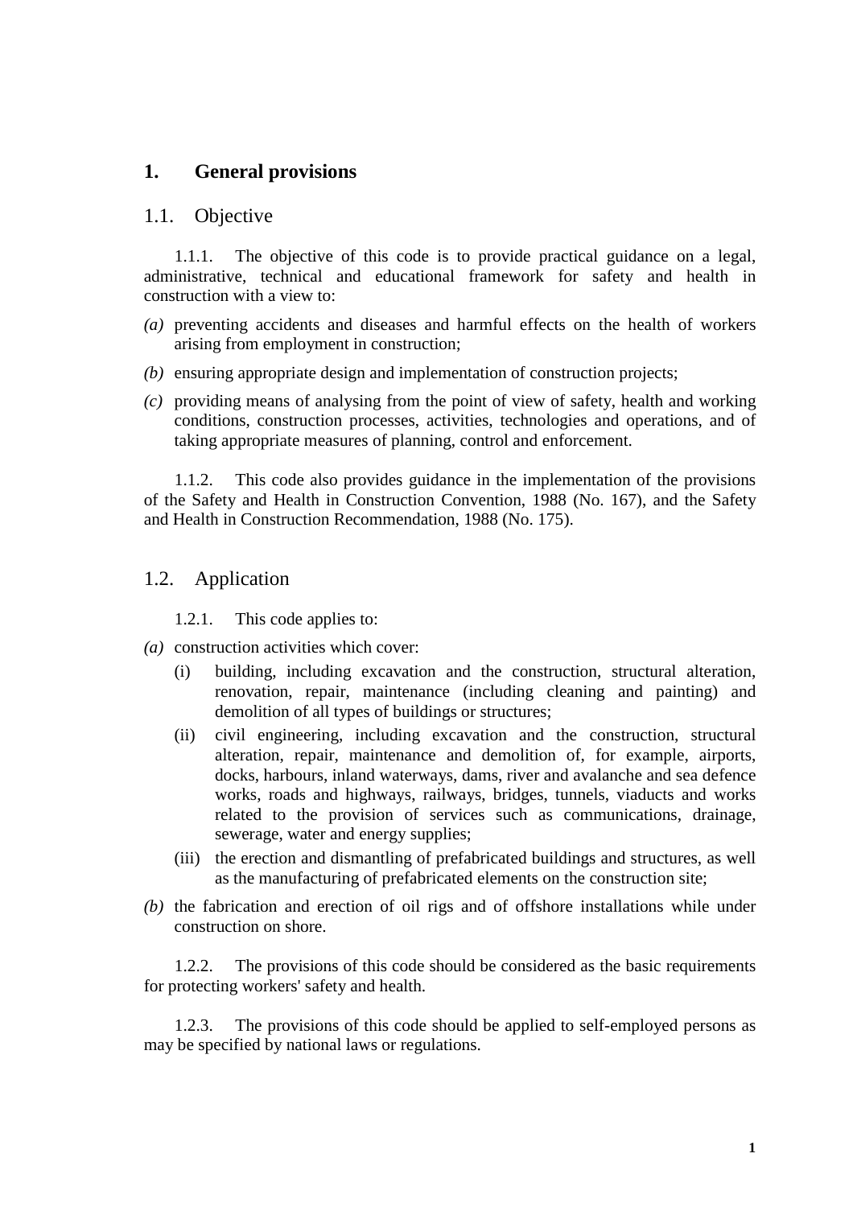# 1. General provisions

## 1.1. Objective

1.1.1. The objective of this code is to provide practical guidance on a legal, administrative, technical and educational framework for safety and health in construction with a view to:

*(a)* preventing accidents and diseases and harmful effects on the health of workers arising from employment in construction;

*(b)* ensuring appropriate design and implementation of construction projects;

*(c)* providing means of analysing from the point of view of safety, health and working conditions, construction processes, activities, technologies and operations, and of taking appropriate measures of planning, control and enforcement.

1.1.2. This code also provides guidance in the implementation of the provisions of the Safety and Health in Construction Convention, 1988 (No. 167), and the Safety and Health in Construction Recommendation, 1988 (No. 175).

## 1.2. Application

1.2.1. This code applies to:

*(a)* construction activities which cover:

- (i) building, including excavation and the construction, structural alteration, renovation, repair, maintenance (including cleaning and painting) and demolition of all types of buildings or structures;
- (ii) civil engineering, including excavation and the construction, structural alteration, repair, maintenance and demolition of, for example, airports, docks, harbours, inland waterways, dams, river and avalanche and sea defence works, roads and highways, railways, bridges, tunnels, viaducts and works related to the provision of services such as communications, drainage, sewerage, water and energy supplies;
- (iii) the erection and dismantling of prefabricated buildings and structures, as well as the manufacturing of prefabricated elements on the construction site;

*(b)* the fabrication and erection of oil rigs and of offshore installations while under construction on shore.

1.2.2. The provisions of this code should be considered as the basic requirements for protecting workers' safety and health.

1.2.3. The provisions of this code should be applied to self-employed persons as may be specified by national laws or regulations.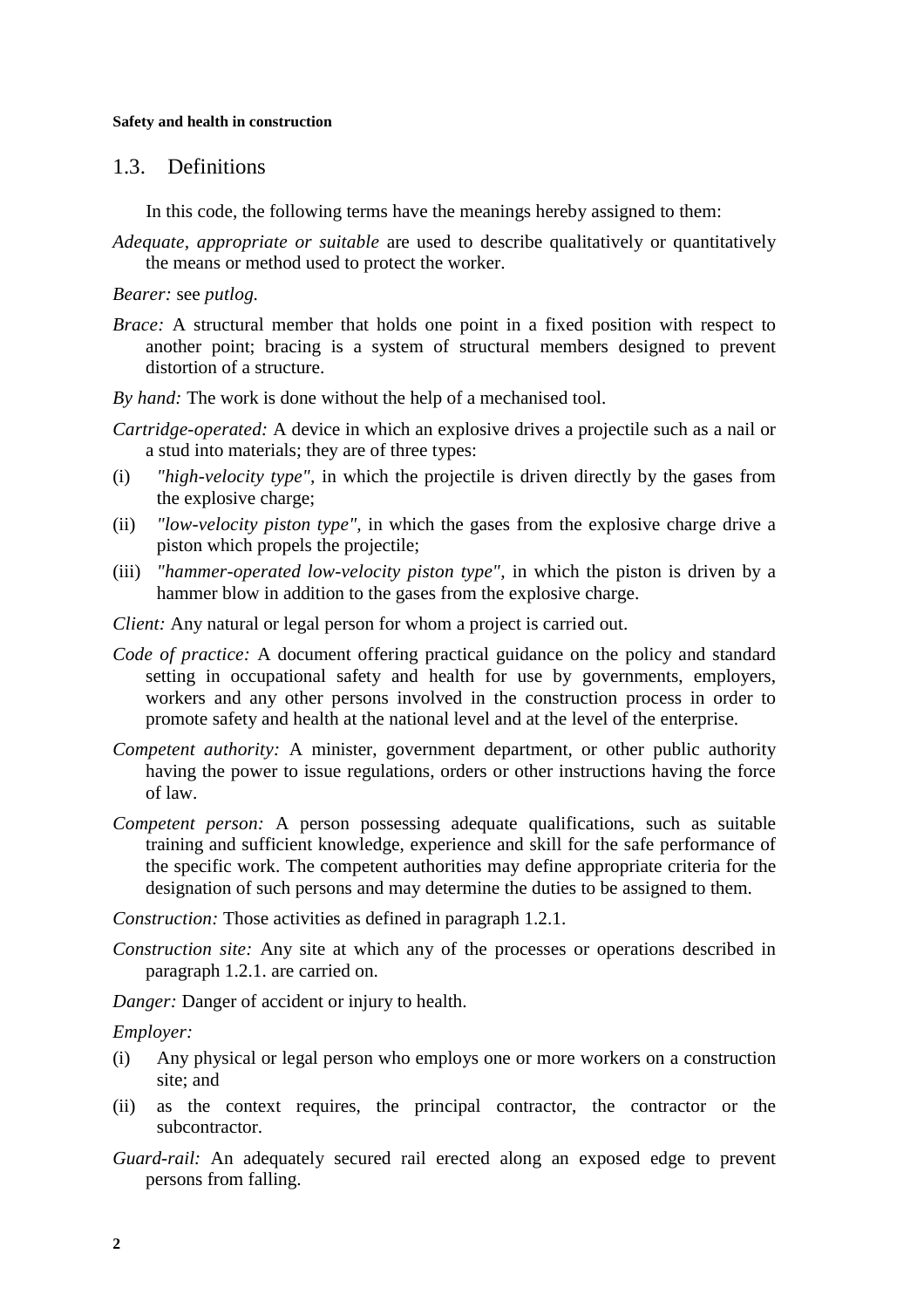## 1.3. Definitions

In this code, the following terms have the meanings hereby assigned to them:

*Adequate, appropriate or suitable* are used to describe qualitatively or quantitatively the means or method used to protect the worker.

*Bearer:* see *putlog.*

*Brace:* A structural member that holds one point in a fixed position with respect to another point; bracing is a system of structural members designed to prevent distortion of a structure.

*By hand:* The work is done without the help of a mechanised tool.

*Cartridge-operated:* A device in which an explosive drives a projectile such as a nail or a stud into materials; they are of three types:

(i) *"high-velocity type"*, in which the projectile is driven directly by the gases from the explosive charge;

(ii) *"low-velocity piston type"*, in which the gases from the explosive charge drive a piston which propels the projectile;

(iii) *"hammer-operated low-velocity piston type"*, in which the piston is driven by a hammer blow in addition to the gases from the explosive charge.

*Client:* Any natural or legal person for whom a project is carried out.

*Code of practice:* A document offering practical guidance on the policy and standard setting in occupational safety and health for use by governments, employers, workers and any other persons involved in the construction process in order to promote safety and health at the national level and at the level of the enterprise.

*Competent authority:* A minister, government department, or other public authority having the power to issue regulations, orders or other instructions having the force of law.

*Competent person:* A person possessing adequate qualifications, such as suitable training and sufficient knowledge, experience and skill for the safe performance of the specific work. The competent authorities may define appropriate criteria for the designation of such persons and may determine the duties to be assigned to them.

*Construction:* Those activities as defined in paragraph 1.2.1.

*Construction site:* Any site at which any of the processes or operations described in paragraph 1.2.1. are carried on.

*Danger:* Danger of accident or injury to health.

*Employer:*

(i) Any physical or legal person who employs one or more workers on a construction site; and

(ii) as the context requires, the principal contractor, the contractor or the subcontractor.

*Guard-rail:* An adequately secured rail erected along an exposed edge to prevent persons from falling.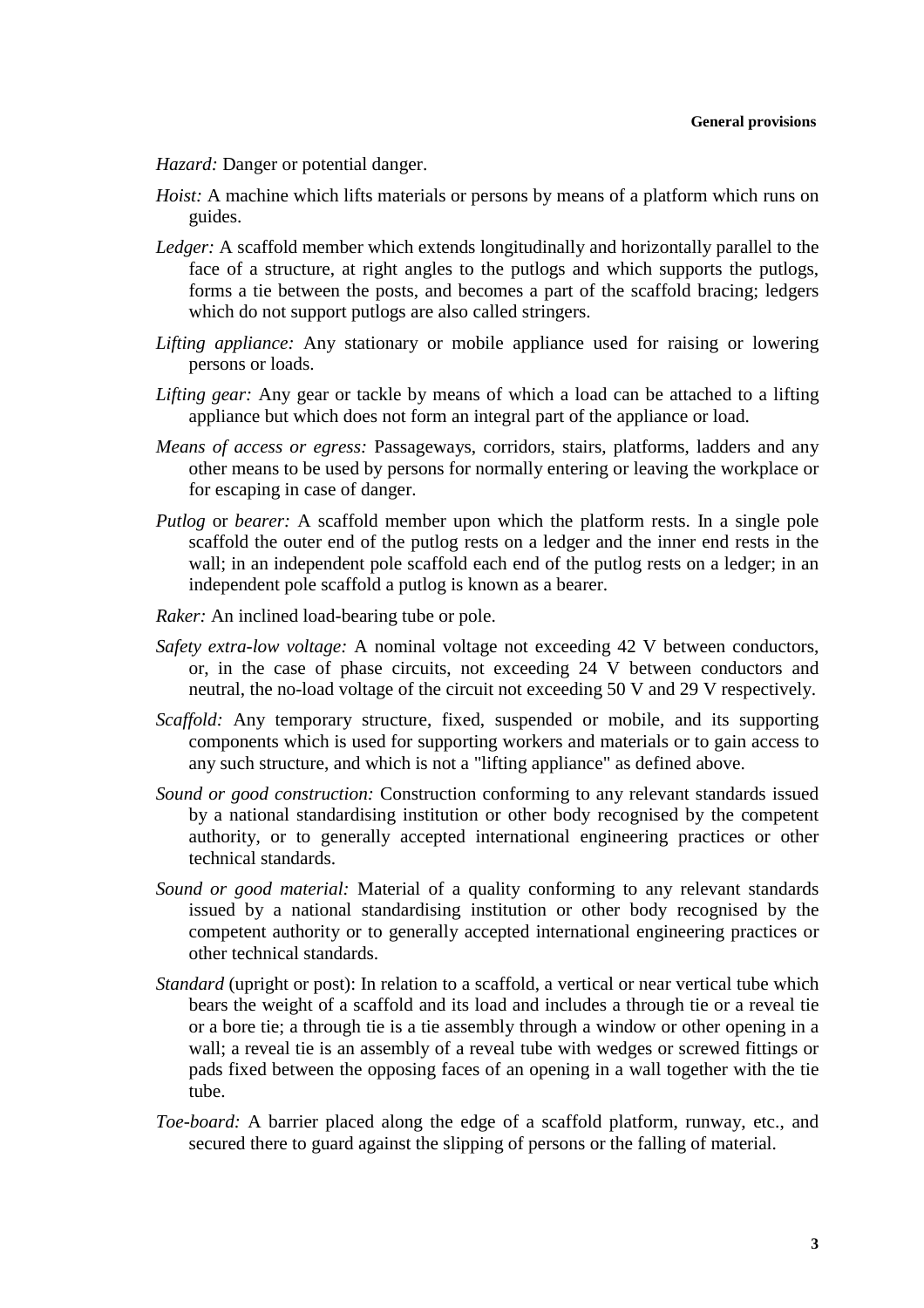*Hazard:* Danger or potential danger.

*Hoist:* A machine which lifts materials or persons by means of a platform which runs on guides.

*Ledger:* A scaffold member which extends longitudinally and horizontally parallel to the face of a structure, at right angles to the putlogs and which supports the putlogs, forms a tie between the posts, and becomes a part of the scaffold bracing; ledgers which do not support putlogs are also called stringers.

*Lifting appliance:* Any stationary or mobile appliance used for raising or lowering persons or loads.

*Lifting gear:* Any gear or tackle by means of which a load can be attached to a lifting appliance but which does not form an integral part of the appliance or load.

*Means of access or egress:* Passageways, corridors, stairs, platforms, ladders and any other means to be used by persons for normally entering or leaving the workplace or for escaping in case of danger.

*Putlog* or *bearer:* A scaffold member upon which the platform rests. In a single pole scaffold the outer end of the putlog rests on a ledger and the inner end rests in the wall; in an independent pole scaffold each end of the putlog rests on a ledger; in an independent pole scaffold a putlog is known as a bearer.

*Raker:* An inclined load-bearing tube or pole.

*Safety extra-low voltage:* A nominal voltage not exceeding 42 V between conductors, or, in the case of phase circuits, not exceeding 24 V between conductors and neutral, the no-load voltage of the circuit not exceeding 50 V and 29 V respectively.

*Scaffold:* Any temporary structure, fixed, suspended or mobile, and its supporting components which is used for supporting workers and materials or to gain access to any such structure, and which is not a "lifting appliance" as defined above.

*Sound or good construction:* Construction conforming to any relevant standards issued by a national standardising institution or other body recognised by the competent authority, or to generally accepted international engineering practices or other technical standards.

*Sound or good material:* Material of a quality conforming to any relevant standards issued by a national standardising institution or other body recognised by the competent authority or to generally accepted international engineering practices or other technical standards.

*Standard* (upright or post): In relation to a scaffold, a vertical or near vertical tube which bears the weight of a scaffold and its load and includes a through tie or a reveal tie or a bore tie; a through tie is a tie assembly through a window or other opening in a wall; a reveal tie is an assembly of a reveal tube with wedges or screwed fittings or pads fixed between the opposing faces of an opening in a wall together with the tie tube.

*Toe-board:* A barrier placed along the edge of a scaffold platform, runway, etc., and secured there to guard against the slipping of persons or the falling of material.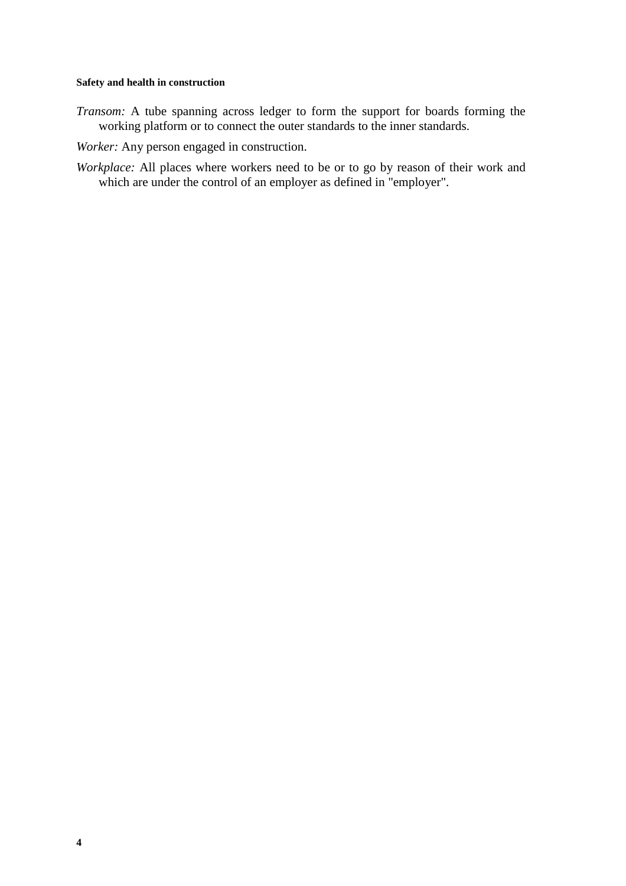*Transom:* A tube spanning across ledger to form the support for boards forming the working platform or to connect the outer standards to the inner standards.

*Worker:* Any person engaged in construction.

*Workplace:* All places where workers need to be or to go by reason of their work and which are under the control of an employer as defined in "employer".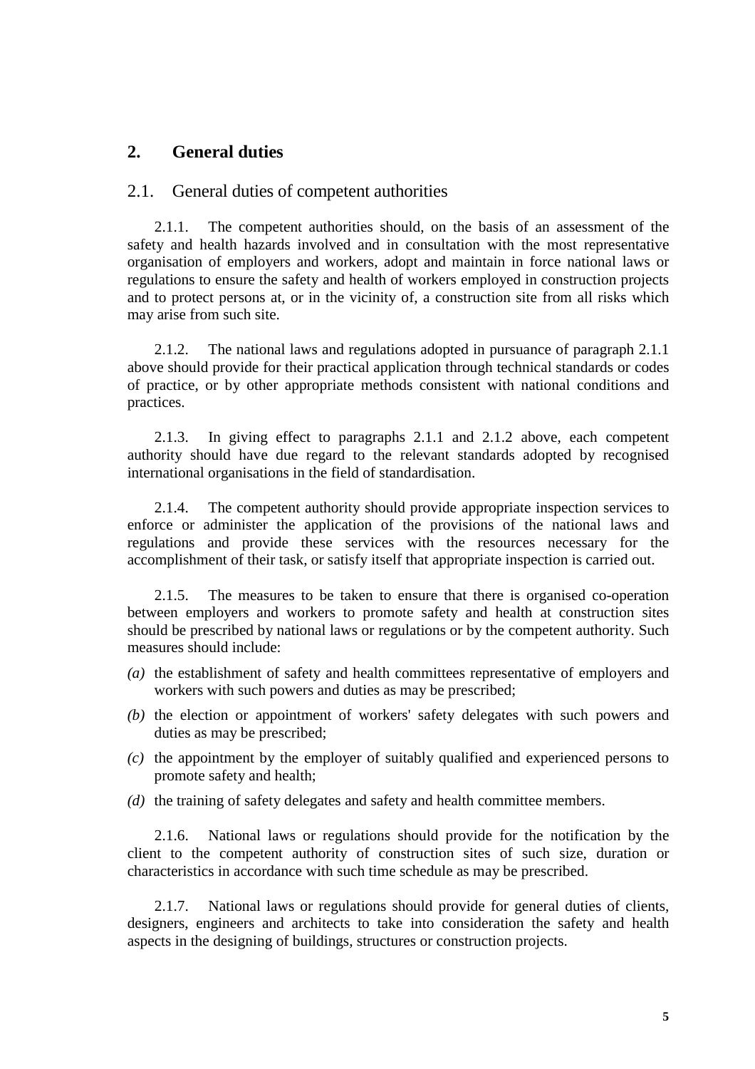## 2. General duties

### 2.1. General duties of competent authorities

2.1.1. The competent authorities should, on the basis of an assessment of the safety and health hazards involved and in consultation with the most representative organisation of employers and workers, adopt and maintain in force national laws or regulations to ensure the safety and health of workers employed in construction projects and to protect persons at, or in the vicinity of, a construction site from all risks which may arise from such site.

2.1.2. The national laws and regulations adopted in pursuance of paragraph 2.1.1 above should provide for their practical application through technical standards or codes of practice, or by other appropriate methods consistent with national conditions and practices.

2.1.3. In giving effect to paragraphs 2.1.1 and 2.1.2 above, each competent authority should have due regard to the relevant standards adopted by recognised international organisations in the field of standardisation.

2.1.4. The competent authority should provide appropriate inspection services to enforce or administer the application of the provisions of the national laws and regulations and provide these services with the resources necessary for the accomplishment of their task, or satisfy itself that appropriate inspection is carried out.

2.1.5. The measures to be taken to ensure that there is organised co-operation between employers and workers to promote safety and health at construction sites should be prescribed by national laws or regulations or by the competent authority. Such measures should include:

*(a)* the establishment of safety and health committees representative of employers and workers with such powers and duties as may be prescribed;

*(b)* the election or appointment of workers' safety delegates with such powers and duties as may be prescribed;

*(c)* the appointment by the employer of suitably qualified and experienced persons to promote safety and health;

*(d)* the training of safety delegates and safety and health committee members.

2.1.6. National laws or regulations should provide for the notification by the client to the competent authority of construction sites of such size, duration or characteristics in accordance with such time schedule as may be prescribed.

2.1.7. National laws or regulations should provide for general duties of clients, designers, engineers and architects to take into consideration the safety and health aspects in the designing of buildings, structures or construction projects.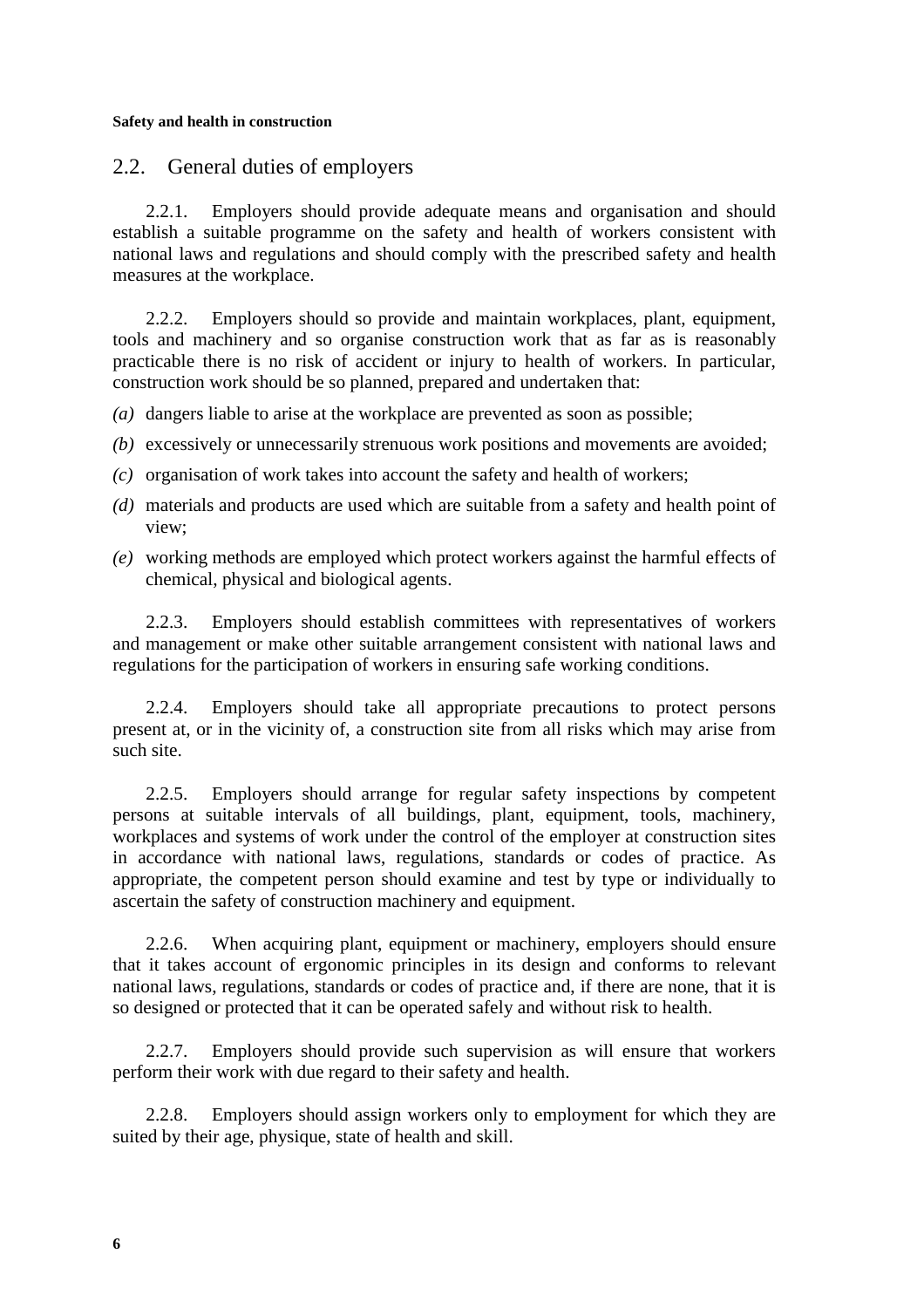## 2.2. General duties of employers

2.2.1. Employers should provide adequate means and organisation and should establish a suitable programme on the safety and health of workers consistent with national laws and regulations and should comply with the prescribed safety and health measures at the workplace.

2.2.2. Employers should so provide and maintain workplaces, plant, equipment, tools and machinery and so organise construction work that as far as is reasonably practicable there is no risk of accident or injury to health of workers. In particular, construction work should be so planned, prepared and undertaken that:

*(a)* dangers liable to arise at the workplace are prevented as soon as possible;

*(b)* excessively or unnecessarily strenuous work positions and movements are avoided;

*(c)* organisation of work takes into account the safety and health of workers;

*(d)* materials and products are used which are suitable from a safety and health point of view;

*(e)* working methods are employed which protect workers against the harmful effects of chemical, physical and biological agents.

2.2.3. Employers should establish committees with representatives of workers and management or make other suitable arrangement consistent with national laws and regulations for the participation of workers in ensuring safe working conditions.

2.2.4. Employers should take all appropriate precautions to protect persons present at, or in the vicinity of, a construction site from all risks which may arise from such site.

2.2.5. Employers should arrange for regular safety inspections by competent persons at suitable intervals of all buildings, plant, equipment, tools, machinery, workplaces and systems of work under the control of the employer at construction sites in accordance with national laws, regulations, standards or codes of practice. As appropriate, the competent person should examine and test by type or individually to ascertain the safety of construction machinery and equipment.

2.2.6. When acquiring plant, equipment or machinery, employers should ensure that it takes account of ergonomic principles in its design and conforms to relevant national laws, regulations, standards or codes of practice and, if there are none, that it is so designed or protected that it can be operated safely and without risk to health.

2.2.7. Employers should provide such supervision as will ensure that workers perform their work with due regard to their safety and health.

2.2.8. Employers should assign workers only to employment for which they are suited by their age, physique, state of health and skill.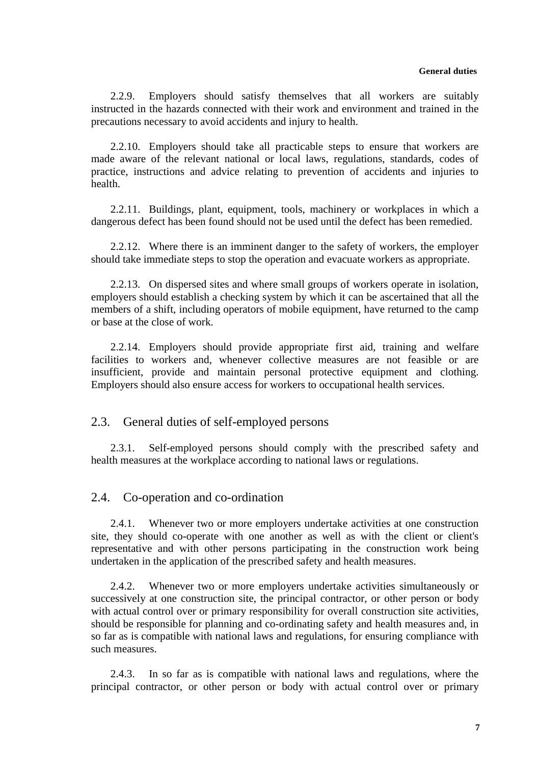2.2.9. Employers should satisfy themselves that all workers are suitably instructed in the hazards connected with their work and environment and trained in the precautions necessary to avoid accidents and injury to health.

2.2.10. Employers should take all practicable steps to ensure that workers are made aware of the relevant national or local laws, regulations, standards, codes of practice, instructions and advice relating to prevention of accidents and injuries to health.

2.2.11. Buildings, plant, equipment, tools, machinery or workplaces in which a dangerous defect has been found should not be used until the defect has been remedied.

2.2.12. Where there is an imminent danger to the safety of workers, the employer should take immediate steps to stop the operation and evacuate workers as appropriate.

2.2.13. On dispersed sites and where small groups of workers operate in isolation, employers should establish a checking system by which it can be ascertained that all the members of a shift, including operators of mobile equipment, have returned to the camp or base at the close of work.

2.2.14. Employers should provide appropriate first aid, training and welfare facilities to workers and, whenever collective measures are not feasible or are insufficient, provide and maintain personal protective equipment and clothing. Employers should also ensure access for workers to occupational health services.

## 2.3. General duties of self-employed persons

2.3.1. Self-employed persons should comply with the prescribed safety and health measures at the workplace according to national laws or regulations.

## 2.4. Co-operation and co-ordination

2.4.1. Whenever two or more employers undertake activities at one construction site, they should co-operate with one another as well as with the client or client's representative and with other persons participating in the construction work being undertaken in the application of the prescribed safety and health measures.

2.4.2. Whenever two or more employers undertake activities simultaneously or successively at one construction site, the principal contractor, or other person or body with actual control over or primary responsibility for overall construction site activities, should be responsible for planning and co-ordinating safety and health measures and, in so far as is compatible with national laws and regulations, for ensuring compliance with such measures.

2.4.3. In so far as is compatible with national laws and regulations, where the principal contractor, or other person or body with actual control over or primary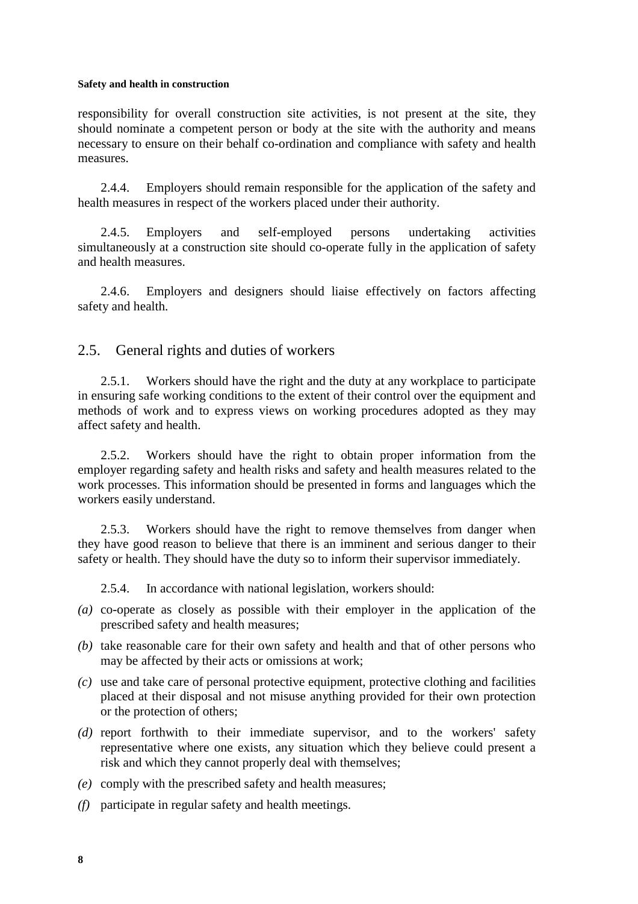responsibility for overall construction site activities, is not present at the site, they should nominate a competent person or body at the site with the authority and means necessary to ensure on their behalf co-ordination and compliance with safety and health measures.

2.4.4. Employers should remain responsible for the application of the safety and health measures in respect of the workers placed under their authority.

2.4.5. Employers and self-employed persons undertaking activities simultaneously at a construction site should co-operate fully in the application of safety and health measures.

2.4.6. Employers and designers should liaise effectively on factors affecting safety and health.

## 2.5. General rights and duties of workers

2.5.1. Workers should have the right and the duty at any workplace to participate in ensuring safe working conditions to the extent of their control over the equipment and methods of work and to express views on working procedures adopted as they may affect safety and health.

2.5.2. Workers should have the right to obtain proper information from the employer regarding safety and health risks and safety and health measures related to the work processes. This information should be presented in forms and languages which the workers easily understand.

2.5.3. Workers should have the right to remove themselves from danger when they have good reason to believe that there is an imminent and serious danger to their safety or health. They should have the duty so to inform their supervisor immediately.

2.5.4. In accordance with national legislation, workers should:

*(a)* co-operate as closely as possible with their employer in the application of the prescribed safety and health measures;

*(b)* take reasonable care for their own safety and health and that of other persons who may be affected by their acts or omissions at work;

*(c)* use and take care of personal protective equipment, protective clothing and facilities placed at their disposal and not misuse anything provided for their own protection or the protection of others;

*(d)* report forthwith to their immediate supervisor, and to the workers' safety representative where one exists, any situation which they believe could present a risk and which they cannot properly deal with themselves;

*(e)* comply with the prescribed safety and health measures;

*(f)* participate in regular safety and health meetings.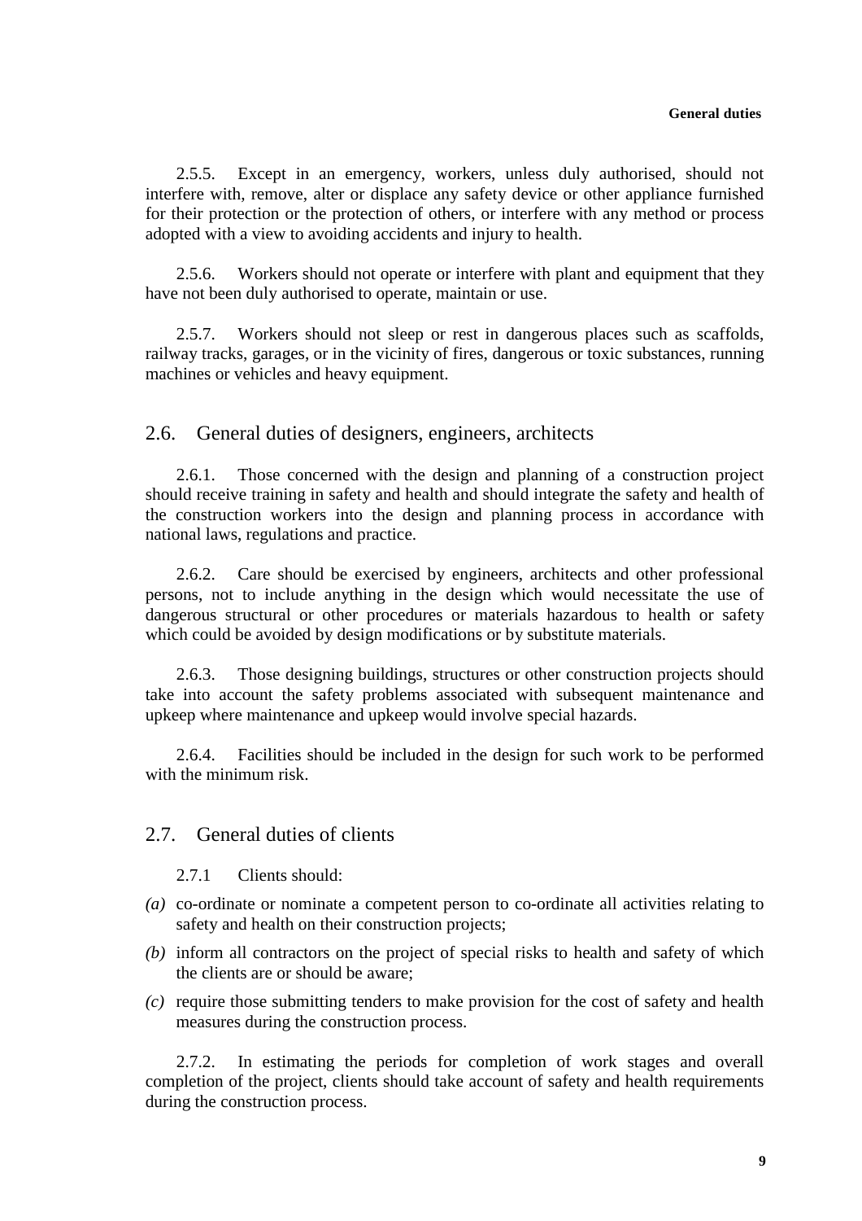2.5.5. Except in an emergency, workers, unless duly authorised, should not interfere with, remove, alter or displace any safety device or other appliance furnished for their protection or the protection of others, or interfere with any method or process adopted with a view to avoiding accidents and injury to health.

2.5.6. Workers should not operate or interfere with plant and equipment that they have not been duly authorised to operate, maintain or use.

2.5.7. Workers should not sleep or rest in dangerous places such as scaffolds, railway tracks, garages, or in the vicinity of fires, dangerous or toxic substances, running machines or vehicles and heavy equipment.

## 2.6. General duties of designers, engineers, architects

2.6.1. Those concerned with the design and planning of a construction project should receive training in safety and health and should integrate the safety and health of the construction workers into the design and planning process in accordance with national laws, regulations and practice.

2.6.2. Care should be exercised by engineers, architects and other professional persons, not to include anything in the design which would necessitate the use of dangerous structural or other procedures or materials hazardous to health or safety which could be avoided by design modifications or by substitute materials.

2.6.3. Those designing buildings, structures or other construction projects should take into account the safety problems associated with subsequent maintenance and upkeep where maintenance and upkeep would involve special hazards.

2.6.4. Facilities should be included in the design for such work to be performed with the minimum risk.

## 2.7. General duties of clients

2.7.1 Clients should:

*(a)* co-ordinate or nominate a competent person to co-ordinate all activities relating to safety and health on their construction projects;

*(b)* inform all contractors on the project of special risks to health and safety of which the clients are or should be aware;

*(c)* require those submitting tenders to make provision for the cost of safety and health measures during the construction process.

2.7.2. In estimating the periods for completion of work stages and overall completion of the project, clients should take account of safety and health requirements during the construction process.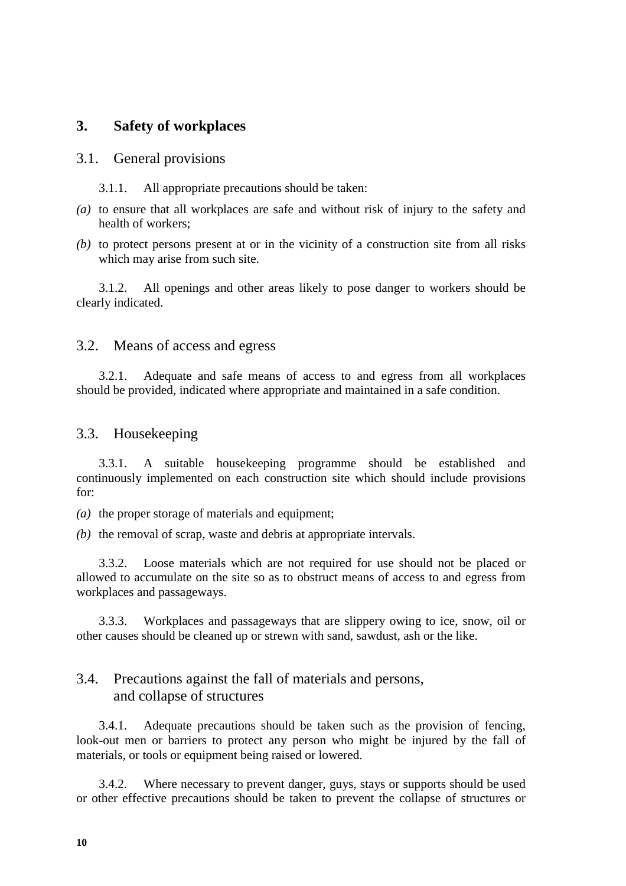## 3. Safety of workplaces

### 3.1. General provisions

3.1.1. All appropriate precautions should be taken:

*(a)* to ensure that all workplaces are safe and without risk of injury to the safety and health of workers;

*(b)* to protect persons present at or in the vicinity of a construction site from all risks which may arise from such site.

3.1.2. All openings and other areas likely to pose danger to workers should be clearly indicated.

### 3.2. Means of access and egress

3.2.1. Adequate and safe means of access to and egress from all workplaces should be provided, indicated where appropriate and maintained in a safe condition.

### 3.3. Housekeeping

3.3.1. A suitable housekeeping programme should be established and continuously implemented on each construction site which should include provisions for:

*(a)* the proper storage of materials and equipment;

*(b)* the removal of scrap, waste and debris at appropriate intervals.

3.3.2. Loose materials which are not required for use should not be placed or allowed to accumulate on the site so as to obstruct means of access to and egress from workplaces and passageways.

3.3.3. Workplaces and passageways that are slippery owing to ice, snow, oil or other causes should be cleaned up or strewn with sand, sawdust, ash or the like.

### 3.4. Precautions against the fall of materials and persons, and collapse of structures

3.4.1. Adequate precautions should be taken such as the provision of fencing, look-out men or barriers to protect any person who might be injured by the fall of materials, or tools or equipment being raised or lowered.

3.4.2. Where necessary to prevent danger, guys, stays or supports should be used or other effective precautions should be taken to prevent the collapse of structures or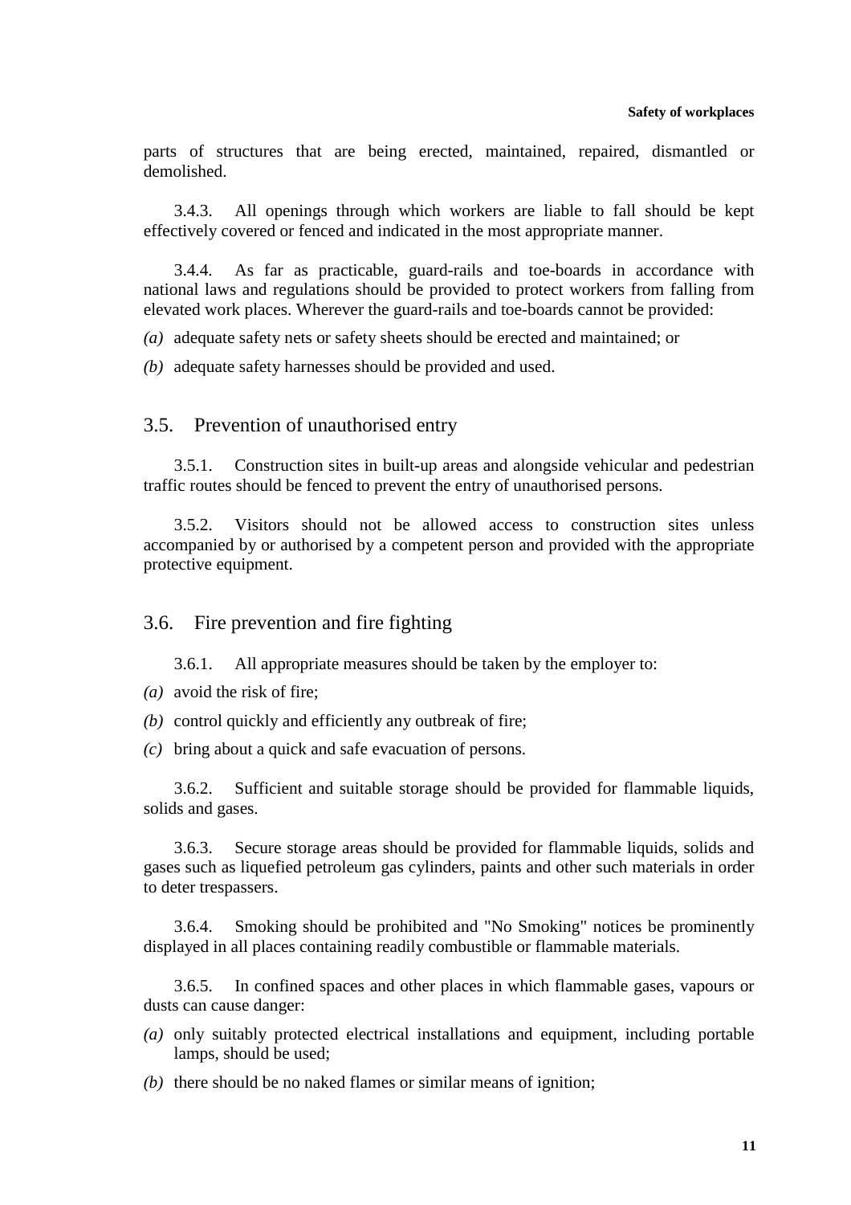parts of structures that are being erected, maintained, repaired, dismantled or demolished.

3.4.3. All openings through which workers are liable to fall should be kept effectively covered or fenced and indicated in the most appropriate manner.

3.4.4. As far as practicable, guard-rails and toe-boards in accordance with national laws and regulations should be provided to protect workers from falling from elevated work places. Wherever the guard-rails and toe-boards cannot be provided:

*(a)* adequate safety nets or safety sheets should be erected and maintained; or

*(b)* adequate safety harnesses should be provided and used.

## 3.5. Prevention of unauthorised entry

3.5.1. Construction sites in built-up areas and alongside vehicular and pedestrian traffic routes should be fenced to prevent the entry of unauthorised persons.

3.5.2. Visitors should not be allowed access to construction sites unless accompanied by or authorised by a competent person and provided with the appropriate protective equipment.

## 3.6. Fire prevention and fire fighting

3.6.1. All appropriate measures should be taken by the employer to:

*(a)* avoid the risk of fire;

*(b)* control quickly and efficiently any outbreak of fire;

*(c)* bring about a quick and safe evacuation of persons.

3.6.2. Sufficient and suitable storage should be provided for flammable liquids, solids and gases.

3.6.3. Secure storage areas should be provided for flammable liquids, solids and gases such as liquefied petroleum gas cylinders, paints and other such materials in order to deter trespassers.

3.6.4. Smoking should be prohibited and "No Smoking" notices be prominently displayed in all places containing readily combustible or flammable materials.

3.6.5. In confined spaces and other places in which flammable gases, vapours or dusts can cause danger:

*(a)* only suitably protected electrical installations and equipment, including portable lamps, should be used;

*(b)* there should be no naked flames or similar means of ignition;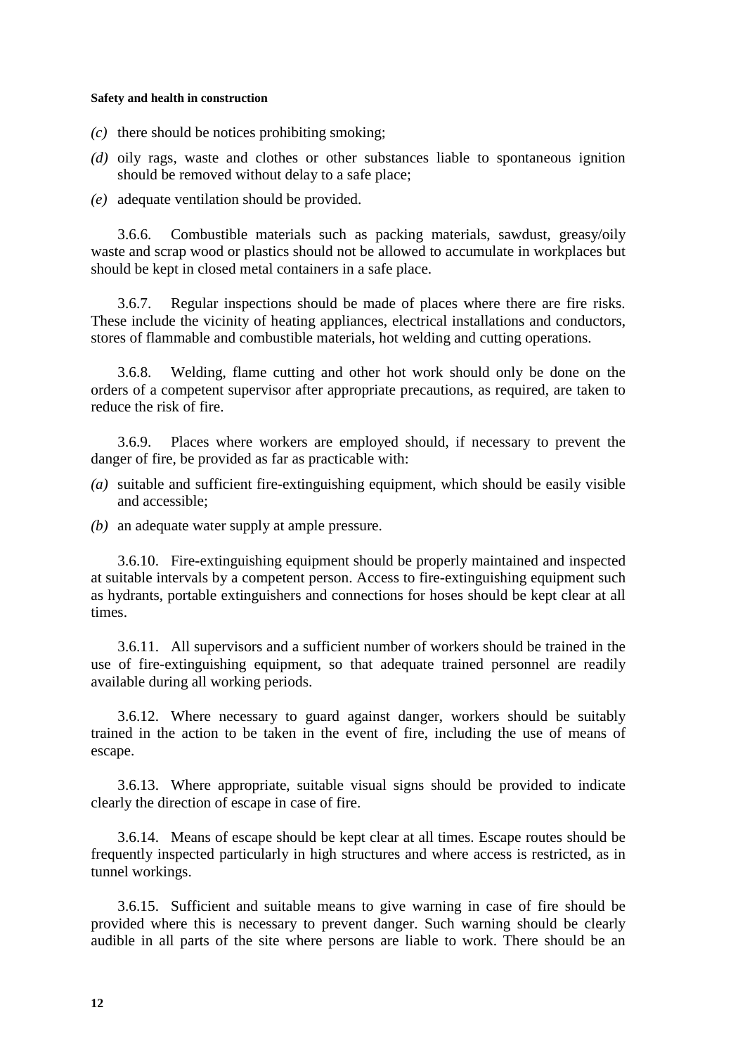(c) there should be notices prohibiting smoking;

(d) oily rags, waste and clothes or other substances liable to spontaneous ignition should be removed without delay to a safe place;

(e) adequate ventilation should be provided.

3.6.6. Combustible materials such as packing materials, sawdust, greasy/oily waste and scrap wood or plastics should not be allowed to accumulate in workplaces but should be kept in closed metal containers in a safe place.

3.6.7. Regular inspections should be made of places where there are fire risks. These include the vicinity of heating appliances, electrical installations and conductors, stores of flammable and combustible materials, hot welding and cutting operations.

3.6.8. Welding, flame cutting and other hot work should only be done on the orders of a competent supervisor after appropriate precautions, as required, are taken to reduce the risk of fire.

3.6.9. Places where workers are employed should, if necessary to prevent the danger of fire, be provided as far as practicable with:

(a) suitable and sufficient fire-extinguishing equipment, which should be easily visible and accessible;

(b) an adequate water supply at ample pressure.

3.6.10. Fire-extinguishing equipment should be properly maintained and inspected at suitable intervals by a competent person. Access to fire-extinguishing equipment such as hydrants, portable extinguishers and connections for hoses should be kept clear at all times.

3.6.11. All supervisors and a sufficient number of workers should be trained in the use of fire-extinguishing equipment, so that adequate trained personnel are readily available during all working periods.

3.6.12. Where necessary to guard against danger, workers should be suitably trained in the action to be taken in the event of fire, including the use of means of escape.

3.6.13. Where appropriate, suitable visual signs should be provided to indicate clearly the direction of escape in case of fire.

3.6.14. Means of escape should be kept clear at all times. Escape routes should be frequently inspected particularly in high structures and where access is restricted, as in tunnel workings.

3.6.15. Sufficient and suitable means to give warning in case of fire should be provided where this is necessary to prevent danger. Such warning should be clearly audible in all parts of the site where persons are liable to work. There should be an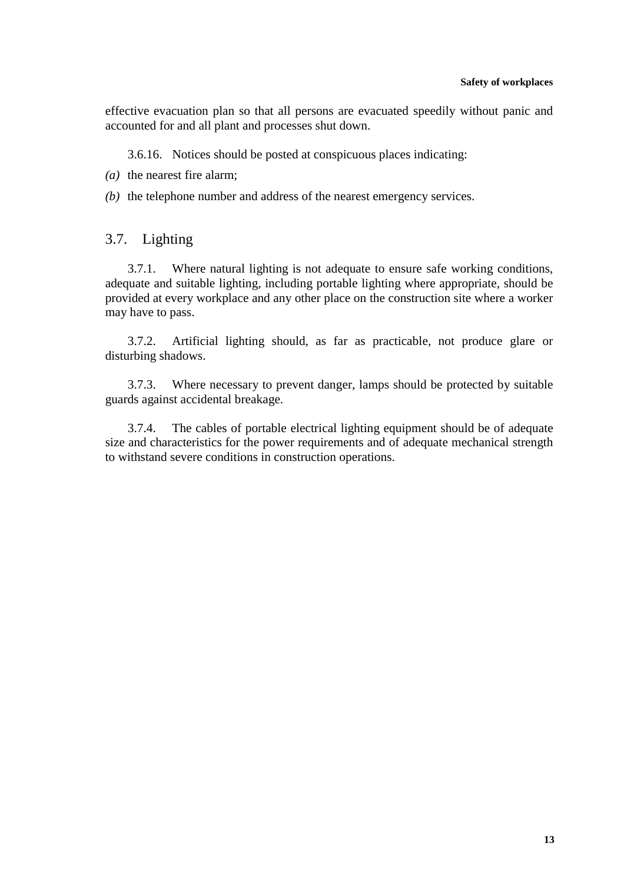effective evacuation plan so that all persons are evacuated speedily without panic and accounted for and all plant and processes shut down.

3.6.16. Notices should be posted at conspicuous places indicating:

*(a)* the nearest fire alarm;

*(b)* the telephone number and address of the nearest emergency services.

## 3.7. Lighting

3.7.1. Where natural lighting is not adequate to ensure safe working conditions, adequate and suitable lighting, including portable lighting where appropriate, should be provided at every workplace and any other place on the construction site where a worker may have to pass.

3.7.2. Artificial lighting should, as far as practicable, not produce glare or disturbing shadows.

3.7.3. Where necessary to prevent danger, lamps should be protected by suitable guards against accidental breakage.

3.7.4. The cables of portable electrical lighting equipment should be of adequate size and characteristics for the power requirements and of adequate mechanical strength to withstand severe conditions in construction operations.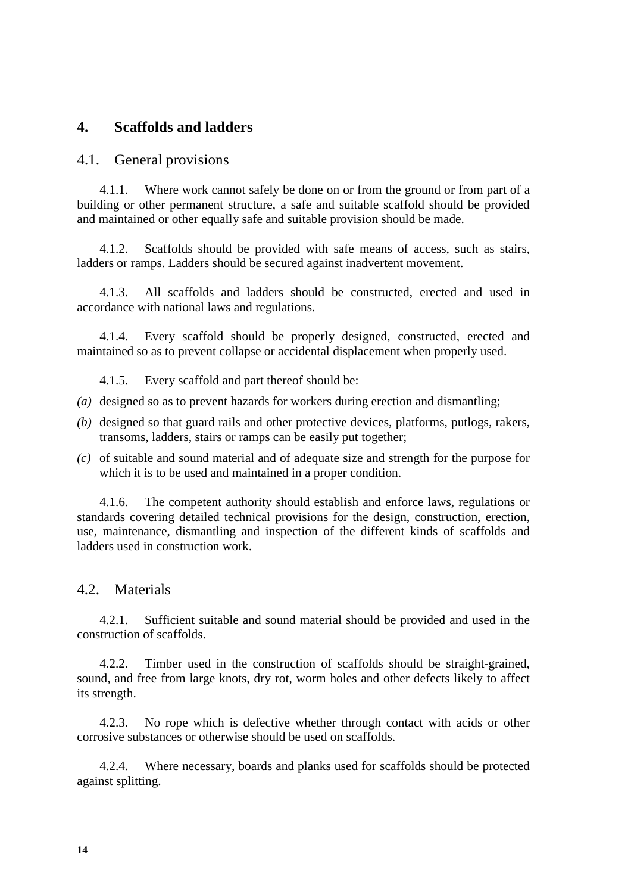# 4. Scaffolds and ladders

## 4.1. General provisions

4.1.1. Where work cannot safely be done on or from the ground or from part of a building or other permanent structure, a safe and suitable scaffold should be provided and maintained or other equally safe and suitable provision should be made.

4.1.2. Scaffolds should be provided with safe means of access, such as stairs, ladders or ramps. Ladders should be secured against inadvertent movement.

4.1.3. All scaffolds and ladders should be constructed, erected and used in accordance with national laws and regulations.

4.1.4. Every scaffold should be properly designed, constructed, erected and maintained so as to prevent collapse or accidental displacement when properly used.

4.1.5. Every scaffold and part thereof should be:

*(a)* designed so as to prevent hazards for workers during erection and dismantling;

*(b)* designed so that guard rails and other protective devices, platforms, putlogs, rakers, transoms, ladders, stairs or ramps can be easily put together;

*(c)* of suitable and sound material and of adequate size and strength for the purpose for which it is to be used and maintained in a proper condition.

4.1.6. The competent authority should establish and enforce laws, regulations or standards covering detailed technical provisions for the design, construction, erection, use, maintenance, dismantling and inspection of the different kinds of scaffolds and ladders used in construction work.

## 4.2. Materials

4.2.1. Sufficient suitable and sound material should be provided and used in the construction of scaffolds.

4.2.2. Timber used in the construction of scaffolds should be straight-grained, sound, and free from large knots, dry rot, worm holes and other defects likely to affect its strength.

4.2.3. No rope which is defective whether through contact with acids or other corrosive substances or otherwise should be used on scaffolds.

4.2.4. Where necessary, boards and planks used for scaffolds should be protected against splitting.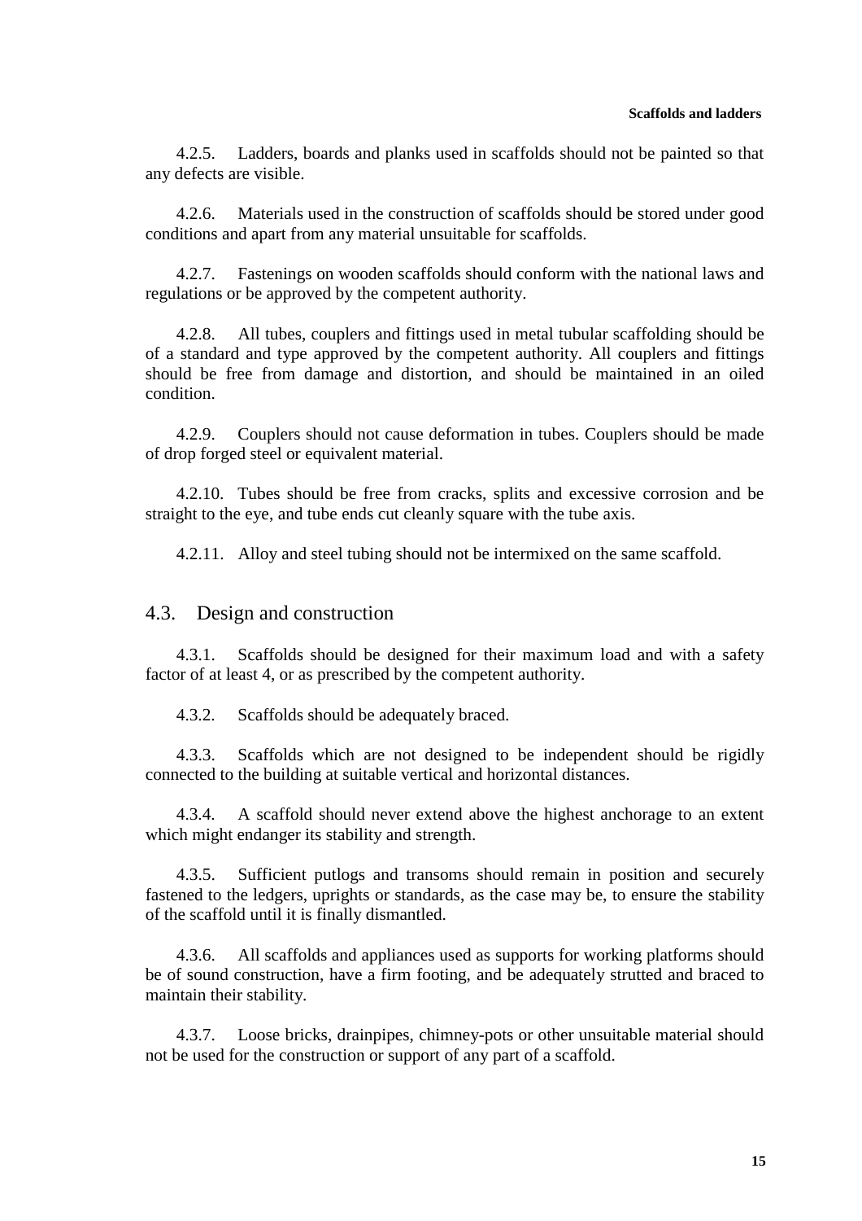4.2.5. Ladders, boards and planks used in scaffolds should not be painted so that any defects are visible.

4.2.6. Materials used in the construction of scaffolds should be stored under good conditions and apart from any material unsuitable for scaffolds.

4.2.7. Fastenings on wooden scaffolds should conform with the national laws and regulations or be approved by the competent authority.

4.2.8. All tubes, couplers and fittings used in metal tubular scaffolding should be of a standard and type approved by the competent authority. All couplers and fittings should be free from damage and distortion, and should be maintained in an oiled condition.

4.2.9. Couplers should not cause deformation in tubes. Couplers should be made of drop forged steel or equivalent material.

4.2.10. Tubes should be free from cracks, splits and excessive corrosion and be straight to the eye, and tube ends cut cleanly square with the tube axis.

4.2.11. Alloy and steel tubing should not be intermixed on the same scaffold.

## 4.3. Design and construction

4.3.1. Scaffolds should be designed for their maximum load and with a safety factor of at least 4, or as prescribed by the competent authority.

4.3.2. Scaffolds should be adequately braced.

4.3.3. Scaffolds which are not designed to be independent should be rigidly connected to the building at suitable vertical and horizontal distances.

4.3.4. A scaffold should never extend above the highest anchorage to an extent which might endanger its stability and strength.

4.3.5. Sufficient putlogs and transoms should remain in position and securely fastened to the ledgers, uprights or standards, as the case may be, to ensure the stability of the scaffold until it is finally dismantled.

4.3.6. All scaffolds and appliances used as supports for working platforms should be of sound construction, have a firm footing, and be adequately strutted and braced to maintain their stability.

4.3.7. Loose bricks, drainpipes, chimney-pots or other unsuitable material should not be used for the construction or support of any part of a scaffold.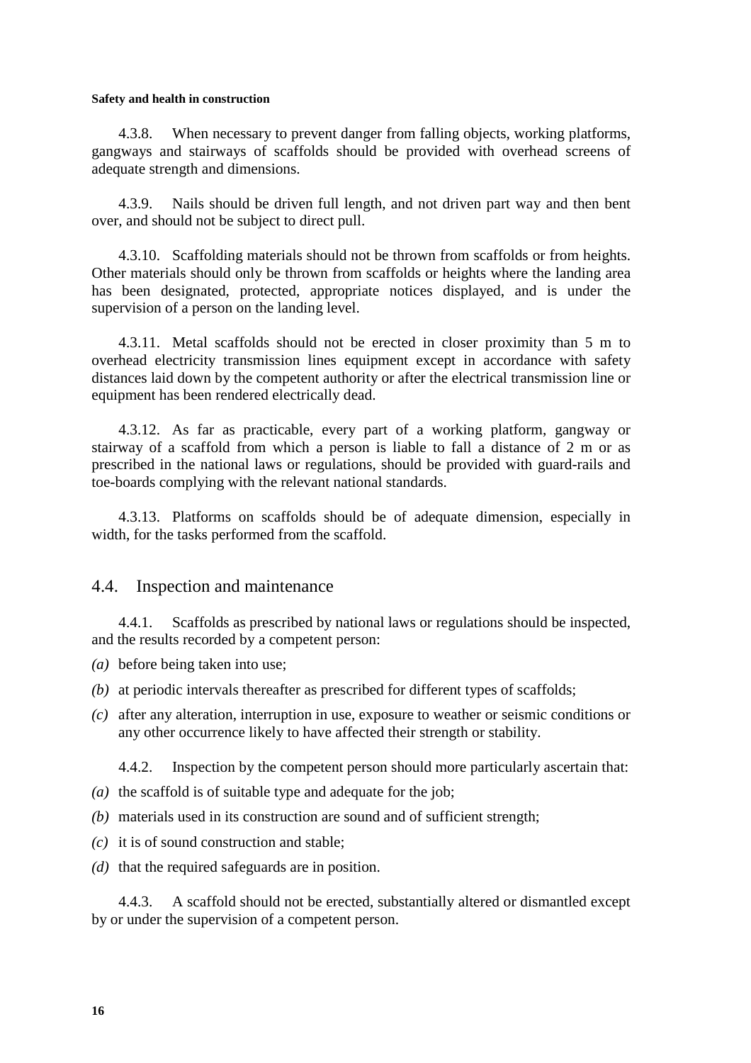4.3.8. When necessary to prevent danger from falling objects, working platforms, gangways and stairways of scaffolds should be provided with overhead screens of adequate strength and dimensions.

4.3.9. Nails should be driven full length, and not driven part way and then bent over, and should not be subject to direct pull.

4.3.10. Scaffolding materials should not be thrown from scaffolds or from heights. Other materials should only be thrown from scaffolds or heights where the landing area has been designated, protected, appropriate notices displayed, and is under the supervision of a person on the landing level.

4.3.11. Metal scaffolds should not be erected in closer proximity than 5 m to overhead electricity transmission lines equipment except in accordance with safety distances laid down by the competent authority or after the electrical transmission line or equipment has been rendered electrically dead.

4.3.12. As far as practicable, every part of a working platform, gangway or stairway of a scaffold from which a person is liable to fall a distance of 2 m or as prescribed in the national laws or regulations, should be provided with guard-rails and toe-boards complying with the relevant national standards.

4.3.13. Platforms on scaffolds should be of adequate dimension, especially in width, for the tasks performed from the scaffold.

## 4.4. Inspection and maintenance

4.4.1. Scaffolds as prescribed by national laws or regulations should be inspected, and the results recorded by a competent person:

*(a)* before being taken into use;

*(b)* at periodic intervals thereafter as prescribed for different types of scaffolds;

*(c)* after any alteration, interruption in use, exposure to weather or seismic conditions or any other occurrence likely to have affected their strength or stability.

4.4.2. Inspection by the competent person should more particularly ascertain that:

*(a)* the scaffold is of suitable type and adequate for the job;

*(b)* materials used in its construction are sound and of sufficient strength;

*(c)* it is of sound construction and stable;

*(d)* that the required safeguards are in position.

4.4.3. A scaffold should not be erected, substantially altered or dismantled except by or under the supervision of a competent person.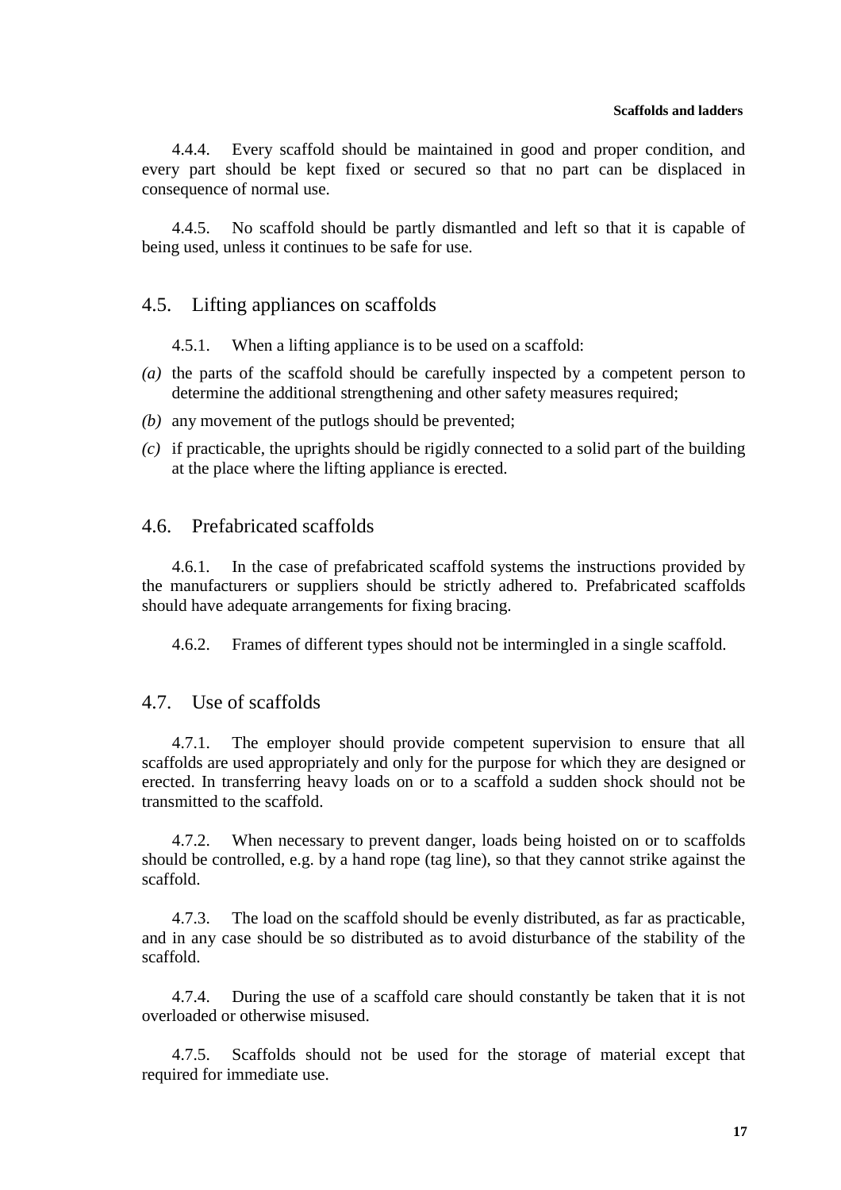4.4.4. Every scaffold should be maintained in good and proper condition, and every part should be kept fixed or secured so that no part can be displaced in consequence of normal use.

4.4.5. No scaffold should be partly dismantled and left so that it is capable of being used, unless it continues to be safe for use.

## 4.5. Lifting appliances on scaffolds

4.5.1. When a lifting appliance is to be used on a scaffold:

*(a)* the parts of the scaffold should be carefully inspected by a competent person to determine the additional strengthening and other safety measures required;

*(b)* any movement of the putlogs should be prevented;

*(c)* if practicable, the uprights should be rigidly connected to a solid part of the building at the place where the lifting appliance is erected.

## 4.6. Prefabricated scaffolds

4.6.1. In the case of prefabricated scaffold systems the instructions provided by the manufacturers or suppliers should be strictly adhered to. Prefabricated scaffolds should have adequate arrangements for fixing bracing.

4.6.2. Frames of different types should not be intermingled in a single scaffold.

## 4.7. Use of scaffolds

4.7.1. The employer should provide competent supervision to ensure that all scaffolds are used appropriately and only for the purpose for which they are designed or erected. In transferring heavy loads on or to a scaffold a sudden shock should not be transmitted to the scaffold.

4.7.2. When necessary to prevent danger, loads being hoisted on or to scaffolds should be controlled, e.g. by a hand rope (tag line), so that they cannot strike against the scaffold.

4.7.3. The load on the scaffold should be evenly distributed, as far as practicable, and in any case should be so distributed as to avoid disturbance of the stability of the scaffold.

4.7.4. During the use of a scaffold care should constantly be taken that it is not overloaded or otherwise misused.

4.7.5. Scaffolds should not be used for the storage of material except that required for immediate use.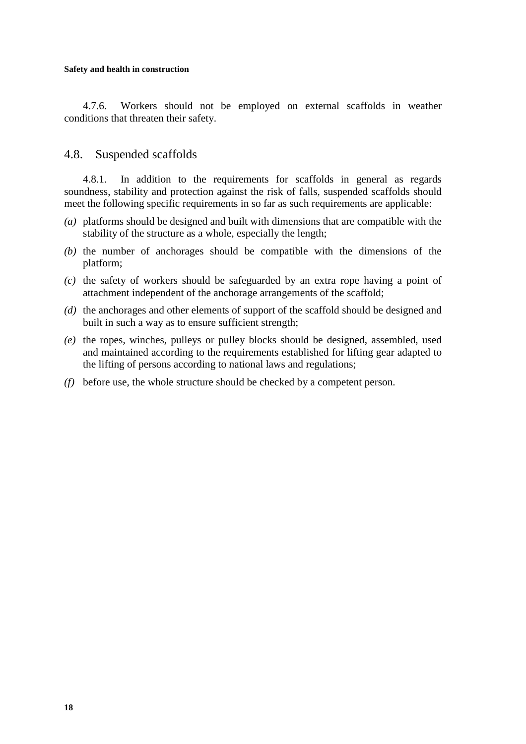4.7.6. Workers should not be employed on external scaffolds in weather conditions that threaten their safety.

## 4.8. Suspended scaffolds

4.8.1. In addition to the requirements for scaffolds in general as regards soundness, stability and protection against the risk of falls, suspended scaffolds should meet the following specific requirements in so far as such requirements are applicable:

*(a)* platforms should be designed and built with dimensions that are compatible with the stability of the structure as a whole, especially the length;

*(b)* the number of anchorages should be compatible with the dimensions of the platform;

*(c)* the safety of workers should be safeguarded by an extra rope having a point of attachment independent of the anchorage arrangements of the scaffold;

*(d)* the anchorages and other elements of support of the scaffold should be designed and built in such a way as to ensure sufficient strength;

*(e)* the ropes, winches, pulleys or pulley blocks should be designed, assembled, used and maintained according to the requirements established for lifting gear adapted to the lifting of persons according to national laws and regulations;

*(f)* before use, the whole structure should be checked by a competent person.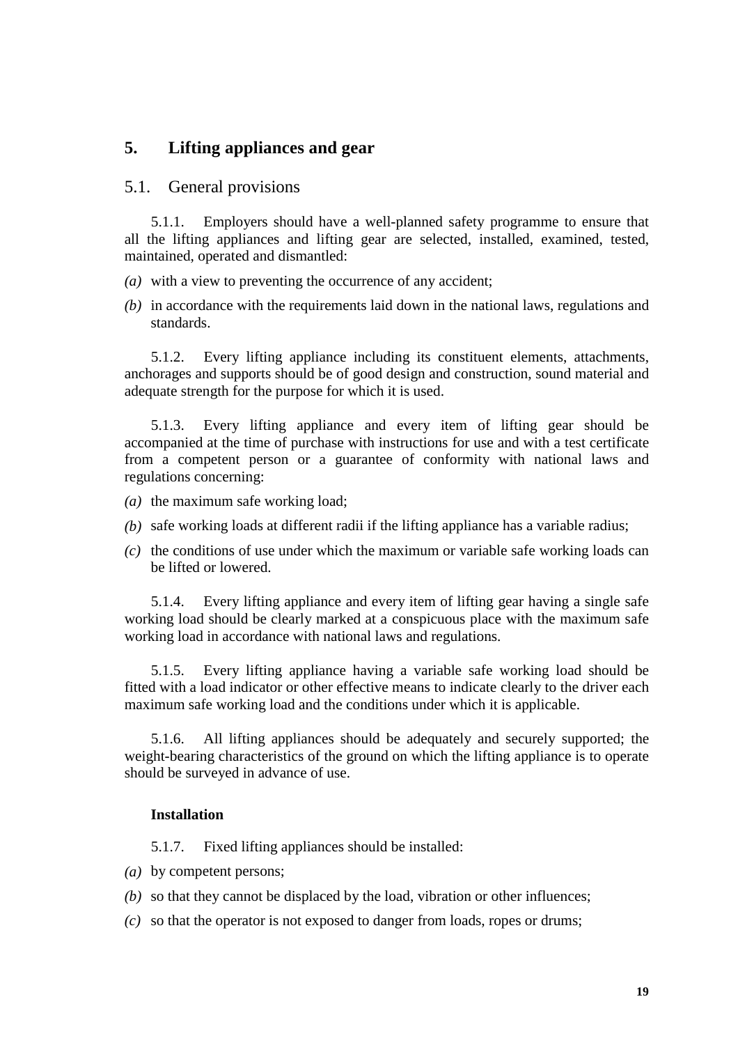## 5. Lifting appliances and gear

### 5.1. General provisions

5.1.1. Employers should have a well-planned safety programme to ensure that all the lifting appliances and lifting gear are selected, installed, examined, tested, maintained, operated and dismantled:

*(a)* with a view to preventing the occurrence of any accident;

*(b)* in accordance with the requirements laid down in the national laws, regulations and standards.

5.1.2. Every lifting appliance including its constituent elements, attachments, anchorages and supports should be of good design and construction, sound material and adequate strength for the purpose for which it is used.

5.1.3. Every lifting appliance and every item of lifting gear should be accompanied at the time of purchase with instructions for use and with a test certificate from a competent person or a guarantee of conformity with national laws and regulations concerning:

*(a)* the maximum safe working load;

*(b)* safe working loads at different radii if the lifting appliance has a variable radius;

*(c)* the conditions of use under which the maximum or variable safe working loads can be lifted or lowered.

5.1.4. Every lifting appliance and every item of lifting gear having a single safe working load should be clearly marked at a conspicuous place with the maximum safe working load in accordance with national laws and regulations.

5.1.5. Every lifting appliance having a variable safe working load should be fitted with a load indicator or other effective means to indicate clearly to the driver each maximum safe working load and the conditions under which it is applicable.

5.1.6. All lifting appliances should be adequately and securely supported; the weight-bearing characteristics of the ground on which the lifting appliance is to operate should be surveyed in advance of use.

**Installation**

5.1.7. Fixed lifting appliances should be installed:

*(a)* by competent persons;

*(b)* so that they cannot be displaced by the load, vibration or other influences;

*(c)* so that the operator is not exposed to danger from loads, ropes or drums;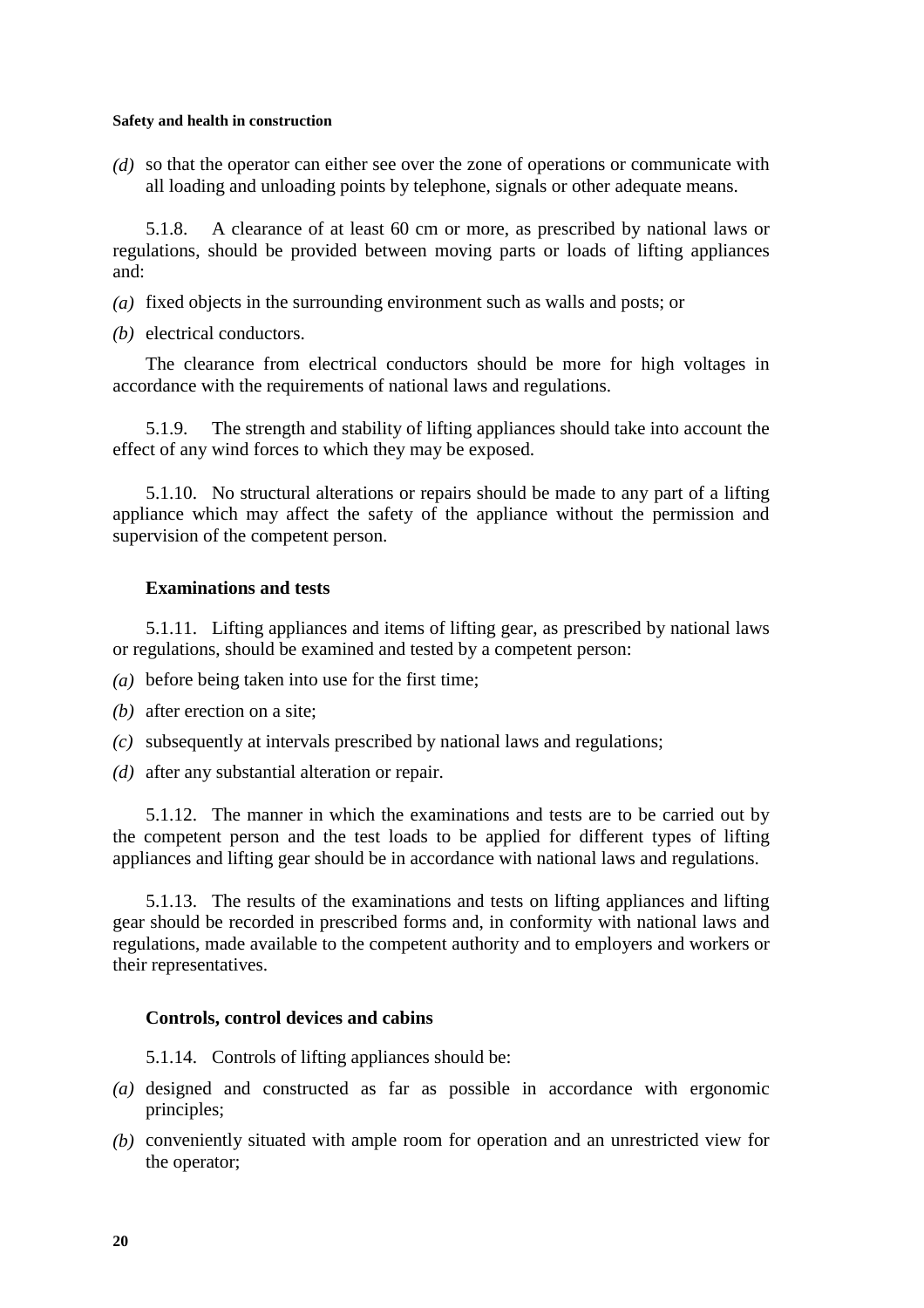*(d)* so that the operator can either see over the zone of operations or communicate with all loading and unloading points by telephone, signals or other adequate means.

5.1.8. A clearance of at least 60 cm or more, as prescribed by national laws or regulations, should be provided between moving parts or loads of lifting appliances and:

*(a)* fixed objects in the surrounding environment such as walls and posts; or

*(b)* electrical conductors.

The clearance from electrical conductors should be more for high voltages in accordance with the requirements of national laws and regulations.

5.1.9. The strength and stability of lifting appliances should take into account the effect of any wind forces to which they may be exposed.

5.1.10. No structural alterations or repairs should be made to any part of a lifting appliance which may affect the safety of the appliance without the permission and supervision of the competent person.

### Examinations and tests

5.1.11. Lifting appliances and items of lifting gear, as prescribed by national laws or regulations, should be examined and tested by a competent person:

*(a)* before being taken into use for the first time;

*(b)* after erection on a site;

*(c)* subsequently at intervals prescribed by national laws and regulations;

*(d)* after any substantial alteration or repair.

5.1.12. The manner in which the examinations and tests are to be carried out by the competent person and the test loads to be applied for different types of lifting appliances and lifting gear should be in accordance with national laws and regulations.

5.1.13. The results of the examinations and tests on lifting appliances and lifting gear should be recorded in prescribed forms and, in conformity with national laws and regulations, made available to the competent authority and to employers and workers or their representatives.

### Controls, control devices and cabins

5.1.14. Controls of lifting appliances should be:

*(a)* designed and constructed as far as possible in accordance with ergonomic principles;

*(b)* conveniently situated with ample room for operation and an unrestricted view for the operator;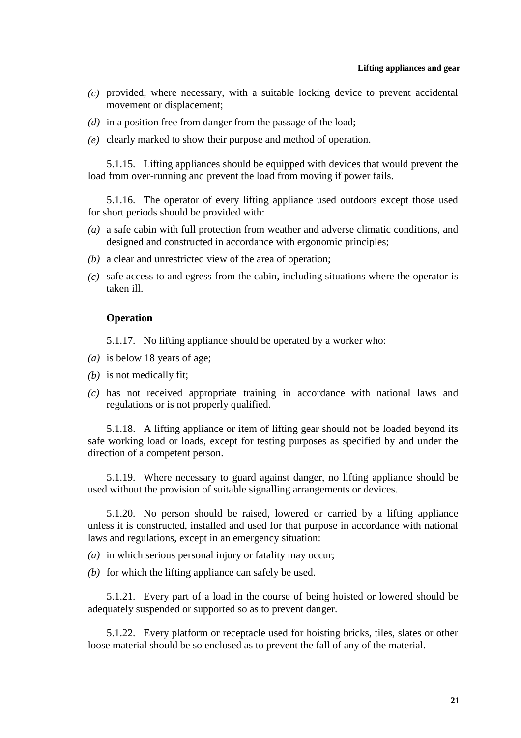*(c)* provided, where necessary, with a suitable locking device to prevent accidental movement or displacement;

*(d)* in a position free from danger from the passage of the load;

*(e)* clearly marked to show their purpose and method of operation.

5.1.15. Lifting appliances should be equipped with devices that would prevent the load from over-running and prevent the load from moving if power fails.

5.1.16. The operator of every lifting appliance used outdoors except those used for short periods should be provided with:

*(a)* a safe cabin with full protection from weather and adverse climatic conditions, and designed and constructed in accordance with ergonomic principles;

*(b)* a clear and unrestricted view of the area of operation;

*(c)* safe access to and egress from the cabin, including situations where the operator is taken ill.

**Operation**

5.1.17. No lifting appliance should be operated by a worker who:

*(a)* is below 18 years of age;

*(b)* is not medically fit;

*(c)* has not received appropriate training in accordance with national laws and regulations or is not properly qualified.

5.1.18. A lifting appliance or item of lifting gear should not be loaded beyond its safe working load or loads, except for testing purposes as specified by and under the direction of a competent person.

5.1.19. Where necessary to guard against danger, no lifting appliance should be used without the provision of suitable signalling arrangements or devices.

5.1.20. No person should be raised, lowered or carried by a lifting appliance unless it is constructed, installed and used for that purpose in accordance with national laws and regulations, except in an emergency situation:

*(a)* in which serious personal injury or fatality may occur;

*(b)* for which the lifting appliance can safely be used.

5.1.21. Every part of a load in the course of being hoisted or lowered should be adequately suspended or supported so as to prevent danger.

5.1.22. Every platform or receptacle used for hoisting bricks, tiles, slates or other loose material should be so enclosed as to prevent the fall of any of the material.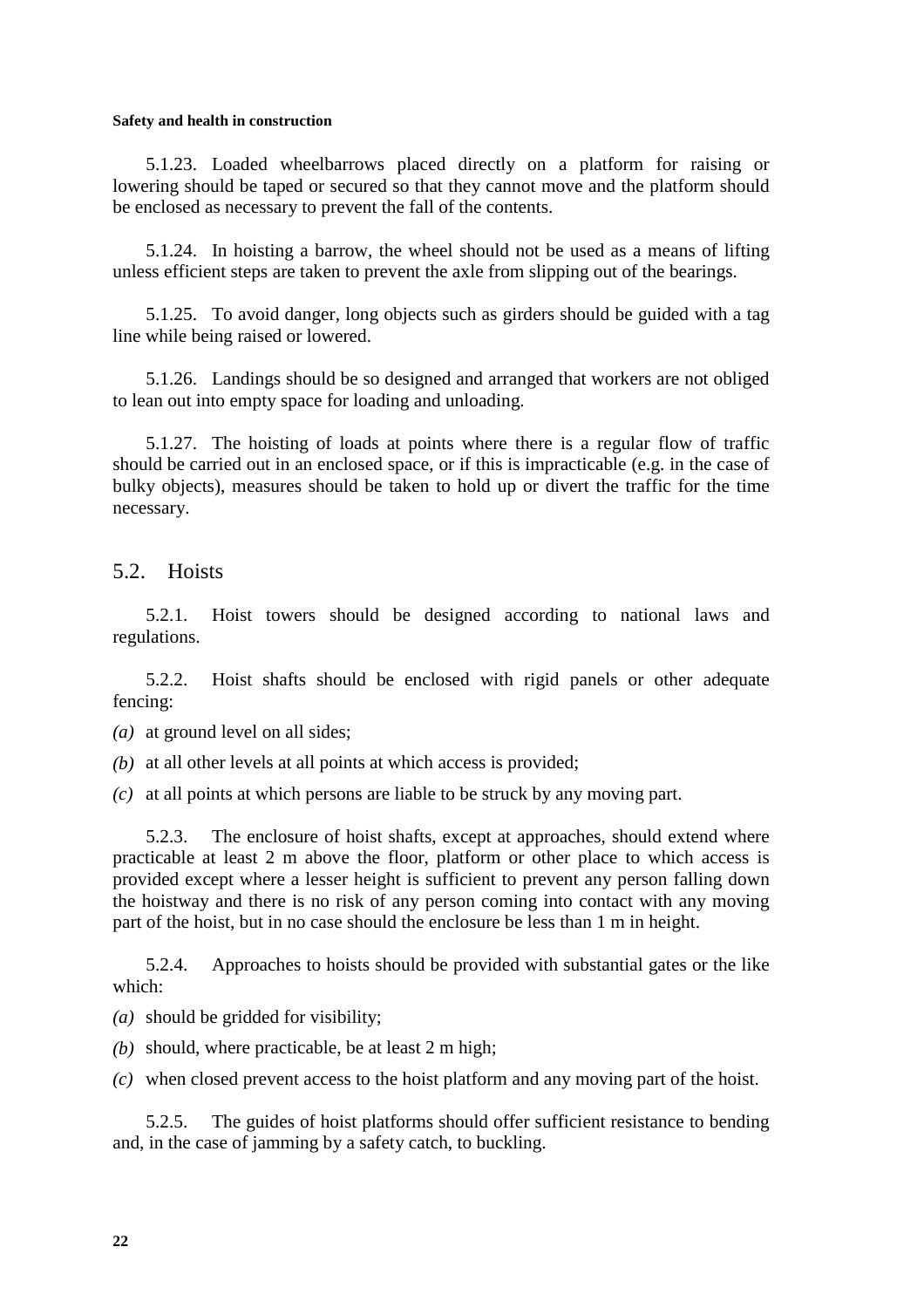5.1.23. Loaded wheelbarrows placed directly on a platform for raising or lowering should be taped or secured so that they cannot move and the platform should be enclosed as necessary to prevent the fall of the contents.

5.1.24. In hoisting a barrow, the wheel should not be used as a means of lifting unless efficient steps are taken to prevent the axle from slipping out of the bearings.

5.1.25. To avoid danger, long objects such as girders should be guided with a tag line while being raised or lowered.

5.1.26. Landings should be so designed and arranged that workers are not obliged to lean out into empty space for loading and unloading.

5.1.27. The hoisting of loads at points where there is a regular flow of traffic should be carried out in an enclosed space, or if this is impracticable (e.g. in the case of bulky objects), measures should be taken to hold up or divert the traffic for the time necessary.

## 5.2. Hoists

5.2.1. Hoist towers should be designed according to national laws and regulations.

5.2.2. Hoist shafts should be enclosed with rigid panels or other adequate fencing:

*(a)* at ground level on all sides;

*(b)* at all other levels at all points at which access is provided;

*(c)* at all points at which persons are liable to be struck by any moving part.

5.2.3. The enclosure of hoist shafts, except at approaches, should extend where practicable at least 2 m above the floor, platform or other place to which access is provided except where a lesser height is sufficient to prevent any person falling down the hoistway and there is no risk of any person coming into contact with any moving part of the hoist, but in no case should the enclosure be less than 1 m in height.

5.2.4. Approaches to hoists should be provided with substantial gates or the like which:

*(a)* should be gridded for visibility;

*(b)* should, where practicable, be at least 2 m high;

*(c)* when closed prevent access to the hoist platform and any moving part of the hoist.

5.2.5. The guides of hoist platforms should offer sufficient resistance to bending and, in the case of jamming by a safety catch, to buckling.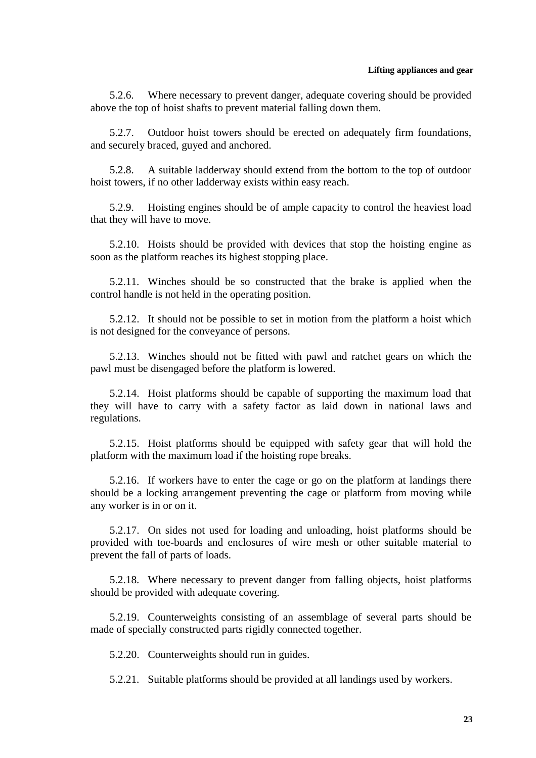5.2.6. Where necessary to prevent danger, adequate covering should be provided above the top of hoist shafts to prevent material falling down them.

5.2.7. Outdoor hoist towers should be erected on adequately firm foundations, and securely braced, guyed and anchored.

5.2.8. A suitable ladderway should extend from the bottom to the top of outdoor hoist towers, if no other ladderway exists within easy reach.

5.2.9. Hoisting engines should be of ample capacity to control the heaviest load that they will have to move.

5.2.10. Hoists should be provided with devices that stop the hoisting engine as soon as the platform reaches its highest stopping place.

5.2.11. Winches should be so constructed that the brake is applied when the control handle is not held in the operating position.

5.2.12. It should not be possible to set in motion from the platform a hoist which is not designed for the conveyance of persons.

5.2.13. Winches should not be fitted with pawl and ratchet gears on which the pawl must be disengaged before the platform is lowered.

5.2.14. Hoist platforms should be capable of supporting the maximum load that they will have to carry with a safety factor as laid down in national laws and regulations.

5.2.15. Hoist platforms should be equipped with safety gear that will hold the platform with the maximum load if the hoisting rope breaks.

5.2.16. If workers have to enter the cage or go on the platform at landings there should be a locking arrangement preventing the cage or platform from moving while any worker is in or on it.

5.2.17. On sides not used for loading and unloading, hoist platforms should be provided with toe-boards and enclosures of wire mesh or other suitable material to prevent the fall of parts of loads.

5.2.18. Where necessary to prevent danger from falling objects, hoist platforms should be provided with adequate covering.

5.2.19. Counterweights consisting of an assemblage of several parts should be made of specially constructed parts rigidly connected together.

5.2.20. Counterweights should run in guides.

5.2.21. Suitable platforms should be provided at all landings used by workers.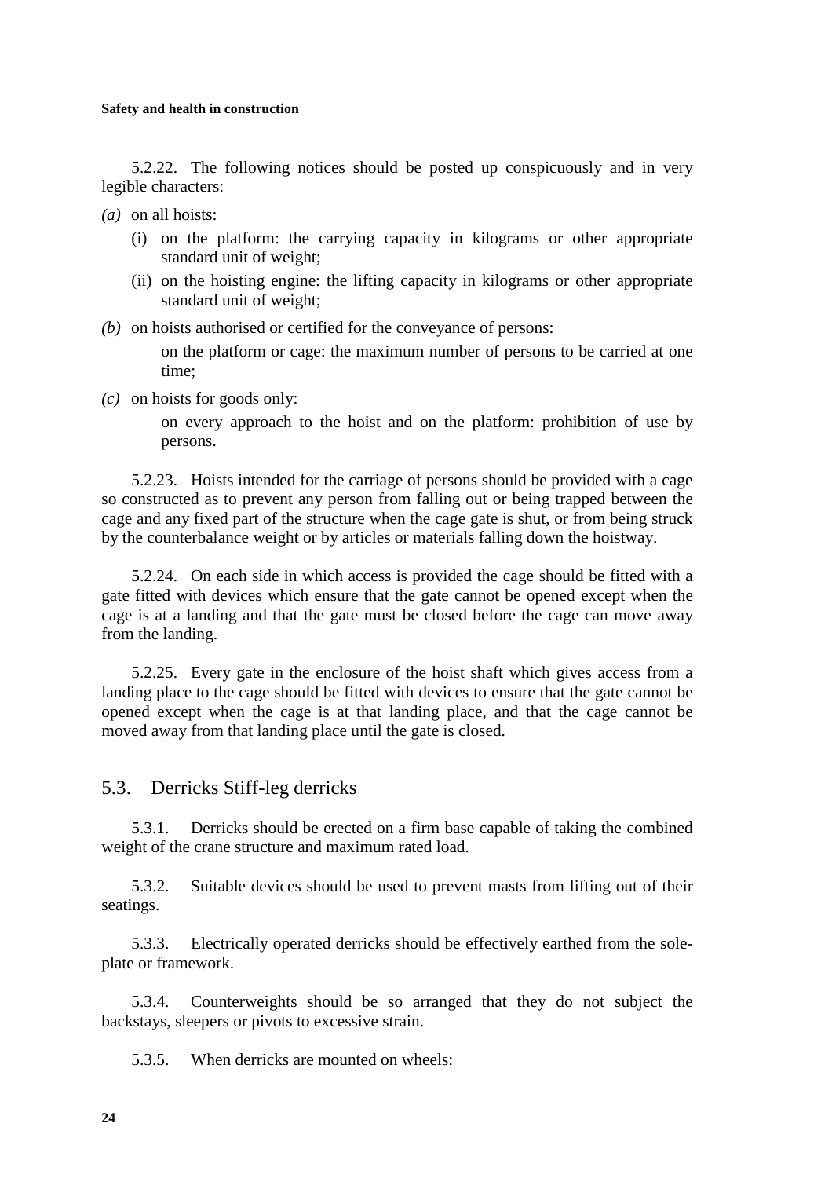5.2.22. The following notices should be posted up conspicuously and in very legible characters:

*(a)* on all hoists:

  (i) on the platform: the carrying capacity in kilograms or other appropriate standard unit of weight;

  (ii) on the hoisting engine: the lifting capacity in kilograms or other appropriate standard unit of weight;

*(b)* on hoists authorised or certified for the conveyance of persons:

  on the platform or cage: the maximum number of persons to be carried at one time;

*(c)* on hoists for goods only:

  on every approach to the hoist and on the platform: prohibition of use by persons.

5.2.23. Hoists intended for the carriage of persons should be provided with a cage so constructed as to prevent any person from falling out or being trapped between the cage and any fixed part of the structure when the cage gate is shut, or from being struck by the counterbalance weight or by articles or materials falling down the hoistway.

5.2.24. On each side in which access is provided the cage should be fitted with a gate fitted with devices which ensure that the gate cannot be opened except when the cage is at a landing and that the gate must be closed before the cage can move away from the landing.

5.2.25. Every gate in the enclosure of the hoist shaft which gives access from a landing place to the cage should be fitted with devices to ensure that the gate cannot be opened except when the cage is at that landing place, and that the cage cannot be moved away from that landing place until the gate is closed.

## 5.3. Derricks Stiff-leg derricks

5.3.1. Derricks should be erected on a firm base capable of taking the combined weight of the crane structure and maximum rated load.

5.3.2. Suitable devices should be used to prevent masts from lifting out of their seatings.

5.3.3. Electrically operated derricks should be effectively earthed from the sole-plate or framework.

5.3.4. Counterweights should be so arranged that they do not subject the backstays, sleepers or pivots to excessive strain.

5.3.5. When derricks are mounted on wheels: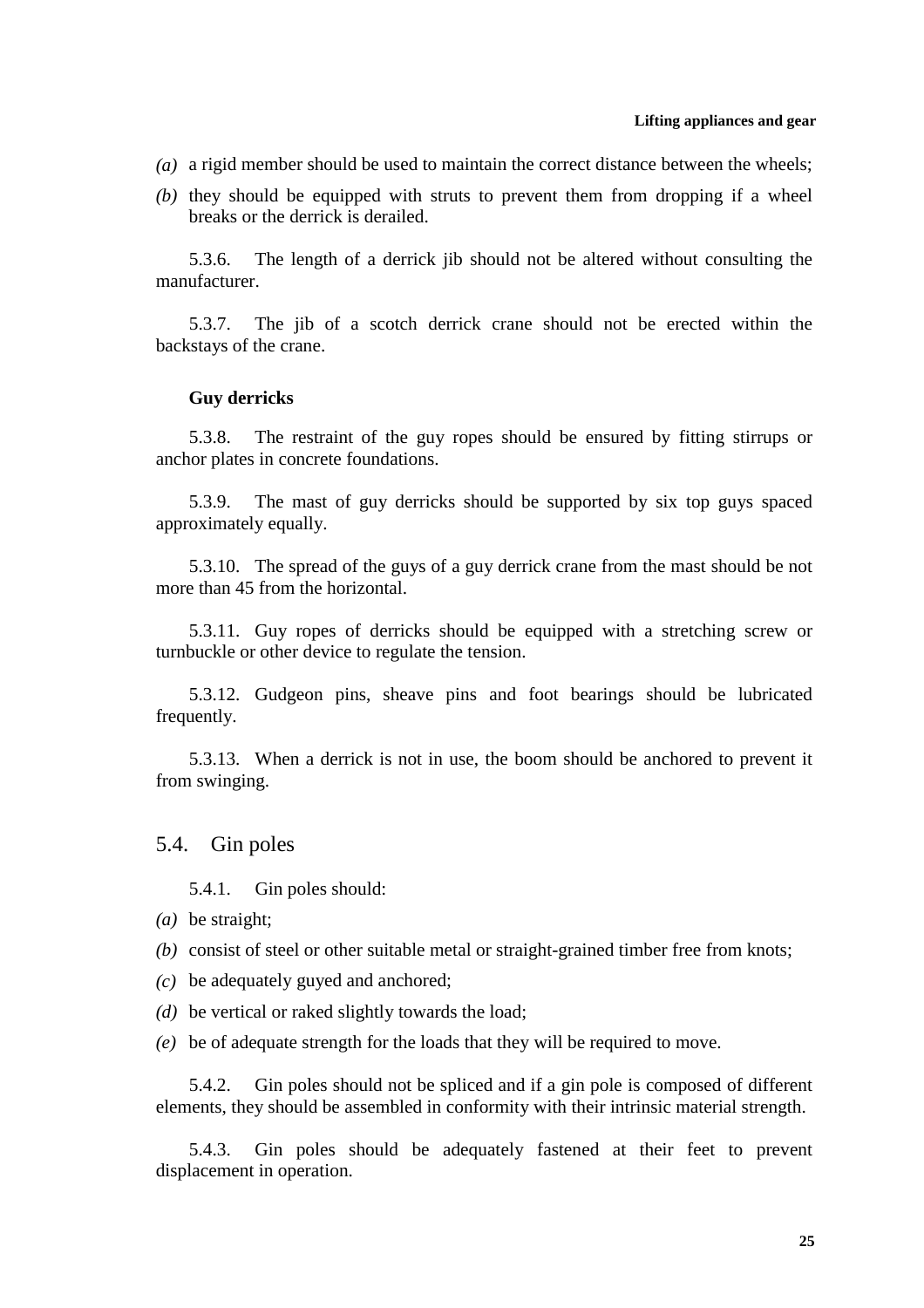*(a)* a rigid member should be used to maintain the correct distance between the wheels;

*(b)* they should be equipped with struts to prevent them from dropping if a wheel breaks or the derrick is derailed.

5.3.6. The length of a derrick jib should not be altered without consulting the manufacturer.

5.3.7. The jib of a scotch derrick crane should not be erected within the backstays of the crane.

**Guy derricks**

5.3.8. The restraint of the guy ropes should be ensured by fitting stirrups or anchor plates in concrete foundations.

5.3.9. The mast of guy derricks should be supported by six top guys spaced approximately equally.

5.3.10. The spread of the guys of a guy derrick crane from the mast should be not more than 45 from the horizontal.

5.3.11. Guy ropes of derricks should be equipped with a stretching screw or turnbuckle or other device to regulate the tension.

5.3.12. Gudgeon pins, sheave pins and foot bearings should be lubricated frequently.

5.3.13. When a derrick is not in use, the boom should be anchored to prevent it from swinging.

## 5.4. Gin poles

5.4.1. Gin poles should:

*(a)* be straight;

*(b)* consist of steel or other suitable metal or straight-grained timber free from knots;

*(c)* be adequately guyed and anchored;

*(d)* be vertical or raked slightly towards the load;

*(e)* be of adequate strength for the loads that they will be required to move.

5.4.2. Gin poles should not be spliced and if a gin pole is composed of different elements, they should be assembled in conformity with their intrinsic material strength.

5.4.3. Gin poles should be adequately fastened at their feet to prevent displacement in operation.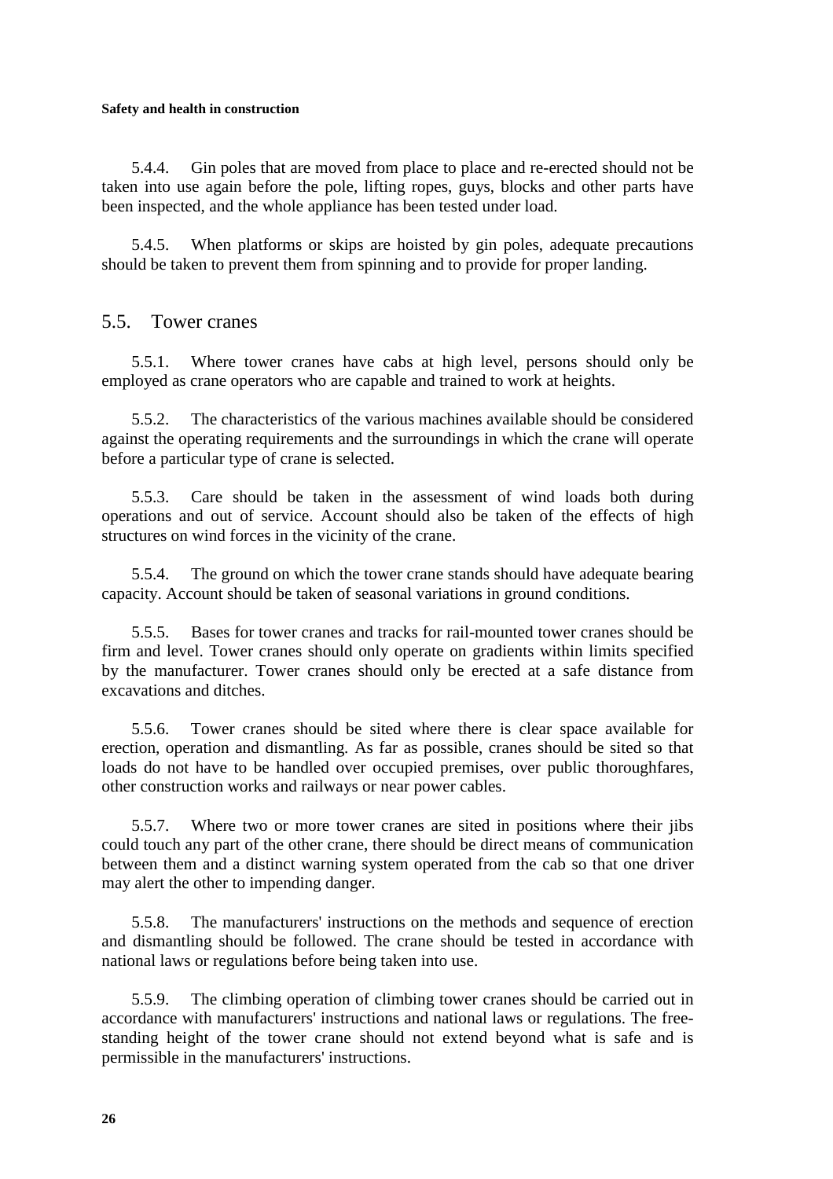5.4.4. Gin poles that are moved from place to place and re-erected should not be taken into use again before the pole, lifting ropes, guys, blocks and other parts have been inspected, and the whole appliance has been tested under load.

5.4.5. When platforms or skips are hoisted by gin poles, adequate precautions should be taken to prevent them from spinning and to provide for proper landing.

## 5.5. Tower cranes

5.5.1. Where tower cranes have cabs at high level, persons should only be employed as crane operators who are capable and trained to work at heights.

5.5.2. The characteristics of the various machines available should be considered against the operating requirements and the surroundings in which the crane will operate before a particular type of crane is selected.

5.5.3. Care should be taken in the assessment of wind loads both during operations and out of service. Account should also be taken of the effects of high structures on wind forces in the vicinity of the crane.

5.5.4. The ground on which the tower crane stands should have adequate bearing capacity. Account should be taken of seasonal variations in ground conditions.

5.5.5. Bases for tower cranes and tracks for rail-mounted tower cranes should be firm and level. Tower cranes should only operate on gradients within limits specified by the manufacturer. Tower cranes should only be erected at a safe distance from excavations and ditches.

5.5.6. Tower cranes should be sited where there is clear space available for erection, operation and dismantling. As far as possible, cranes should be sited so that loads do not have to be handled over occupied premises, over public thoroughfares, other construction works and railways or near power cables.

5.5.7. Where two or more tower cranes are sited in positions where their jibs could touch any part of the other crane, there should be direct means of communication between them and a distinct warning system operated from the cab so that one driver may alert the other to impending danger.

5.5.8. The manufacturers' instructions on the methods and sequence of erection and dismantling should be followed. The crane should be tested in accordance with national laws or regulations before being taken into use.

5.5.9. The climbing operation of climbing tower cranes should be carried out in accordance with manufacturers' instructions and national laws or regulations. The free-standing height of the tower crane should not extend beyond what is safe and is permissible in the manufacturers' instructions.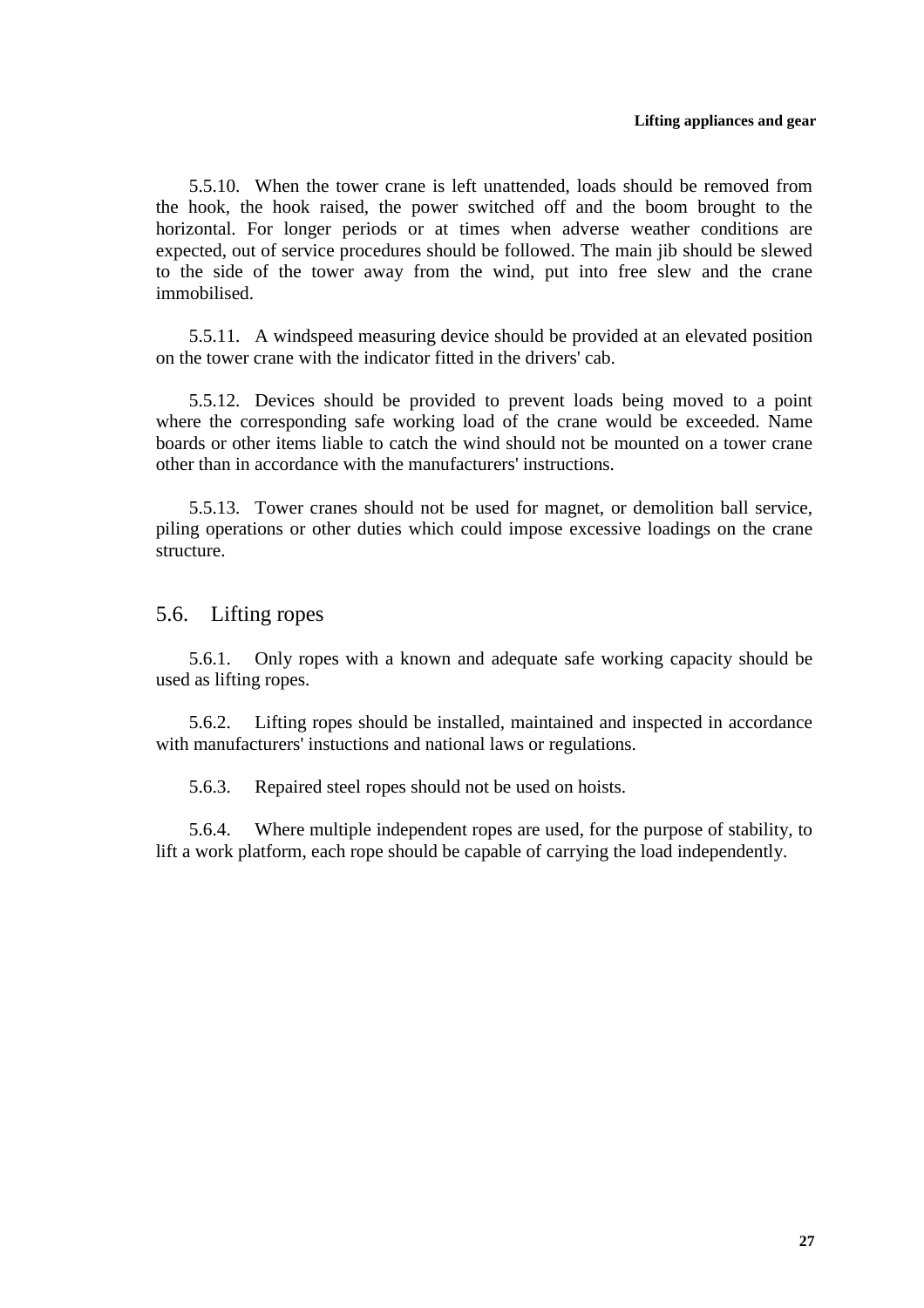5.5.10. When the tower crane is left unattended, loads should be removed from the hook, the hook raised, the power switched off and the boom brought to the horizontal. For longer periods or at times when adverse weather conditions are expected, out of service procedures should be followed. The main jib should be slewed to the side of the tower away from the wind, put into free slew and the crane immobilised.

5.5.11. A windspeed measuring device should be provided at an elevated position on the tower crane with the indicator fitted in the drivers' cab.

5.5.12. Devices should be provided to prevent loads being moved to a point where the corresponding safe working load of the crane would be exceeded. Name boards or other items liable to catch the wind should not be mounted on a tower crane other than in accordance with the manufacturers' instructions.

5.5.13. Tower cranes should not be used for magnet, or demolition ball service, piling operations or other duties which could impose excessive loadings on the crane structure.

## 5.6. Lifting ropes

5.6.1. Only ropes with a known and adequate safe working capacity should be used as lifting ropes.

5.6.2. Lifting ropes should be installed, maintained and inspected in accordance with manufacturers' instuctions and national laws or regulations.

5.6.3. Repaired steel ropes should not be used on hoists.

5.6.4. Where multiple independent ropes are used, for the purpose of stability, to lift a work platform, each rope should be capable of carrying the load independently.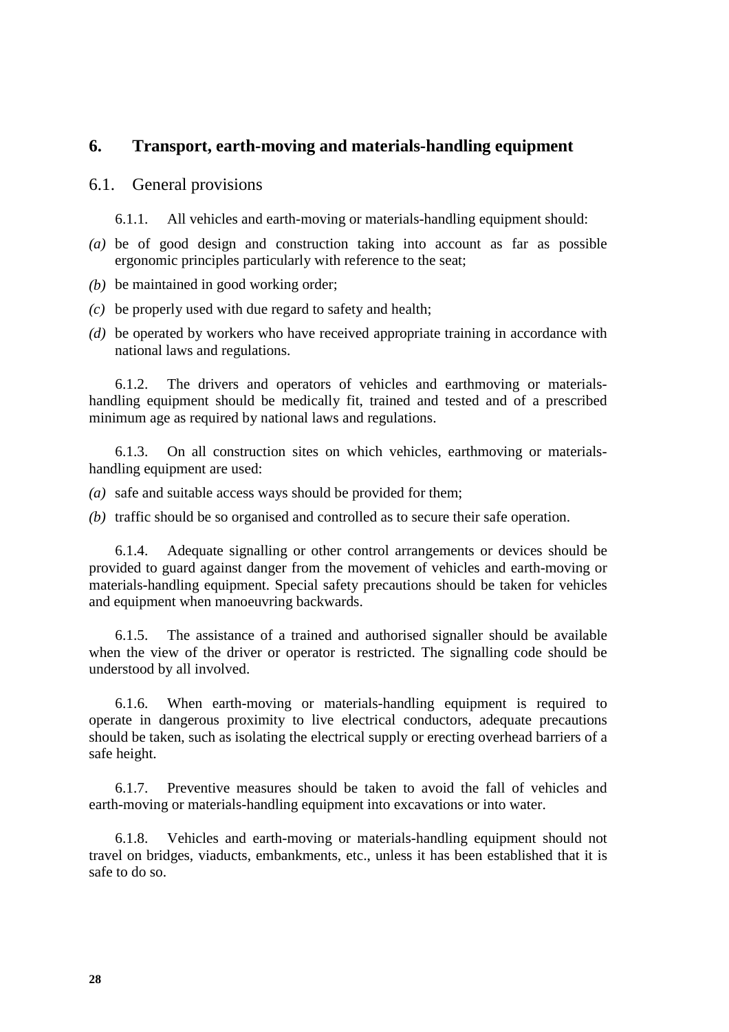# 6. Transport, earth-moving and materials-handling equipment

## 6.1. General provisions

6.1.1. All vehicles and earth-moving or materials-handling equipment should:

*(a)* be of good design and construction taking into account as far as possible ergonomic principles particularly with reference to the seat;

*(b)* be maintained in good working order;

*(c)* be properly used with due regard to safety and health;

*(d)* be operated by workers who have received appropriate training in accordance with national laws and regulations.

6.1.2. The drivers and operators of vehicles and earthmoving or materials-handling equipment should be medically fit, trained and tested and of a prescribed minimum age as required by national laws and regulations.

6.1.3. On all construction sites on which vehicles, earthmoving or materials-handling equipment are used:

*(a)* safe and suitable access ways should be provided for them;

*(b)* traffic should be so organised and controlled as to secure their safe operation.

6.1.4. Adequate signalling or other control arrangements or devices should be provided to guard against danger from the movement of vehicles and earth-moving or materials-handling equipment. Special safety precautions should be taken for vehicles and equipment when manoeuvring backwards.

6.1.5. The assistance of a trained and authorised signaller should be available when the view of the driver or operator is restricted. The signalling code should be understood by all involved.

6.1.6. When earth-moving or materials-handling equipment is required to operate in dangerous proximity to live electrical conductors, adequate precautions should be taken, such as isolating the electrical supply or erecting overhead barriers of a safe height.

6.1.7. Preventive measures should be taken to avoid the fall of vehicles and earth-moving or materials-handling equipment into excavations or into water.

6.1.8. Vehicles and earth-moving or materials-handling equipment should not travel on bridges, viaducts, embankments, etc., unless it has been established that it is safe to do so.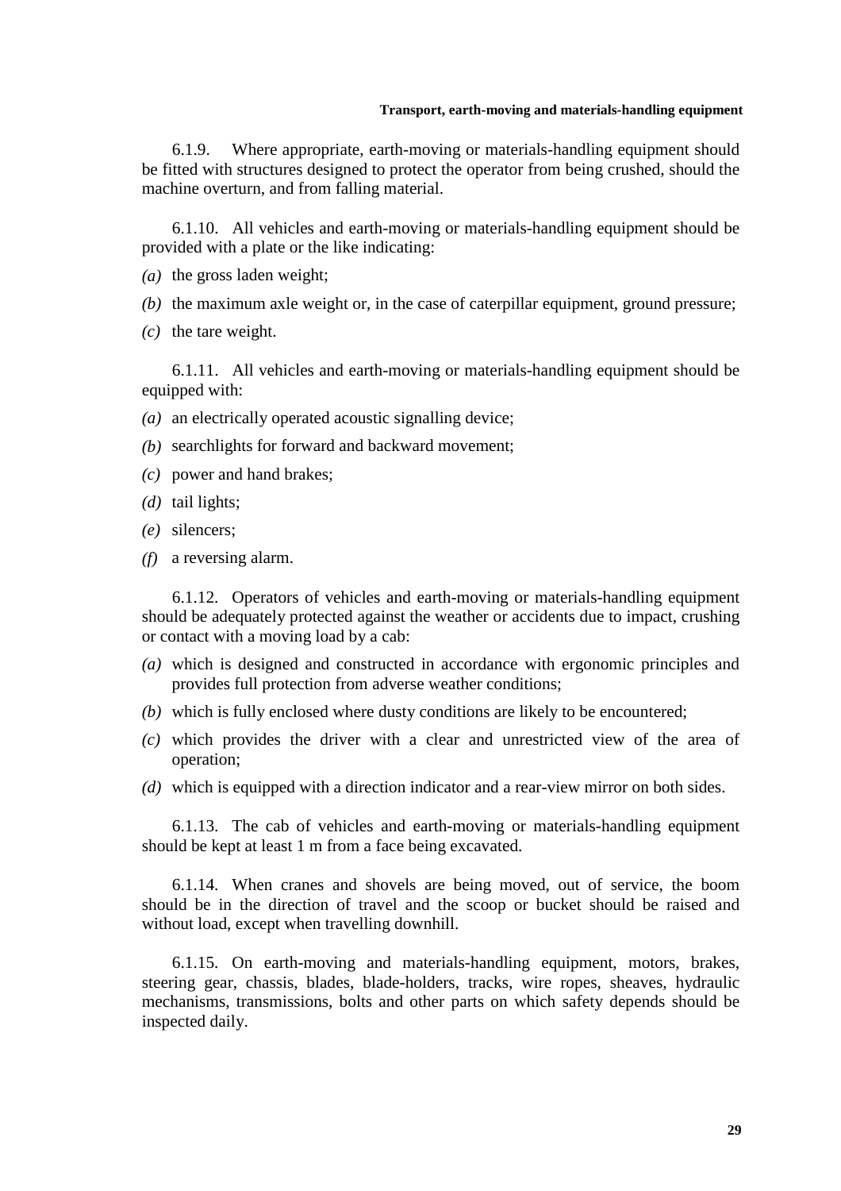6.1.9. Where appropriate, earth-moving or materials-handling equipment should be fitted with structures designed to protect the operator from being crushed, should the machine overturn, and from falling material.

6.1.10. All vehicles and earth-moving or materials-handling equipment should be provided with a plate or the like indicating:

*(a)* the gross laden weight;

*(b)* the maximum axle weight or, in the case of caterpillar equipment, ground pressure;

*(c)* the tare weight.

6.1.11. All vehicles and earth-moving or materials-handling equipment should be equipped with:

*(a)* an electrically operated acoustic signalling device;

*(b)* searchlights for forward and backward movement;

*(c)* power and hand brakes;

*(d)* tail lights;

*(e)* silencers;

*(f)* a reversing alarm.

6.1.12. Operators of vehicles and earth-moving or materials-handling equipment should be adequately protected against the weather or accidents due to impact, crushing or contact with a moving load by a cab:

*(a)* which is designed and constructed in accordance with ergonomic principles and provides full protection from adverse weather conditions;

*(b)* which is fully enclosed where dusty conditions are likely to be encountered;

*(c)* which provides the driver with a clear and unrestricted view of the area of operation;

*(d)* which is equipped with a direction indicator and a rear-view mirror on both sides.

6.1.13. The cab of vehicles and earth-moving or materials-handling equipment should be kept at least 1 m from a face being excavated.

6.1.14. When cranes and shovels are being moved, out of service, the boom should be in the direction of travel and the scoop or bucket should be raised and without load, except when travelling downhill.

6.1.15. On earth-moving and materials-handling equipment, motors, brakes, steering gear, chassis, blades, blade-holders, tracks, wire ropes, sheaves, hydraulic mechanisms, transmissions, bolts and other parts on which safety depends should be inspected daily.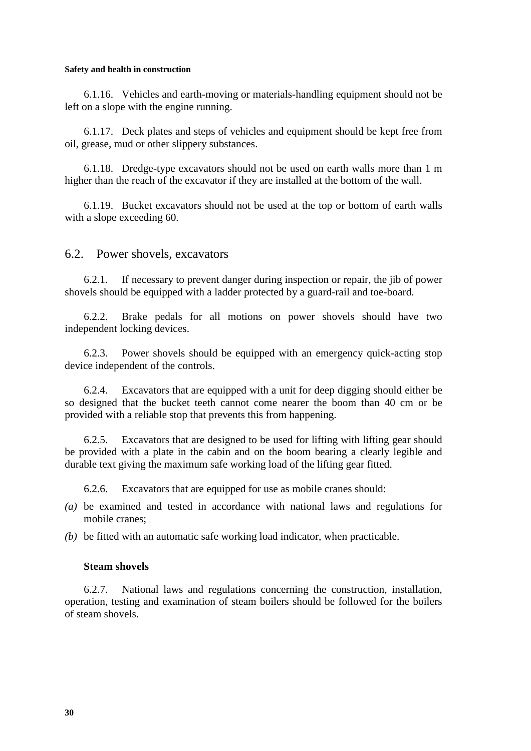6.1.16. Vehicles and earth-moving or materials-handling equipment should not be left on a slope with the engine running.

6.1.17. Deck plates and steps of vehicles and equipment should be kept free from oil, grease, mud or other slippery substances.

6.1.18. Dredge-type excavators should not be used on earth walls more than 1 m higher than the reach of the excavator if they are installed at the bottom of the wall.

6.1.19. Bucket excavators should not be used at the top or bottom of earth walls with a slope exceeding 60.

## 6.2. Power shovels, excavators

6.2.1. If necessary to prevent danger during inspection or repair, the jib of power shovels should be equipped with a ladder protected by a guard-rail and toe-board.

6.2.2. Brake pedals for all motions on power shovels should have two independent locking devices.

6.2.3. Power shovels should be equipped with an emergency quick-acting stop device independent of the controls.

6.2.4. Excavators that are equipped with a unit for deep digging should either be so designed that the bucket teeth cannot come nearer the boom than 40 cm or be provided with a reliable stop that prevents this from happening.

6.2.5. Excavators that are designed to be used for lifting with lifting gear should be provided with a plate in the cabin and on the boom bearing a clearly legible and durable text giving the maximum safe working load of the lifting gear fitted.

6.2.6. Excavators that are equipped for use as mobile cranes should:

*(a)* be examined and tested in accordance with national laws and regulations for mobile cranes;

*(b)* be fitted with an automatic safe working load indicator, when practicable.

### Steam shovels

6.2.7. National laws and regulations concerning the construction, installation, operation, testing and examination of steam boilers should be followed for the boilers of steam shovels.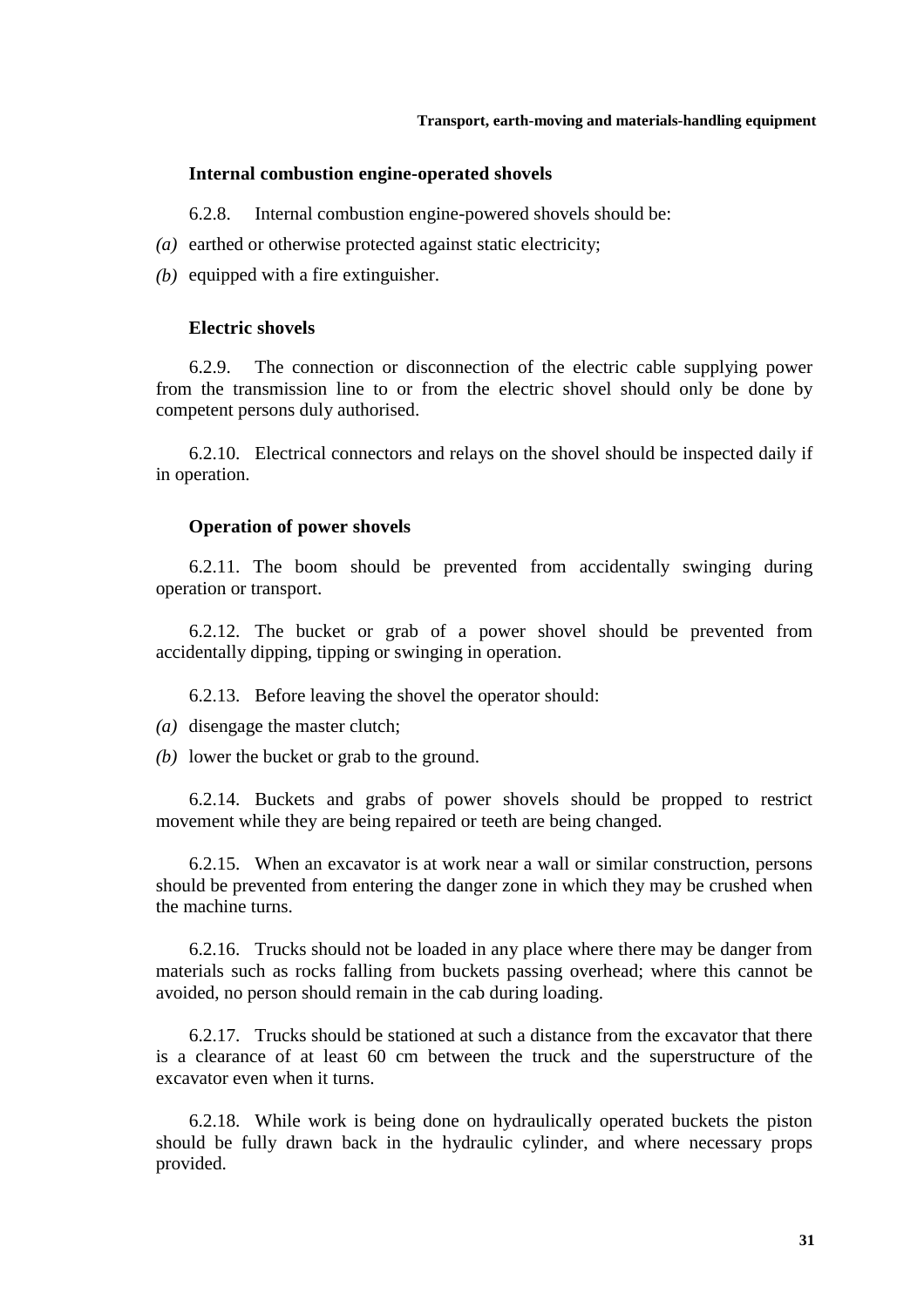### Internal combustion engine-operated shovels

6.2.8. Internal combustion engine-powered shovels should be:

*(a)* earthed or otherwise protected against static electricity;

*(b)* equipped with a fire extinguisher.

### Electric shovels

6.2.9. The connection or disconnection of the electric cable supplying power from the transmission line to or from the electric shovel should only be done by competent persons duly authorised.

6.2.10. Electrical connectors and relays on the shovel should be inspected daily if in operation.

### Operation of power shovels

6.2.11. The boom should be prevented from accidentally swinging during operation or transport.

6.2.12. The bucket or grab of a power shovel should be prevented from accidentally dipping, tipping or swinging in operation.

6.2.13. Before leaving the shovel the operator should:

*(a)* disengage the master clutch;

*(b)* lower the bucket or grab to the ground.

6.2.14. Buckets and grabs of power shovels should be propped to restrict movement while they are being repaired or teeth are being changed.

6.2.15. When an excavator is at work near a wall or similar construction, persons should be prevented from entering the danger zone in which they may be crushed when the machine turns.

6.2.16. Trucks should not be loaded in any place where there may be danger from materials such as rocks falling from buckets passing overhead; where this cannot be avoided, no person should remain in the cab during loading.

6.2.17. Trucks should be stationed at such a distance from the excavator that there is a clearance of at least 60 cm between the truck and the superstructure of the excavator even when it turns.

6.2.18. While work is being done on hydraulically operated buckets the piston should be fully drawn back in the hydraulic cylinder, and where necessary props provided.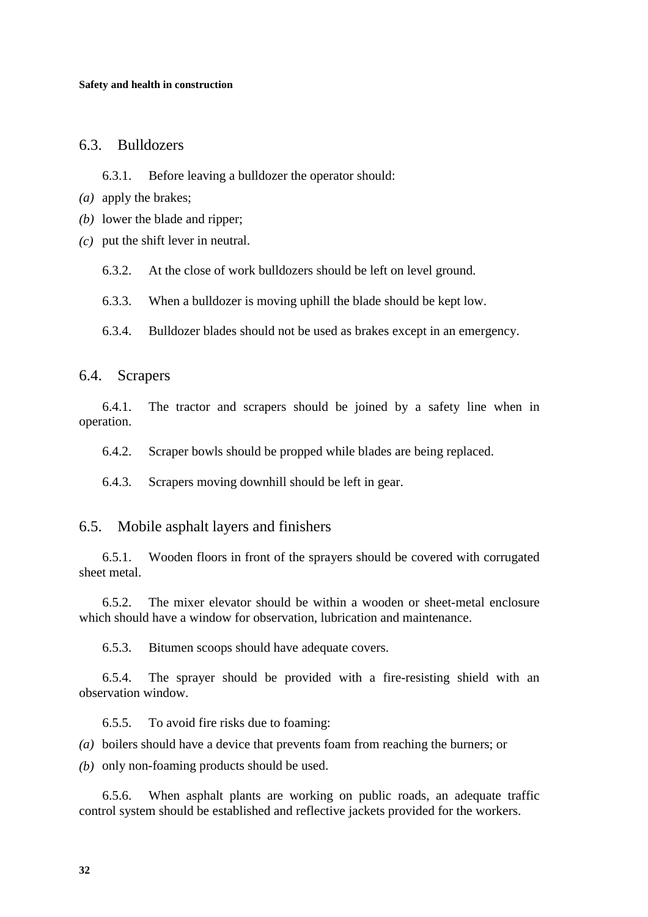## 6.3. Bulldozers

6.3.1. Before leaving a bulldozer the operator should:

*(a)* apply the brakes;

*(b)* lower the blade and ripper;

*(c)* put the shift lever in neutral.

6.3.2. At the close of work bulldozers should be left on level ground.

6.3.3. When a bulldozer is moving uphill the blade should be kept low.

6.3.4. Bulldozer blades should not be used as brakes except in an emergency.

## 6.4. Scrapers

6.4.1. The tractor and scrapers should be joined by a safety line when in operation.

6.4.2. Scraper bowls should be propped while blades are being replaced.

6.4.3. Scrapers moving downhill should be left in gear.

## 6.5. Mobile asphalt layers and finishers

6.5.1. Wooden floors in front of the sprayers should be covered with corrugated sheet metal.

6.5.2. The mixer elevator should be within a wooden or sheet-metal enclosure which should have a window for observation, lubrication and maintenance.

6.5.3. Bitumen scoops should have adequate covers.

6.5.4. The sprayer should be provided with a fire-resisting shield with an observation window.

6.5.5. To avoid fire risks due to foaming:

*(a)* boilers should have a device that prevents foam from reaching the burners; or

*(b)* only non-foaming products should be used.

6.5.6. When asphalt plants are working on public roads, an adequate traffic control system should be established and reflective jackets provided for the workers.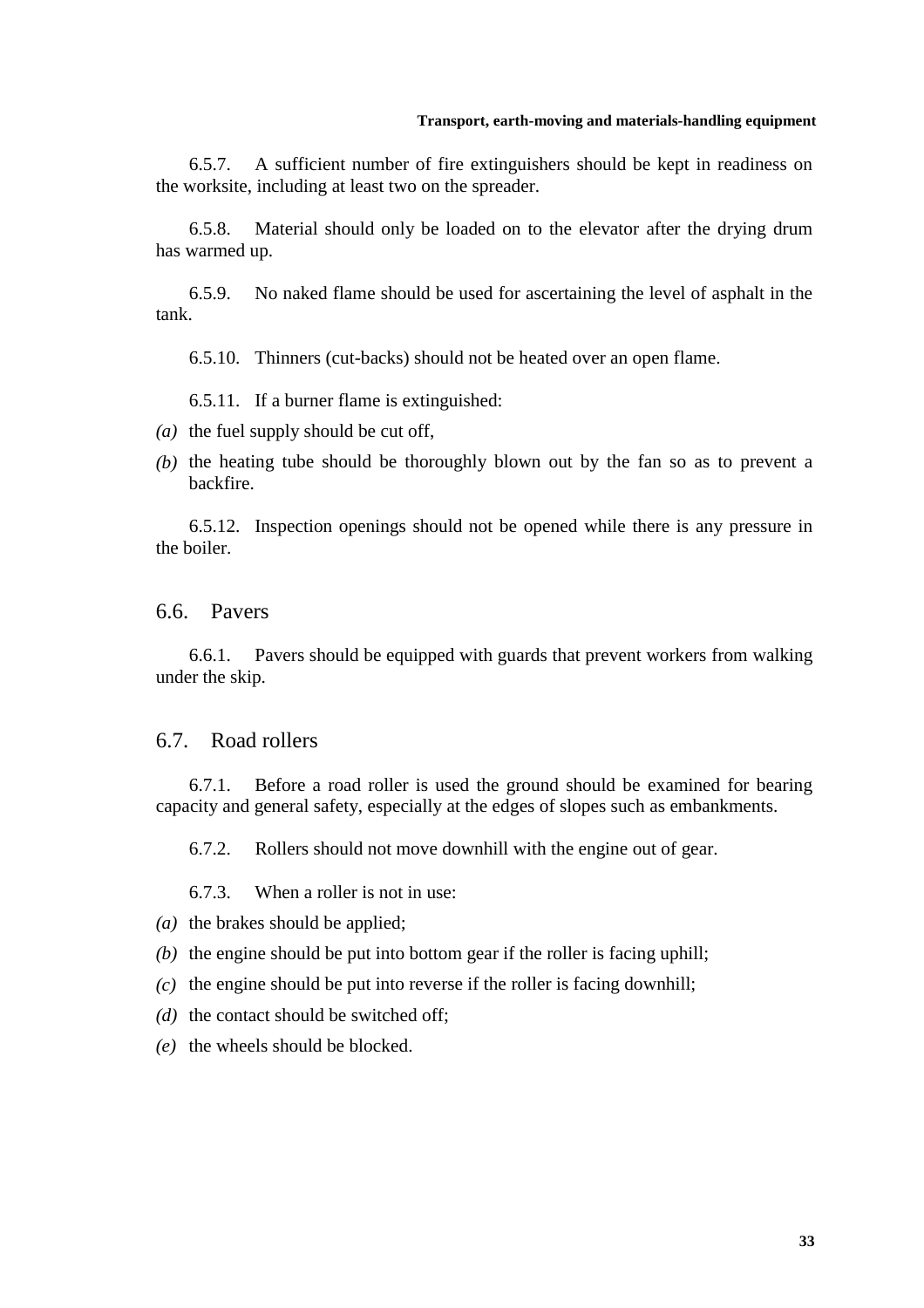6.5.7. A sufficient number of fire extinguishers should be kept in readiness on the worksite, including at least two on the spreader.

6.5.8. Material should only be loaded on to the elevator after the drying drum has warmed up.

6.5.9. No naked flame should be used for ascertaining the level of asphalt in the tank.

6.5.10. Thinners (cut-backs) should not be heated over an open flame.

6.5.11. If a burner flame is extinguished:

*(a)* the fuel supply should be cut off,

*(b)* the heating tube should be thoroughly blown out by the fan so as to prevent a backfire.

6.5.12. Inspection openings should not be opened while there is any pressure in the boiler.

## 6.6. Pavers

6.6.1. Pavers should be equipped with guards that prevent workers from walking under the skip.

## 6.7. Road rollers

6.7.1. Before a road roller is used the ground should be examined for bearing capacity and general safety, especially at the edges of slopes such as embankments.

6.7.2. Rollers should not move downhill with the engine out of gear.

6.7.3. When a roller is not in use:

*(a)* the brakes should be applied;

*(b)* the engine should be put into bottom gear if the roller is facing uphill;

*(c)* the engine should be put into reverse if the roller is facing downhill;

*(d)* the contact should be switched off;

*(e)* the wheels should be blocked.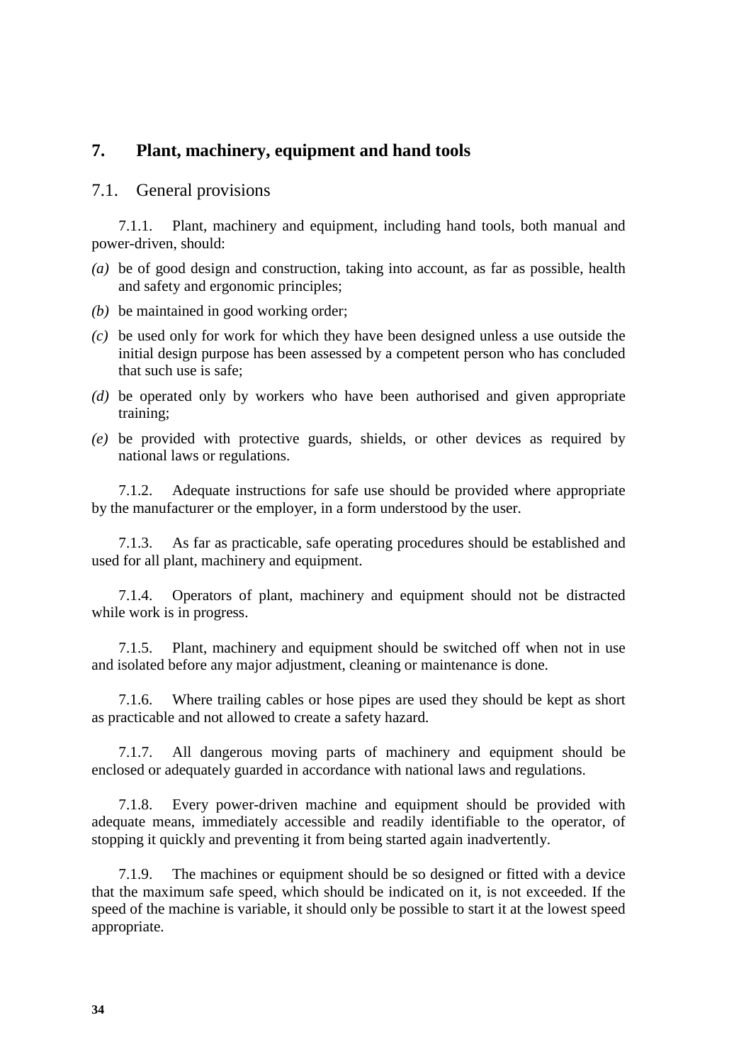# 7. Plant, machinery, equipment and hand tools

## 7.1. General provisions

7.1.1. Plant, machinery and equipment, including hand tools, both manual and power-driven, should:

*(a)* be of good design and construction, taking into account, as far as possible, health and safety and ergonomic principles;

*(b)* be maintained in good working order;

*(c)* be used only for work for which they have been designed unless a use outside the initial design purpose has been assessed by a competent person who has concluded that such use is safe;

*(d)* be operated only by workers who have been authorised and given appropriate training;

*(e)* be provided with protective guards, shields, or other devices as required by national laws or regulations.

7.1.2. Adequate instructions for safe use should be provided where appropriate by the manufacturer or the employer, in a form understood by the user.

7.1.3. As far as practicable, safe operating procedures should be established and used for all plant, machinery and equipment.

7.1.4. Operators of plant, machinery and equipment should not be distracted while work is in progress.

7.1.5. Plant, machinery and equipment should be switched off when not in use and isolated before any major adjustment, cleaning or maintenance is done.

7.1.6. Where trailing cables or hose pipes are used they should be kept as short as practicable and not allowed to create a safety hazard.

7.1.7. All dangerous moving parts of machinery and equipment should be enclosed or adequately guarded in accordance with national laws and regulations.

7.1.8. Every power-driven machine and equipment should be provided with adequate means, immediately accessible and readily identifiable to the operator, of stopping it quickly and preventing it from being started again inadvertently.

7.1.9. The machines or equipment should be so designed or fitted with a device that the maximum safe speed, which should be indicated on it, is not exceeded. If the speed of the machine is variable, it should only be possible to start it at the lowest speed appropriate.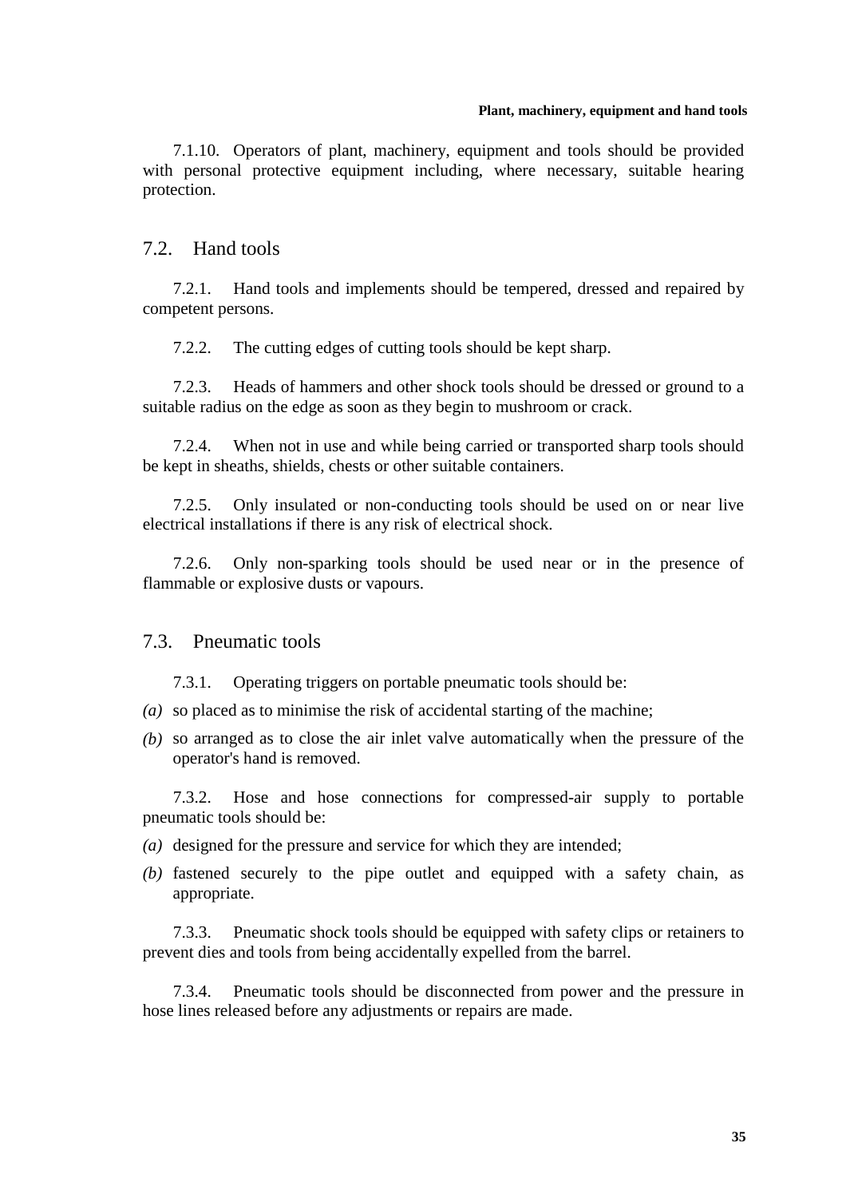7.1.10. Operators of plant, machinery, equipment and tools should be provided with personal protective equipment including, where necessary, suitable hearing protection.

## 7.2. Hand tools

7.2.1. Hand tools and implements should be tempered, dressed and repaired by competent persons.

7.2.2. The cutting edges of cutting tools should be kept sharp.

7.2.3. Heads of hammers and other shock tools should be dressed or ground to a suitable radius on the edge as soon as they begin to mushroom or crack.

7.2.4. When not in use and while being carried or transported sharp tools should be kept in sheaths, shields, chests or other suitable containers.

7.2.5. Only insulated or non-conducting tools should be used on or near live electrical installations if there is any risk of electrical shock.

7.2.6. Only non-sparking tools should be used near or in the presence of flammable or explosive dusts or vapours.

## 7.3. Pneumatic tools

7.3.1. Operating triggers on portable pneumatic tools should be:

*(a)* so placed as to minimise the risk of accidental starting of the machine;

*(b)* so arranged as to close the air inlet valve automatically when the pressure of the operator's hand is removed.

7.3.2. Hose and hose connections for compressed-air supply to portable pneumatic tools should be:

*(a)* designed for the pressure and service for which they are intended;

*(b)* fastened securely to the pipe outlet and equipped with a safety chain, as appropriate.

7.3.3. Pneumatic shock tools should be equipped with safety clips or retainers to prevent dies and tools from being accidentally expelled from the barrel.

7.3.4. Pneumatic tools should be disconnected from power and the pressure in hose lines released before any adjustments or repairs are made.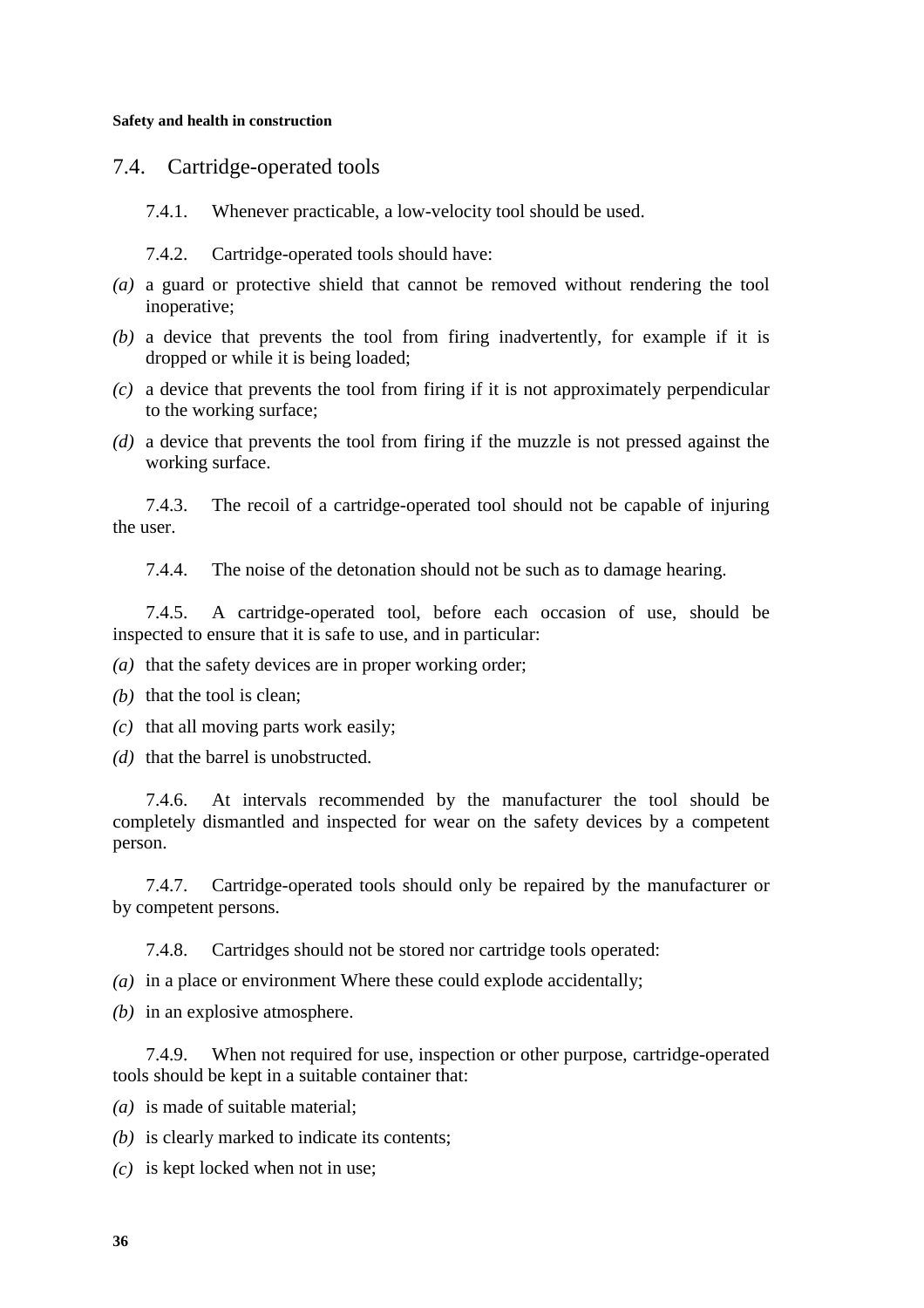## 7.4. Cartridge-operated tools

7.4.1. Whenever practicable, a low-velocity tool should be used.

7.4.2. Cartridge-operated tools should have:

*(a)* a guard or protective shield that cannot be removed without rendering the tool inoperative;

*(b)* a device that prevents the tool from firing inadvertently, for example if it is dropped or while it is being loaded;

*(c)* a device that prevents the tool from firing if it is not approximately perpendicular to the working surface;

*(d)* a device that prevents the tool from firing if the muzzle is not pressed against the working surface.

7.4.3. The recoil of a cartridge-operated tool should not be capable of injuring the user.

7.4.4. The noise of the detonation should not be such as to damage hearing.

7.4.5. A cartridge-operated tool, before each occasion of use, should be inspected to ensure that it is safe to use, and in particular:

*(a)* that the safety devices are in proper working order;

*(b)* that the tool is clean;

*(c)* that all moving parts work easily;

*(d)* that the barrel is unobstructed.

7.4.6. At intervals recommended by the manufacturer the tool should be completely dismantled and inspected for wear on the safety devices by a competent person.

7.4.7. Cartridge-operated tools should only be repaired by the manufacturer or by competent persons.

7.4.8. Cartridges should not be stored nor cartridge tools operated:

*(a)* in a place or environment Where these could explode accidentally;

*(b)* in an explosive atmosphere.

7.4.9. When not required for use, inspection or other purpose, cartridge-operated tools should be kept in a suitable container that:

*(a)* is made of suitable material;

*(b)* is clearly marked to indicate its contents;

*(c)* is kept locked when not in use;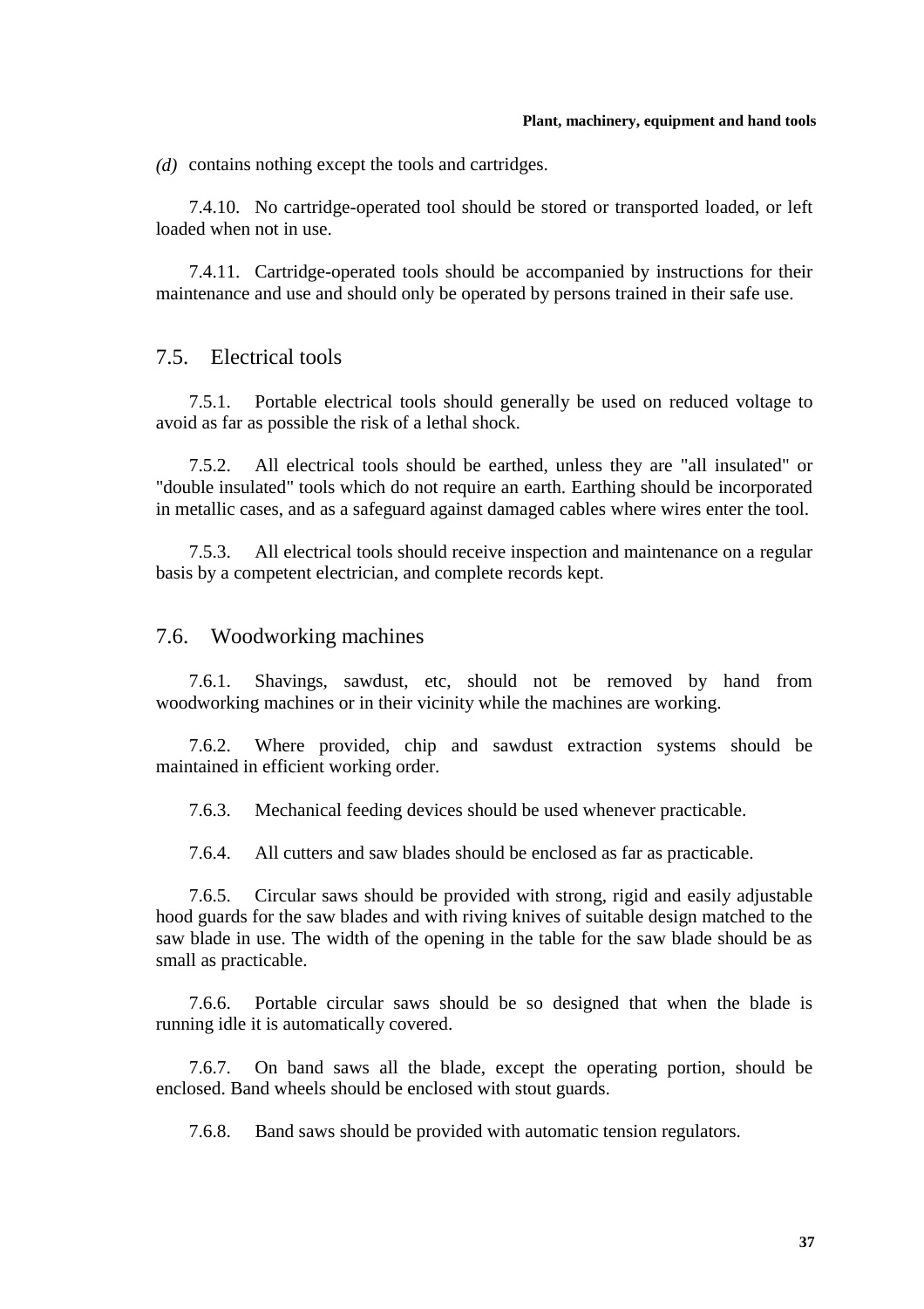*(d)* contains nothing except the tools and cartridges.

7.4.10. No cartridge-operated tool should be stored or transported loaded, or left loaded when not in use.

7.4.11. Cartridge-operated tools should be accompanied by instructions for their maintenance and use and should only be operated by persons trained in their safe use.

## 7.5. Electrical tools

7.5.1. Portable electrical tools should generally be used on reduced voltage to avoid as far as possible the risk of a lethal shock.

7.5.2. All electrical tools should be earthed, unless they are "all insulated" or "double insulated" tools which do not require an earth. Earthing should be incorporated in metallic cases, and as a safeguard against damaged cables where wires enter the tool.

7.5.3. All electrical tools should receive inspection and maintenance on a regular basis by a competent electrician, and complete records kept.

## 7.6. Woodworking machines

7.6.1. Shavings, sawdust, etc, should not be removed by hand from woodworking machines or in their vicinity while the machines are working.

7.6.2. Where provided, chip and sawdust extraction systems should be maintained in efficient working order.

7.6.3. Mechanical feeding devices should be used whenever practicable.

7.6.4. All cutters and saw blades should be enclosed as far as practicable.

7.6.5. Circular saws should be provided with strong, rigid and easily adjustable hood guards for the saw blades and with riving knives of suitable design matched to the saw blade in use. The width of the opening in the table for the saw blade should be as small as practicable.

7.6.6. Portable circular saws should be so designed that when the blade is running idle it is automatically covered.

7.6.7. On band saws all the blade, except the operating portion, should be enclosed. Band wheels should be enclosed with stout guards.

7.6.8. Band saws should be provided with automatic tension regulators.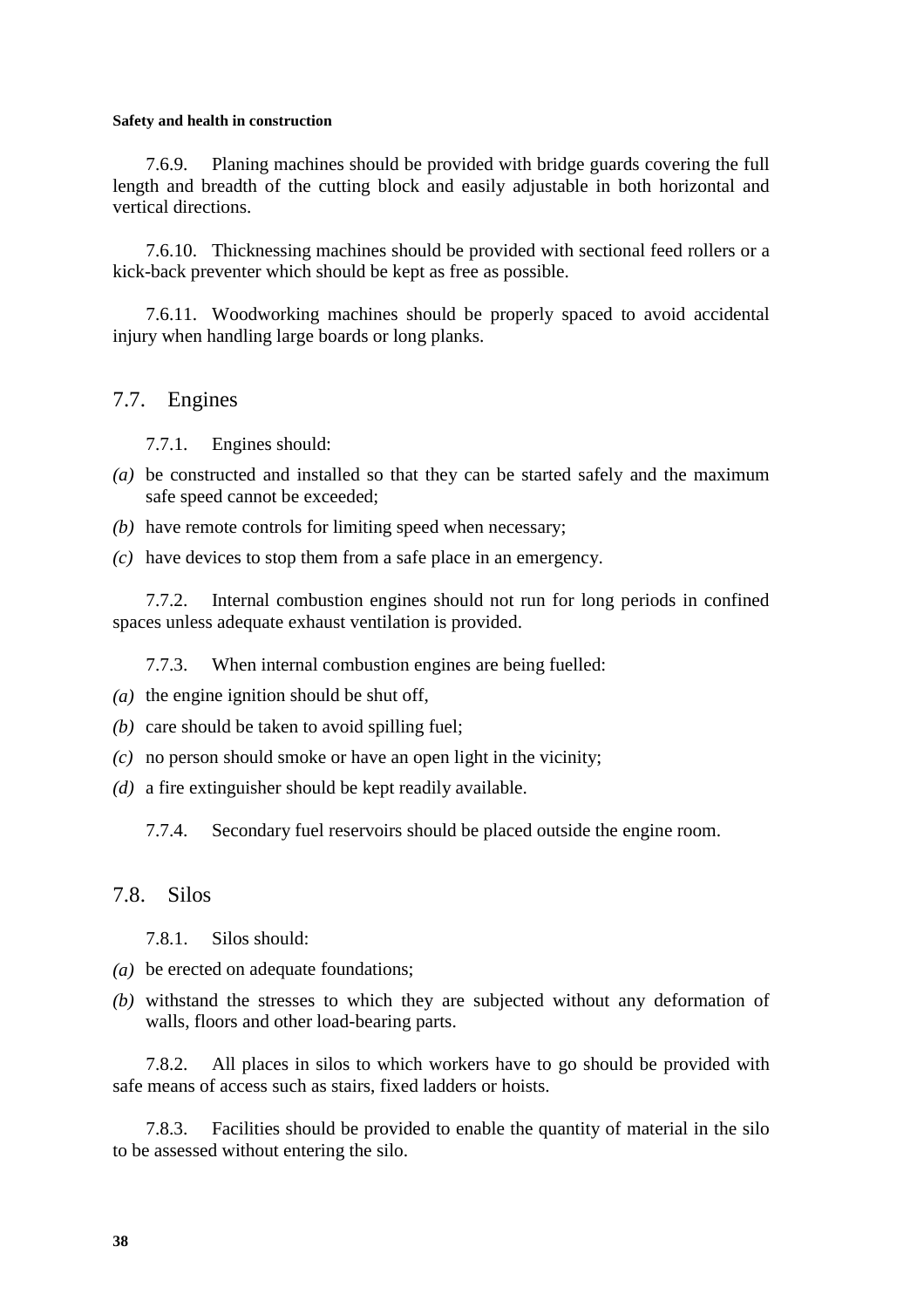7.6.9. Planing machines should be provided with bridge guards covering the full length and breadth of the cutting block and easily adjustable in both horizontal and vertical directions.

7.6.10. Thicknessing machines should be provided with sectional feed rollers or a kick-back preventer which should be kept as free as possible.

7.6.11. Woodworking machines should be properly spaced to avoid accidental injury when handling large boards or long planks.

## 7.7. Engines

7.7.1. Engines should:

*(a)* be constructed and installed so that they can be started safely and the maximum safe speed cannot be exceeded;

*(b)* have remote controls for limiting speed when necessary;

*(c)* have devices to stop them from a safe place in an emergency.

7.7.2. Internal combustion engines should not run for long periods in confined spaces unless adequate exhaust ventilation is provided.

7.7.3. When internal combustion engines are being fuelled:

*(a)* the engine ignition should be shut off,

*(b)* care should be taken to avoid spilling fuel;

*(c)* no person should smoke or have an open light in the vicinity;

*(d)* a fire extinguisher should be kept readily available.

7.7.4. Secondary fuel reservoirs should be placed outside the engine room.

## 7.8. Silos

7.8.1. Silos should:

*(a)* be erected on adequate foundations;

*(b)* withstand the stresses to which they are subjected without any deformation of walls, floors and other load-bearing parts.

7.8.2. All places in silos to which workers have to go should be provided with safe means of access such as stairs, fixed ladders or hoists.

7.8.3. Facilities should be provided to enable the quantity of material in the silo to be assessed without entering the silo.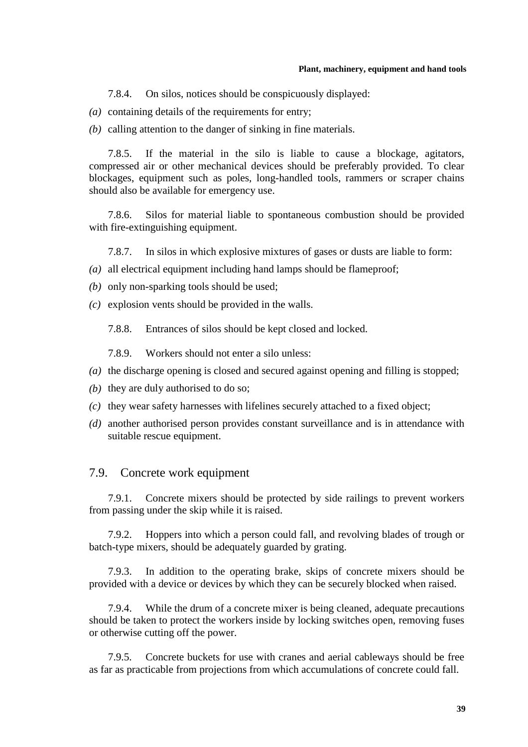7.8.4. On silos, notices should be conspicuously displayed:

*(a)* containing details of the requirements for entry;

*(b)* calling attention to the danger of sinking in fine materials.

7.8.5. If the material in the silo is liable to cause a blockage, agitators, compressed air or other mechanical devices should be preferably provided. To clear blockages, equipment such as poles, long-handled tools, rammers or scraper chains should also be available for emergency use.

7.8.6. Silos for material liable to spontaneous combustion should be provided with fire-extinguishing equipment.

7.8.7. In silos in which explosive mixtures of gases or dusts are liable to form:

*(a)* all electrical equipment including hand lamps should be flameproof;

*(b)* only non-sparking tools should be used;

*(c)* explosion vents should be provided in the walls.

7.8.8. Entrances of silos should be kept closed and locked.

7.8.9. Workers should not enter a silo unless:

*(a)* the discharge opening is closed and secured against opening and filling is stopped;

*(b)* they are duly authorised to do so;

*(c)* they wear safety harnesses with lifelines securely attached to a fixed object;

*(d)* another authorised person provides constant surveillance and is in attendance with suitable rescue equipment.

## 7.9. Concrete work equipment

7.9.1. Concrete mixers should be protected by side railings to prevent workers from passing under the skip while it is raised.

7.9.2. Hoppers into which a person could fall, and revolving blades of trough or batch-type mixers, should be adequately guarded by grating.

7.9.3. In addition to the operating brake, skips of concrete mixers should be provided with a device or devices by which they can be securely blocked when raised.

7.9.4. While the drum of a concrete mixer is being cleaned, adequate precautions should be taken to protect the workers inside by locking switches open, removing fuses or otherwise cutting off the power.

7.9.5. Concrete buckets for use with cranes and aerial cableways should be free as far as practicable from projections from which accumulations of concrete could fall.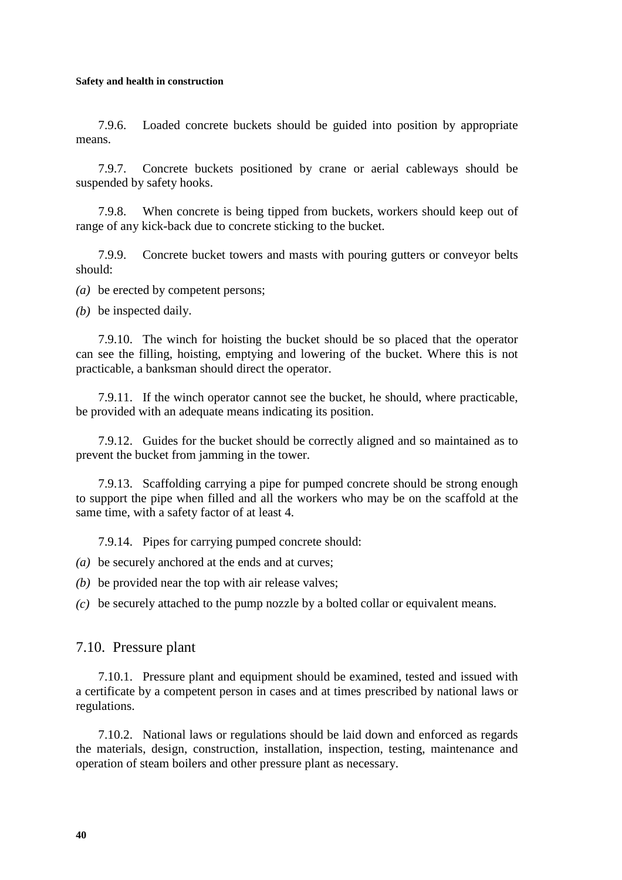7.9.6. Loaded concrete buckets should be guided into position by appropriate means.

7.9.7. Concrete buckets positioned by crane or aerial cableways should be suspended by safety hooks.

7.9.8. When concrete is being tipped from buckets, workers should keep out of range of any kick-back due to concrete sticking to the bucket.

7.9.9. Concrete bucket towers and masts with pouring gutters or conveyor belts should:

*(a)* be erected by competent persons;

*(b)* be inspected daily.

7.9.10. The winch for hoisting the bucket should be so placed that the operator can see the filling, hoisting, emptying and lowering of the bucket. Where this is not practicable, a banksman should direct the operator.

7.9.11. If the winch operator cannot see the bucket, he should, where practicable, be provided with an adequate means indicating its position.

7.9.12. Guides for the bucket should be correctly aligned and so maintained as to prevent the bucket from jamming in the tower.

7.9.13. Scaffolding carrying a pipe for pumped concrete should be strong enough to support the pipe when filled and all the workers who may be on the scaffold at the same time, with a safety factor of at least 4.

7.9.14. Pipes for carrying pumped concrete should:

*(a)* be securely anchored at the ends and at curves;

*(b)* be provided near the top with air release valves;

*(c)* be securely attached to the pump nozzle by a bolted collar or equivalent means.

## 7.10. Pressure plant

7.10.1. Pressure plant and equipment should be examined, tested and issued with a certificate by a competent person in cases and at times prescribed by national laws or regulations.

7.10.2. National laws or regulations should be laid down and enforced as regards the materials, design, construction, installation, inspection, testing, maintenance and operation of steam boilers and other pressure plant as necessary.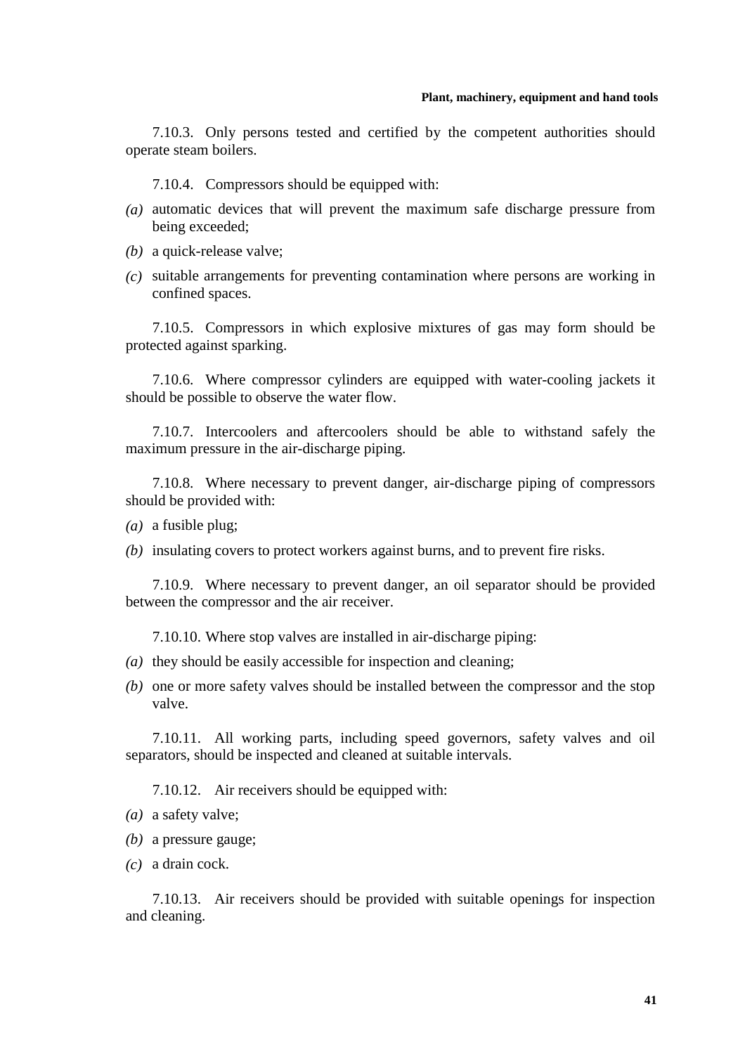7.10.3. Only persons tested and certified by the competent authorities should operate steam boilers.

7.10.4. Compressors should be equipped with:

*(a)* automatic devices that will prevent the maximum safe discharge pressure from being exceeded;

*(b)* a quick-release valve;

*(c)* suitable arrangements for preventing contamination where persons are working in confined spaces.

7.10.5. Compressors in which explosive mixtures of gas may form should be protected against sparking.

7.10.6. Where compressor cylinders are equipped with water-cooling jackets it should be possible to observe the water flow.

7.10.7. Intercoolers and aftercoolers should be able to withstand safely the maximum pressure in the air-discharge piping.

7.10.8. Where necessary to prevent danger, air-discharge piping of compressors should be provided with:

*(a)* a fusible plug;

*(b)* insulating covers to protect workers against burns, and to prevent fire risks.

7.10.9. Where necessary to prevent danger, an oil separator should be provided between the compressor and the air receiver.

7.10.10. Where stop valves are installed in air-discharge piping:

*(a)* they should be easily accessible for inspection and cleaning;

*(b)* one or more safety valves should be installed between the compressor and the stop valve.

7.10.11. All working parts, including speed governors, safety valves and oil separators, should be inspected and cleaned at suitable intervals.

7.10.12. Air receivers should be equipped with:

*(a)* a safety valve;

*(b)* a pressure gauge;

*(c)* a drain cock.

7.10.13. Air receivers should be provided with suitable openings for inspection and cleaning.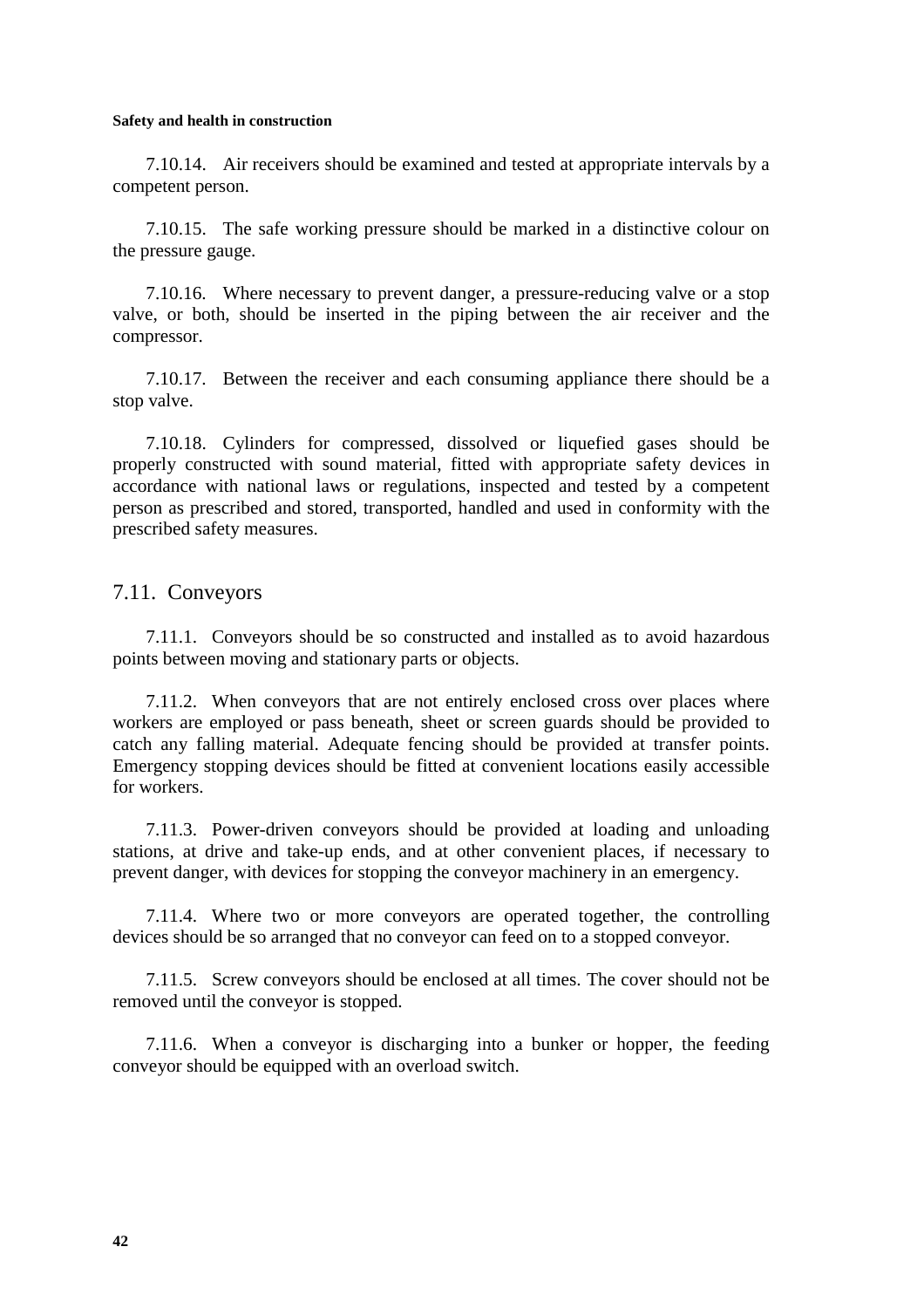7.10.14. Air receivers should be examined and tested at appropriate intervals by a competent person.

7.10.15. The safe working pressure should be marked in a distinctive colour on the pressure gauge.

7.10.16. Where necessary to prevent danger, a pressure-reducing valve or a stop valve, or both, should be inserted in the piping between the air receiver and the compressor.

7.10.17. Between the receiver and each consuming appliance there should be a stop valve.

7.10.18. Cylinders for compressed, dissolved or liquefied gases should be properly constructed with sound material, fitted with appropriate safety devices in accordance with national laws or regulations, inspected and tested by a competent person as prescribed and stored, transported, handled and used in conformity with the prescribed safety measures.

## 7.11. Conveyors

7.11.1. Conveyors should be so constructed and installed as to avoid hazardous points between moving and stationary parts or objects.

7.11.2. When conveyors that are not entirely enclosed cross over places where workers are employed or pass beneath, sheet or screen guards should be provided to catch any falling material. Adequate fencing should be provided at transfer points. Emergency stopping devices should be fitted at convenient locations easily accessible for workers.

7.11.3. Power-driven conveyors should be provided at loading and unloading stations, at drive and take-up ends, and at other convenient places, if necessary to prevent danger, with devices for stopping the conveyor machinery in an emergency.

7.11.4. Where two or more conveyors are operated together, the controlling devices should be so arranged that no conveyor can feed on to a stopped conveyor.

7.11.5. Screw conveyors should be enclosed at all times. The cover should not be removed until the conveyor is stopped.

7.11.6. When a conveyor is discharging into a bunker or hopper, the feeding conveyor should be equipped with an overload switch.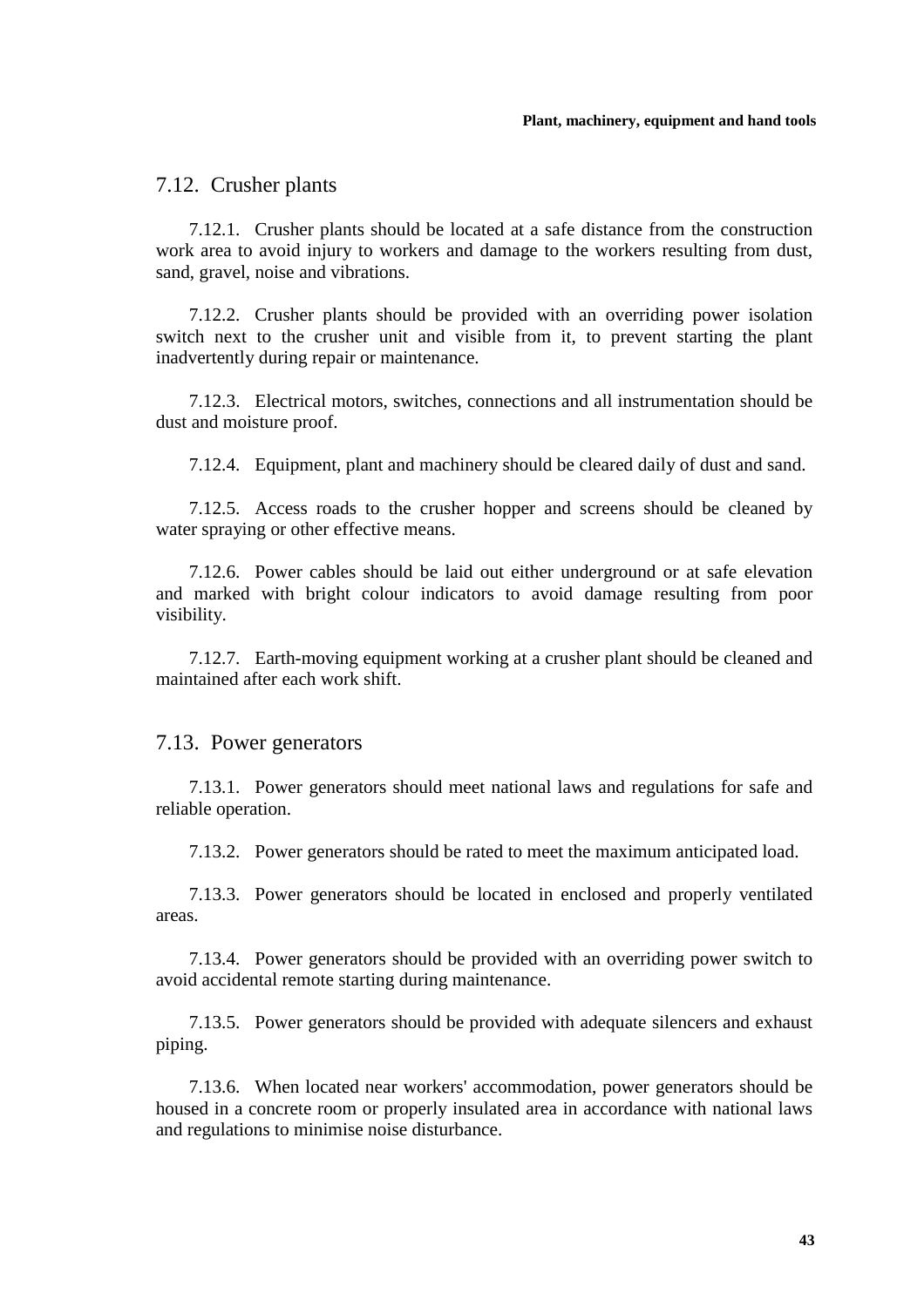## 7.12. Crusher plants

7.12.1. Crusher plants should be located at a safe distance from the construction work area to avoid injury to workers and damage to the workers resulting from dust, sand, gravel, noise and vibrations.

7.12.2. Crusher plants should be provided with an overriding power isolation switch next to the crusher unit and visible from it, to prevent starting the plant inadvertently during repair or maintenance.

7.12.3. Electrical motors, switches, connections and all instrumentation should be dust and moisture proof.

7.12.4. Equipment, plant and machinery should be cleared daily of dust and sand.

7.12.5. Access roads to the crusher hopper and screens should be cleaned by water spraying or other effective means.

7.12.6. Power cables should be laid out either underground or at safe elevation and marked with bright colour indicators to avoid damage resulting from poor visibility.

7.12.7. Earth-moving equipment working at a crusher plant should be cleaned and maintained after each work shift.

## 7.13. Power generators

7.13.1. Power generators should meet national laws and regulations for safe and reliable operation.

7.13.2. Power generators should be rated to meet the maximum anticipated load.

7.13.3. Power generators should be located in enclosed and properly ventilated areas.

7.13.4. Power generators should be provided with an overriding power switch to avoid accidental remote starting during maintenance.

7.13.5. Power generators should be provided with adequate silencers and exhaust piping.

7.13.6. When located near workers' accommodation, power generators should be housed in a concrete room or properly insulated area in accordance with national laws and regulations to minimise noise disturbance.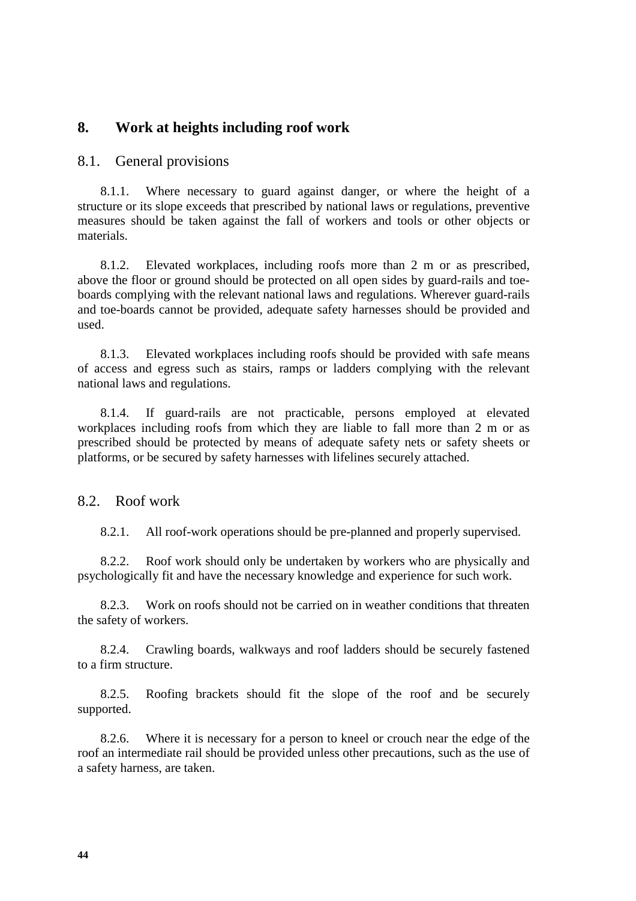# 8. Work at heights including roof work

## 8.1. General provisions

8.1.1. Where necessary to guard against danger, or where the height of a structure or its slope exceeds that prescribed by national laws or regulations, preventive measures should be taken against the fall of workers and tools or other objects or materials.

8.1.2. Elevated workplaces, including roofs more than 2 m or as prescribed, above the floor or ground should be protected on all open sides by guard-rails and toe-boards complying with the relevant national laws and regulations. Wherever guard-rails and toe-boards cannot be provided, adequate safety harnesses should be provided and used.

8.1.3. Elevated workplaces including roofs should be provided with safe means of access and egress such as stairs, ramps or ladders complying with the relevant national laws and regulations.

8.1.4. If guard-rails are not practicable, persons employed at elevated workplaces including roofs from which they are liable to fall more than 2 m or as prescribed should be protected by means of adequate safety nets or safety sheets or platforms, or be secured by safety harnesses with lifelines securely attached.

## 8.2. Roof work

8.2.1. All roof-work operations should be pre-planned and properly supervised.

8.2.2. Roof work should only be undertaken by workers who are physically and psychologically fit and have the necessary knowledge and experience for such work.

8.2.3. Work on roofs should not be carried on in weather conditions that threaten the safety of workers.

8.2.4. Crawling boards, walkways and roof ladders should be securely fastened to a firm structure.

8.2.5. Roofing brackets should fit the slope of the roof and be securely supported.

8.2.6. Where it is necessary for a person to kneel or crouch near the edge of the roof an intermediate rail should be provided unless other precautions, such as the use of a safety harness, are taken.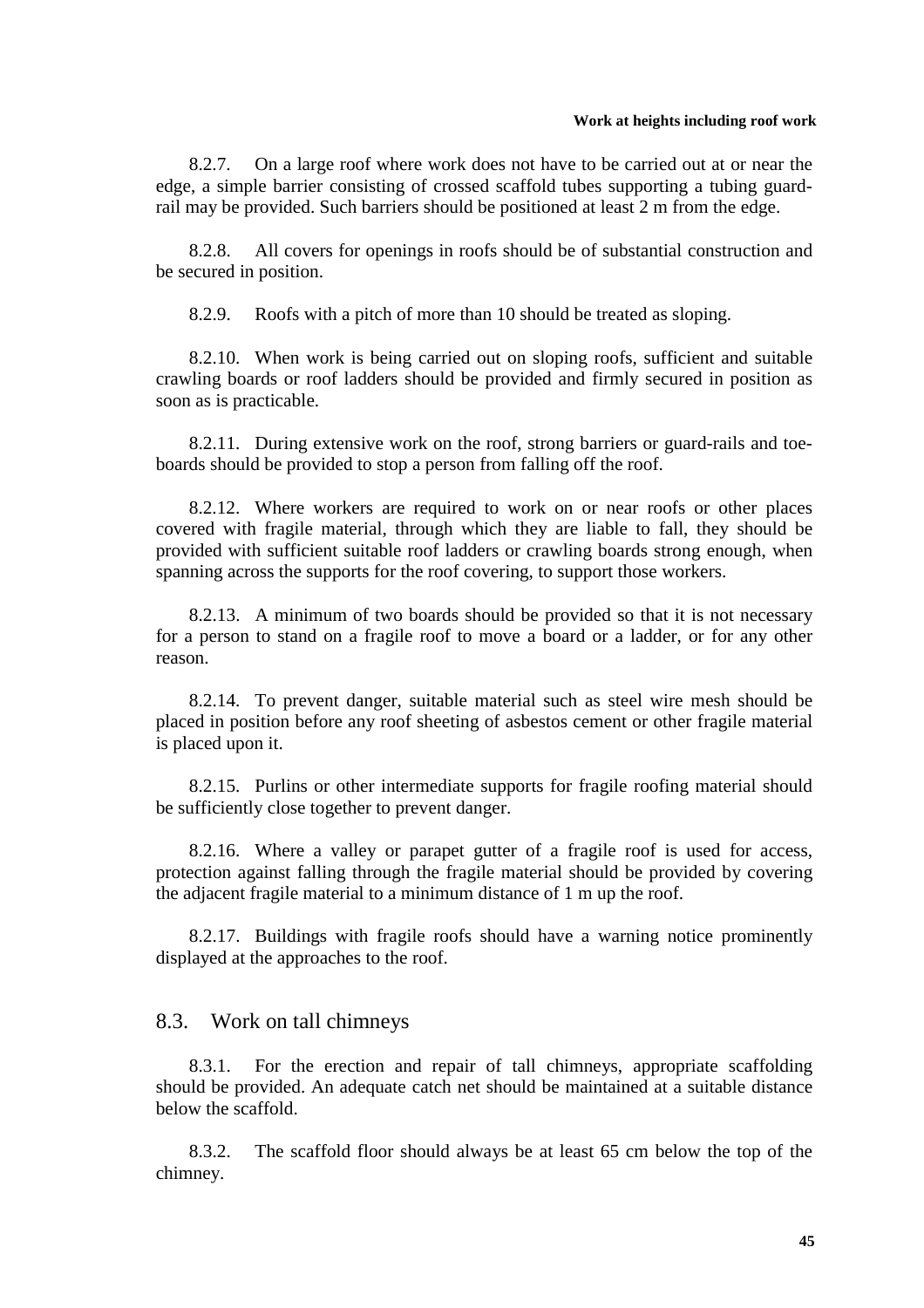8.2.7. On a large roof where work does not have to be carried out at or near the edge, a simple barrier consisting of crossed scaffold tubes supporting a tubing guard-rail may be provided. Such barriers should be positioned at least 2 m from the edge.

8.2.8. All covers for openings in roofs should be of substantial construction and be secured in position.

8.2.9. Roofs with a pitch of more than 10 should be treated as sloping.

8.2.10. When work is being carried out on sloping roofs, sufficient and suitable crawling boards or roof ladders should be provided and firmly secured in position as soon as is practicable.

8.2.11. During extensive work on the roof, strong barriers or guard-rails and toe-boards should be provided to stop a person from falling off the roof.

8.2.12. Where workers are required to work on or near roofs or other places covered with fragile material, through which they are liable to fall, they should be provided with sufficient suitable roof ladders or crawling boards strong enough, when spanning across the supports for the roof covering, to support those workers.

8.2.13. A minimum of two boards should be provided so that it is not necessary for a person to stand on a fragile roof to move a board or a ladder, or for any other reason.

8.2.14. To prevent danger, suitable material such as steel wire mesh should be placed in position before any roof sheeting of asbestos cement or other fragile material is placed upon it.

8.2.15. Purlins or other intermediate supports for fragile roofing material should be sufficiently close together to prevent danger.

8.2.16. Where a valley or parapet gutter of a fragile roof is used for access, protection against falling through the fragile material should be provided by covering the adjacent fragile material to a minimum distance of 1 m up the roof.

8.2.17. Buildings with fragile roofs should have a warning notice prominently displayed at the approaches to the roof.

## 8.3. Work on tall chimneys

8.3.1. For the erection and repair of tall chimneys, appropriate scaffolding should be provided. An adequate catch net should be maintained at a suitable distance below the scaffold.

8.3.2. The scaffold floor should always be at least 65 cm below the top of the chimney.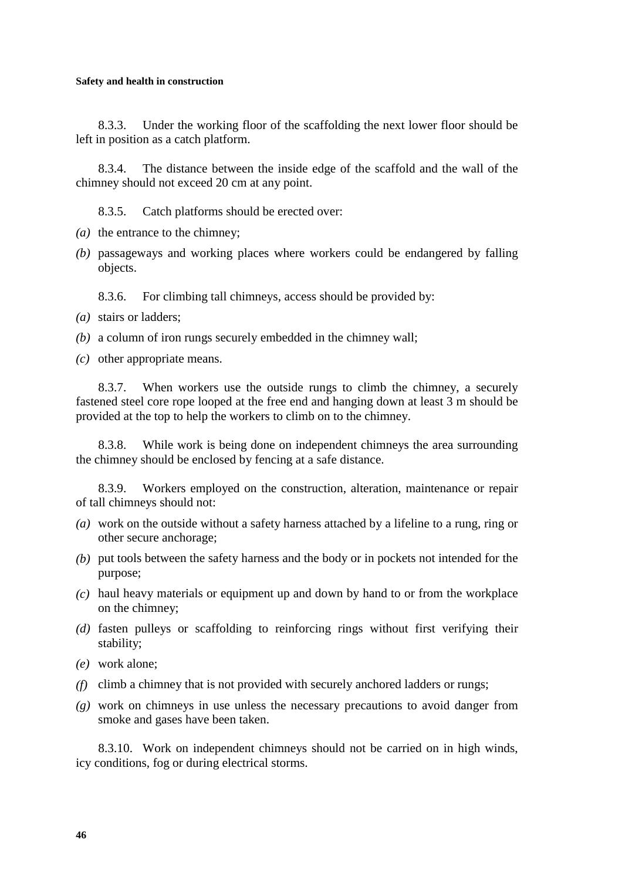8.3.3. Under the working floor of the scaffolding the next lower floor should be left in position as a catch platform.

8.3.4. The distance between the inside edge of the scaffold and the wall of the chimney should not exceed 20 cm at any point.

8.3.5. Catch platforms should be erected over:

*(a)* the entrance to the chimney;

*(b)* passageways and working places where workers could be endangered by falling objects.

8.3.6. For climbing tall chimneys, access should be provided by:

*(a)* stairs or ladders;

*(b)* a column of iron rungs securely embedded in the chimney wall;

*(c)* other appropriate means.

8.3.7. When workers use the outside rungs to climb the chimney, a securely fastened steel core rope looped at the free end and hanging down at least 3 m should be provided at the top to help the workers to climb on to the chimney.

8.3.8. While work is being done on independent chimneys the area surrounding the chimney should be enclosed by fencing at a safe distance.

8.3.9. Workers employed on the construction, alteration, maintenance or repair of tall chimneys should not:

*(a)* work on the outside without a safety harness attached by a lifeline to a rung, ring or other secure anchorage;

*(b)* put tools between the safety harness and the body or in pockets not intended for the purpose;

*(c)* haul heavy materials or equipment up and down by hand to or from the workplace on the chimney;

*(d)* fasten pulleys or scaffolding to reinforcing rings without first verifying their stability;

*(e)* work alone;

*(f)* climb a chimney that is not provided with securely anchored ladders or rungs;

*(g)* work on chimneys in use unless the necessary precautions to avoid danger from smoke and gases have been taken.

8.3.10. Work on independent chimneys should not be carried on in high winds, icy conditions, fog or during electrical storms.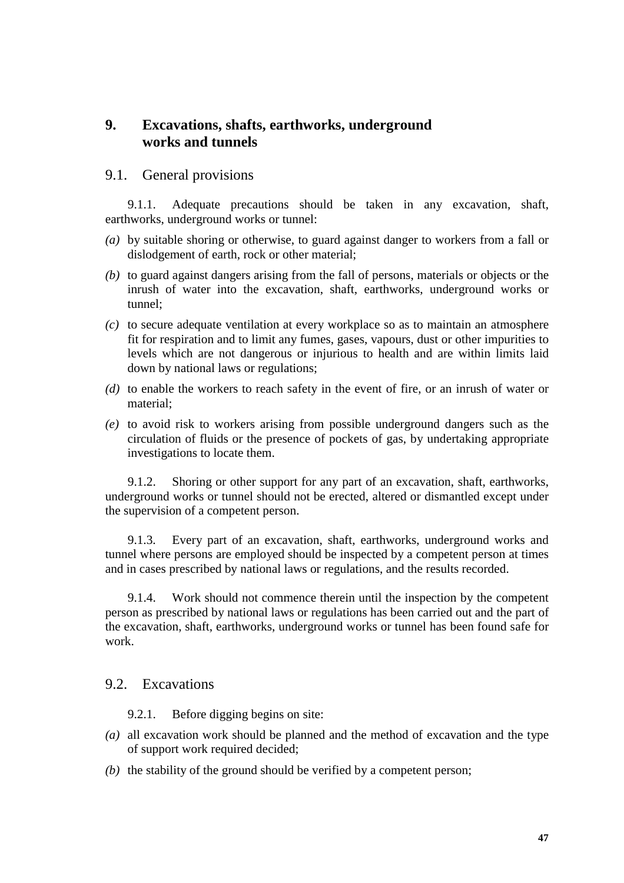# 9. Excavations, shafts, earthworks, underground works and tunnels

## 9.1. General provisions

9.1.1. Adequate precautions should be taken in any excavation, shaft, earthworks, underground works or tunnel:

*(a)* by suitable shoring or otherwise, to guard against danger to workers from a fall or dislodgement of earth, rock or other material;

*(b)* to guard against dangers arising from the fall of persons, materials or objects or the inrush of water into the excavation, shaft, earthworks, underground works or tunnel;

*(c)* to secure adequate ventilation at every workplace so as to maintain an atmosphere fit for respiration and to limit any fumes, gases, vapours, dust or other impurities to levels which are not dangerous or injurious to health and are within limits laid down by national laws or regulations;

*(d)* to enable the workers to reach safety in the event of fire, or an inrush of water or material;

*(e)* to avoid risk to workers arising from possible underground dangers such as the circulation of fluids or the presence of pockets of gas, by undertaking appropriate investigations to locate them.

9.1.2. Shoring or other support for any part of an excavation, shaft, earthworks, underground works or tunnel should not be erected, altered or dismantled except under the supervision of a competent person.

9.1.3. Every part of an excavation, shaft, earthworks, underground works and tunnel where persons are employed should be inspected by a competent person at times and in cases prescribed by national laws or regulations, and the results recorded.

9.1.4. Work should not commence therein until the inspection by the competent person as prescribed by national laws or regulations has been carried out and the part of the excavation, shaft, earthworks, underground works or tunnel has been found safe for work.

## 9.2. Excavations

9.2.1. Before digging begins on site:

*(a)* all excavation work should be planned and the method of excavation and the type of support work required decided;

*(b)* the stability of the ground should be verified by a competent person;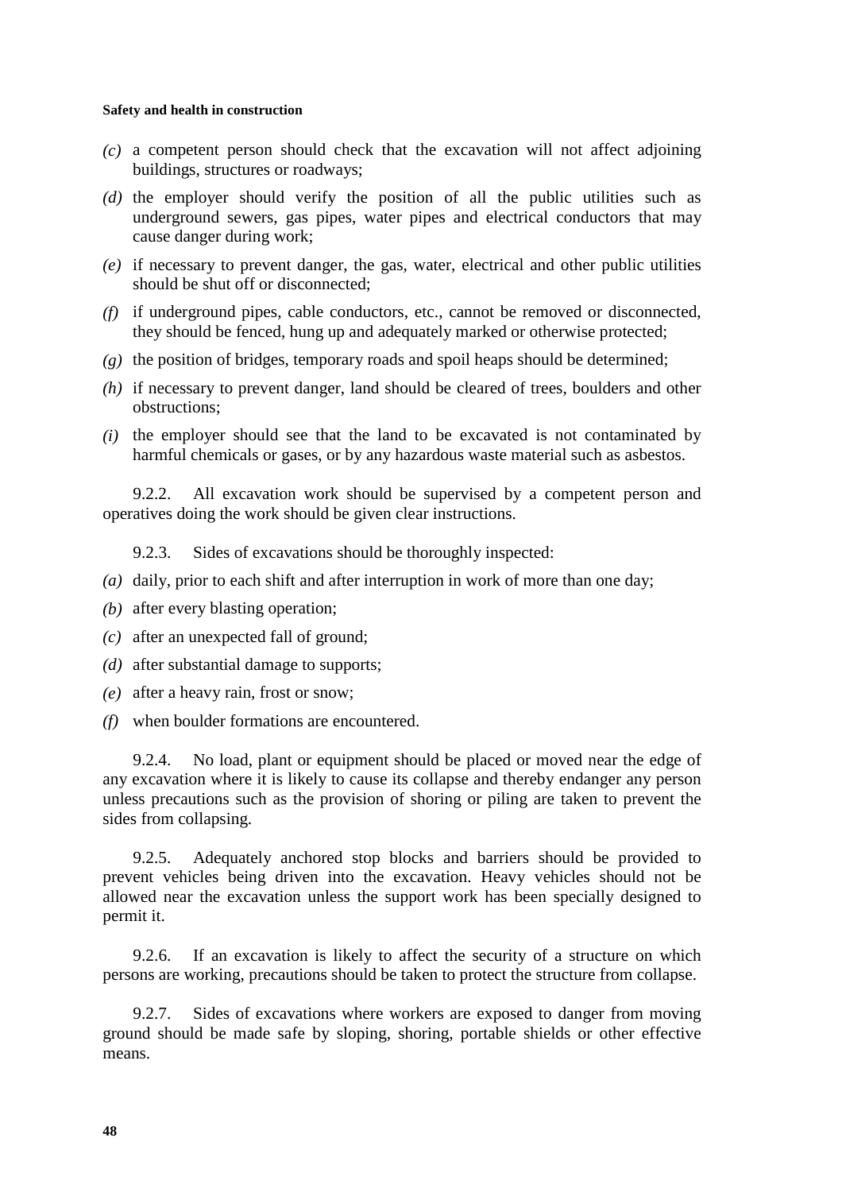*(c)* a competent person should check that the excavation will not affect adjoining buildings, structures or roadways;

*(d)* the employer should verify the position of all the public utilities such as underground sewers, gas pipes, water pipes and electrical conductors that may cause danger during work;

*(e)* if necessary to prevent danger, the gas, water, electrical and other public utilities should be shut off or disconnected;

*(f)* if underground pipes, cable conductors, etc., cannot be removed or disconnected, they should be fenced, hung up and adequately marked or otherwise protected;

*(g)* the position of bridges, temporary roads and spoil heaps should be determined;

*(h)* if necessary to prevent danger, land should be cleared of trees, boulders and other obstructions;

*(i)* the employer should see that the land to be excavated is not contaminated by harmful chemicals or gases, or by any hazardous waste material such as asbestos.

9.2.2. All excavation work should be supervised by a competent person and operatives doing the work should be given clear instructions.

9.2.3. Sides of excavations should be thoroughly inspected:

*(a)* daily, prior to each shift and after interruption in work of more than one day;

*(b)* after every blasting operation;

*(c)* after an unexpected fall of ground;

*(d)* after substantial damage to supports;

*(e)* after a heavy rain, frost or snow;

*(f)* when boulder formations are encountered.

9.2.4. No load, plant or equipment should be placed or moved near the edge of any excavation where it is likely to cause its collapse and thereby endanger any person unless precautions such as the provision of shoring or piling are taken to prevent the sides from collapsing.

9.2.5. Adequately anchored stop blocks and barriers should be provided to prevent vehicles being driven into the excavation. Heavy vehicles should not be allowed near the excavation unless the support work has been specially designed to permit it.

9.2.6. If an excavation is likely to affect the security of a structure on which persons are working, precautions should be taken to protect the structure from collapse.

9.2.7. Sides of excavations where workers are exposed to danger from moving ground should be made safe by sloping, shoring, portable shields or other effective means.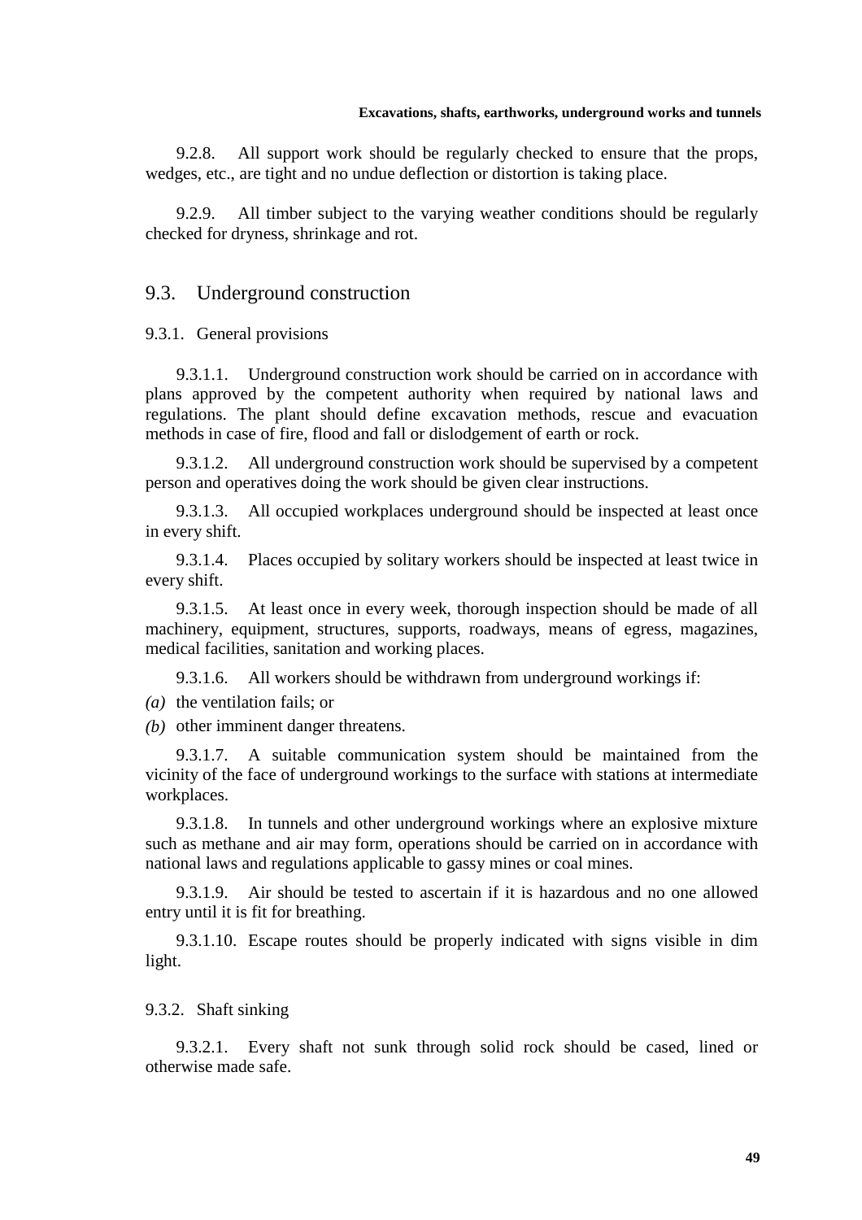9.2.8. All support work should be regularly checked to ensure that the props, wedges, etc., are tight and no undue deflection or distortion is taking place.

9.2.9. All timber subject to the varying weather conditions should be regularly checked for dryness, shrinkage and rot.

## 9.3. Underground construction

### 9.3.1. General provisions

9.3.1.1. Underground construction work should be carried on in accordance with plans approved by the competent authority when required by national laws and regulations. The plant should define excavation methods, rescue and evacuation methods in case of fire, flood and fall or dislodgement of earth or rock.

9.3.1.2. All underground construction work should be supervised by a competent person and operatives doing the work should be given clear instructions.

9.3.1.3. All occupied workplaces underground should be inspected at least once in every shift.

9.3.1.4. Places occupied by solitary workers should be inspected at least twice in every shift.

9.3.1.5. At least once in every week, thorough inspection should be made of all machinery, equipment, structures, supports, roadways, means of egress, magazines, medical facilities, sanitation and working places.

9.3.1.6. All workers should be withdrawn from underground workings if:

*(a)* the ventilation fails; or

*(b)* other imminent danger threatens.

9.3.1.7. A suitable communication system should be maintained from the vicinity of the face of underground workings to the surface with stations at intermediate workplaces.

9.3.1.8. In tunnels and other underground workings where an explosive mixture such as methane and air may form, operations should be carried on in accordance with national laws and regulations applicable to gassy mines or coal mines.

9.3.1.9. Air should be tested to ascertain if it is hazardous and no one allowed entry until it is fit for breathing.

9.3.1.10. Escape routes should be properly indicated with signs visible in dim light.

### 9.3.2. Shaft sinking

9.3.2.1. Every shaft not sunk through solid rock should be cased, lined or otherwise made safe.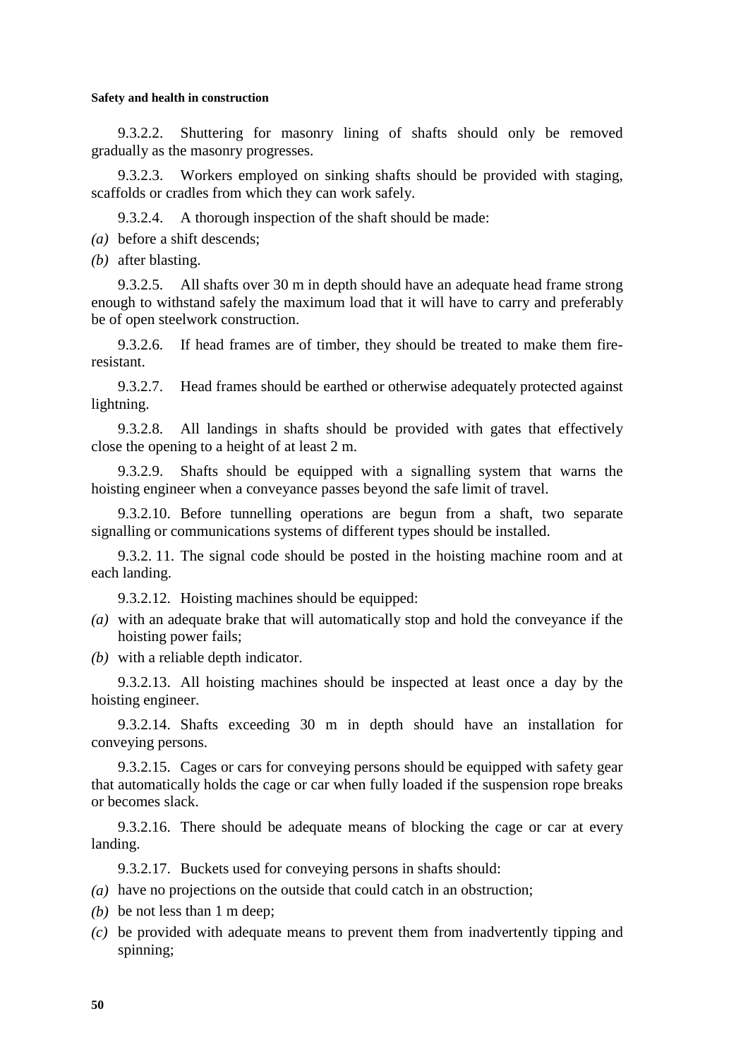9.3.2.2. Shuttering for masonry lining of shafts should only be removed gradually as the masonry progresses.

9.3.2.3. Workers employed on sinking shafts should be provided with staging, scaffolds or cradles from which they can work safely.

9.3.2.4. A thorough inspection of the shaft should be made:

*(a)* before a shift descends;

*(b)* after blasting.

9.3.2.5. All shafts over 30 m in depth should have an adequate head frame strong enough to withstand safely the maximum load that it will have to carry and preferably be of open steelwork construction.

9.3.2.6. If head frames are of timber, they should be treated to make them fire-resistant.

9.3.2.7. Head frames should be earthed or otherwise adequately protected against lightning.

9.3.2.8. All landings in shafts should be provided with gates that effectively close the opening to a height of at least 2 m.

9.3.2.9. Shafts should be equipped with a signalling system that warns the hoisting engineer when a conveyance passes beyond the safe limit of travel.

9.3.2.10. Before tunnelling operations are begun from a shaft, two separate signalling or communications systems of different types should be installed.

9.3.2. 11. The signal code should be posted in the hoisting machine room and at each landing.

9.3.2.12. Hoisting machines should be equipped:

*(a)* with an adequate brake that will automatically stop and hold the conveyance if the hoisting power fails;

*(b)* with a reliable depth indicator.

9.3.2.13. All hoisting machines should be inspected at least once a day by the hoisting engineer.

9.3.2.14. Shafts exceeding 30 m in depth should have an installation for conveying persons.

9.3.2.15. Cages or cars for conveying persons should be equipped with safety gear that automatically holds the cage or car when fully loaded if the suspension rope breaks or becomes slack.

9.3.2.16. There should be adequate means of blocking the cage or car at every landing.

9.3.2.17. Buckets used for conveying persons in shafts should:

*(a)* have no projections on the outside that could catch in an obstruction;

*(b)* be not less than 1 m deep;

*(c)* be provided with adequate means to prevent them from inadvertently tipping and spinning;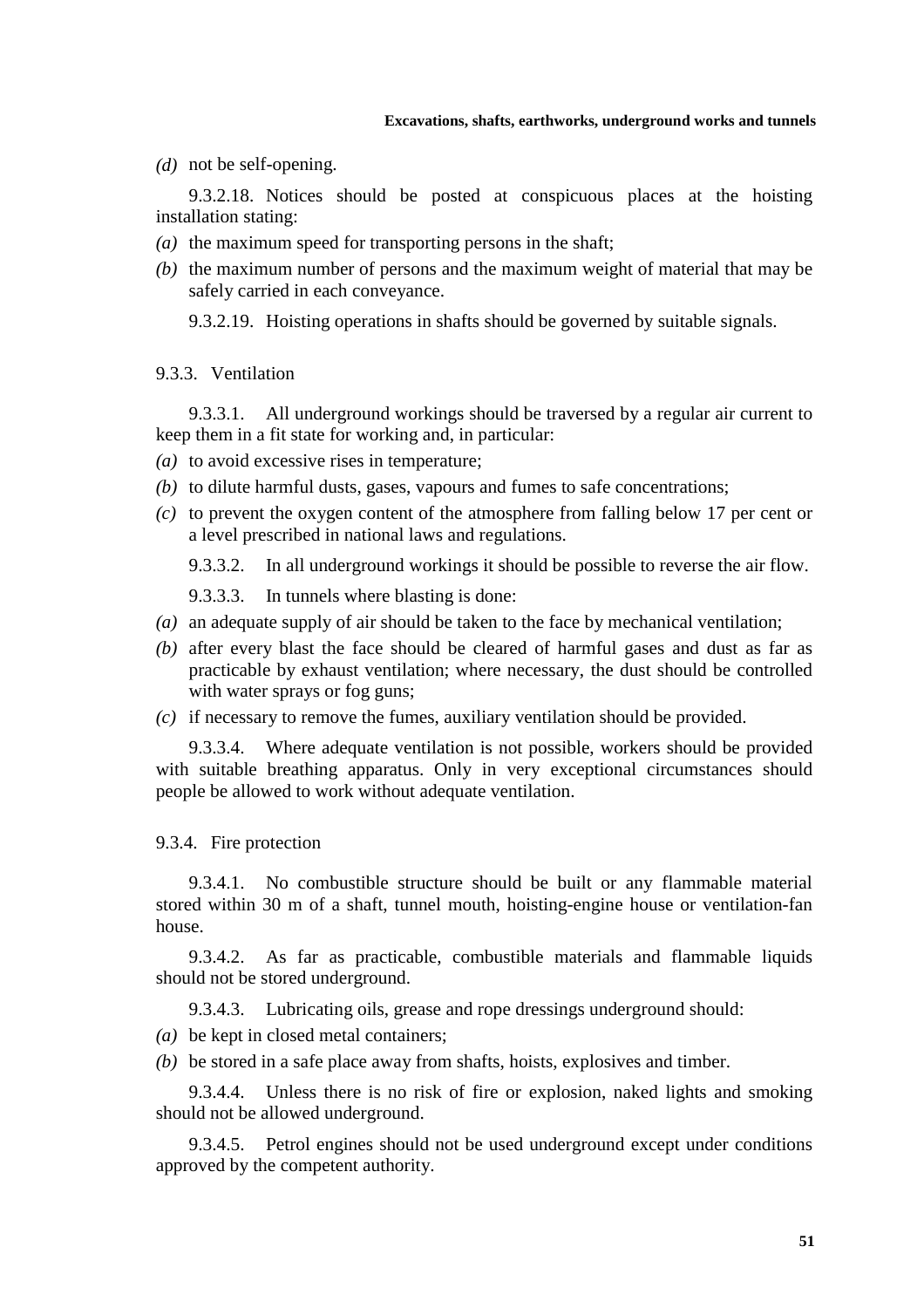*(d)* not be self-opening.

9.3.2.18. Notices should be posted at conspicuous places at the hoisting installation stating:

*(a)* the maximum speed for transporting persons in the shaft;

*(b)* the maximum number of persons and the maximum weight of material that may be safely carried in each conveyance.

9.3.2.19. Hoisting operations in shafts should be governed by suitable signals.

### 9.3.3. Ventilation

9.3.3.1. All underground workings should be traversed by a regular air current to keep them in a fit state for working and, in particular:

*(a)* to avoid excessive rises in temperature;

*(b)* to dilute harmful dusts, gases, vapours and fumes to safe concentrations;

*(c)* to prevent the oxygen content of the atmosphere from falling below 17 per cent or a level prescribed in national laws and regulations.

9.3.3.2. In all underground workings it should be possible to reverse the air flow.

9.3.3.3. In tunnels where blasting is done:

*(a)* an adequate supply of air should be taken to the face by mechanical ventilation;

*(b)* after every blast the face should be cleared of harmful gases and dust as far as practicable by exhaust ventilation; where necessary, the dust should be controlled with water sprays or fog guns;

*(c)* if necessary to remove the fumes, auxiliary ventilation should be provided.

9.3.3.4. Where adequate ventilation is not possible, workers should be provided with suitable breathing apparatus. Only in very exceptional circumstances should people be allowed to work without adequate ventilation.

### 9.3.4. Fire protection

9.3.4.1. No combustible structure should be built or any flammable material stored within 30 m of a shaft, tunnel mouth, hoisting-engine house or ventilation-fan house.

9.3.4.2. As far as practicable, combustible materials and flammable liquids should not be stored underground.

9.3.4.3. Lubricating oils, grease and rope dressings underground should:

*(a)* be kept in closed metal containers;

*(b)* be stored in a safe place away from shafts, hoists, explosives and timber.

9.3.4.4. Unless there is no risk of fire or explosion, naked lights and smoking should not be allowed underground.

9.3.4.5. Petrol engines should not be used underground except under conditions approved by the competent authority.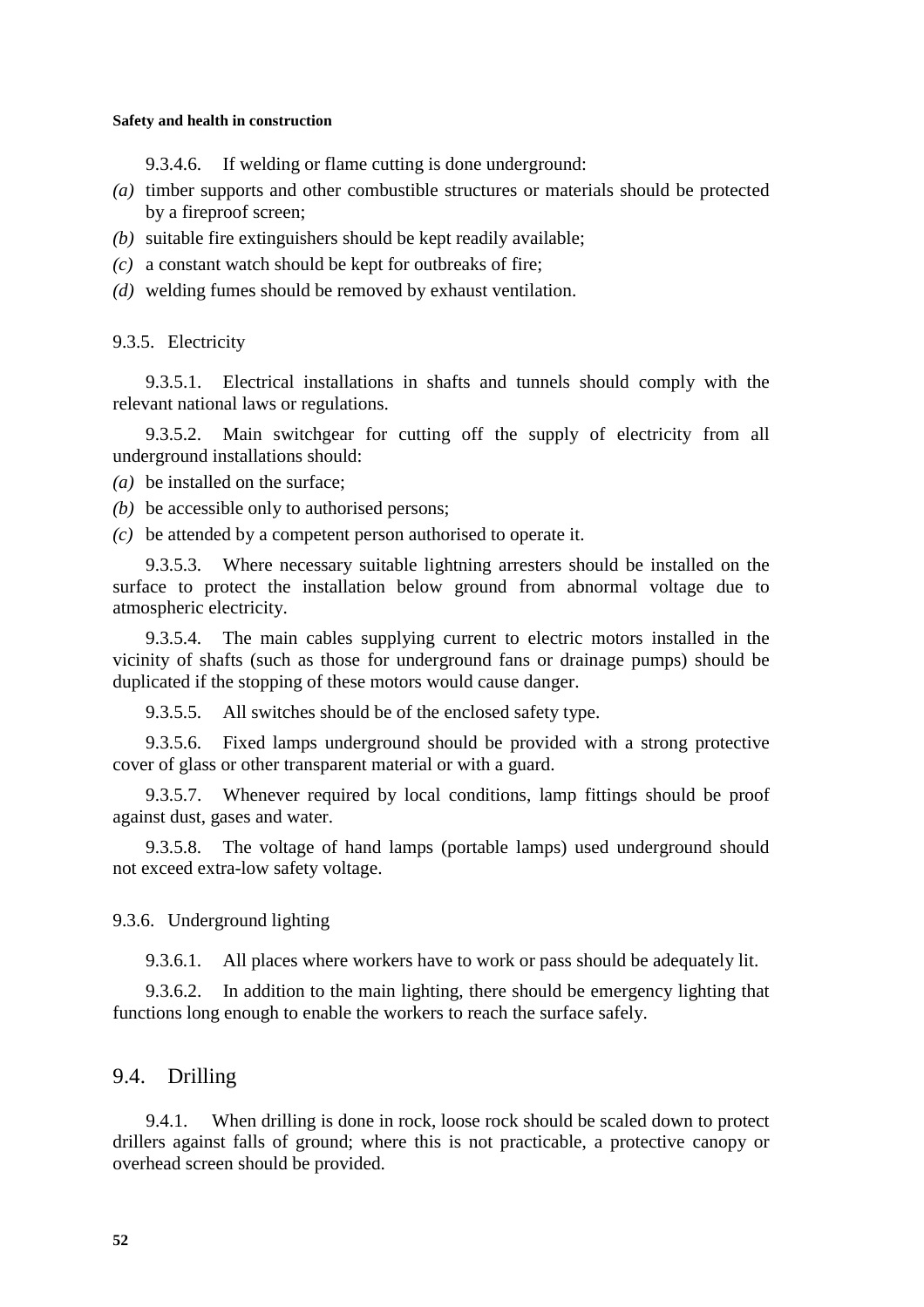9.3.4.6. If welding or flame cutting is done underground:

*(a)* timber supports and other combustible structures or materials should be protected by a fireproof screen;

*(b)* suitable fire extinguishers should be kept readily available;

*(c)* a constant watch should be kept for outbreaks of fire;

*(d)* welding fumes should be removed by exhaust ventilation.

### 9.3.5. Electricity

9.3.5.1. Electrical installations in shafts and tunnels should comply with the relevant national laws or regulations.

9.3.5.2. Main switchgear for cutting off the supply of electricity from all underground installations should:

*(a)* be installed on the surface;

*(b)* be accessible only to authorised persons;

*(c)* be attended by a competent person authorised to operate it.

9.3.5.3. Where necessary suitable lightning arresters should be installed on the surface to protect the installation below ground from abnormal voltage due to atmospheric electricity.

9.3.5.4. The main cables supplying current to electric motors installed in the vicinity of shafts (such as those for underground fans or drainage pumps) should be duplicated if the stopping of these motors would cause danger.

9.3.5.5. All switches should be of the enclosed safety type.

9.3.5.6. Fixed lamps underground should be provided with a strong protective cover of glass or other transparent material or with a guard.

9.3.5.7. Whenever required by local conditions, lamp fittings should be proof against dust, gases and water.

9.3.5.8. The voltage of hand lamps (portable lamps) used underground should not exceed extra-low safety voltage.

### 9.3.6. Underground lighting

9.3.6.1. All places where workers have to work or pass should be adequately lit.

9.3.6.2. In addition to the main lighting, there should be emergency lighting that functions long enough to enable the workers to reach the surface safely.

## 9.4. Drilling

9.4.1. When drilling is done in rock, loose rock should be scaled down to protect drillers against falls of ground; where this is not practicable, a protective canopy or overhead screen should be provided.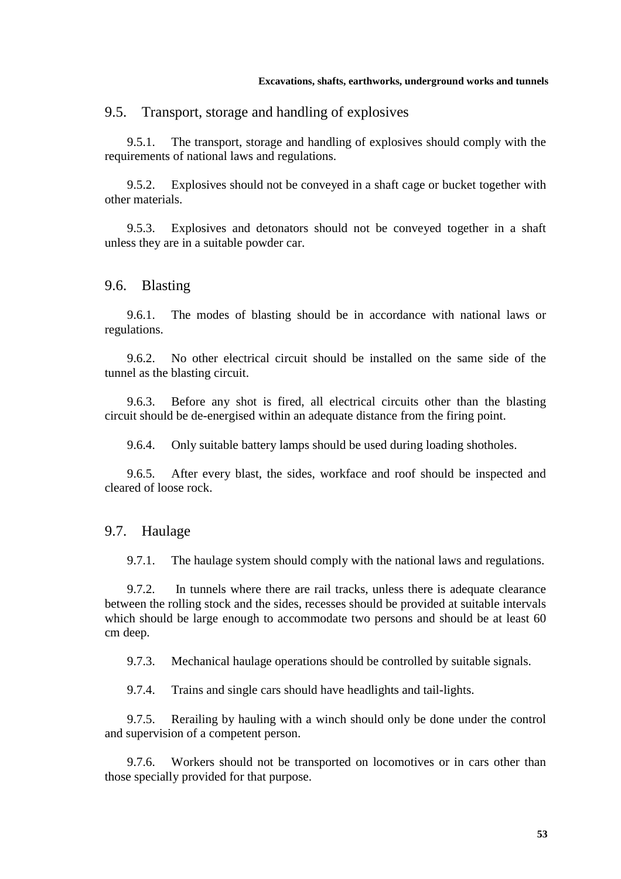## 9.5. Transport, storage and handling of explosives

9.5.1. The transport, storage and handling of explosives should comply with the requirements of national laws and regulations.

9.5.2. Explosives should not be conveyed in a shaft cage or bucket together with other materials.

9.5.3. Explosives and detonators should not be conveyed together in a shaft unless they are in a suitable powder car.

## 9.6. Blasting

9.6.1. The modes of blasting should be in accordance with national laws or regulations.

9.6.2. No other electrical circuit should be installed on the same side of the tunnel as the blasting circuit.

9.6.3. Before any shot is fired, all electrical circuits other than the blasting circuit should be de-energised within an adequate distance from the firing point.

9.6.4. Only suitable battery lamps should be used during loading shotholes.

9.6.5. After every blast, the sides, workface and roof should be inspected and cleared of loose rock.

## 9.7. Haulage

9.7.1. The haulage system should comply with the national laws and regulations.

9.7.2. In tunnels where there are rail tracks, unless there is adequate clearance between the rolling stock and the sides, recesses should be provided at suitable intervals which should be large enough to accommodate two persons and should be at least 60 cm deep.

9.7.3. Mechanical haulage operations should be controlled by suitable signals.

9.7.4. Trains and single cars should have headlights and tail-lights.

9.7.5. Rerailing by hauling with a winch should only be done under the control and supervision of a competent person.

9.7.6. Workers should not be transported on locomotives or in cars other than those specially provided for that purpose.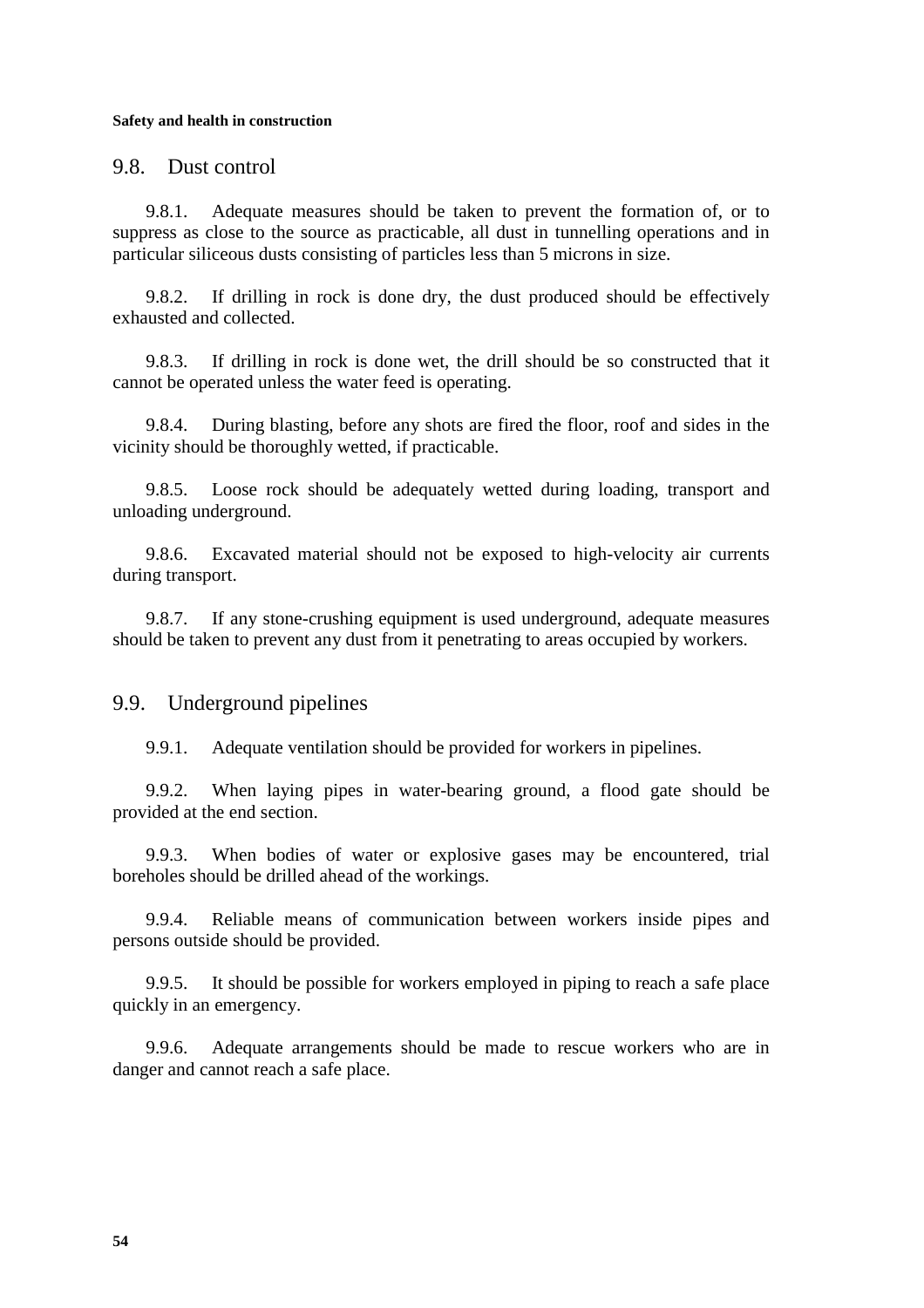## 9.8. Dust control

9.8.1. Adequate measures should be taken to prevent the formation of, or to suppress as close to the source as practicable, all dust in tunnelling operations and in particular siliceous dusts consisting of particles less than 5 microns in size.

9.8.2. If drilling in rock is done dry, the dust produced should be effectively exhausted and collected.

9.8.3. If drilling in rock is done wet, the drill should be so constructed that it cannot be operated unless the water feed is operating.

9.8.4. During blasting, before any shots are fired the floor, roof and sides in the vicinity should be thoroughly wetted, if practicable.

9.8.5. Loose rock should be adequately wetted during loading, transport and unloading underground.

9.8.6. Excavated material should not be exposed to high-velocity air currents during transport.

9.8.7. If any stone-crushing equipment is used underground, adequate measures should be taken to prevent any dust from it penetrating to areas occupied by workers.

## 9.9. Underground pipelines

9.9.1. Adequate ventilation should be provided for workers in pipelines.

9.9.2. When laying pipes in water-bearing ground, a flood gate should be provided at the end section.

9.9.3. When bodies of water or explosive gases may be encountered, trial boreholes should be drilled ahead of the workings.

9.9.4. Reliable means of communication between workers inside pipes and persons outside should be provided.

9.9.5. It should be possible for workers employed in piping to reach a safe place quickly in an emergency.

9.9.6. Adequate arrangements should be made to rescue workers who are in danger and cannot reach a safe place.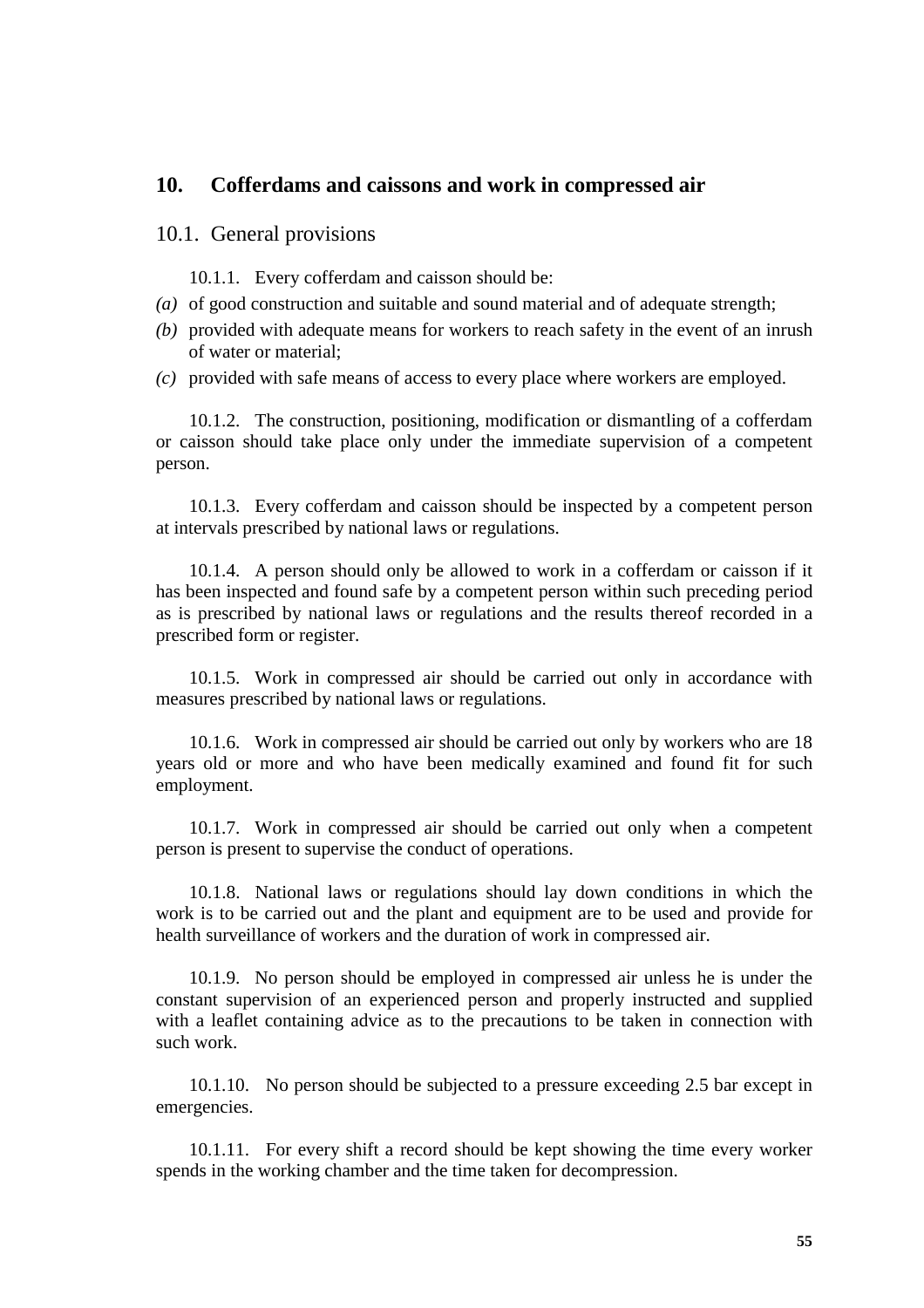## 10. Cofferdams and caissons and work in compressed air

### 10.1. General provisions

10.1.1. Every cofferdam and caisson should be:

*(a)* of good construction and suitable and sound material and of adequate strength;

*(b)* provided with adequate means for workers to reach safety in the event of an inrush of water or material;

*(c)* provided with safe means of access to every place where workers are employed.

10.1.2. The construction, positioning, modification or dismantling of a cofferdam or caisson should take place only under the immediate supervision of a competent person.

10.1.3. Every cofferdam and caisson should be inspected by a competent person at intervals prescribed by national laws or regulations.

10.1.4. A person should only be allowed to work in a cofferdam or caisson if it has been inspected and found safe by a competent person within such preceding period as is prescribed by national laws or regulations and the results thereof recorded in a prescribed form or register.

10.1.5. Work in compressed air should be carried out only in accordance with measures prescribed by national laws or regulations.

10.1.6. Work in compressed air should be carried out only by workers who are 18 years old or more and who have been medically examined and found fit for such employment.

10.1.7. Work in compressed air should be carried out only when a competent person is present to supervise the conduct of operations.

10.1.8. National laws or regulations should lay down conditions in which the work is to be carried out and the plant and equipment are to be used and provide for health surveillance of workers and the duration of work in compressed air.

10.1.9. No person should be employed in compressed air unless he is under the constant supervision of an experienced person and properly instructed and supplied with a leaflet containing advice as to the precautions to be taken in connection with such work.

10.1.10. No person should be subjected to a pressure exceeding 2.5 bar except in emergencies.

10.1.11. For every shift a record should be kept showing the time every worker spends in the working chamber and the time taken for decompression.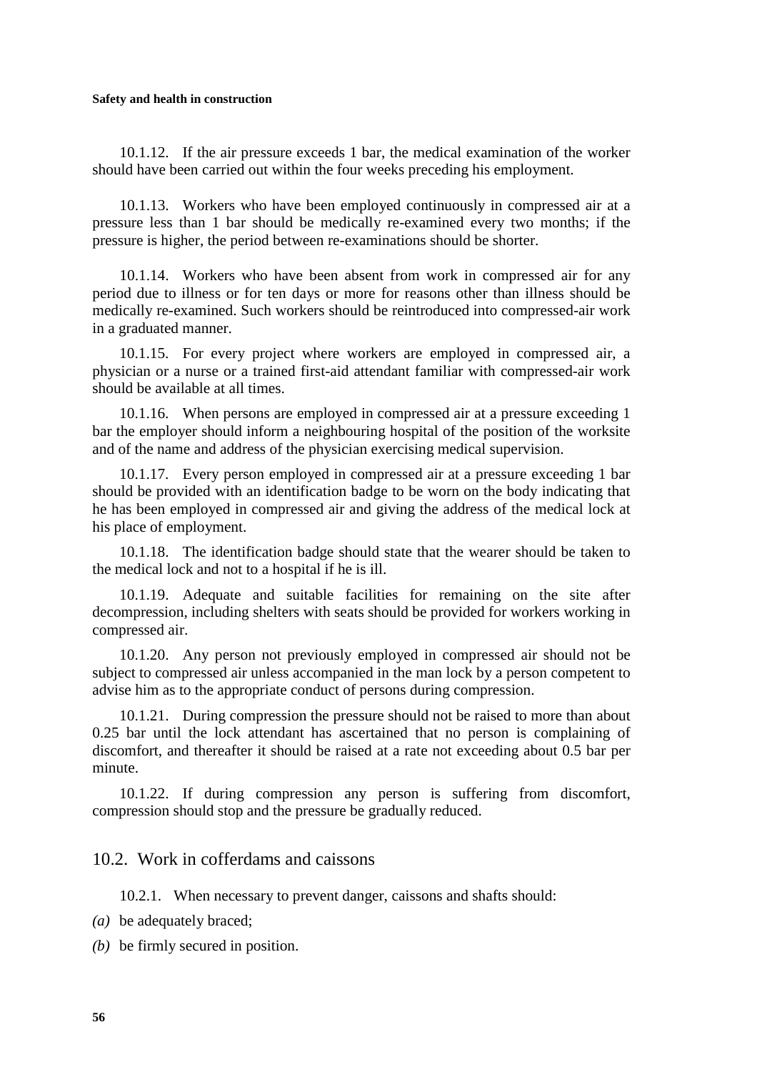10.1.12. If the air pressure exceeds 1 bar, the medical examination of the worker should have been carried out within the four weeks preceding his employment.

10.1.13. Workers who have been employed continuously in compressed air at a pressure less than 1 bar should be medically re-examined every two months; if the pressure is higher, the period between re-examinations should be shorter.

10.1.14. Workers who have been absent from work in compressed air for any period due to illness or for ten days or more for reasons other than illness should be medically re-examined. Such workers should be reintroduced into compressed-air work in a graduated manner.

10.1.15. For every project where workers are employed in compressed air, a physician or a nurse or a trained first-aid attendant familiar with compressed-air work should be available at all times.

10.1.16. When persons are employed in compressed air at a pressure exceeding 1 bar the employer should inform a neighbouring hospital of the position of the worksite and of the name and address of the physician exercising medical supervision.

10.1.17. Every person employed in compressed air at a pressure exceeding 1 bar should be provided with an identification badge to be worn on the body indicating that he has been employed in compressed air and giving the address of the medical lock at his place of employment.

10.1.18. The identification badge should state that the wearer should be taken to the medical lock and not to a hospital if he is ill.

10.1.19. Adequate and suitable facilities for remaining on the site after decompression, including shelters with seats should be provided for workers working in compressed air.

10.1.20. Any person not previously employed in compressed air should not be subject to compressed air unless accompanied in the man lock by a person competent to advise him as to the appropriate conduct of persons during compression.

10.1.21. During compression the pressure should not be raised to more than about 0.25 bar until the lock attendant has ascertained that no person is complaining of discomfort, and thereafter it should be raised at a rate not exceeding about 0.5 bar per minute.

10.1.22. If during compression any person is suffering from discomfort, compression should stop and the pressure be gradually reduced.

## 10.2. Work in cofferdams and caissons

10.2.1. When necessary to prevent danger, caissons and shafts should:

*(a)* be adequately braced;

*(b)* be firmly secured in position.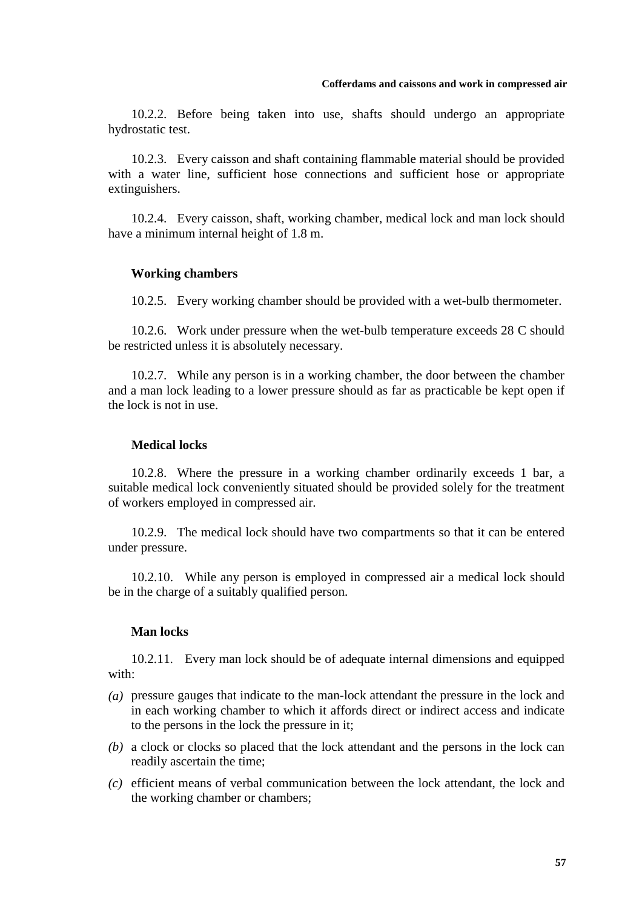10.2.2. Before being taken into use, shafts should undergo an appropriate hydrostatic test.

10.2.3. Every caisson and shaft containing flammable material should be provided with a water line, sufficient hose connections and sufficient hose or appropriate extinguishers.

10.2.4. Every caisson, shaft, working chamber, medical lock and man lock should have a minimum internal height of 1.8 m.

### Working chambers

10.2.5. Every working chamber should be provided with a wet-bulb thermometer.

10.2.6. Work under pressure when the wet-bulb temperature exceeds 28 C should be restricted unless it is absolutely necessary.

10.2.7. While any person is in a working chamber, the door between the chamber and a man lock leading to a lower pressure should as far as practicable be kept open if the lock is not in use.

### Medical locks

10.2.8. Where the pressure in a working chamber ordinarily exceeds 1 bar, a suitable medical lock conveniently situated should be provided solely for the treatment of workers employed in compressed air.

10.2.9. The medical lock should have two compartments so that it can be entered under pressure.

10.2.10. While any person is employed in compressed air a medical lock should be in the charge of a suitably qualified person.

### Man locks

10.2.11. Every man lock should be of adequate internal dimensions and equipped with:

*(a)* pressure gauges that indicate to the man-lock attendant the pressure in the lock and in each working chamber to which it affords direct or indirect access and indicate to the persons in the lock the pressure in it;

*(b)* a clock or clocks so placed that the lock attendant and the persons in the lock can readily ascertain the time;

*(c)* efficient means of verbal communication between the lock attendant, the lock and the working chamber or chambers;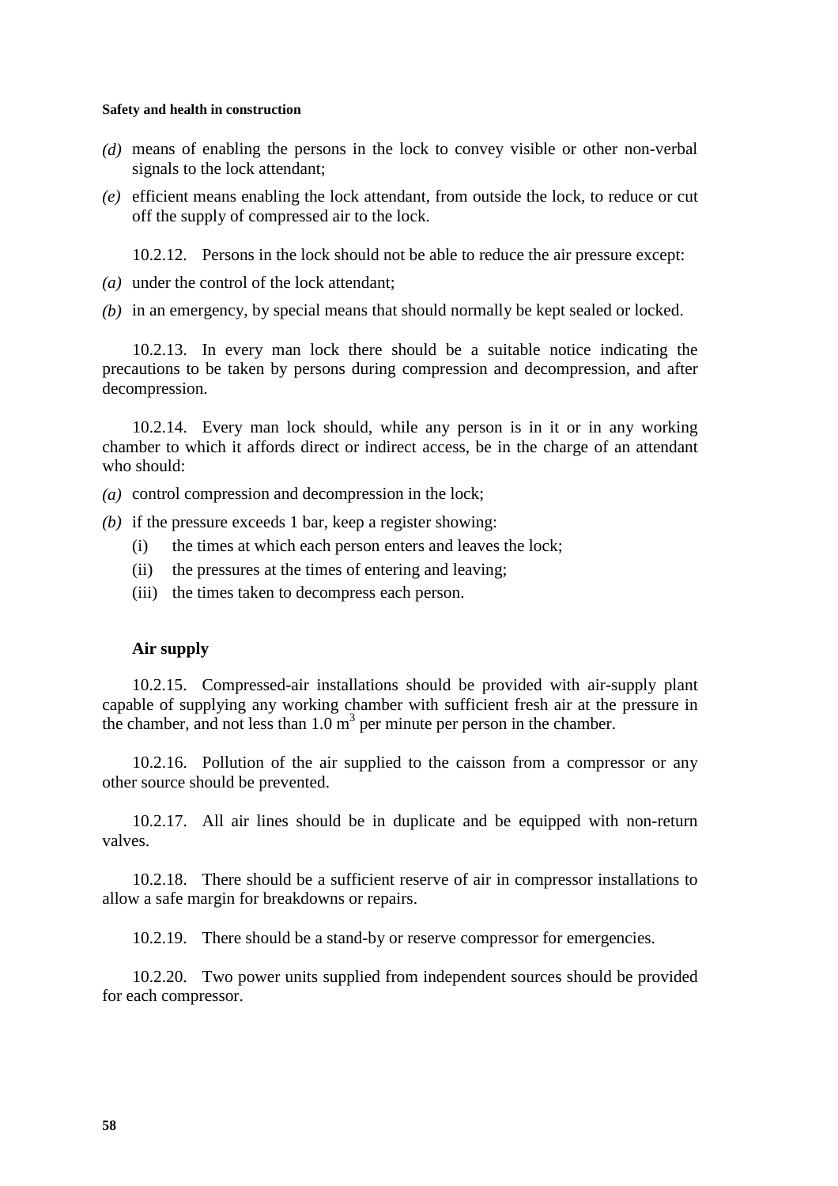*(d)* means of enabling the persons in the lock to convey visible or other non-verbal signals to the lock attendant;

*(e)* efficient means enabling the lock attendant, from outside the lock, to reduce or cut off the supply of compressed air to the lock.

10.2.12. Persons in the lock should not be able to reduce the air pressure except:

*(a)* under the control of the lock attendant;

*(b)* in an emergency, by special means that should normally be kept sealed or locked.

10.2.13. In every man lock there should be a suitable notice indicating the precautions to be taken by persons during compression and decompression, and after decompression.

10.2.14. Every man lock should, while any person is in it or in any working chamber to which it affords direct or indirect access, be in the charge of an attendant who should:

*(a)* control compression and decompression in the lock;

*(b)* if the pressure exceeds 1 bar, keep a register showing:
   - (i) the times at which each person enters and leaves the lock;
   - (ii) the pressures at the times of entering and leaving;
   - (iii) the times taken to decompress each person.

### Air supply

10.2.15. Compressed-air installations should be provided with air-supply plant capable of supplying any working chamber with sufficient fresh air at the pressure in the chamber, and not less than 1.0 $m^3$ per minute per person in the chamber.

10.2.16. Pollution of the air supplied to the caisson from a compressor or any other source should be prevented.

10.2.17. All air lines should be in duplicate and be equipped with non-return valves.

10.2.18. There should be a sufficient reserve of air in compressor installations to allow a safe margin for breakdowns or repairs.

10.2.19. There should be a stand-by or reserve compressor for emergencies.

10.2.20. Two power units supplied from independent sources should be provided for each compressor.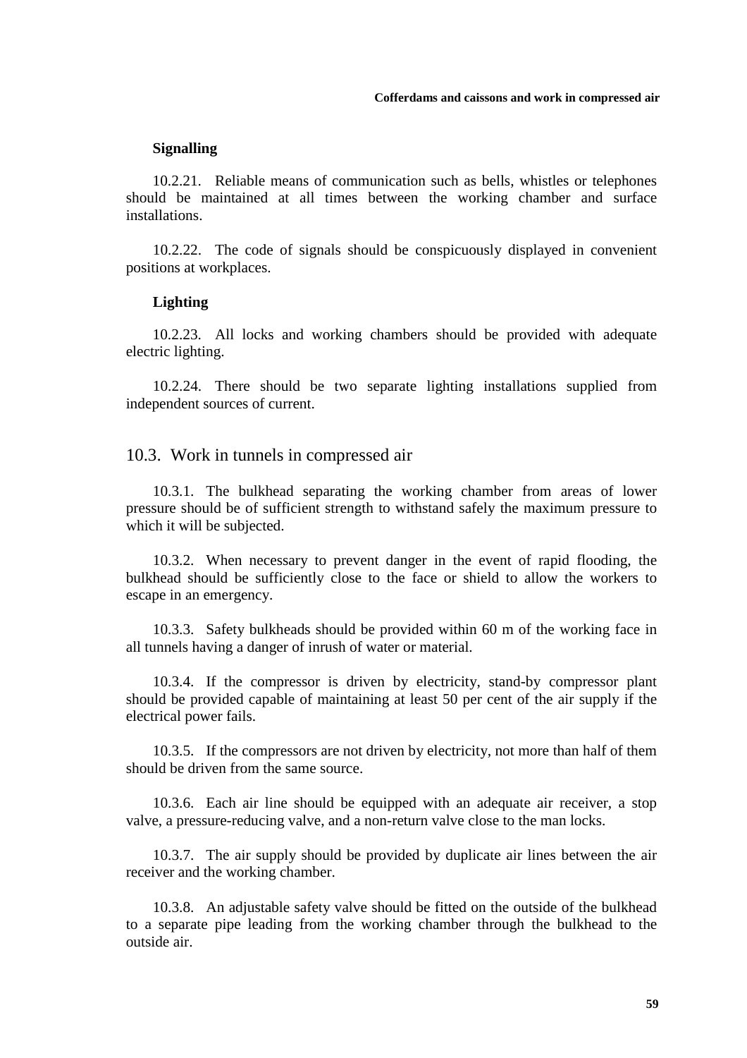### Signalling

10.2.21. Reliable means of communication such as bells, whistles or telephones should be maintained at all times between the working chamber and surface installations.

10.2.22. The code of signals should be conspicuously displayed in convenient positions at workplaces.

### Lighting

10.2.23. All locks and working chambers should be provided with adequate electric lighting.

10.2.24. There should be two separate lighting installations supplied from independent sources of current.

## 10.3. Work in tunnels in compressed air

10.3.1. The bulkhead separating the working chamber from areas of lower pressure should be of sufficient strength to withstand safely the maximum pressure to which it will be subjected.

10.3.2. When necessary to prevent danger in the event of rapid flooding, the bulkhead should be sufficiently close to the face or shield to allow the workers to escape in an emergency.

10.3.3. Safety bulkheads should be provided within 60 m of the working face in all tunnels having a danger of inrush of water or material.

10.3.4. If the compressor is driven by electricity, stand-by compressor plant should be provided capable of maintaining at least 50 per cent of the air supply if the electrical power fails.

10.3.5. If the compressors are not driven by electricity, not more than half of them should be driven from the same source.

10.3.6. Each air line should be equipped with an adequate air receiver, a stop valve, a pressure-reducing valve, and a non-return valve close to the man locks.

10.3.7. The air supply should be provided by duplicate air lines between the air receiver and the working chamber.

10.3.8. An adjustable safety valve should be fitted on the outside of the bulkhead to a separate pipe leading from the working chamber through the bulkhead to the outside air.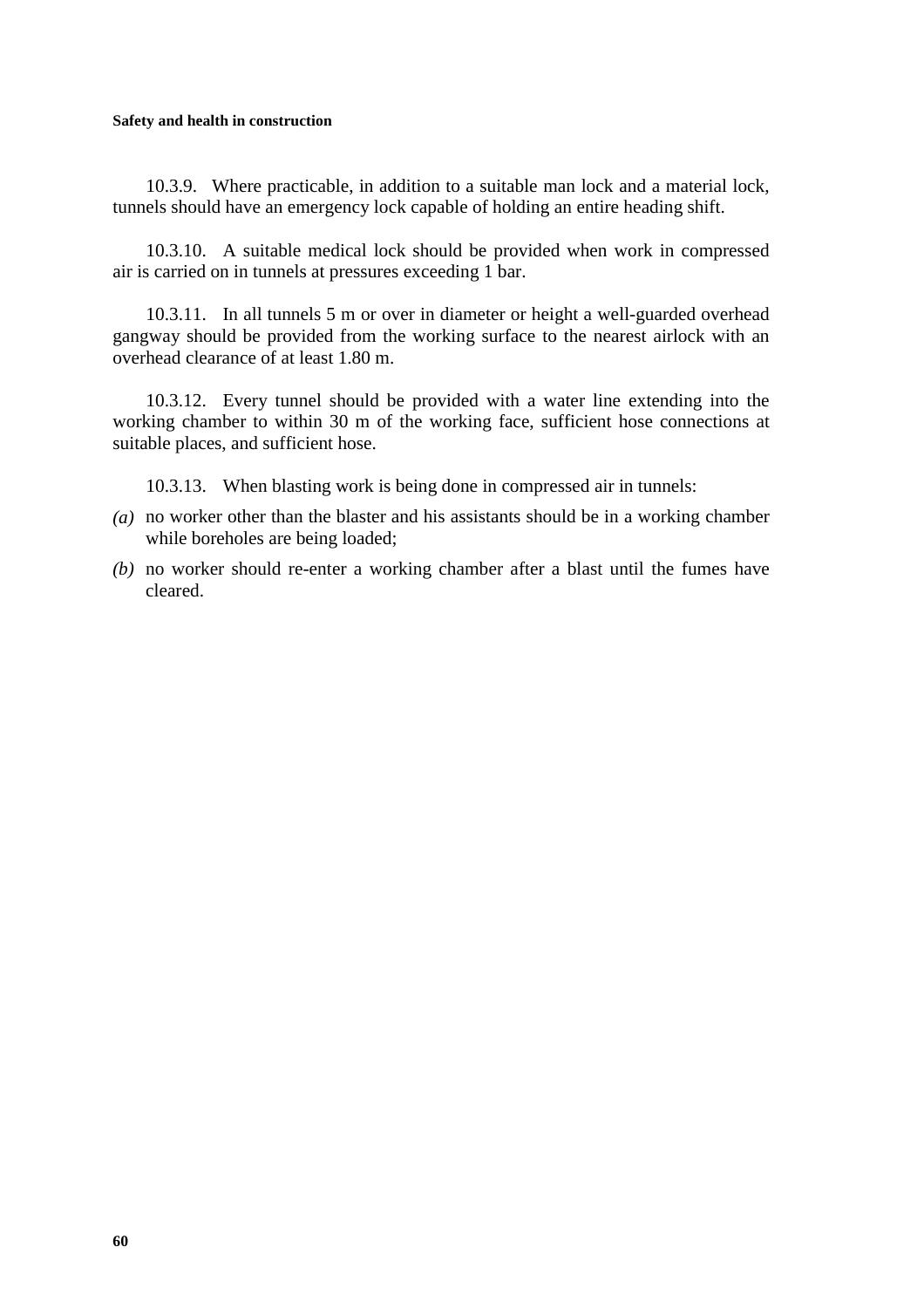10.3.9. Where practicable, in addition to a suitable man lock and a material lock, tunnels should have an emergency lock capable of holding an entire heading shift.

10.3.10. A suitable medical lock should be provided when work in compressed air is carried on in tunnels at pressures exceeding 1 bar.

10.3.11. In all tunnels 5 m or over in diameter or height a well-guarded overhead gangway should be provided from the working surface to the nearest airlock with an overhead clearance of at least 1.80 m.

10.3.12. Every tunnel should be provided with a water line extending into the working chamber to within 30 m of the working face, sufficient hose connections at suitable places, and sufficient hose.

10.3.13. When blasting work is being done in compressed air in tunnels:

*(a)* no worker other than the blaster and his assistants should be in a working chamber while boreholes are being loaded;

*(b)* no worker should re-enter a working chamber after a blast until the fumes have cleared.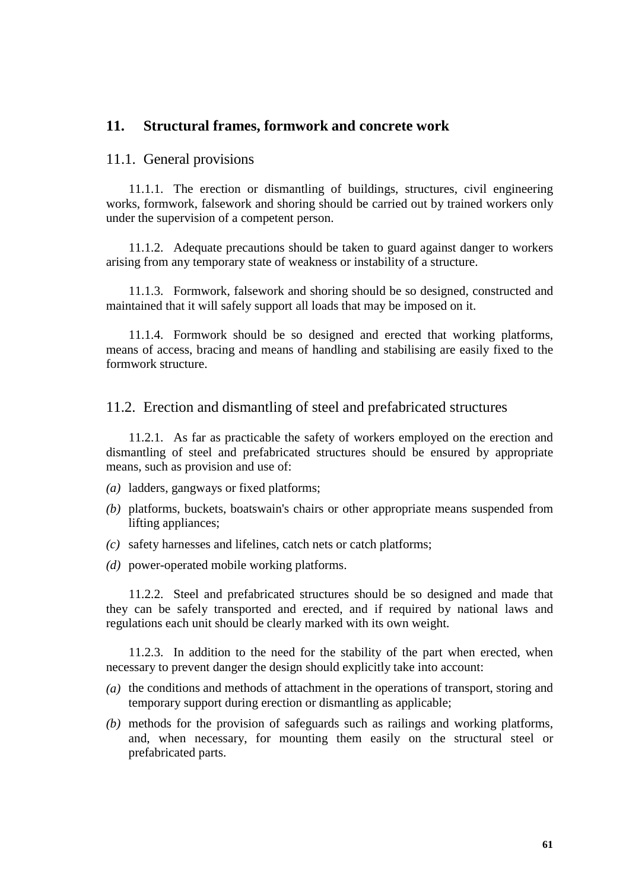## 11. Structural frames, formwork and concrete work

### 11.1. General provisions

11.1.1. The erection or dismantling of buildings, structures, civil engineering works, formwork, falsework and shoring should be carried out by trained workers only under the supervision of a competent person.

11.1.2. Adequate precautions should be taken to guard against danger to workers arising from any temporary state of weakness or instability of a structure.

11.1.3. Formwork, falsework and shoring should be so designed, constructed and maintained that it will safely support all loads that may be imposed on it.

11.1.4. Formwork should be so designed and erected that working platforms, means of access, bracing and means of handling and stabilising are easily fixed to the formwork structure.

### 11.2. Erection and dismantling of steel and prefabricated structures

11.2.1. As far as practicable the safety of workers employed on the erection and dismantling of steel and prefabricated structures should be ensured by appropriate means, such as provision and use of:

*(a)* ladders, gangways or fixed platforms;

*(b)* platforms, buckets, boatswain's chairs or other appropriate means suspended from lifting appliances;

*(c)* safety harnesses and lifelines, catch nets or catch platforms;

*(d)* power-operated mobile working platforms.

11.2.2. Steel and prefabricated structures should be so designed and made that they can be safely transported and erected, and if required by national laws and regulations each unit should be clearly marked with its own weight.

11.2.3. In addition to the need for the stability of the part when erected, when necessary to prevent danger the design should explicitly take into account:

*(a)* the conditions and methods of attachment in the operations of transport, storing and temporary support during erection or dismantling as applicable;

*(b)* methods for the provision of safeguards such as railings and working platforms, and, when necessary, for mounting them easily on the structural steel or prefabricated parts.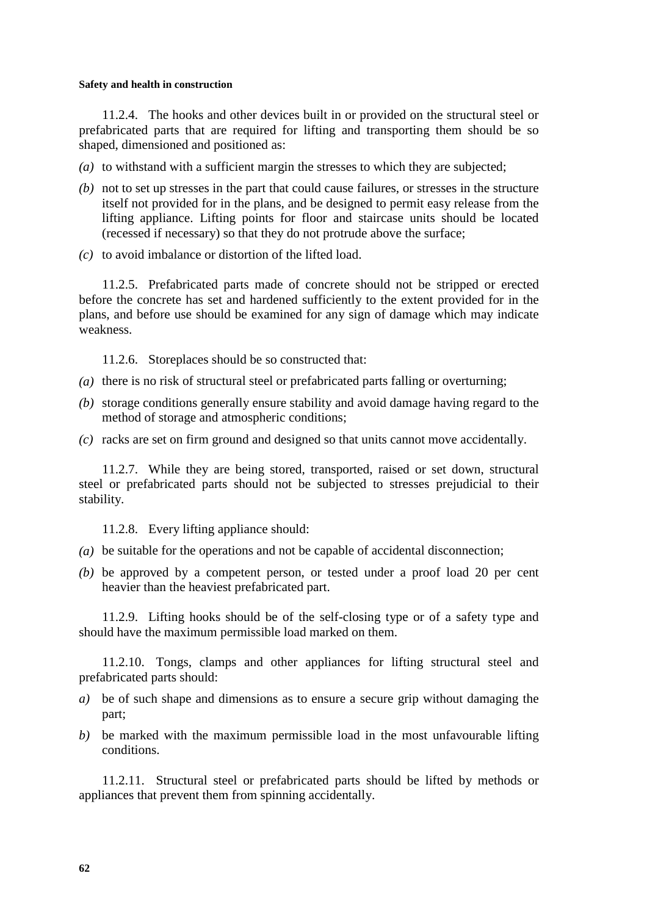11.2.4. The hooks and other devices built in or provided on the structural steel or prefabricated parts that are required for lifting and transporting them should be so shaped, dimensioned and positioned as:

*(a)* to withstand with a sufficient margin the stresses to which they are subjected;

*(b)* not to set up stresses in the part that could cause failures, or stresses in the structure itself not provided for in the plans, and be designed to permit easy release from the lifting appliance. Lifting points for floor and staircase units should be located (recessed if necessary) so that they do not protrude above the surface;

*(c)* to avoid imbalance or distortion of the lifted load.

11.2.5. Prefabricated parts made of concrete should not be stripped or erected before the concrete has set and hardened sufficiently to the extent provided for in the plans, and before use should be examined for any sign of damage which may indicate weakness.

11.2.6. Storeplaces should be so constructed that:

*(a)* there is no risk of structural steel or prefabricated parts falling or overturning;

*(b)* storage conditions generally ensure stability and avoid damage having regard to the method of storage and atmospheric conditions;

*(c)* racks are set on firm ground and designed so that units cannot move accidentally.

11.2.7. While they are being stored, transported, raised or set down, structural steel or prefabricated parts should not be subjected to stresses prejudicial to their stability.

11.2.8. Every lifting appliance should:

*(a)* be suitable for the operations and not be capable of accidental disconnection;

*(b)* be approved by a competent person, or tested under a proof load 20 per cent heavier than the heaviest prefabricated part.

11.2.9. Lifting hooks should be of the self-closing type or of a safety type and should have the maximum permissible load marked on them.

11.2.10. Tongs, clamps and other appliances for lifting structural steel and prefabricated parts should:

*a)* be of such shape and dimensions as to ensure a secure grip without damaging the part;

*b)* be marked with the maximum permissible load in the most unfavourable lifting conditions.

11.2.11. Structural steel or prefabricated parts should be lifted by methods or appliances that prevent them from spinning accidentally.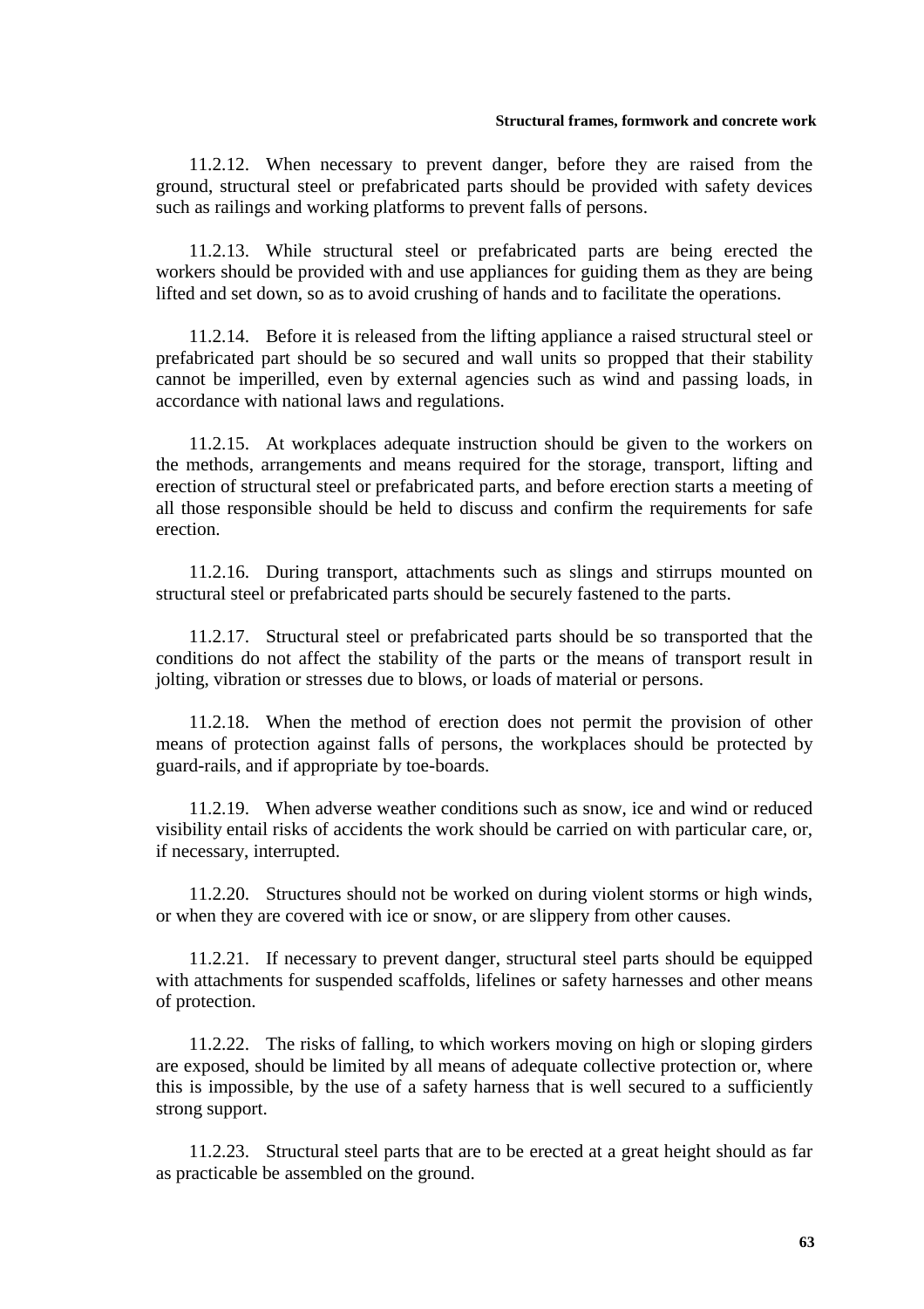11.2.12. When necessary to prevent danger, before they are raised from the ground, structural steel or prefabricated parts should be provided with safety devices such as railings and working platforms to prevent falls of persons.

11.2.13. While structural steel or prefabricated parts are being erected the workers should be provided with and use appliances for guiding them as they are being lifted and set down, so as to avoid crushing of hands and to facilitate the operations.

11.2.14. Before it is released from the lifting appliance a raised structural steel or prefabricated part should be so secured and wall units so propped that their stability cannot be imperilled, even by external agencies such as wind and passing loads, in accordance with national laws and regulations.

11.2.15. At workplaces adequate instruction should be given to the workers on the methods, arrangements and means required for the storage, transport, lifting and erection of structural steel or prefabricated parts, and before erection starts a meeting of all those responsible should be held to discuss and confirm the requirements for safe erection.

11.2.16. During transport, attachments such as slings and stirrups mounted on structural steel or prefabricated parts should be securely fastened to the parts.

11.2.17. Structural steel or prefabricated parts should be so transported that the conditions do not affect the stability of the parts or the means of transport result in jolting, vibration or stresses due to blows, or loads of material or persons.

11.2.18. When the method of erection does not permit the provision of other means of protection against falls of persons, the workplaces should be protected by guard-rails, and if appropriate by toe-boards.

11.2.19. When adverse weather conditions such as snow, ice and wind or reduced visibility entail risks of accidents the work should be carried on with particular care, or, if necessary, interrupted.

11.2.20. Structures should not be worked on during violent storms or high winds, or when they are covered with ice or snow, or are slippery from other causes.

11.2.21. If necessary to prevent danger, structural steel parts should be equipped with attachments for suspended scaffolds, lifelines or safety harnesses and other means of protection.

11.2.22. The risks of falling, to which workers moving on high or sloping girders are exposed, should be limited by all means of adequate collective protection or, where this is impossible, by the use of a safety harness that is well secured to a sufficiently strong support.

11.2.23. Structural steel parts that are to be erected at a great height should as far as practicable be assembled on the ground.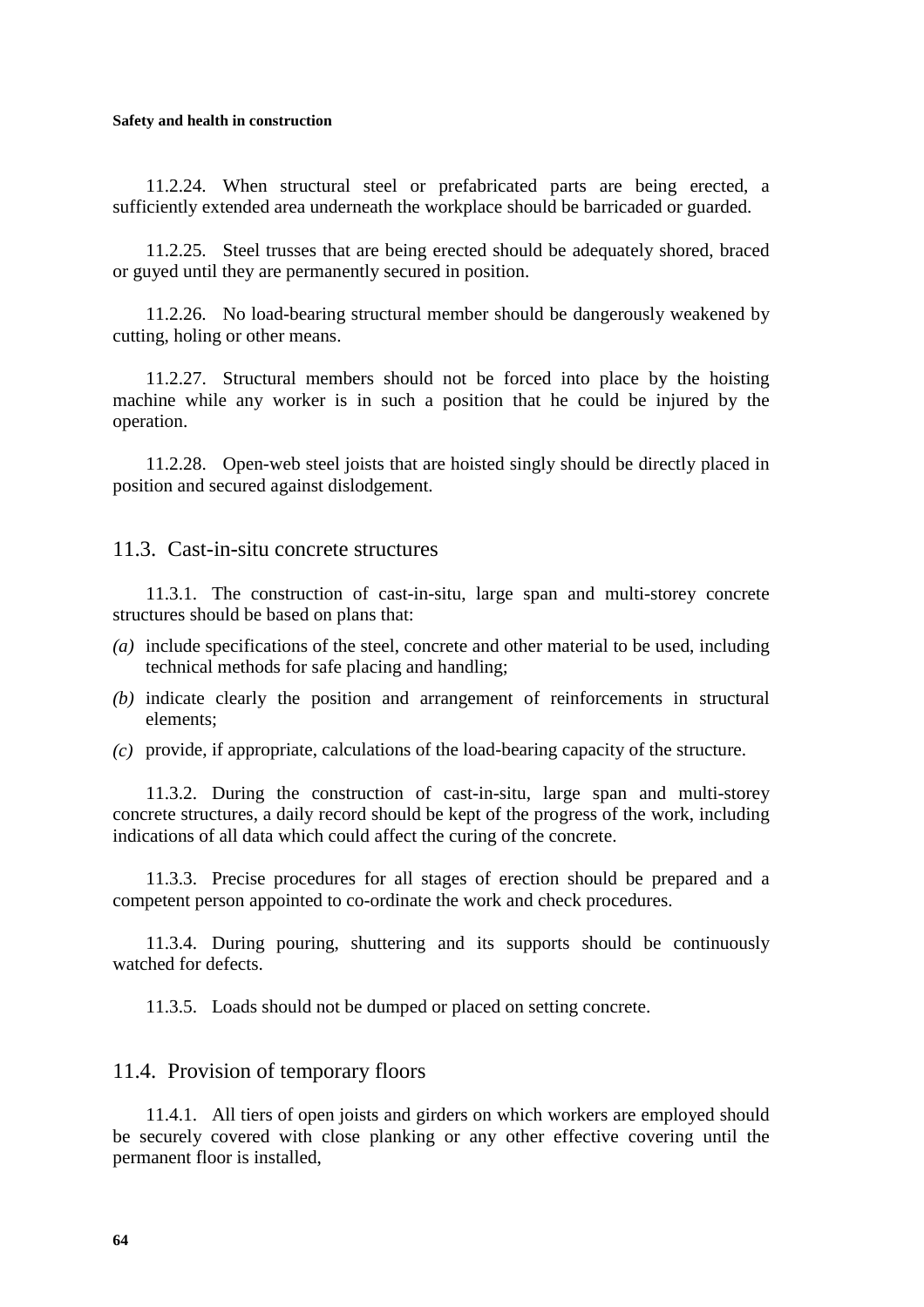11.2.24. When structural steel or prefabricated parts are being erected, a sufficiently extended area underneath the workplace should be barricaded or guarded.

11.2.25. Steel trusses that are being erected should be adequately shored, braced or guyed until they are permanently secured in position.

11.2.26. No load-bearing structural member should be dangerously weakened by cutting, holing or other means.

11.2.27. Structural members should not be forced into place by the hoisting machine while any worker is in such a position that he could be injured by the operation.

11.2.28. Open-web steel joists that are hoisted singly should be directly placed in position and secured against dislodgement.

## 11.3. Cast-in-situ concrete structures

11.3.1. The construction of cast-in-situ, large span and multi-storey concrete structures should be based on plans that:

*(a)* include specifications of the steel, concrete and other material to be used, including technical methods for safe placing and handling;

*(b)* indicate clearly the position and arrangement of reinforcements in structural elements;

*(c)* provide, if appropriate, calculations of the load-bearing capacity of the structure.

11.3.2. During the construction of cast-in-situ, large span and multi-storey concrete structures, a daily record should be kept of the progress of the work, including indications of all data which could affect the curing of the concrete.

11.3.3. Precise procedures for all stages of erection should be prepared and a competent person appointed to co-ordinate the work and check procedures.

11.3.4. During pouring, shuttering and its supports should be continuously watched for defects.

11.3.5. Loads should not be dumped or placed on setting concrete.

## 11.4. Provision of temporary floors

11.4.1. All tiers of open joists and girders on which workers are employed should be securely covered with close planking or any other effective covering until the permanent floor is installed,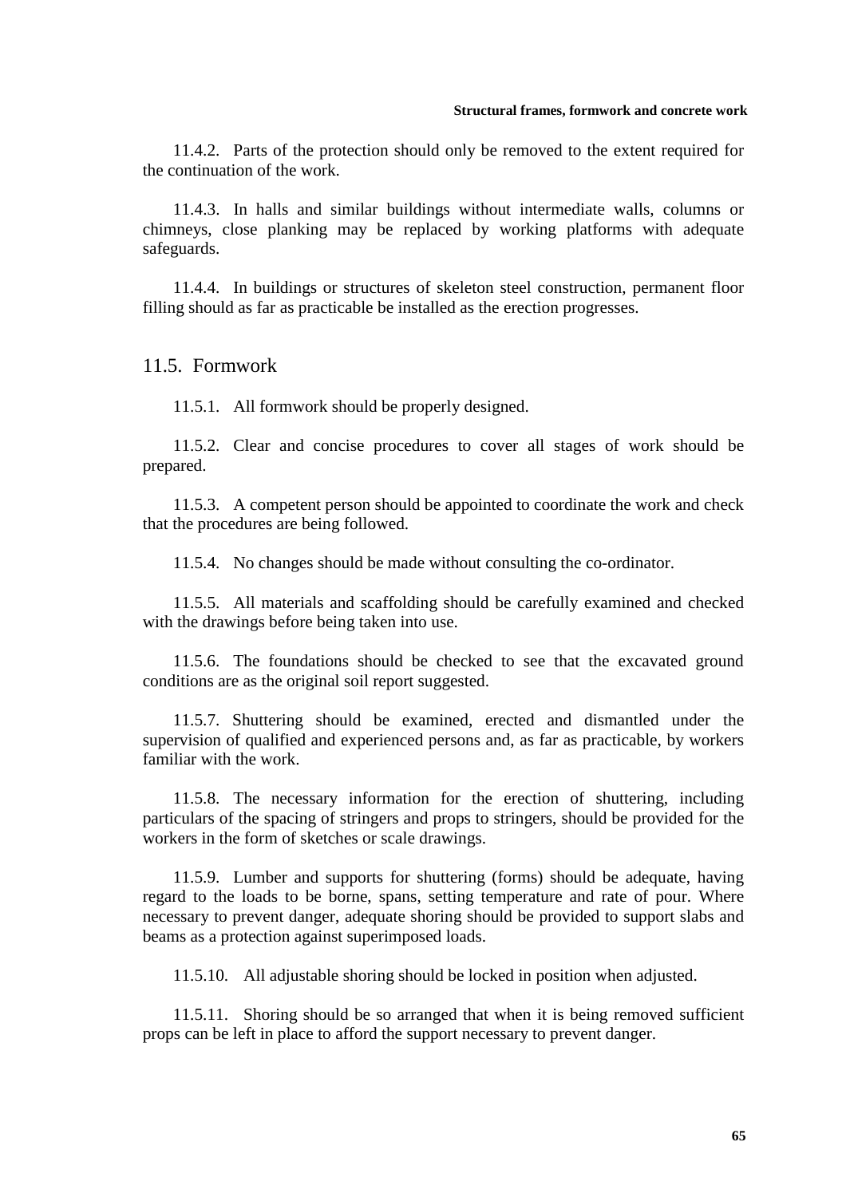11.4.2. Parts of the protection should only be removed to the extent required for the continuation of the work.

11.4.3. In halls and similar buildings without intermediate walls, columns or chimneys, close planking may be replaced by working platforms with adequate safeguards.

11.4.4. In buildings or structures of skeleton steel construction, permanent floor filling should as far as practicable be installed as the erection progresses.

## 11.5. Formwork

11.5.1. All formwork should be properly designed.

11.5.2. Clear and concise procedures to cover all stages of work should be prepared.

11.5.3. A competent person should be appointed to coordinate the work and check that the procedures are being followed.

11.5.4. No changes should be made without consulting the co-ordinator.

11.5.5. All materials and scaffolding should be carefully examined and checked with the drawings before being taken into use.

11.5.6. The foundations should be checked to see that the excavated ground conditions are as the original soil report suggested.

11.5.7. Shuttering should be examined, erected and dismantled under the supervision of qualified and experienced persons and, as far as practicable, by workers familiar with the work.

11.5.8. The necessary information for the erection of shuttering, including particulars of the spacing of stringers and props to stringers, should be provided for the workers in the form of sketches or scale drawings.

11.5.9. Lumber and supports for shuttering (forms) should be adequate, having regard to the loads to be borne, spans, setting temperature and rate of pour. Where necessary to prevent danger, adequate shoring should be provided to support slabs and beams as a protection against superimposed loads.

11.5.10. All adjustable shoring should be locked in position when adjusted.

11.5.11. Shoring should be so arranged that when it is being removed sufficient props can be left in place to afford the support necessary to prevent danger.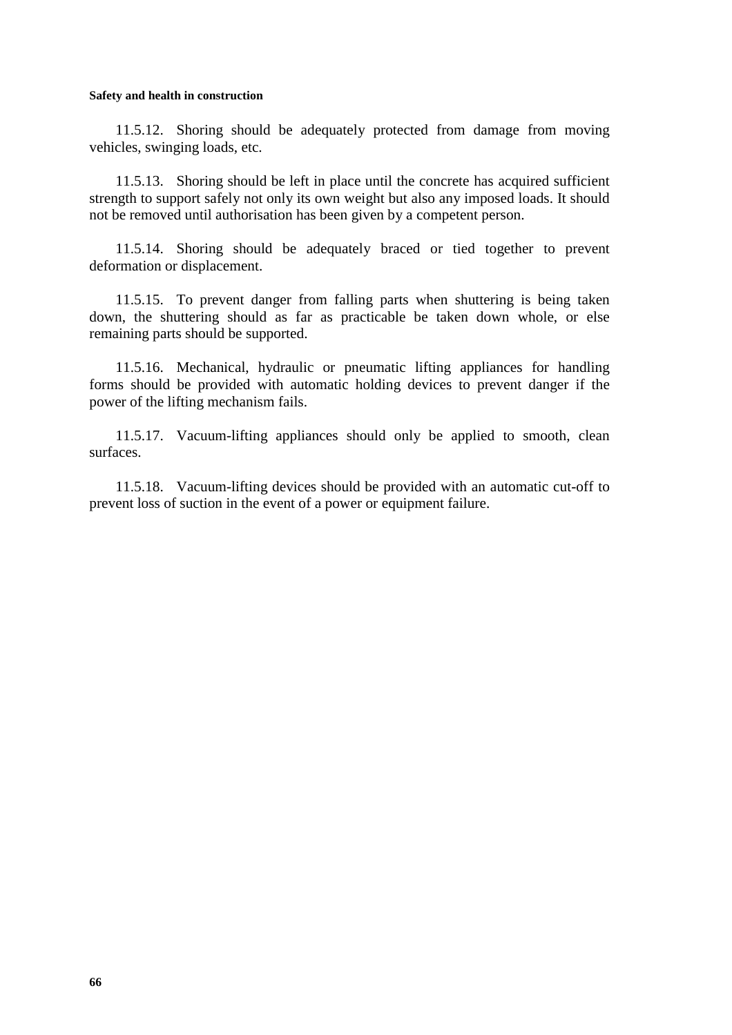11.5.12. Shoring should be adequately protected from damage from moving vehicles, swinging loads, etc.

11.5.13. Shoring should be left in place until the concrete has acquired sufficient strength to support safely not only its own weight but also any imposed loads. It should not be removed until authorisation has been given by a competent person.

11.5.14. Shoring should be adequately braced or tied together to prevent deformation or displacement.

11.5.15. To prevent danger from falling parts when shuttering is being taken down, the shuttering should as far as practicable be taken down whole, or else remaining parts should be supported.

11.5.16. Mechanical, hydraulic or pneumatic lifting appliances for handling forms should be provided with automatic holding devices to prevent danger if the power of the lifting mechanism fails.

11.5.17. Vacuum-lifting appliances should only be applied to smooth, clean surfaces.

11.5.18. Vacuum-lifting devices should be provided with an automatic cut-off to prevent loss of suction in the event of a power or equipment failure.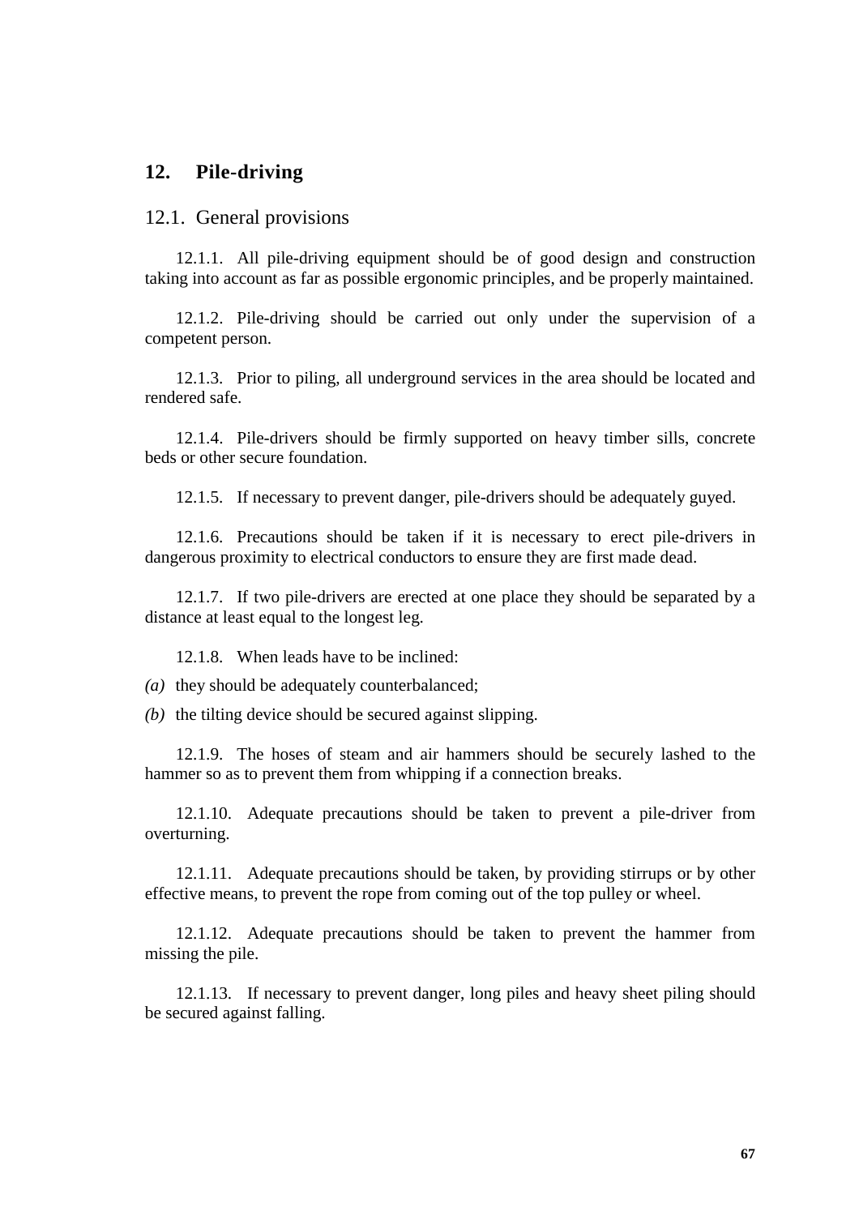## 12. Pile-driving

### 12.1. General provisions

12.1.1. All pile-driving equipment should be of good design and construction taking into account as far as possible ergonomic principles, and be properly maintained.

12.1.2. Pile-driving should be carried out only under the supervision of a competent person.

12.1.3. Prior to piling, all underground services in the area should be located and rendered safe.

12.1.4. Pile-drivers should be firmly supported on heavy timber sills, concrete beds or other secure foundation.

12.1.5. If necessary to prevent danger, pile-drivers should be adequately guyed.

12.1.6. Precautions should be taken if it is necessary to erect pile-drivers in dangerous proximity to electrical conductors to ensure they are first made dead.

12.1.7. If two pile-drivers are erected at one place they should be separated by a distance at least equal to the longest leg.

12.1.8. When leads have to be inclined:

*(a)* they should be adequately counterbalanced;

*(b)* the tilting device should be secured against slipping.

12.1.9. The hoses of steam and air hammers should be securely lashed to the hammer so as to prevent them from whipping if a connection breaks.

12.1.10. Adequate precautions should be taken to prevent a pile-driver from overturning.

12.1.11. Adequate precautions should be taken, by providing stirrups or by other effective means, to prevent the rope from coming out of the top pulley or wheel.

12.1.12. Adequate precautions should be taken to prevent the hammer from missing the pile.

12.1.13. If necessary to prevent danger, long piles and heavy sheet piling should be secured against falling.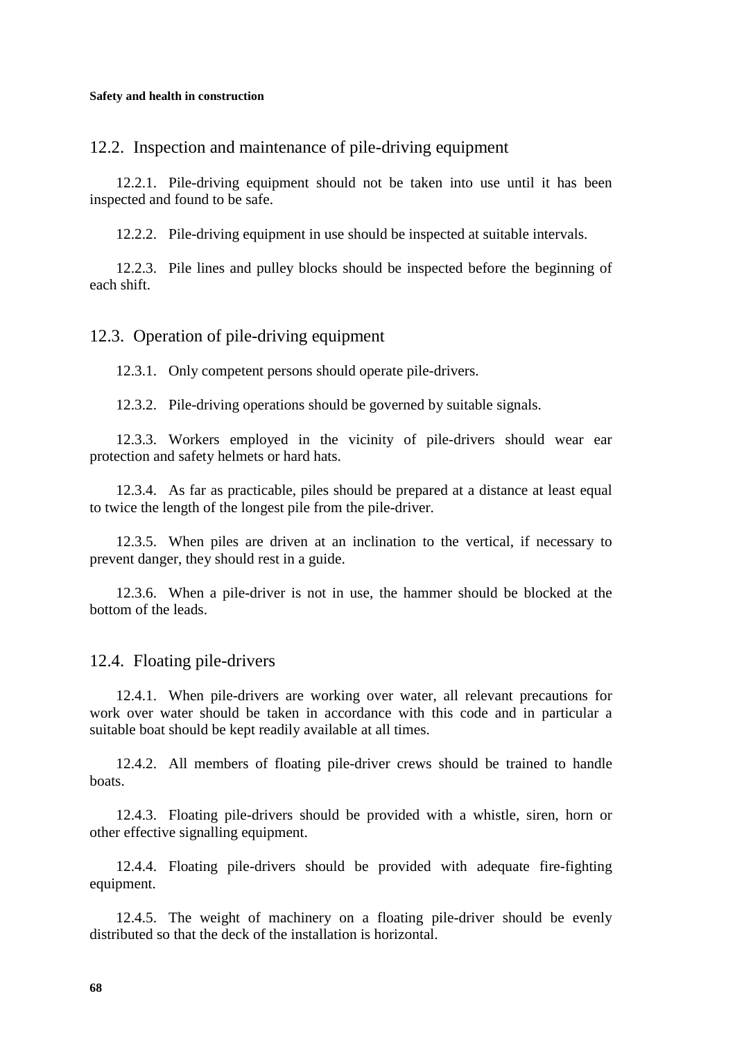## 12.2. Inspection and maintenance of pile-driving equipment

12.2.1. Pile-driving equipment should not be taken into use until it has been inspected and found to be safe.

12.2.2. Pile-driving equipment in use should be inspected at suitable intervals.

12.2.3. Pile lines and pulley blocks should be inspected before the beginning of each shift.

## 12.3. Operation of pile-driving equipment

12.3.1. Only competent persons should operate pile-drivers.

12.3.2. Pile-driving operations should be governed by suitable signals.

12.3.3. Workers employed in the vicinity of pile-drivers should wear ear protection and safety helmets or hard hats.

12.3.4. As far as practicable, piles should be prepared at a distance at least equal to twice the length of the longest pile from the pile-driver.

12.3.5. When piles are driven at an inclination to the vertical, if necessary to prevent danger, they should rest in a guide.

12.3.6. When a pile-driver is not in use, the hammer should be blocked at the bottom of the leads.

## 12.4. Floating pile-drivers

12.4.1. When pile-drivers are working over water, all relevant precautions for work over water should be taken in accordance with this code and in particular a suitable boat should be kept readily available at all times.

12.4.2. All members of floating pile-driver crews should be trained to handle boats.

12.4.3. Floating pile-drivers should be provided with a whistle, siren, horn or other effective signalling equipment.

12.4.4. Floating pile-drivers should be provided with adequate fire-fighting equipment.

12.4.5. The weight of machinery on a floating pile-driver should be evenly distributed so that the deck of the installation is horizontal.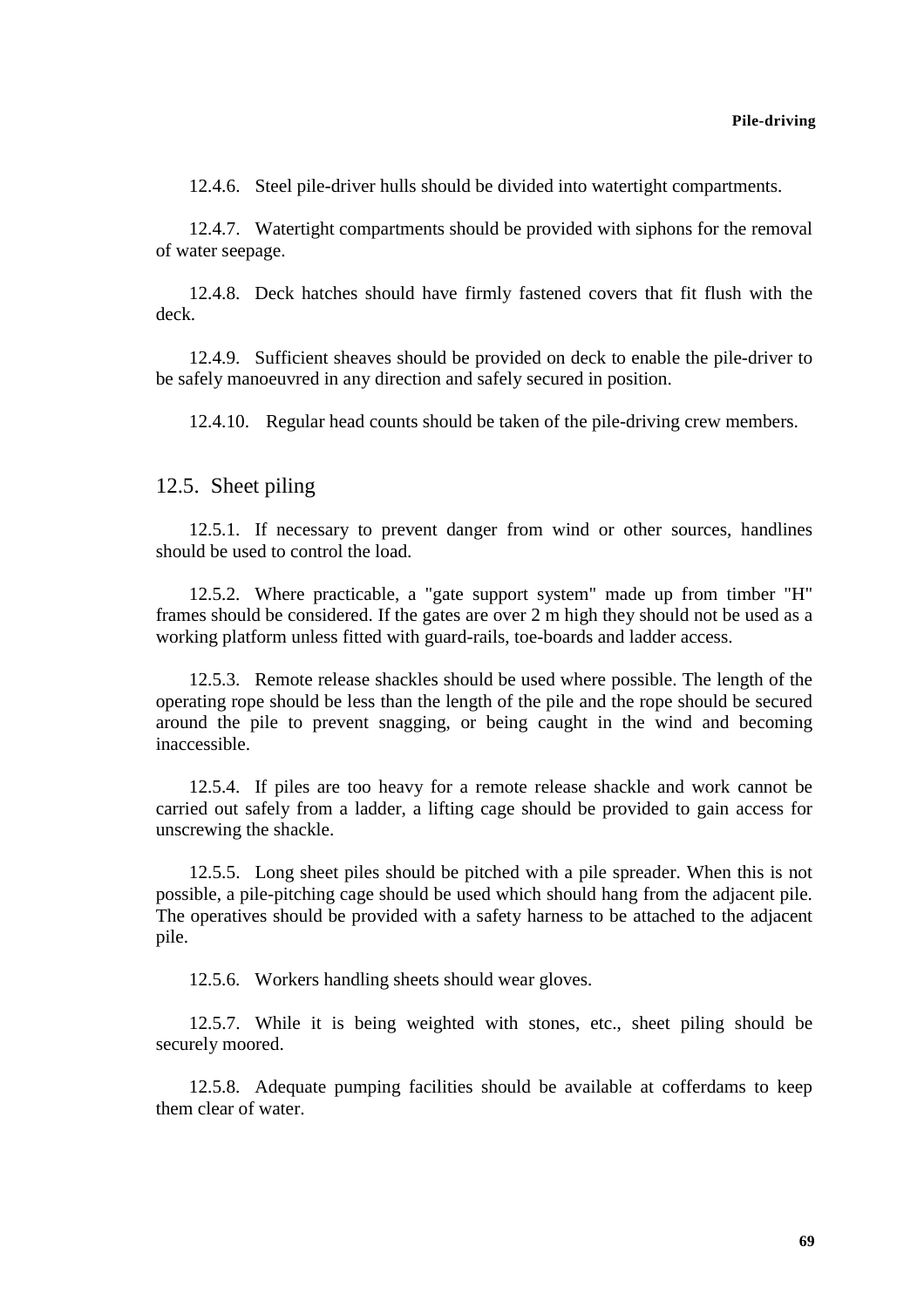12.4.6. Steel pile-driver hulls should be divided into watertight compartments.

12.4.7. Watertight compartments should be provided with siphons for the removal of water seepage.

12.4.8. Deck hatches should have firmly fastened covers that fit flush with the deck.

12.4.9. Sufficient sheaves should be provided on deck to enable the pile-driver to be safely manoeuvred in any direction and safely secured in position.

12.4.10. Regular head counts should be taken of the pile-driving crew members.

## 12.5. Sheet piling

12.5.1. If necessary to prevent danger from wind or other sources, handlines should be used to control the load.

12.5.2. Where practicable, a "gate support system" made up from timber "H" frames should be considered. If the gates are over 2 m high they should not be used as a working platform unless fitted with guard-rails, toe-boards and ladder access.

12.5.3. Remote release shackles should be used where possible. The length of the operating rope should be less than the length of the pile and the rope should be secured around the pile to prevent snagging, or being caught in the wind and becoming inaccessible.

12.5.4. If piles are too heavy for a remote release shackle and work cannot be carried out safely from a ladder, a lifting cage should be provided to gain access for unscrewing the shackle.

12.5.5. Long sheet piles should be pitched with a pile spreader. When this is not possible, a pile-pitching cage should be used which should hang from the adjacent pile. The operatives should be provided with a safety harness to be attached to the adjacent pile.

12.5.6. Workers handling sheets should wear gloves.

12.5.7. While it is being weighted with stones, etc., sheet piling should be securely moored.

12.5.8. Adequate pumping facilities should be available at cofferdams to keep them clear of water.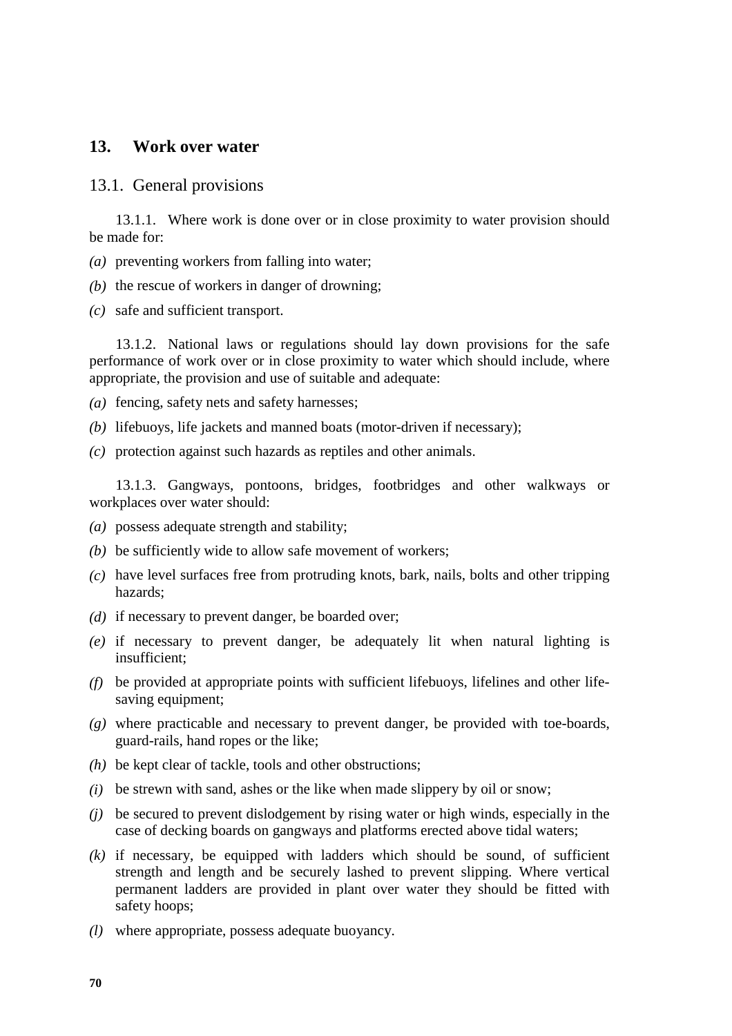## 13. Work over water

### 13.1. General provisions

13.1.1. Where work is done over or in close proximity to water provision should be made for:

*(a)* preventing workers from falling into water;

*(b)* the rescue of workers in danger of drowning;

*(c)* safe and sufficient transport.

13.1.2. National laws or regulations should lay down provisions for the safe performance of work over or in close proximity to water which should include, where appropriate, the provision and use of suitable and adequate:

*(a)* fencing, safety nets and safety harnesses;

*(b)* lifebuoys, life jackets and manned boats (motor-driven if necessary);

*(c)* protection against such hazards as reptiles and other animals.

13.1.3. Gangways, pontoons, bridges, footbridges and other walkways or workplaces over water should:

*(a)* possess adequate strength and stability;

*(b)* be sufficiently wide to allow safe movement of workers;

*(c)* have level surfaces free from protruding knots, bark, nails, bolts and other tripping hazards;

*(d)* if necessary to prevent danger, be boarded over;

*(e)* if necessary to prevent danger, be adequately lit when natural lighting is insufficient;

*(f)* be provided at appropriate points with sufficient lifebuoys, lifelines and other life-saving equipment;

*(g)* where practicable and necessary to prevent danger, be provided with toe-boards, guard-rails, hand ropes or the like;

*(h)* be kept clear of tackle, tools and other obstructions;

*(i)* be strewn with sand, ashes or the like when made slippery by oil or snow;

*(j)* be secured to prevent dislodgement by rising water or high winds, especially in the case of decking boards on gangways and platforms erected above tidal waters;

*(k)* if necessary, be equipped with ladders which should be sound, of sufficient strength and length and be securely lashed to prevent slipping. Where vertical permanent ladders are provided in plant over water they should be fitted with safety hoops;

*(l)* where appropriate, possess adequate buoyancy.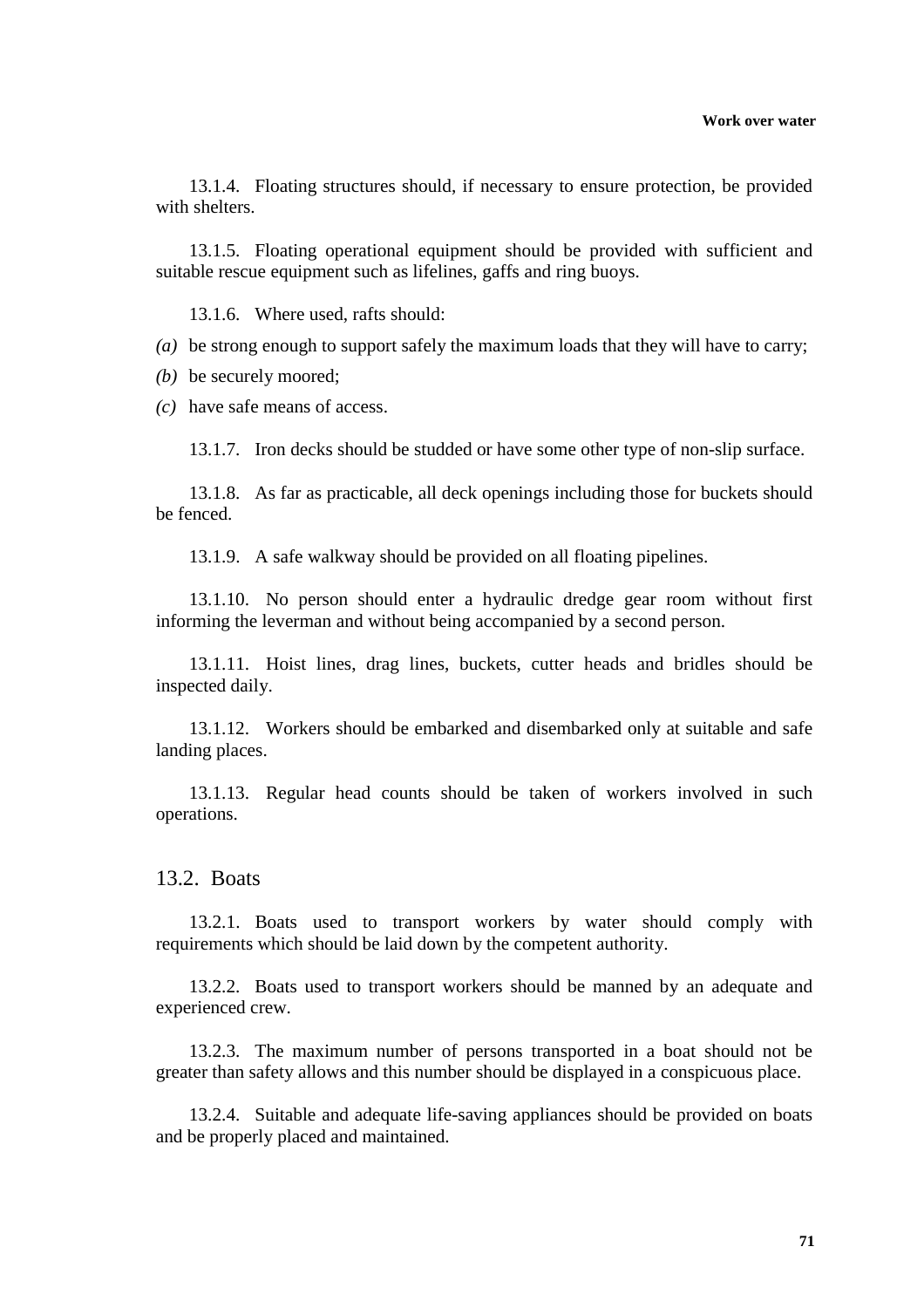13.1.4. Floating structures should, if necessary to ensure protection, be provided with shelters.

13.1.5. Floating operational equipment should be provided with sufficient and suitable rescue equipment such as lifelines, gaffs and ring buoys.

13.1.6. Where used, rafts should:

*(a)* be strong enough to support safely the maximum loads that they will have to carry;

*(b)* be securely moored;

*(c)* have safe means of access.

13.1.7. Iron decks should be studded or have some other type of non-slip surface.

13.1.8. As far as practicable, all deck openings including those for buckets should be fenced.

13.1.9. A safe walkway should be provided on all floating pipelines.

13.1.10. No person should enter a hydraulic dredge gear room without first informing the leverman and without being accompanied by a second person.

13.1.11. Hoist lines, drag lines, buckets, cutter heads and bridles should be inspected daily.

13.1.12. Workers should be embarked and disembarked only at suitable and safe landing places.

13.1.13. Regular head counts should be taken of workers involved in such operations.

## 13.2. Boats

13.2.1. Boats used to transport workers by water should comply with requirements which should be laid down by the competent authority.

13.2.2. Boats used to transport workers should be manned by an adequate and experienced crew.

13.2.3. The maximum number of persons transported in a boat should not be greater than safety allows and this number should be displayed in a conspicuous place.

13.2.4. Suitable and adequate life-saving appliances should be provided on boats and be properly placed and maintained.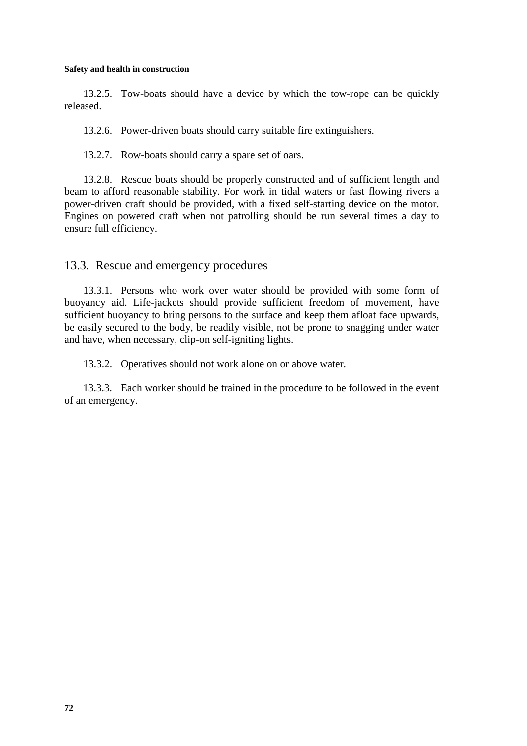13.2.5. Tow-boats should have a device by which the tow-rope can be quickly released.

13.2.6. Power-driven boats should carry suitable fire extinguishers.

13.2.7. Row-boats should carry a spare set of oars.

13.2.8. Rescue boats should be properly constructed and of sufficient length and beam to afford reasonable stability. For work in tidal waters or fast flowing rivers a power-driven craft should be provided, with a fixed self-starting device on the motor. Engines on powered craft when not patrolling should be run several times a day to ensure full efficiency.

## 13.3. Rescue and emergency procedures

13.3.1. Persons who work over water should be provided with some form of buoyancy aid. Life-jackets should provide sufficient freedom of movement, have sufficient buoyancy to bring persons to the surface and keep them afloat face upwards, be easily secured to the body, be readily visible, not be prone to snagging under water and have, when necessary, clip-on self-igniting lights.

13.3.2. Operatives should not work alone on or above water.

13.3.3. Each worker should be trained in the procedure to be followed in the event of an emergency.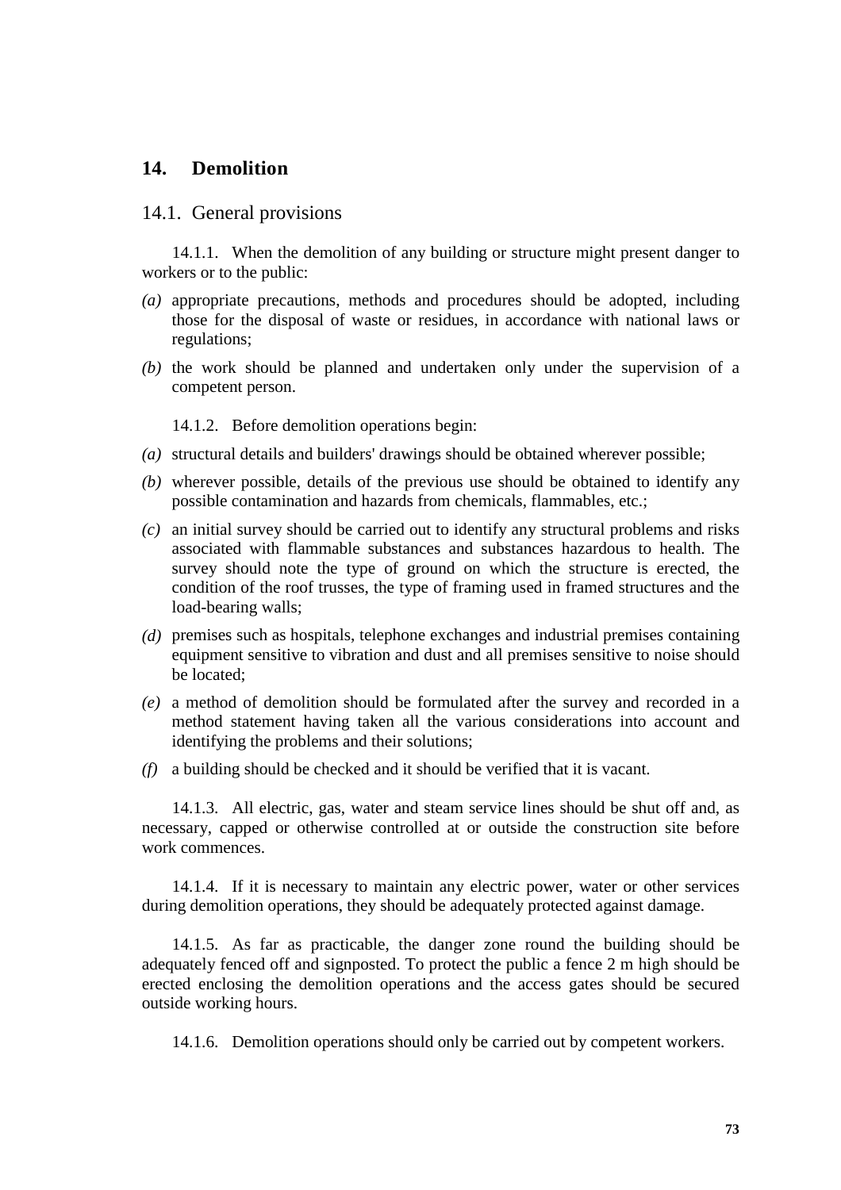# 14. Demolition

## 14.1. General provisions

14.1.1. When the demolition of any building or structure might present danger to workers or to the public:

*(a)* appropriate precautions, methods and procedures should be adopted, including those for the disposal of waste or residues, in accordance with national laws or regulations;

*(b)* the work should be planned and undertaken only under the supervision of a competent person.

14.1.2. Before demolition operations begin:

*(a)* structural details and builders' drawings should be obtained wherever possible;

*(b)* wherever possible, details of the previous use should be obtained to identify any possible contamination and hazards from chemicals, flammables, etc.;

*(c)* an initial survey should be carried out to identify any structural problems and risks associated with flammable substances and substances hazardous to health. The survey should note the type of ground on which the structure is erected, the condition of the roof trusses, the type of framing used in framed structures and the load-bearing walls;

*(d)* premises such as hospitals, telephone exchanges and industrial premises containing equipment sensitive to vibration and dust and all premises sensitive to noise should be located;

*(e)* a method of demolition should be formulated after the survey and recorded in a method statement having taken all the various considerations into account and identifying the problems and their solutions;

*(f)* a building should be checked and it should be verified that it is vacant.

14.1.3. All electric, gas, water and steam service lines should be shut off and, as necessary, capped or otherwise controlled at or outside the construction site before work commences.

14.1.4. If it is necessary to maintain any electric power, water or other services during demolition operations, they should be adequately protected against damage.

14.1.5. As far as practicable, the danger zone round the building should be adequately fenced off and signposted. To protect the public a fence 2 m high should be erected enclosing the demolition operations and the access gates should be secured outside working hours.

14.1.6. Demolition operations should only be carried out by competent workers.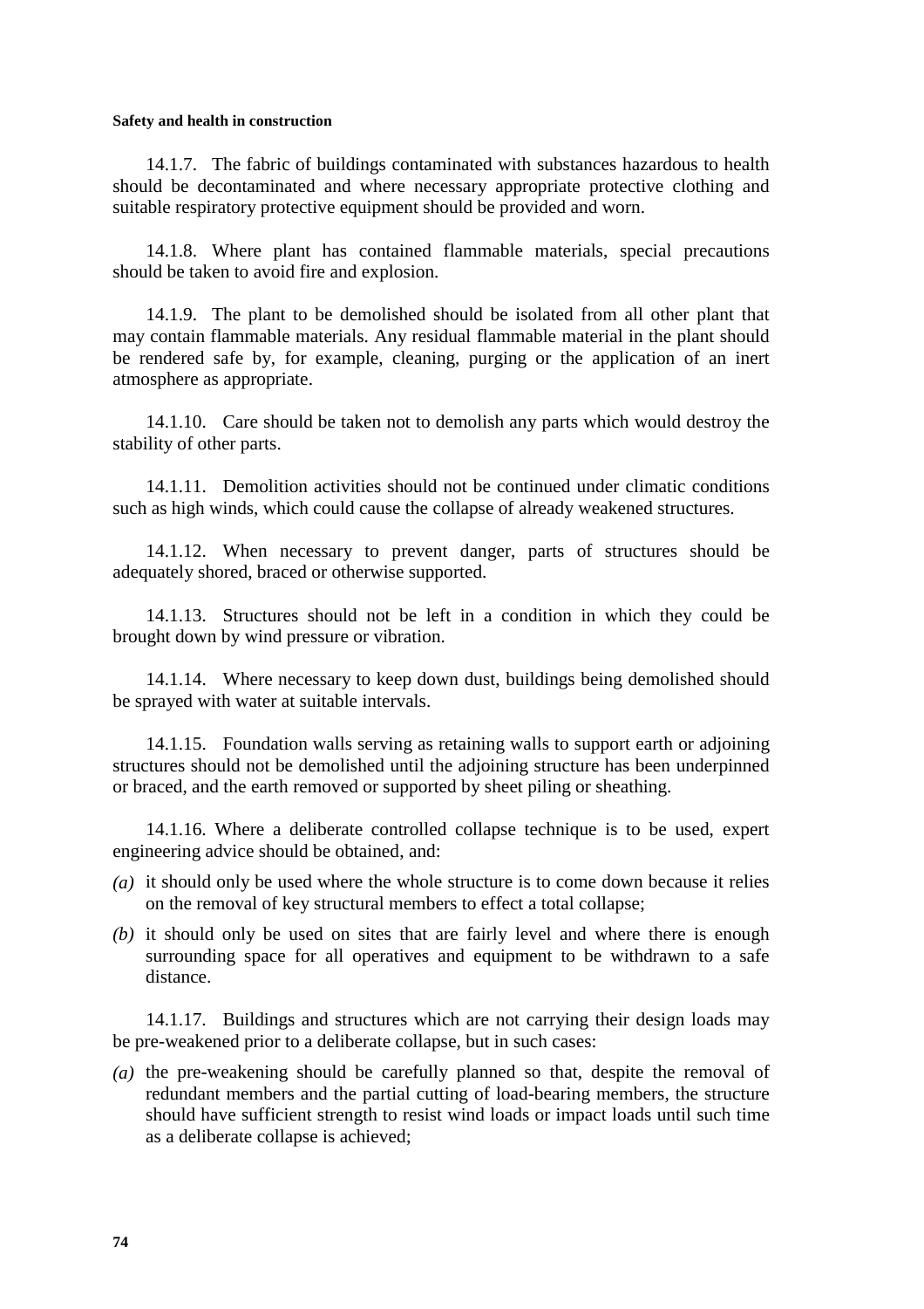14.1.7. The fabric of buildings contaminated with substances hazardous to health should be decontaminated and where necessary appropriate protective clothing and suitable respiratory protective equipment should be provided and worn.

14.1.8. Where plant has contained flammable materials, special precautions should be taken to avoid fire and explosion.

14.1.9. The plant to be demolished should be isolated from all other plant that may contain flammable materials. Any residual flammable material in the plant should be rendered safe by, for example, cleaning, purging or the application of an inert atmosphere as appropriate.

14.1.10. Care should be taken not to demolish any parts which would destroy the stability of other parts.

14.1.11. Demolition activities should not be continued under climatic conditions such as high winds, which could cause the collapse of already weakened structures.

14.1.12. When necessary to prevent danger, parts of structures should be adequately shored, braced or otherwise supported.

14.1.13. Structures should not be left in a condition in which they could be brought down by wind pressure or vibration.

14.1.14. Where necessary to keep down dust, buildings being demolished should be sprayed with water at suitable intervals.

14.1.15. Foundation walls serving as retaining walls to support earth or adjoining structures should not be demolished until the adjoining structure has been underpinned or braced, and the earth removed or supported by sheet piling or sheathing.

14.1.16. Where a deliberate controlled collapse technique is to be used, expert engineering advice should be obtained, and:

*(a)* it should only be used where the whole structure is to come down because it relies on the removal of key structural members to effect a total collapse;

*(b)* it should only be used on sites that are fairly level and where there is enough surrounding space for all operatives and equipment to be withdrawn to a safe distance.

14.1.17. Buildings and structures which are not carrying their design loads may be pre-weakened prior to a deliberate collapse, but in such cases:

*(a)* the pre-weakening should be carefully planned so that, despite the removal of redundant members and the partial cutting of load-bearing members, the structure should have sufficient strength to resist wind loads or impact loads until such time as a deliberate collapse is achieved;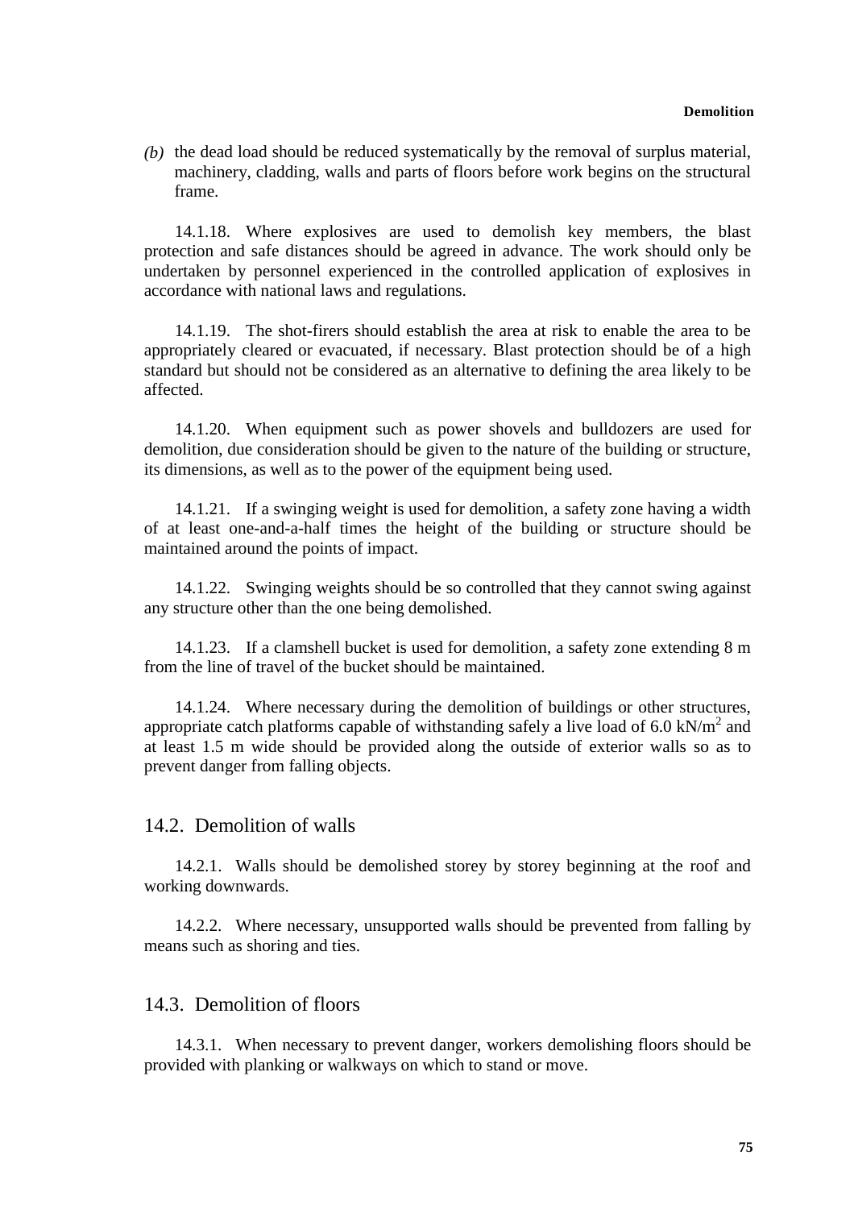*(b)* the dead load should be reduced systematically by the removal of surplus material, machinery, cladding, walls and parts of floors before work begins on the structural frame.

14.1.18. Where explosives are used to demolish key members, the blast protection and safe distances should be agreed in advance. The work should only be undertaken by personnel experienced in the controlled application of explosives in accordance with national laws and regulations.

14.1.19. The shot-firers should establish the area at risk to enable the area to be appropriately cleared or evacuated, if necessary. Blast protection should be of a high standard but should not be considered as an alternative to defining the area likely to be affected.

14.1.20. When equipment such as power shovels and bulldozers are used for demolition, due consideration should be given to the nature of the building or structure, its dimensions, as well as to the power of the equipment being used.

14.1.21. If a swinging weight is used for demolition, a safety zone having a width of at least one-and-a-half times the height of the building or structure should be maintained around the points of impact.

14.1.22. Swinging weights should be so controlled that they cannot swing against any structure other than the one being demolished.

14.1.23. If a clamshell bucket is used for demolition, a safety zone extending 8 m from the line of travel of the bucket should be maintained.

14.1.24. Where necessary during the demolition of buildings or other structures, appropriate catch platforms capable of withstanding safely a live load of 6.0 $kN/m^2$ and at least 1.5 m wide should be provided along the outside of exterior walls so as to prevent danger from falling objects.

## 14.2. Demolition of walls

14.2.1. Walls should be demolished storey by storey beginning at the roof and working downwards.

14.2.2. Where necessary, unsupported walls should be prevented from falling by means such as shoring and ties.

## 14.3. Demolition of floors

14.3.1. When necessary to prevent danger, workers demolishing floors should be provided with planking or walkways on which to stand or move.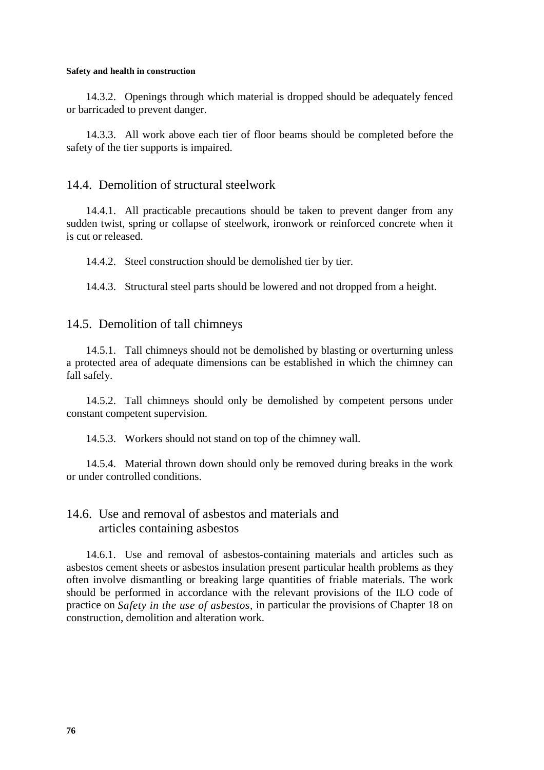14.3.2. Openings through which material is dropped should be adequately fenced or barricaded to prevent danger.

14.3.3. All work above each tier of floor beams should be completed before the safety of the tier supports is impaired.

## 14.4. Demolition of structural steelwork

14.4.1. All practicable precautions should be taken to prevent danger from any sudden twist, spring or collapse of steelwork, ironwork or reinforced concrete when it is cut or released.

14.4.2. Steel construction should be demolished tier by tier.

14.4.3. Structural steel parts should be lowered and not dropped from a height.

## 14.5. Demolition of tall chimneys

14.5.1. Tall chimneys should not be demolished by blasting or overturning unless a protected area of adequate dimensions can be established in which the chimney can fall safely.

14.5.2. Tall chimneys should only be demolished by competent persons under constant competent supervision.

14.5.3. Workers should not stand on top of the chimney wall.

14.5.4. Material thrown down should only be removed during breaks in the work or under controlled conditions.

## 14.6. Use and removal of asbestos and materials and articles containing asbestos

14.6.1. Use and removal of asbestos-containing materials and articles such as asbestos cement sheets or asbestos insulation present particular health problems as they often involve dismantling or breaking large quantities of friable materials. The work should be performed in accordance with the relevant provisions of the ILO code of practice on *Safety in the use of asbestos,* in particular the provisions of Chapter 18 on construction, demolition and alteration work.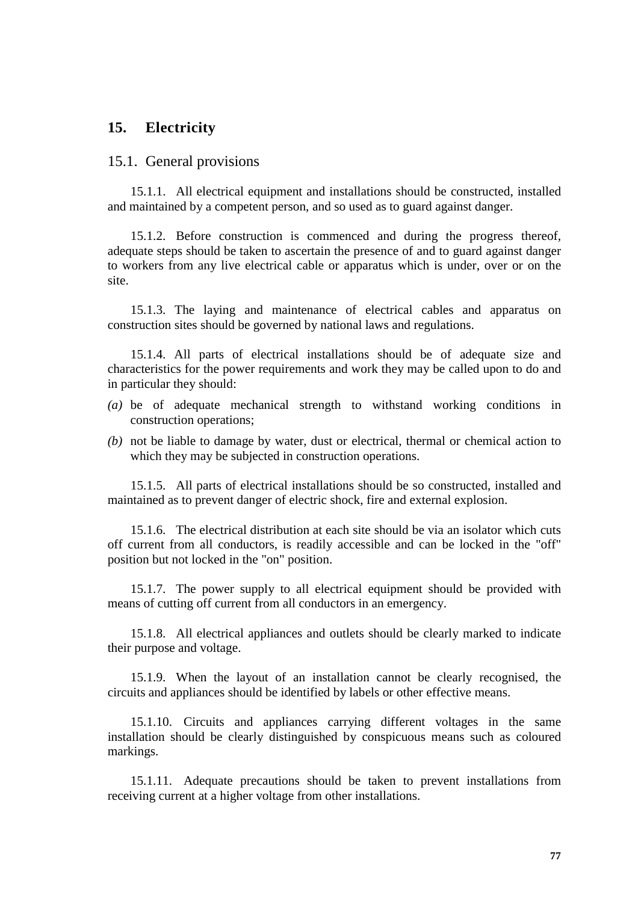## 15. Electricity

### 15.1. General provisions

15.1.1. All electrical equipment and installations should be constructed, installed and maintained by a competent person, and so used as to guard against danger.

15.1.2. Before construction is commenced and during the progress thereof, adequate steps should be taken to ascertain the presence of and to guard against danger to workers from any live electrical cable or apparatus which is under, over or on the site.

15.1.3. The laying and maintenance of electrical cables and apparatus on construction sites should be governed by national laws and regulations.

15.1.4. All parts of electrical installations should be of adequate size and characteristics for the power requirements and work they may be called upon to do and in particular they should:

*(a)* be of adequate mechanical strength to withstand working conditions in construction operations;

*(b)* not be liable to damage by water, dust or electrical, thermal or chemical action to which they may be subjected in construction operations.

15.1.5. All parts of electrical installations should be so constructed, installed and maintained as to prevent danger of electric shock, fire and external explosion.

15.1.6. The electrical distribution at each site should be via an isolator which cuts off current from all conductors, is readily accessible and can be locked in the "off" position but not locked in the "on" position.

15.1.7. The power supply to all electrical equipment should be provided with means of cutting off current from all conductors in an emergency.

15.1.8. All electrical appliances and outlets should be clearly marked to indicate their purpose and voltage.

15.1.9. When the layout of an installation cannot be clearly recognised, the circuits and appliances should be identified by labels or other effective means.

15.1.10. Circuits and appliances carrying different voltages in the same installation should be clearly distinguished by conspicuous means such as coloured markings.

15.1.11. Adequate precautions should be taken to prevent installations from receiving current at a higher voltage from other installations.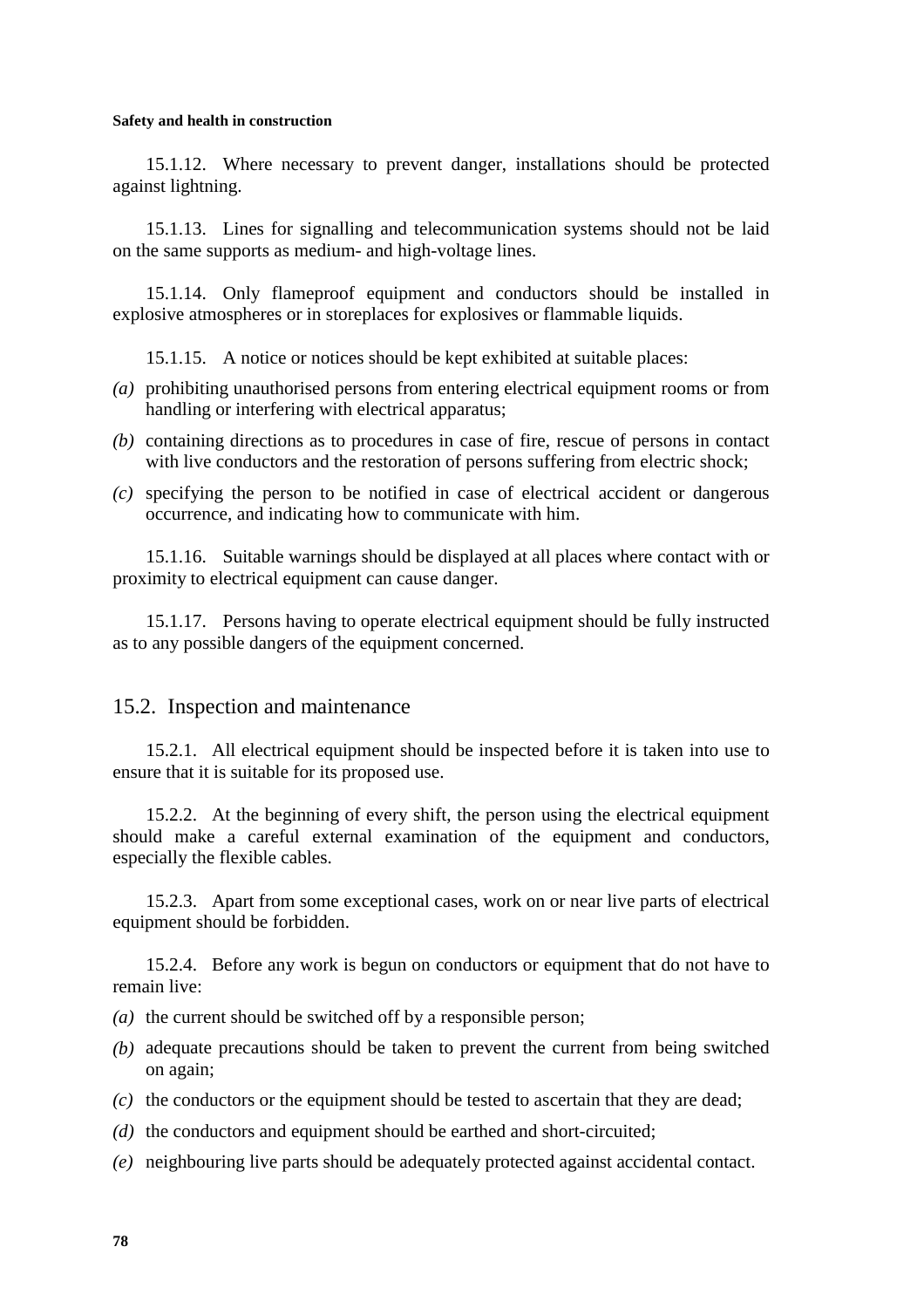15.1.12. Where necessary to prevent danger, installations should be protected against lightning.

15.1.13. Lines for signalling and telecommunication systems should not be laid on the same supports as medium- and high-voltage lines.

15.1.14. Only flameproof equipment and conductors should be installed in explosive atmospheres or in storeplaces for explosives or flammable liquids.

15.1.15. A notice or notices should be kept exhibited at suitable places:

*(a)* prohibiting unauthorised persons from entering electrical equipment rooms or from handling or interfering with electrical apparatus;

*(b)* containing directions as to procedures in case of fire, rescue of persons in contact with live conductors and the restoration of persons suffering from electric shock;

*(c)* specifying the person to be notified in case of electrical accident or dangerous occurrence, and indicating how to communicate with him.

15.1.16. Suitable warnings should be displayed at all places where contact with or proximity to electrical equipment can cause danger.

15.1.17. Persons having to operate electrical equipment should be fully instructed as to any possible dangers of the equipment concerned.

## 15.2. Inspection and maintenance

15.2.1. All electrical equipment should be inspected before it is taken into use to ensure that it is suitable for its proposed use.

15.2.2. At the beginning of every shift, the person using the electrical equipment should make a careful external examination of the equipment and conductors, especially the flexible cables.

15.2.3. Apart from some exceptional cases, work on or near live parts of electrical equipment should be forbidden.

15.2.4. Before any work is begun on conductors or equipment that do not have to remain live:

*(a)* the current should be switched off by a responsible person;

*(b)* adequate precautions should be taken to prevent the current from being switched on again;

*(c)* the conductors or the equipment should be tested to ascertain that they are dead;

*(d)* the conductors and equipment should be earthed and short-circuited;

*(e)* neighbouring live parts should be adequately protected against accidental contact.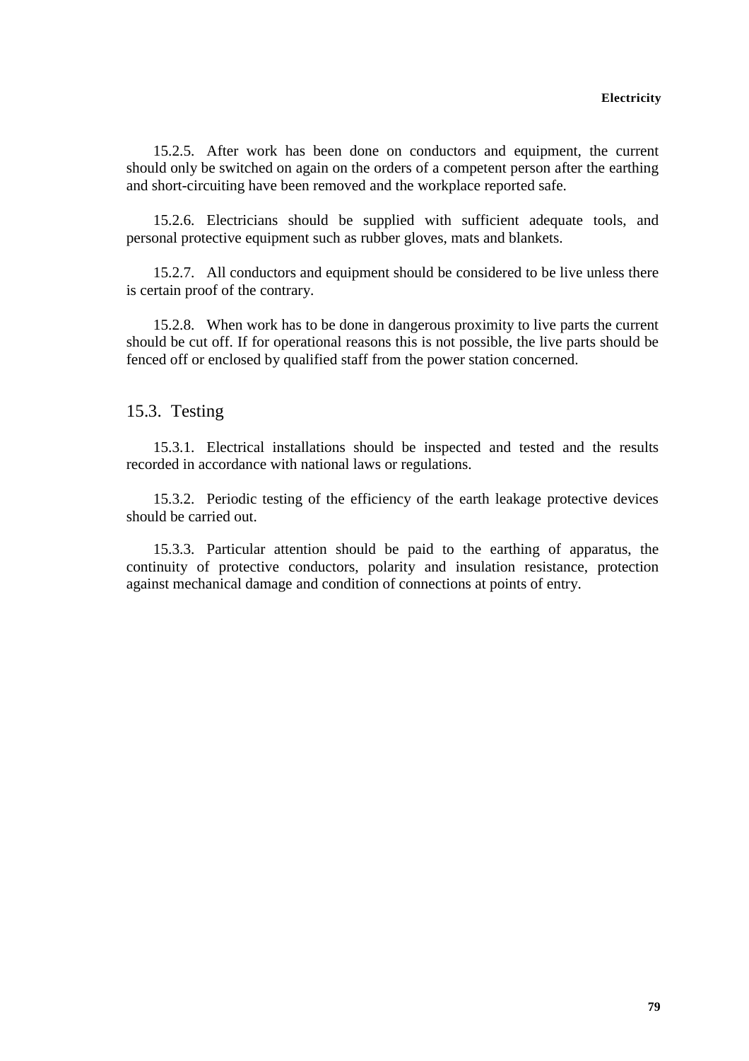15.2.5. After work has been done on conductors and equipment, the current should only be switched on again on the orders of a competent person after the earthing and short-circuiting have been removed and the workplace reported safe.

15.2.6. Electricians should be supplied with sufficient adequate tools, and personal protective equipment such as rubber gloves, mats and blankets.

15.2.7. All conductors and equipment should be considered to be live unless there is certain proof of the contrary.

15.2.8. When work has to be done in dangerous proximity to live parts the current should be cut off. If for operational reasons this is not possible, the live parts should be fenced off or enclosed by qualified staff from the power station concerned.

## 15.3. Testing

15.3.1. Electrical installations should be inspected and tested and the results recorded in accordance with national laws or regulations.

15.3.2. Periodic testing of the efficiency of the earth leakage protective devices should be carried out.

15.3.3. Particular attention should be paid to the earthing of apparatus, the continuity of protective conductors, polarity and insulation resistance, protection against mechanical damage and condition of connections at points of entry.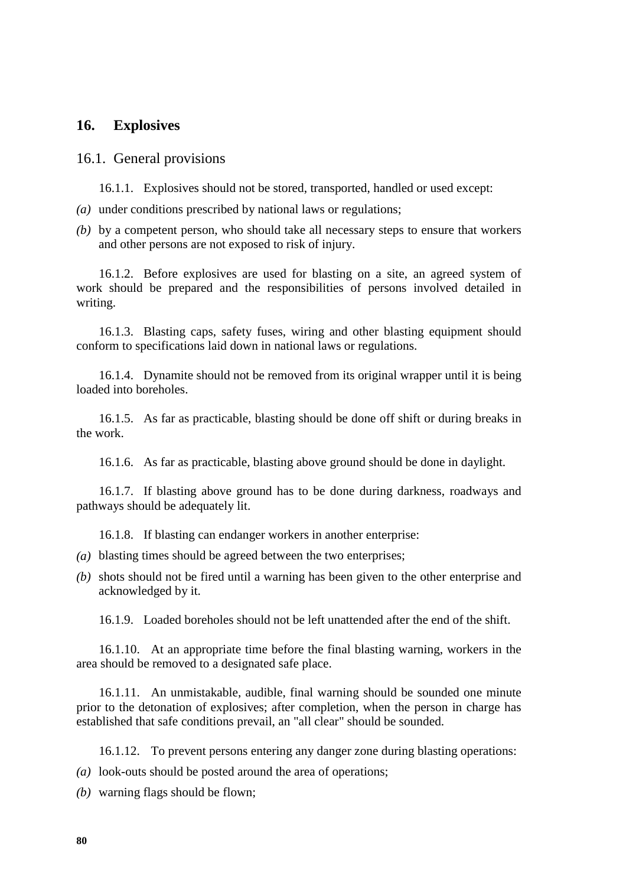# 16. Explosives

## 16.1. General provisions

16.1.1. Explosives should not be stored, transported, handled or used except:

*(a)* under conditions prescribed by national laws or regulations;

*(b)* by a competent person, who should take all necessary steps to ensure that workers and other persons are not exposed to risk of injury.

16.1.2. Before explosives are used for blasting on a site, an agreed system of work should be prepared and the responsibilities of persons involved detailed in writing.

16.1.3. Blasting caps, safety fuses, wiring and other blasting equipment should conform to specifications laid down in national laws or regulations.

16.1.4. Dynamite should not be removed from its original wrapper until it is being loaded into boreholes.

16.1.5. As far as practicable, blasting should be done off shift or during breaks in the work.

16.1.6. As far as practicable, blasting above ground should be done in daylight.

16.1.7. If blasting above ground has to be done during darkness, roadways and pathways should be adequately lit.

16.1.8. If blasting can endanger workers in another enterprise:

*(a)* blasting times should be agreed between the two enterprises;

*(b)* shots should not be fired until a warning has been given to the other enterprise and acknowledged by it.

16.1.9. Loaded boreholes should not be left unattended after the end of the shift.

16.1.10. At an appropriate time before the final blasting warning, workers in the area should be removed to a designated safe place.

16.1.11. An unmistakable, audible, final warning should be sounded one minute prior to the detonation of explosives; after completion, when the person in charge has established that safe conditions prevail, an "all clear" should be sounded.

16.1.12. To prevent persons entering any danger zone during blasting operations:

*(a)* look-outs should be posted around the area of operations;

*(b)* warning flags should be flown;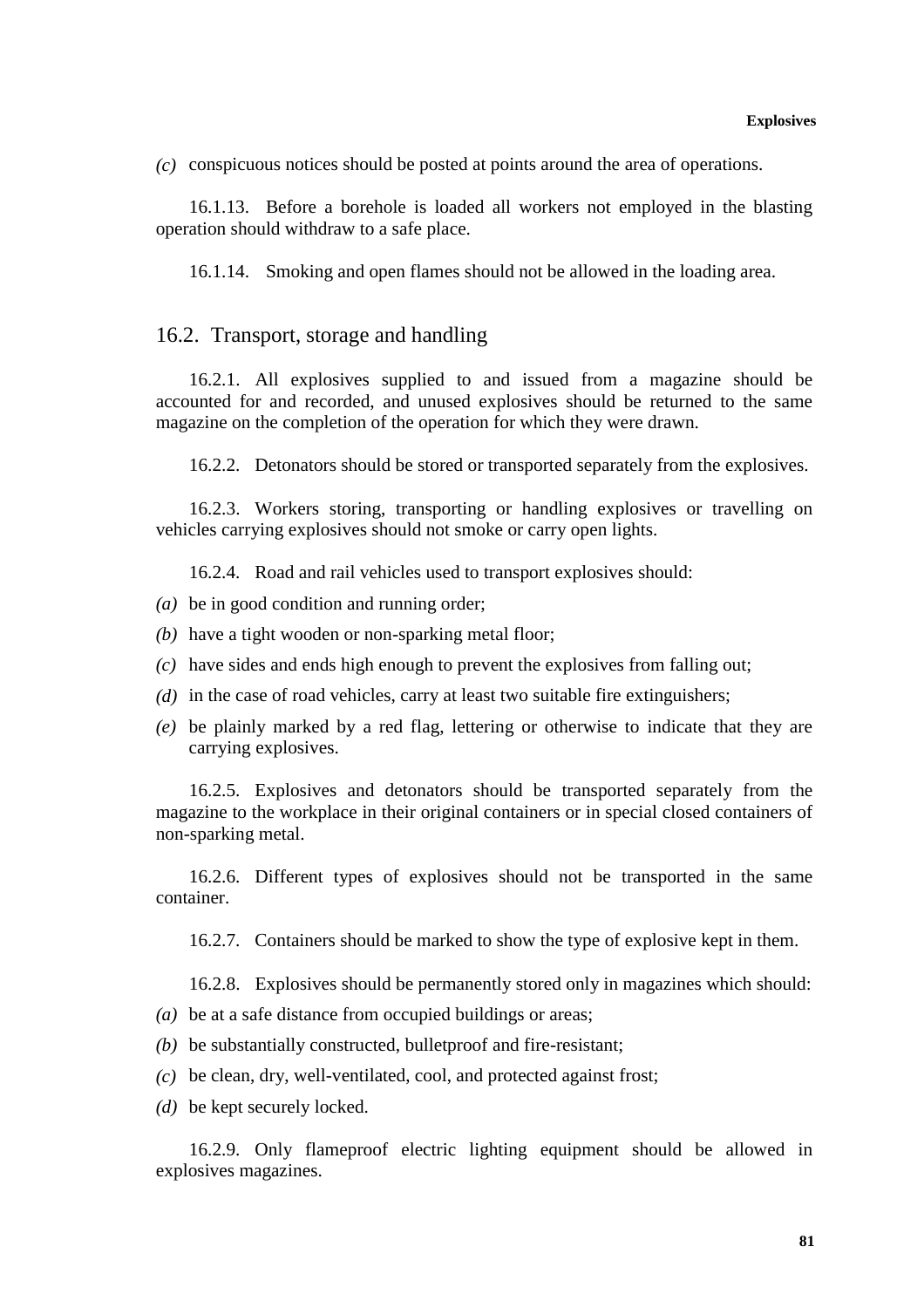*(c)* conspicuous notices should be posted at points around the area of operations.

16.1.13. Before a borehole is loaded all workers not employed in the blasting operation should withdraw to a safe place.

16.1.14. Smoking and open flames should not be allowed in the loading area.

## 16.2. Transport, storage and handling

16.2.1. All explosives supplied to and issued from a magazine should be accounted for and recorded, and unused explosives should be returned to the same magazine on the completion of the operation for which they were drawn.

16.2.2. Detonators should be stored or transported separately from the explosives.

16.2.3. Workers storing, transporting or handling explosives or travelling on vehicles carrying explosives should not smoke or carry open lights.

16.2.4. Road and rail vehicles used to transport explosives should:

*(a)* be in good condition and running order;

*(b)* have a tight wooden or non-sparking metal floor;

*(c)* have sides and ends high enough to prevent the explosives from falling out;

*(d)* in the case of road vehicles, carry at least two suitable fire extinguishers;

*(e)* be plainly marked by a red flag, lettering or otherwise to indicate that they are carrying explosives.

16.2.5. Explosives and detonators should be transported separately from the magazine to the workplace in their original containers or in special closed containers of non-sparking metal.

16.2.6. Different types of explosives should not be transported in the same container.

16.2.7. Containers should be marked to show the type of explosive kept in them.

16.2.8. Explosives should be permanently stored only in magazines which should:

*(a)* be at a safe distance from occupied buildings or areas;

*(b)* be substantially constructed, bulletproof and fire-resistant;

*(c)* be clean, dry, well-ventilated, cool, and protected against frost;

*(d)* be kept securely locked.

16.2.9. Only flameproof electric lighting equipment should be allowed in explosives magazines.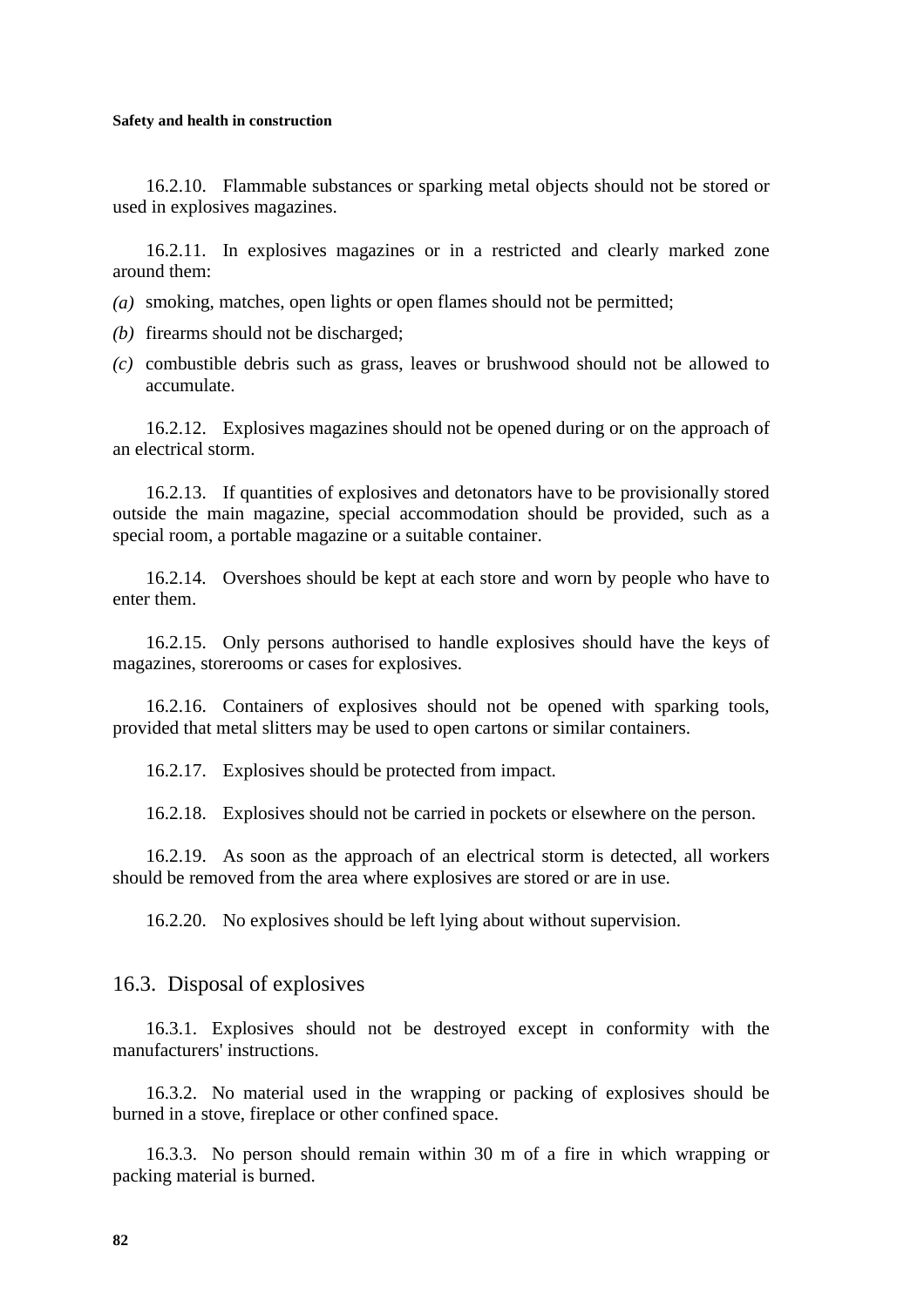16.2.10. Flammable substances or sparking metal objects should not be stored or used in explosives magazines.

16.2.11. In explosives magazines or in a restricted and clearly marked zone around them:

*(a)* smoking, matches, open lights or open flames should not be permitted;

*(b)* firearms should not be discharged;

*(c)* combustible debris such as grass, leaves or brushwood should not be allowed to accumulate.

16.2.12. Explosives magazines should not be opened during or on the approach of an electrical storm.

16.2.13. If quantities of explosives and detonators have to be provisionally stored outside the main magazine, special accommodation should be provided, such as a special room, a portable magazine or a suitable container.

16.2.14. Overshoes should be kept at each store and worn by people who have to enter them.

16.2.15. Only persons authorised to handle explosives should have the keys of magazines, storerooms or cases for explosives.

16.2.16. Containers of explosives should not be opened with sparking tools, provided that metal slitters may be used to open cartons or similar containers.

16.2.17. Explosives should be protected from impact.

16.2.18. Explosives should not be carried in pockets or elsewhere on the person.

16.2.19. As soon as the approach of an electrical storm is detected, all workers should be removed from the area where explosives are stored or are in use.

16.2.20. No explosives should be left lying about without supervision.

## 16.3. Disposal of explosives

16.3.1. Explosives should not be destroyed except in conformity with the manufacturers' instructions.

16.3.2. No material used in the wrapping or packing of explosives should be burned in a stove, fireplace or other confined space.

16.3.3. No person should remain within 30 m of a fire in which wrapping or packing material is burned.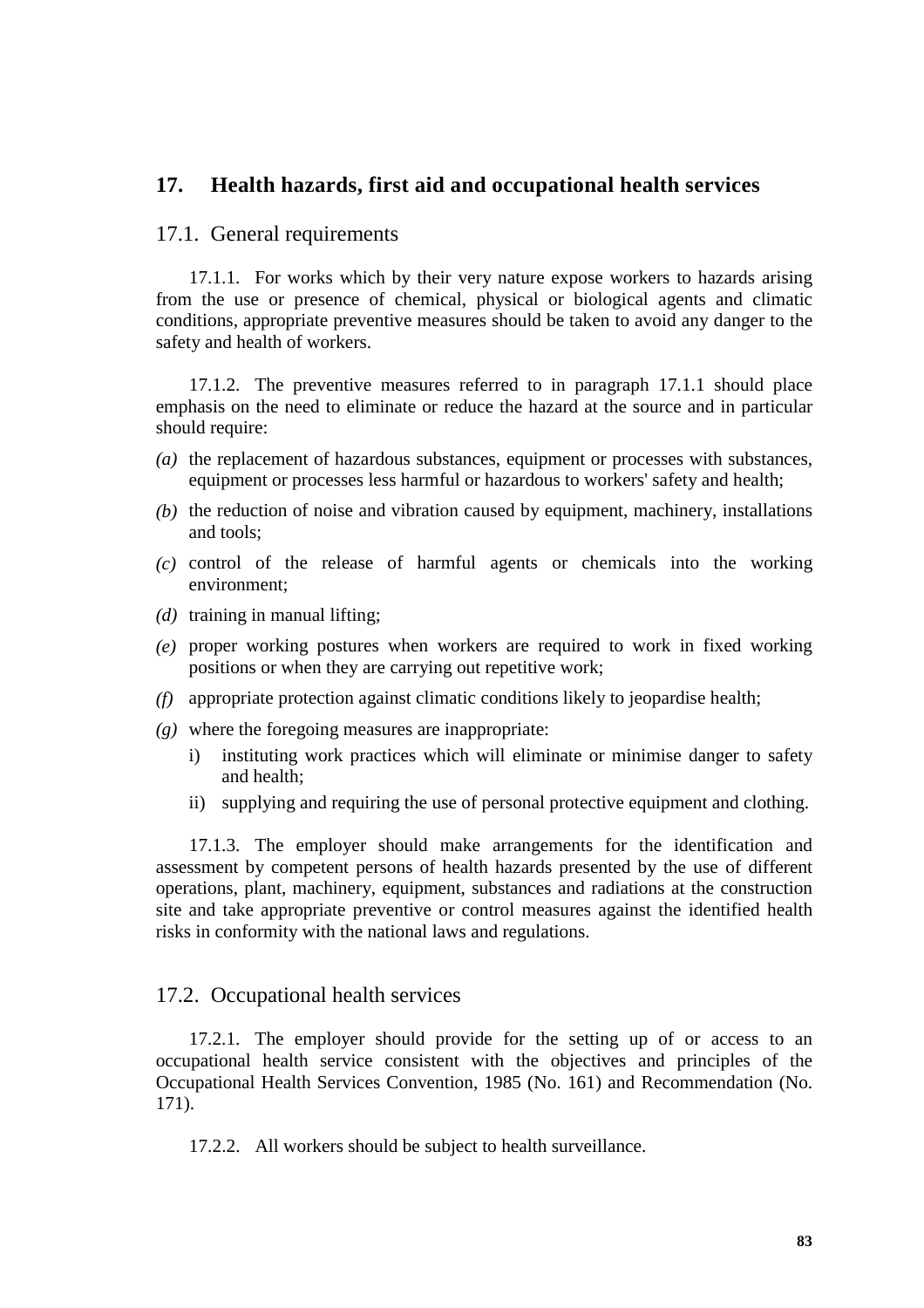## 17. Health hazards, first aid and occupational health services

### 17.1. General requirements

17.1.1. For works which by their very nature expose workers to hazards arising from the use or presence of chemical, physical or biological agents and climatic conditions, appropriate preventive measures should be taken to avoid any danger to the safety and health of workers.

17.1.2. The preventive measures referred to in paragraph 17.1.1 should place emphasis on the need to eliminate or reduce the hazard at the source and in particular should require:

*(a)* the replacement of hazardous substances, equipment or processes with substances, equipment or processes less harmful or hazardous to workers' safety and health;

*(b)* the reduction of noise and vibration caused by equipment, machinery, installations and tools;

*(c)* control of the release of harmful agents or chemicals into the working environment;

*(d)* training in manual lifting;

*(e)* proper working postures when workers are required to work in fixed working positions or when they are carrying out repetitive work;

*(f)* appropriate protection against climatic conditions likely to jeopardise health;

*(g)* where the foregoing measures are inappropriate:

   i) instituting work practices which will eliminate or minimise danger to safety and health;

   ii) supplying and requiring the use of personal protective equipment and clothing.

17.1.3. The employer should make arrangements for the identification and assessment by competent persons of health hazards presented by the use of different operations, plant, machinery, equipment, substances and radiations at the construction site and take appropriate preventive or control measures against the identified health risks in conformity with the national laws and regulations.

### 17.2. Occupational health services

17.2.1. The employer should provide for the setting up of or access to an occupational health service consistent with the objectives and principles of the Occupational Health Services Convention, 1985 (No. 161) and Recommendation (No. 171).

17.2.2. All workers should be subject to health surveillance.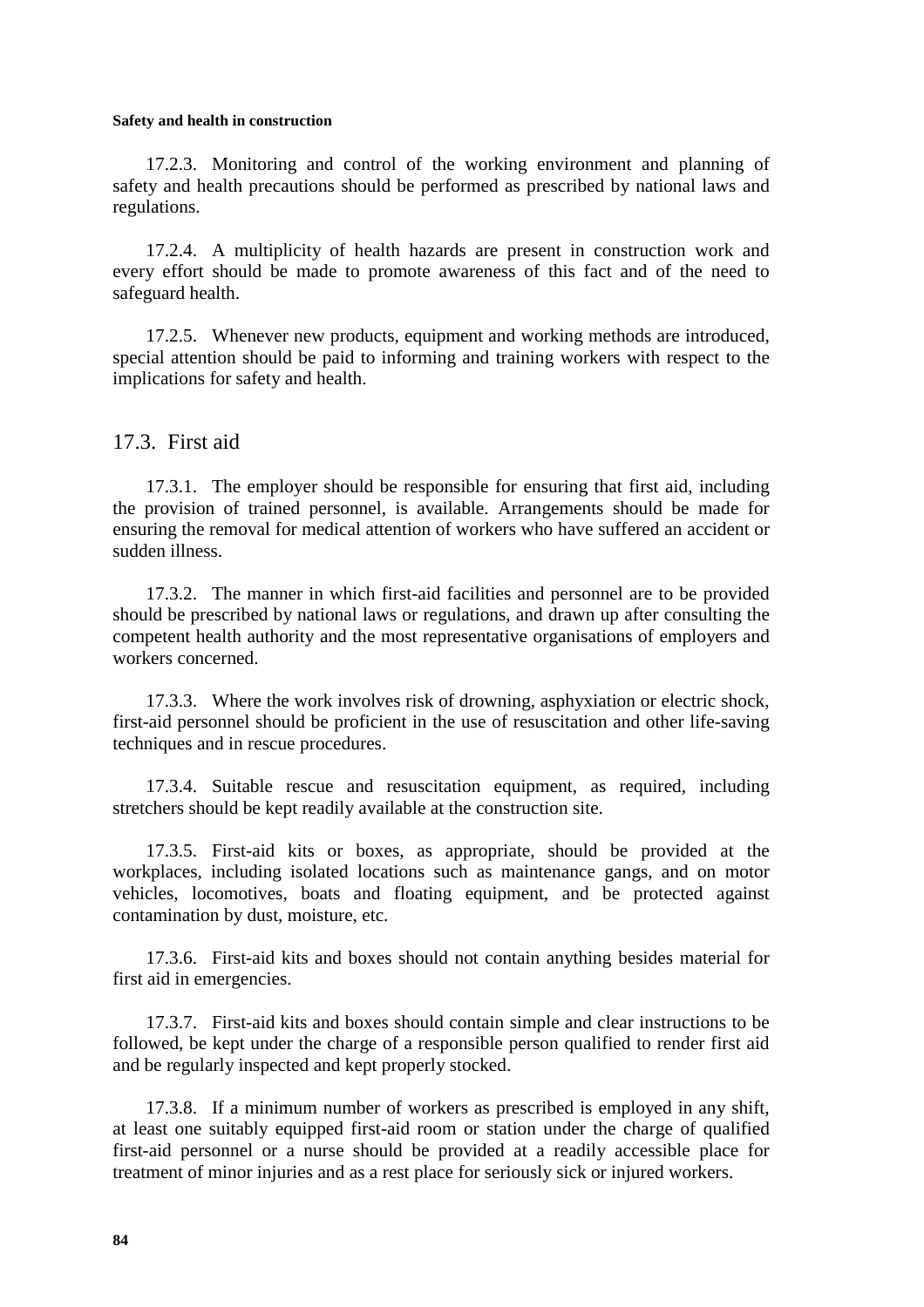17.2.3. Monitoring and control of the working environment and planning of safety and health precautions should be performed as prescribed by national laws and regulations.

17.2.4. A multiplicity of health hazards are present in construction work and every effort should be made to promote awareness of this fact and of the need to safeguard health.

17.2.5. Whenever new products, equipment and working methods are introduced, special attention should be paid to informing and training workers with respect to the implications for safety and health.

## 17.3. First aid

17.3.1. The employer should be responsible for ensuring that first aid, including the provision of trained personnel, is available. Arrangements should be made for ensuring the removal for medical attention of workers who have suffered an accident or sudden illness.

17.3.2. The manner in which first-aid facilities and personnel are to be provided should be prescribed by national laws or regulations, and drawn up after consulting the competent health authority and the most representative organisations of employers and workers concerned.

17.3.3. Where the work involves risk of drowning, asphyxiation or electric shock, first-aid personnel should be proficient in the use of resuscitation and other life-saving techniques and in rescue procedures.

17.3.4. Suitable rescue and resuscitation equipment, as required, including stretchers should be kept readily available at the construction site.

17.3.5. First-aid kits or boxes, as appropriate, should be provided at the workplaces, including isolated locations such as maintenance gangs, and on motor vehicles, locomotives, boats and floating equipment, and be protected against contamination by dust, moisture, etc.

17.3.6. First-aid kits and boxes should not contain anything besides material for first aid in emergencies.

17.3.7. First-aid kits and boxes should contain simple and clear instructions to be followed, be kept under the charge of a responsible person qualified to render first aid and be regularly inspected and kept properly stocked.

17.3.8. If a minimum number of workers as prescribed is employed in any shift, at least one suitably equipped first-aid room or station under the charge of qualified first-aid personnel or a nurse should be provided at a readily accessible place for treatment of minor injuries and as a rest place for seriously sick or injured workers.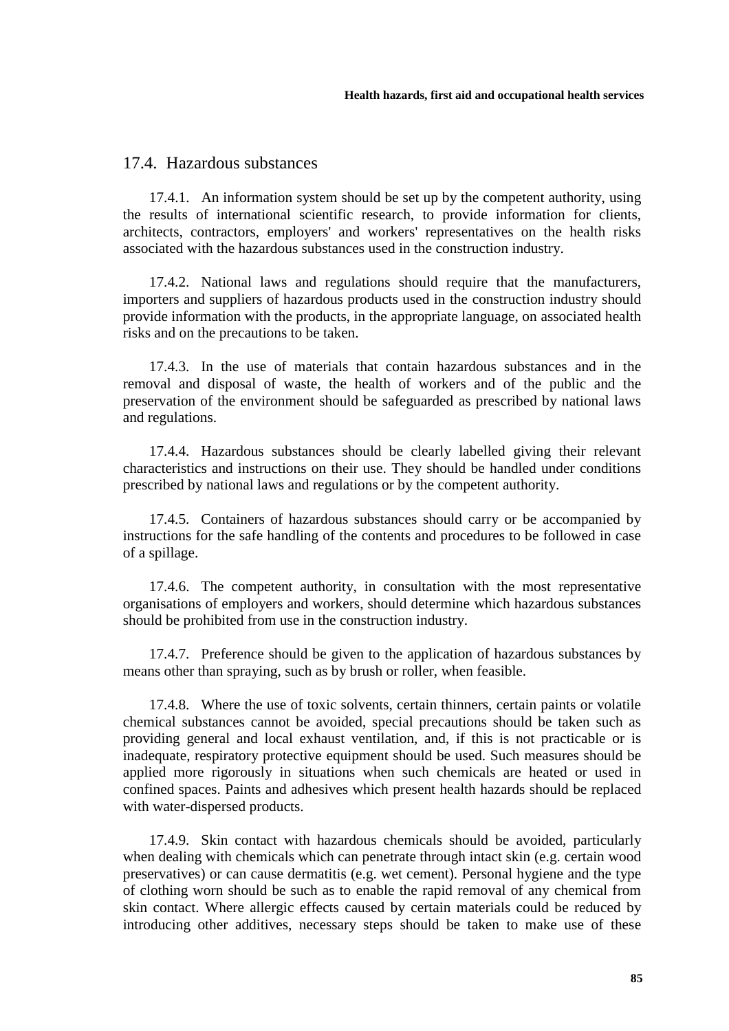## 17.4. Hazardous substances

17.4.1. An information system should be set up by the competent authority, using the results of international scientific research, to provide information for clients, architects, contractors, employers' and workers' representatives on the health risks associated with the hazardous substances used in the construction industry.

17.4.2. National laws and regulations should require that the manufacturers, importers and suppliers of hazardous products used in the construction industry should provide information with the products, in the appropriate language, on associated health risks and on the precautions to be taken.

17.4.3. In the use of materials that contain hazardous substances and in the removal and disposal of waste, the health of workers and of the public and the preservation of the environment should be safeguarded as prescribed by national laws and regulations.

17.4.4. Hazardous substances should be clearly labelled giving their relevant characteristics and instructions on their use. They should be handled under conditions prescribed by national laws and regulations or by the competent authority.

17.4.5. Containers of hazardous substances should carry or be accompanied by instructions for the safe handling of the contents and procedures to be followed in case of a spillage.

17.4.6. The competent authority, in consultation with the most representative organisations of employers and workers, should determine which hazardous substances should be prohibited from use in the construction industry.

17.4.7. Preference should be given to the application of hazardous substances by means other than spraying, such as by brush or roller, when feasible.

17.4.8. Where the use of toxic solvents, certain thinners, certain paints or volatile chemical substances cannot be avoided, special precautions should be taken such as providing general and local exhaust ventilation, and, if this is not practicable or is inadequate, respiratory protective equipment should be used. Such measures should be applied more rigorously in situations when such chemicals are heated or used in confined spaces. Paints and adhesives which present health hazards should be replaced with water-dispersed products.

17.4.9. Skin contact with hazardous chemicals should be avoided, particularly when dealing with chemicals which can penetrate through intact skin (e.g. certain wood preservatives) or can cause dermatitis (e.g. wet cement). Personal hygiene and the type of clothing worn should be such as to enable the rapid removal of any chemical from skin contact. Where allergic effects caused by certain materials could be reduced by introducing other additives, necessary steps should be taken to make use of these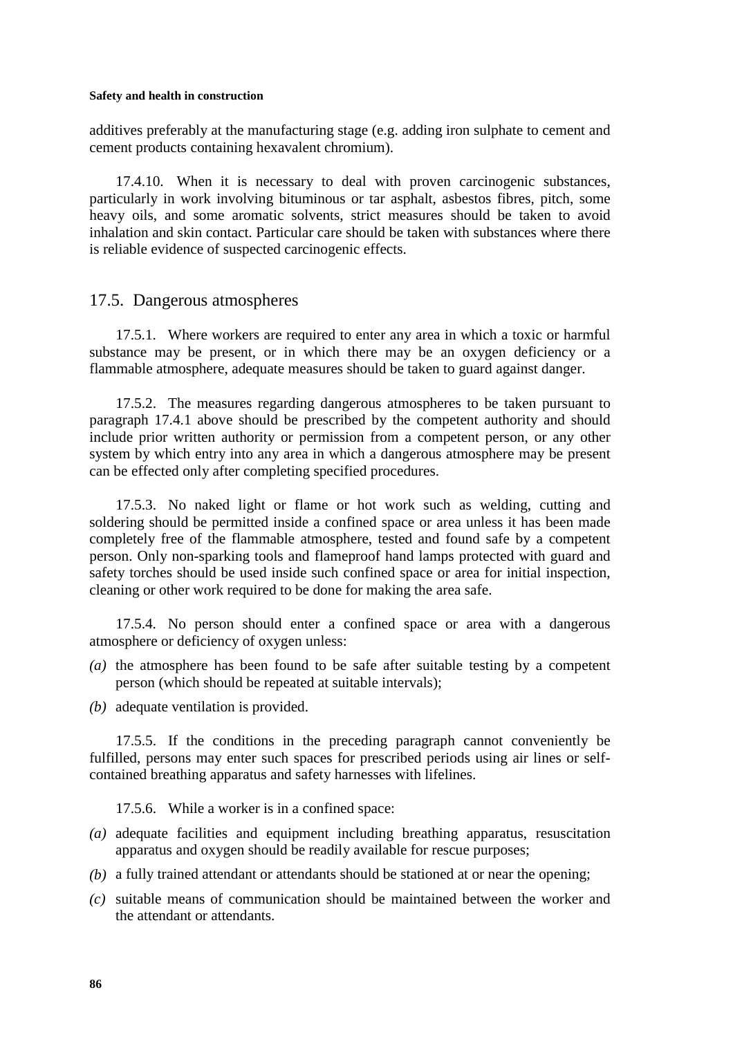additives preferably at the manufacturing stage (e.g. adding iron sulphate to cement and cement products containing hexavalent chromium).

17.4.10. When it is necessary to deal with proven carcinogenic substances, particularly in work involving bituminous or tar asphalt, asbestos fibres, pitch, some heavy oils, and some aromatic solvents, strict measures should be taken to avoid inhalation and skin contact. Particular care should be taken with substances where there is reliable evidence of suspected carcinogenic effects.

## 17.5. Dangerous atmospheres

17.5.1. Where workers are required to enter any area in which a toxic or harmful substance may be present, or in which there may be an oxygen deficiency or a flammable atmosphere, adequate measures should be taken to guard against danger.

17.5.2. The measures regarding dangerous atmospheres to be taken pursuant to paragraph 17.4.1 above should be prescribed by the competent authority and should include prior written authority or permission from a competent person, or any other system by which entry into any area in which a dangerous atmosphere may be present can be effected only after completing specified procedures.

17.5.3. No naked light or flame or hot work such as welding, cutting and soldering should be permitted inside a confined space or area unless it has been made completely free of the flammable atmosphere, tested and found safe by a competent person. Only non-sparking tools and flameproof hand lamps protected with guard and safety torches should be used inside such confined space or area for initial inspection, cleaning or other work required to be done for making the area safe.

17.5.4. No person should enter a confined space or area with a dangerous atmosphere or deficiency of oxygen unless:

*(a)* the atmosphere has been found to be safe after suitable testing by a competent person (which should be repeated at suitable intervals);

*(b)* adequate ventilation is provided.

17.5.5. If the conditions in the preceding paragraph cannot conveniently be fulfilled, persons may enter such spaces for prescribed periods using air lines or self-contained breathing apparatus and safety harnesses with lifelines.

17.5.6. While a worker is in a confined space:

*(a)* adequate facilities and equipment including breathing apparatus, resuscitation apparatus and oxygen should be readily available for rescue purposes;

*(b)* a fully trained attendant or attendants should be stationed at or near the opening;

*(c)* suitable means of communication should be maintained between the worker and the attendant or attendants.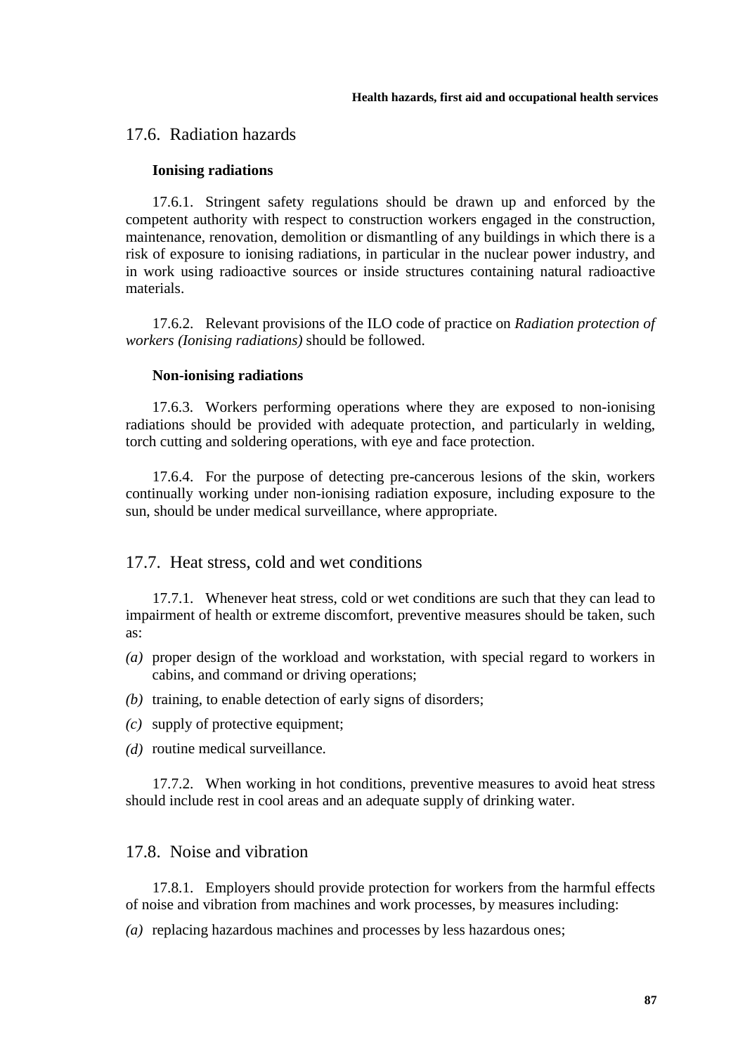## 17.6. Radiation hazards

### Ionising radiations

17.6.1. Stringent safety regulations should be drawn up and enforced by the competent authority with respect to construction workers engaged in the construction, maintenance, renovation, demolition or dismantling of any buildings in which there is a risk of exposure to ionising radiations, in particular in the nuclear power industry, and in work using radioactive sources or inside structures containing natural radioactive materials.

17.6.2. Relevant provisions of the ILO code of practice on *Radiation protection of workers (Ionising radiations)* should be followed.

### Non-ionising radiations

17.6.3. Workers performing operations where they are exposed to non-ionising radiations should be provided with adequate protection, and particularly in welding, torch cutting and soldering operations, with eye and face protection.

17.6.4. For the purpose of detecting pre-cancerous lesions of the skin, workers continually working under non-ionising radiation exposure, including exposure to the sun, should be under medical surveillance, where appropriate.

## 17.7. Heat stress, cold and wet conditions

17.7.1. Whenever heat stress, cold or wet conditions are such that they can lead to impairment of health or extreme discomfort, preventive measures should be taken, such as:

*(a)* proper design of the workload and workstation, with special regard to workers in cabins, and command or driving operations;

*(b)* training, to enable detection of early signs of disorders;

*(c)* supply of protective equipment;

*(d)* routine medical surveillance.

17.7.2. When working in hot conditions, preventive measures to avoid heat stress should include rest in cool areas and an adequate supply of drinking water.

## 17.8. Noise and vibration

17.8.1. Employers should provide protection for workers from the harmful effects of noise and vibration from machines and work processes, by measures including:

*(a)* replacing hazardous machines and processes by less hazardous ones;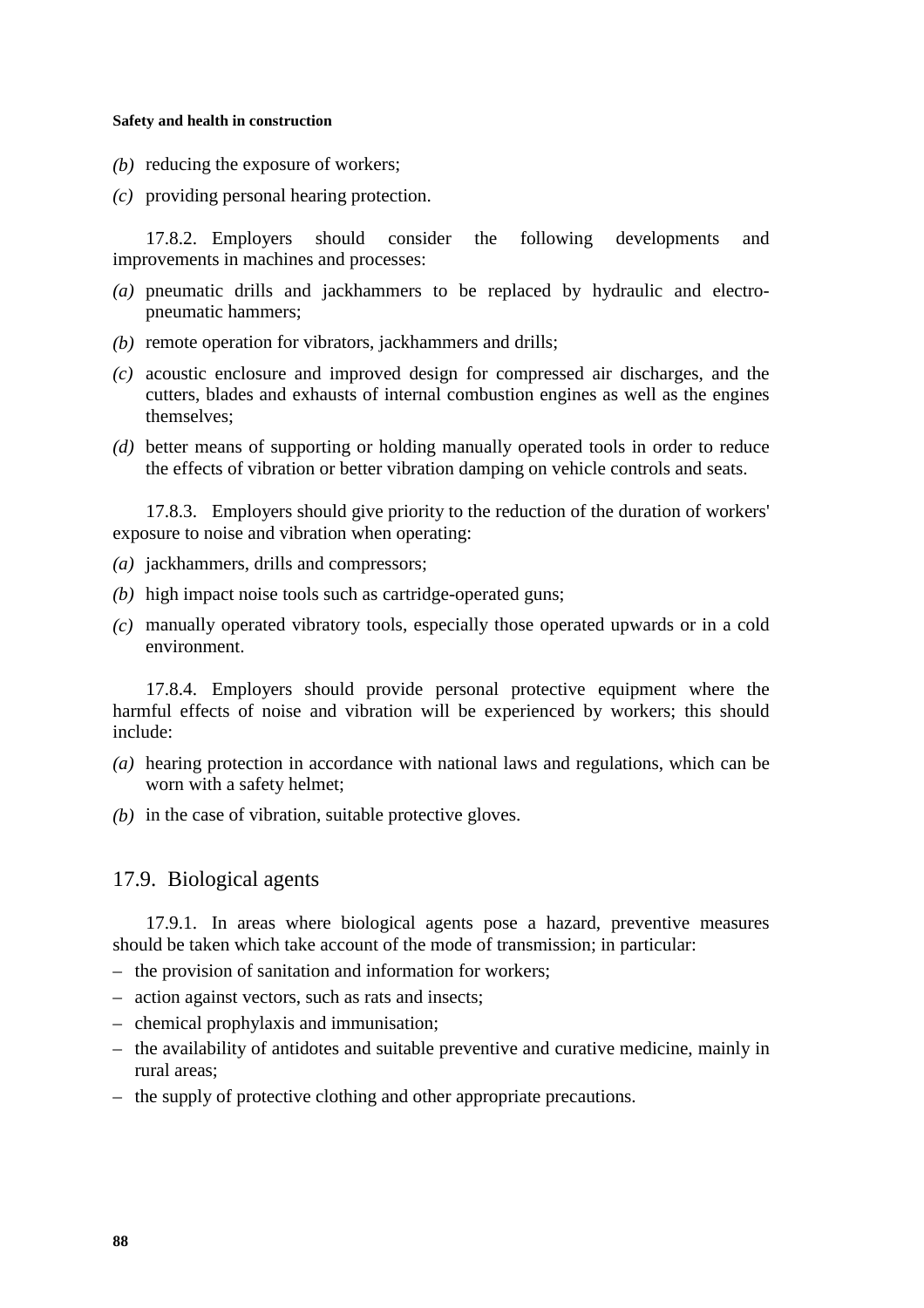*(b)* reducing the exposure of workers;

*(c)* providing personal hearing protection.

17.8.2. Employers should consider the following developments and improvements in machines and processes:

*(a)* pneumatic drills and jackhammers to be replaced by hydraulic and electro-pneumatic hammers;

*(b)* remote operation for vibrators, jackhammers and drills;

*(c)* acoustic enclosure and improved design for compressed air discharges, and the cutters, blades and exhausts of internal combustion engines as well as the engines themselves;

*(d)* better means of supporting or holding manually operated tools in order to reduce the effects of vibration or better vibration damping on vehicle controls and seats.

17.8.3. Employers should give priority to the reduction of the duration of workers' exposure to noise and vibration when operating:

*(a)* jackhammers, drills and compressors;

*(b)* high impact noise tools such as cartridge-operated guns;

*(c)* manually operated vibratory tools, especially those operated upwards or in a cold environment.

17.8.4. Employers should provide personal protective equipment where the harmful effects of noise and vibration will be experienced by workers; this should include:

*(a)* hearing protection in accordance with national laws and regulations, which can be worn with a safety helmet;

*(b)* in the case of vibration, suitable protective gloves.

## 17.9. Biological agents

17.9.1. In areas where biological agents pose a hazard, preventive measures should be taken which take account of the mode of transmission; in particular:

– the provision of sanitation and information for workers;
– action against vectors, such as rats and insects;
– chemical prophylaxis and immunisation;
– the availability of antidotes and suitable preventive and curative medicine, mainly in rural areas;
– the supply of protective clothing and other appropriate precautions.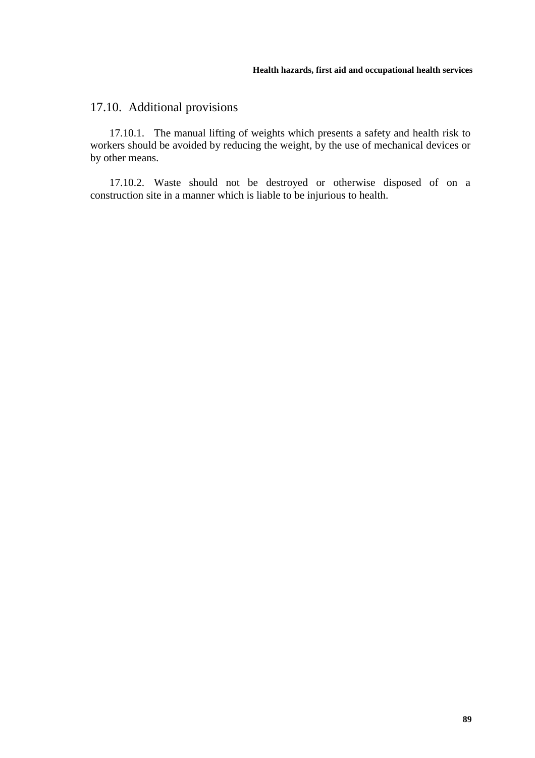## 17.10. Additional provisions

17.10.1. The manual lifting of weights which presents a safety and health risk to workers should be avoided by reducing the weight, by the use of mechanical devices or by other means.

17.10.2. Waste should not be destroyed or otherwise disposed of on a construction site in a manner which is liable to be injurious to health.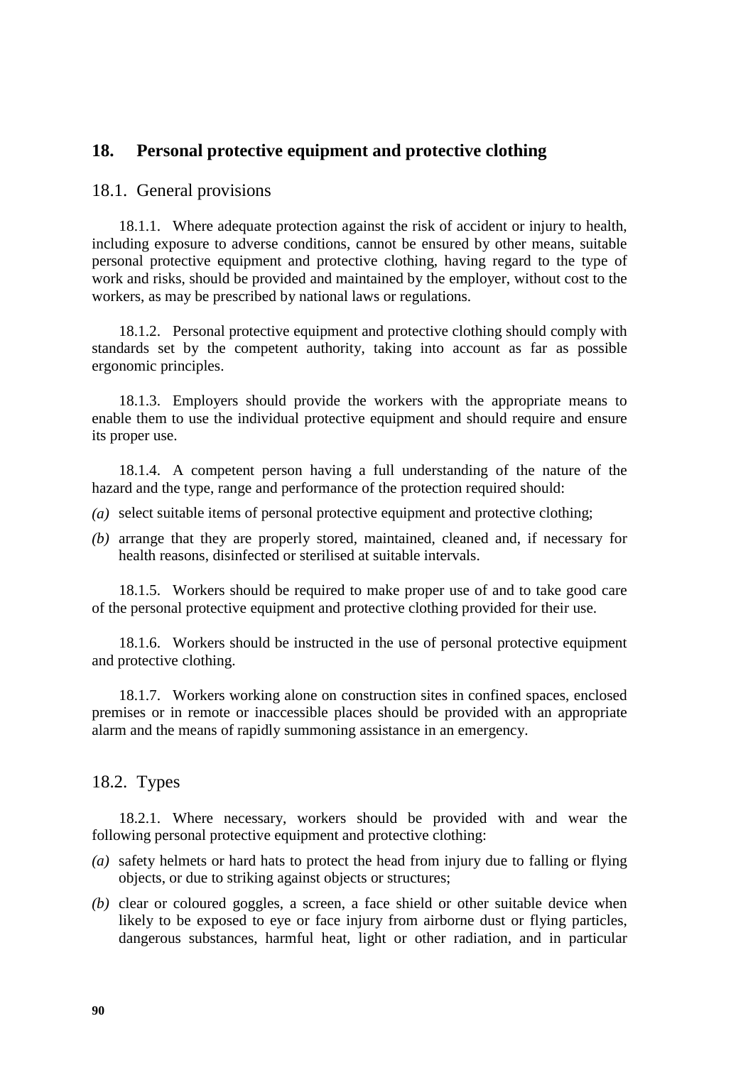## 18. Personal protective equipment and protective clothing

### 18.1. General provisions

18.1.1. Where adequate protection against the risk of accident or injury to health, including exposure to adverse conditions, cannot be ensured by other means, suitable personal protective equipment and protective clothing, having regard to the type of work and risks, should be provided and maintained by the employer, without cost to the workers, as may be prescribed by national laws or regulations.

18.1.2. Personal protective equipment and protective clothing should comply with standards set by the competent authority, taking into account as far as possible ergonomic principles.

18.1.3. Employers should provide the workers with the appropriate means to enable them to use the individual protective equipment and should require and ensure its proper use.

18.1.4. A competent person having a full understanding of the nature of the hazard and the type, range and performance of the protection required should:

*(a)* select suitable items of personal protective equipment and protective clothing;

*(b)* arrange that they are properly stored, maintained, cleaned and, if necessary for health reasons, disinfected or sterilised at suitable intervals.

18.1.5. Workers should be required to make proper use of and to take good care of the personal protective equipment and protective clothing provided for their use.

18.1.6. Workers should be instructed in the use of personal protective equipment and protective clothing.

18.1.7. Workers working alone on construction sites in confined spaces, enclosed premises or in remote or inaccessible places should be provided with an appropriate alarm and the means of rapidly summoning assistance in an emergency.

### 18.2. Types

18.2.1. Where necessary, workers should be provided with and wear the following personal protective equipment and protective clothing:

*(a)* safety helmets or hard hats to protect the head from injury due to falling or flying objects, or due to striking against objects or structures;

*(b)* clear or coloured goggles, a screen, a face shield or other suitable device when likely to be exposed to eye or face injury from airborne dust or flying particles, dangerous substances, harmful heat, light or other radiation, and in particular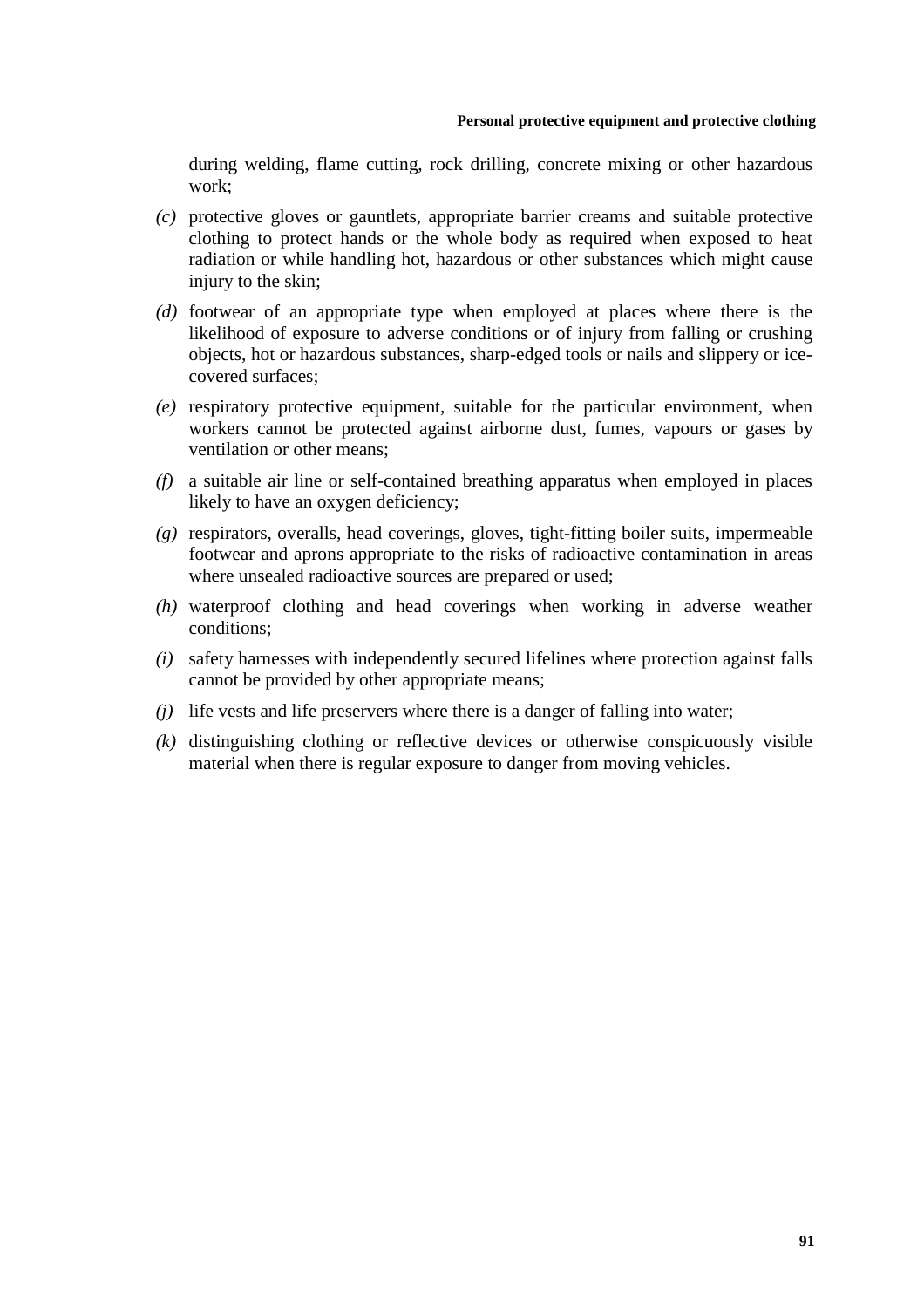during welding, flame cutting, rock drilling, concrete mixing or other hazardous work;

*(c)* protective gloves or gauntlets, appropriate barrier creams and suitable protective clothing to protect hands or the whole body as required when exposed to heat radiation or while handling hot, hazardous or other substances which might cause injury to the skin;

*(d)* footwear of an appropriate type when employed at places where there is the likelihood of exposure to adverse conditions or of injury from falling or crushing objects, hot or hazardous substances, sharp-edged tools or nails and slippery or ice-covered surfaces;

*(e)* respiratory protective equipment, suitable for the particular environment, when workers cannot be protected against airborne dust, fumes, vapours or gases by ventilation or other means;

*(f)* a suitable air line or self-contained breathing apparatus when employed in places likely to have an oxygen deficiency;

*(g)* respirators, overalls, head coverings, gloves, tight-fitting boiler suits, impermeable footwear and aprons appropriate to the risks of radioactive contamination in areas where unsealed radioactive sources are prepared or used;

*(h)* waterproof clothing and head coverings when working in adverse weather conditions;

*(i)* safety harnesses with independently secured lifelines where protection against falls cannot be provided by other appropriate means;

*(j)* life vests and life preservers where there is a danger of falling into water;

*(k)* distinguishing clothing or reflective devices or otherwise conspicuously visible material when there is regular exposure to danger from moving vehicles.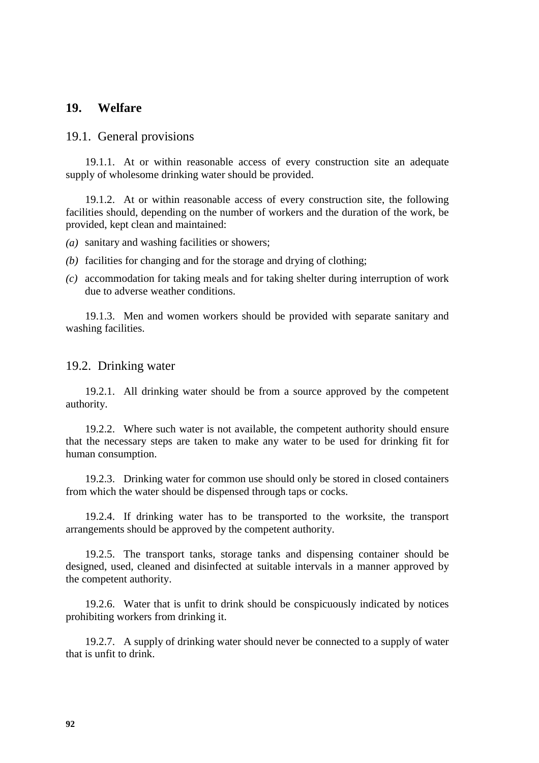## 19. Welfare

### 19.1. General provisions

19.1.1. At or within reasonable access of every construction site an adequate supply of wholesome drinking water should be provided.

19.1.2. At or within reasonable access of every construction site, the following facilities should, depending on the number of workers and the duration of the work, be provided, kept clean and maintained:

*(a)* sanitary and washing facilities or showers;

*(b)* facilities for changing and for the storage and drying of clothing;

*(c)* accommodation for taking meals and for taking shelter during interruption of work due to adverse weather conditions.

19.1.3. Men and women workers should be provided with separate sanitary and washing facilities.

### 19.2. Drinking water

19.2.1. All drinking water should be from a source approved by the competent authority.

19.2.2. Where such water is not available, the competent authority should ensure that the necessary steps are taken to make any water to be used for drinking fit for human consumption.

19.2.3. Drinking water for common use should only be stored in closed containers from which the water should be dispensed through taps or cocks.

19.2.4. If drinking water has to be transported to the worksite, the transport arrangements should be approved by the competent authority.

19.2.5. The transport tanks, storage tanks and dispensing container should be designed, used, cleaned and disinfected at suitable intervals in a manner approved by the competent authority.

19.2.6. Water that is unfit to drink should be conspicuously indicated by notices prohibiting workers from drinking it.

19.2.7. A supply of drinking water should never be connected to a supply of water that is unfit to drink.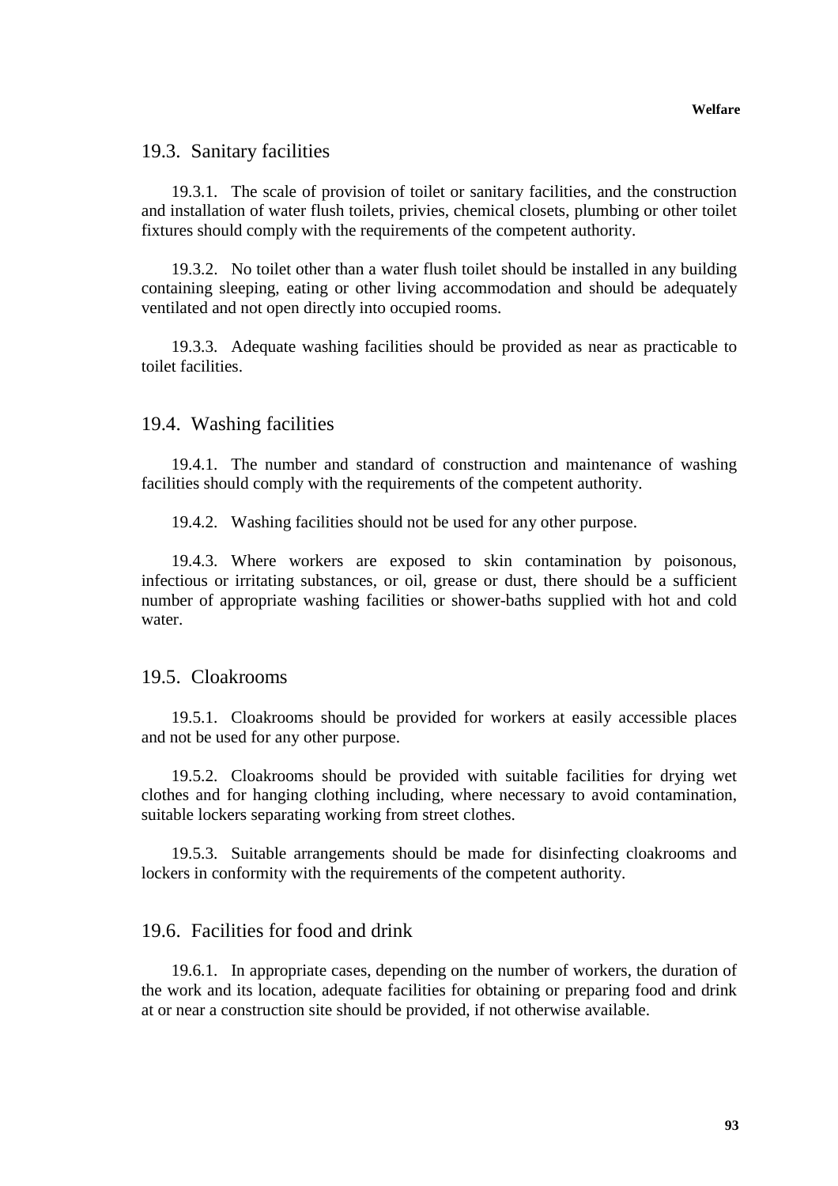## 19.3. Sanitary facilities

19.3.1. The scale of provision of toilet or sanitary facilities, and the construction and installation of water flush toilets, privies, chemical closets, plumbing or other toilet fixtures should comply with the requirements of the competent authority.

19.3.2. No toilet other than a water flush toilet should be installed in any building containing sleeping, eating or other living accommodation and should be adequately ventilated and not open directly into occupied rooms.

19.3.3. Adequate washing facilities should be provided as near as practicable to toilet facilities.

## 19.4. Washing facilities

19.4.1. The number and standard of construction and maintenance of washing facilities should comply with the requirements of the competent authority.

19.4.2. Washing facilities should not be used for any other purpose.

19.4.3. Where workers are exposed to skin contamination by poisonous, infectious or irritating substances, or oil, grease or dust, there should be a sufficient number of appropriate washing facilities or shower-baths supplied with hot and cold water.

## 19.5. Cloakrooms

19.5.1. Cloakrooms should be provided for workers at easily accessible places and not be used for any other purpose.

19.5.2. Cloakrooms should be provided with suitable facilities for drying wet clothes and for hanging clothing including, where necessary to avoid contamination, suitable lockers separating working from street clothes.

19.5.3. Suitable arrangements should be made for disinfecting cloakrooms and lockers in conformity with the requirements of the competent authority.

## 19.6. Facilities for food and drink

19.6.1. In appropriate cases, depending on the number of workers, the duration of the work and its location, adequate facilities for obtaining or preparing food and drink at or near a construction site should be provided, if not otherwise available.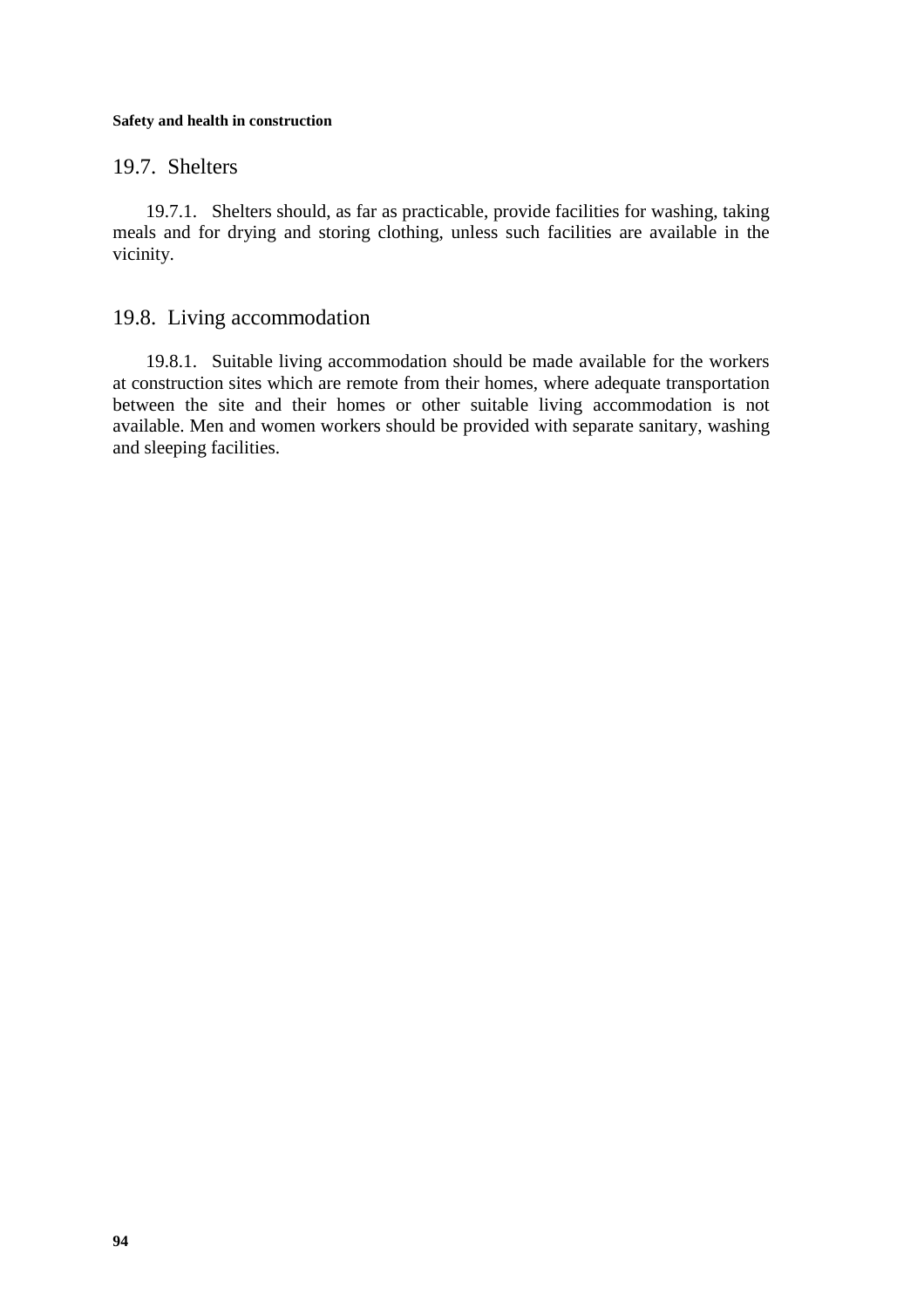## 19.7. Shelters

19.7.1. Shelters should, as far as practicable, provide facilities for washing, taking meals and for drying and storing clothing, unless such facilities are available in the vicinity.

## 19.8. Living accommodation

19.8.1. Suitable living accommodation should be made available for the workers at construction sites which are remote from their homes, where adequate transportation between the site and their homes or other suitable living accommodation is not available. Men and women workers should be provided with separate sanitary, washing and sleeping facilities.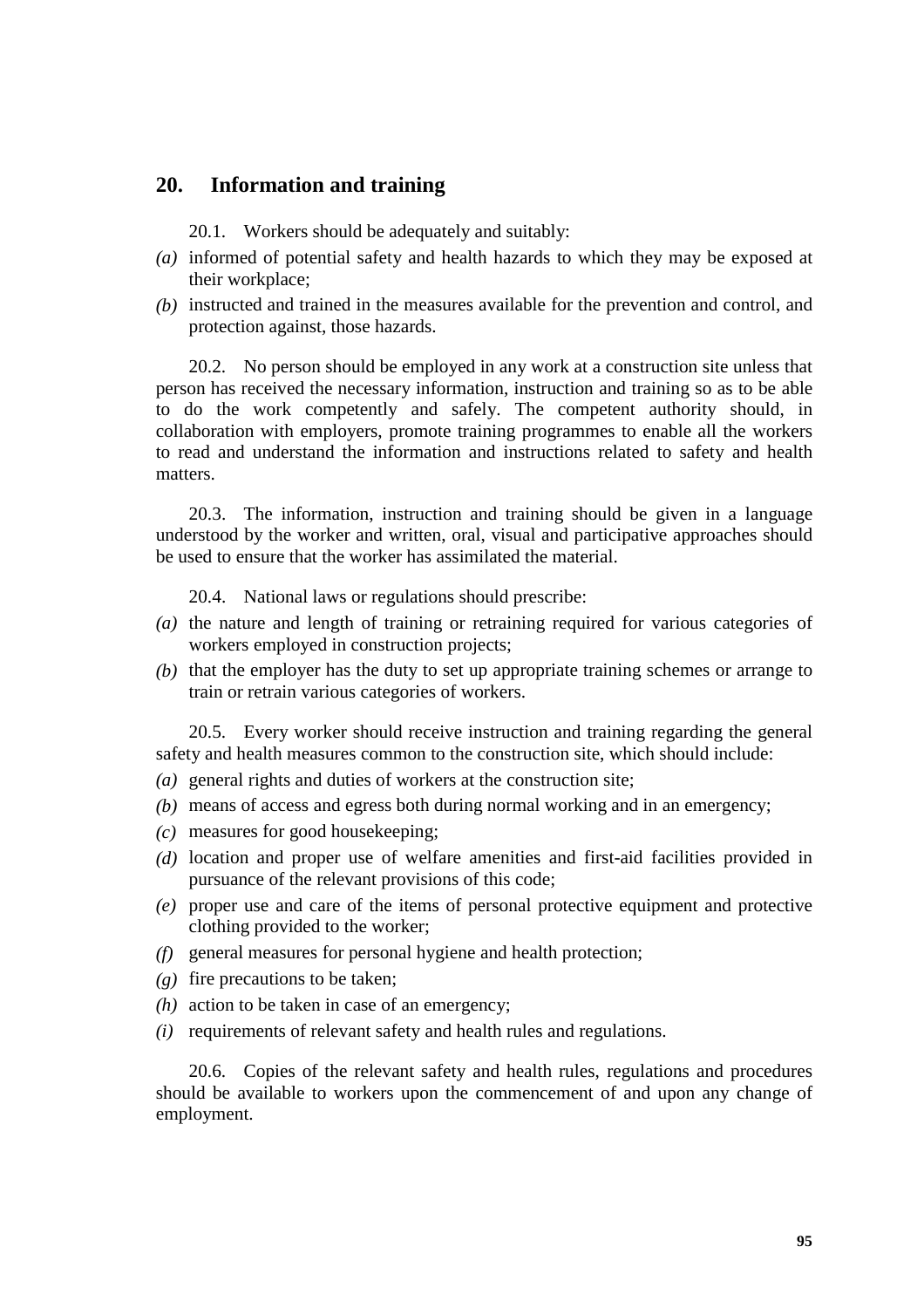## 20. Information and training

20.1. Workers should be adequately and suitably:

*(a)* informed of potential safety and health hazards to which they may be exposed at their workplace;

*(b)* instructed and trained in the measures available for the prevention and control, and protection against, those hazards.

20.2. No person should be employed in any work at a construction site unless that person has received the necessary information, instruction and training so as to be able to do the work competently and safely. The competent authority should, in collaboration with employers, promote training programmes to enable all the workers to read and understand the information and instructions related to safety and health matters.

20.3. The information, instruction and training should be given in a language understood by the worker and written, oral, visual and participative approaches should be used to ensure that the worker has assimilated the material.

20.4. National laws or regulations should prescribe:

*(a)* the nature and length of training or retraining required for various categories of workers employed in construction projects;

*(b)* that the employer has the duty to set up appropriate training schemes or arrange to train or retrain various categories of workers.

20.5. Every worker should receive instruction and training regarding the general safety and health measures common to the construction site, which should include:

*(a)* general rights and duties of workers at the construction site;

*(b)* means of access and egress both during normal working and in an emergency;

*(c)* measures for good housekeeping;

*(d)* location and proper use of welfare amenities and first-aid facilities provided in pursuance of the relevant provisions of this code;

*(e)* proper use and care of the items of personal protective equipment and protective clothing provided to the worker;

*(f)* general measures for personal hygiene and health protection;

*(g)* fire precautions to be taken;

*(h)* action to be taken in case of an emergency;

*(i)* requirements of relevant safety and health rules and regulations.

20.6. Copies of the relevant safety and health rules, regulations and procedures should be available to workers upon the commencement of and upon any change of employment.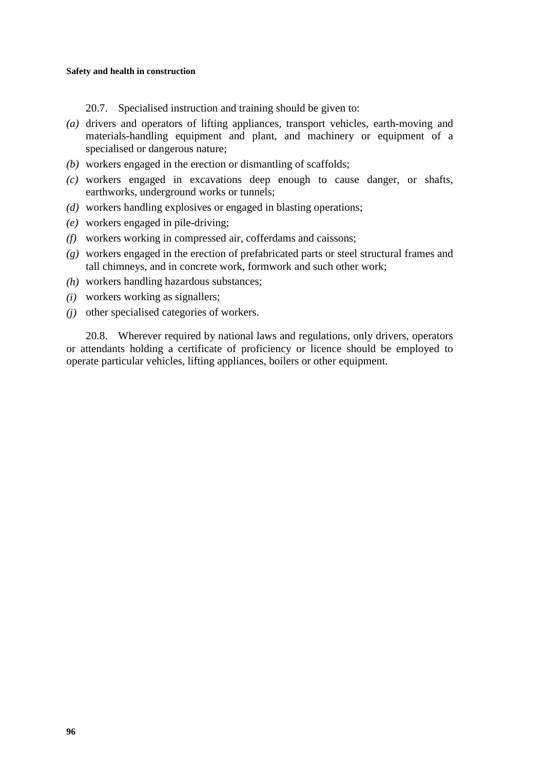20.7. Specialised instruction and training should be given to:

*(a)* drivers and operators of lifting appliances, transport vehicles, earth-moving and materials-handling equipment and plant, and machinery or equipment of a specialised or dangerous nature;

*(b)* workers engaged in the erection or dismantling of scaffolds;

*(c)* workers engaged in excavations deep enough to cause danger, or shafts, earthworks, underground works or tunnels;

*(d)* workers handling explosives or engaged in blasting operations;

*(e)* workers engaged in pile-driving;

*(f)* workers working in compressed air, cofferdams and caissons;

*(g)* workers engaged in the erection of prefabricated parts or steel structural frames and tall chimneys, and in concrete work, formwork and such other work;

*(h)* workers handling hazardous substances;

*(i)* workers working as signallers;

*(j)* other specialised categories of workers.

20.8. Wherever required by national laws and regulations, only drivers, operators or attendants holding a certificate of proficiency or licence should be employed to operate particular vehicles, lifting appliances, boilers or other equipment.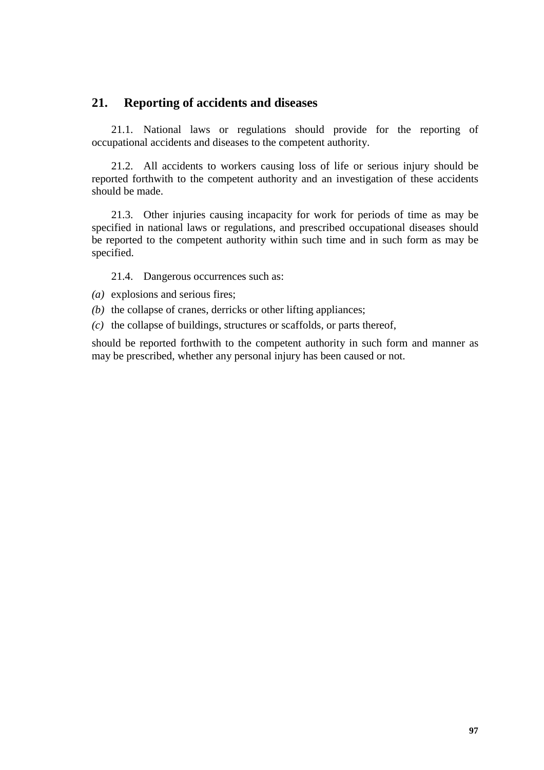## 21. Reporting of accidents and diseases

21.1. National laws or regulations should provide for the reporting of occupational accidents and diseases to the competent authority.

21.2. All accidents to workers causing loss of life or serious injury should be reported forthwith to the competent authority and an investigation of these accidents should be made.

21.3. Other injuries causing incapacity for work for periods of time as may be specified in national laws or regulations, and prescribed occupational diseases should be reported to the competent authority within such time and in such form as may be specified.

21.4. Dangerous occurrences such as:

*(a)* explosions and serious fires;

*(b)* the collapse of cranes, derricks or other lifting appliances;

*(c)* the collapse of buildings, structures or scaffolds, or parts thereof,

should be reported forthwith to the competent authority in such form and manner as may be prescribed, whether any personal injury has been caused or not.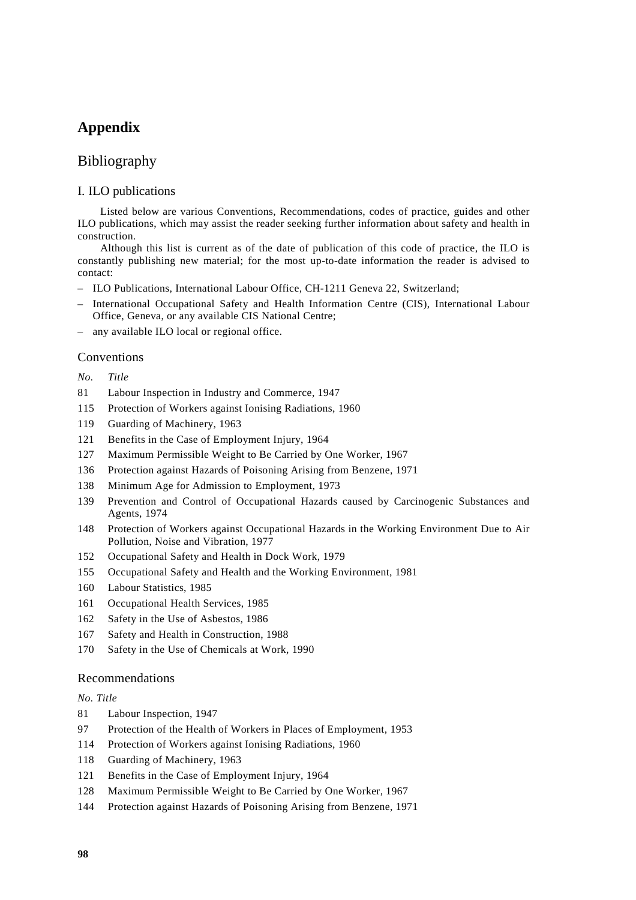# Appendix

## Bibliography

### I. ILO publications

Listed below are various Conventions, Recommendations, codes of practice, guides and other ILO publications, which may assist the reader seeking further information about safety and health in construction.

Although this list is current as of the date of publication of this code of practice, the ILO is constantly publishing new material; for the most up-to-date information the reader is advised to contact:

– ILO Publications, International Labour Office, CH-1211 Geneva 22, Switzerland;

– International Occupational Safety and Health Information Centre (CIS), International Labour Office, Geneva, or any available CIS National Centre;

– any available ILO local or regional office.

#### Conventions

| *No.* | *Title* |
|---|---|
| 81 | Labour Inspection in Industry and Commerce, 1947 |
| 115 | Protection of Workers against Ionising Radiations, 1960 |
| 119 | Guarding of Machinery, 1963 |
| 121 | Benefits in the Case of Employment Injury, 1964 |
| 127 | Maximum Permissible Weight to Be Carried by One Worker, 1967 |
| 136 | Protection against Hazards of Poisoning Arising from Benzene, 1971 |
| 138 | Minimum Age for Admission to Employment, 1973 |
| 139 | Prevention and Control of Occupational Hazards caused by Carcinogenic Substances and Agents, 1974 |
| 148 | Protection of Workers against Occupational Hazards in the Working Environment Due to Air Pollution, Noise and Vibration, 1977 |
| 152 | Occupational Safety and Health in Dock Work, 1979 |
| 155 | Occupational Safety and Health and the Working Environment, 1981 |
| 160 | Labour Statistics, 1985 |
| 161 | Occupational Health Services, 1985 |
| 162 | Safety in the Use of Asbestos, 1986 |
| 167 | Safety and Health in Construction, 1988 |
| 170 | Safety in the Use of Chemicals at Work, 1990 |

#### Recommendations

| *No.* | *Title* |
|---|---|
| 81 | Labour Inspection, 1947 |
| 97 | Protection of the Health of Workers in Places of Employment, 1953 |
| 114 | Protection of Workers against Ionising Radiations, 1960 |
| 118 | Guarding of Machinery, 1963 |
| 121 | Benefits in the Case of Employment Injury, 1964 |
| 128 | Maximum Permissible Weight to Be Carried by One Worker, 1967 |
| 144 | Protection against Hazards of Poisoning Arising from Benzene, 1971 |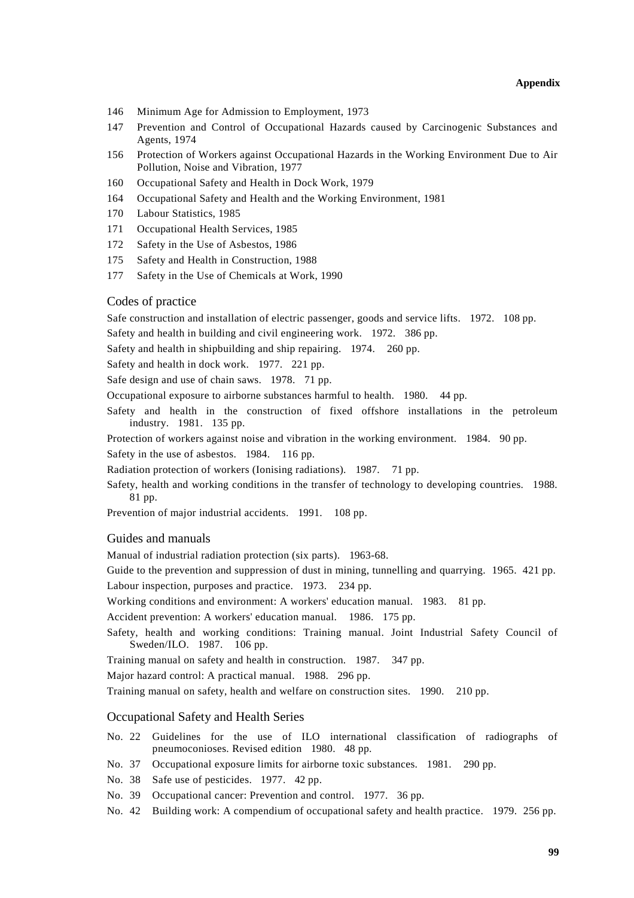146 Minimum Age for Admission to Employment, 1973

147 Prevention and Control of Occupational Hazards caused by Carcinogenic Substances and Agents, 1974

156 Protection of Workers against Occupational Hazards in the Working Environment Due to Air Pollution, Noise and Vibration, 1977

160 Occupational Safety and Health in Dock Work, 1979

164 Occupational Safety and Health and the Working Environment, 1981

170 Labour Statistics, 1985

171 Occupational Health Services, 1985

172 Safety in the Use of Asbestos, 1986

175 Safety and Health in Construction, 1988

177 Safety in the Use of Chemicals at Work, 1990

## Codes of practice

Safe construction and installation of electric passenger, goods and service lifts. 1972. 108 pp.

Safety and health in building and civil engineering work. 1972. 386 pp.

Safety and health in shipbuilding and ship repairing. 1974. 260 pp.

Safety and health in dock work. 1977. 221 pp.

Safe design and use of chain saws. 1978. 71 pp.

Occupational exposure to airborne substances harmful to health. 1980. 44 pp.

Safety and health in the construction of fixed offshore installations in the petroleum industry. 1981. 135 pp.

Protection of workers against noise and vibration in the working environment. 1984. 90 pp.

Safety in the use of asbestos. 1984. 116 pp.

Radiation protection of workers (Ionising radiations). 1987. 71 pp.

Safety, health and working conditions in the transfer of technology to developing countries. 1988. 81 pp.

Prevention of major industrial accidents. 1991. 108 pp.

## Guides and manuals

Manual of industrial radiation protection (six parts). 1963-68.

Guide to the prevention and suppression of dust in mining, tunnelling and quarrying. 1965. 421 pp.

Labour inspection, purposes and practice. 1973. 234 pp.

Working conditions and environment: A workers' education manual. 1983. 81 pp.

Accident prevention: A workers' education manual. 1986. 175 pp.

Safety, health and working conditions: Training manual. Joint Industrial Safety Council of Sweden/ILO. 1987. 106 pp.

Training manual on safety and health in construction. 1987. 347 pp.

Major hazard control: A practical manual. 1988. 296 pp.

Training manual on safety, health and welfare on construction sites. 1990. 210 pp.

## Occupational Safety and Health Series

No. 22 Guidelines for the use of ILO international classification of radiographs of pneumoconioses. Revised edition 1980. 48 pp.

No. 37 Occupational exposure limits for airborne toxic substances. 1981. 290 pp.

No. 38 Safe use of pesticides. 1977. 42 pp.

No. 39 Occupational cancer: Prevention and control. 1977. 36 pp.

No. 42 Building work: A compendium of occupational safety and health practice. 1979. 256 pp.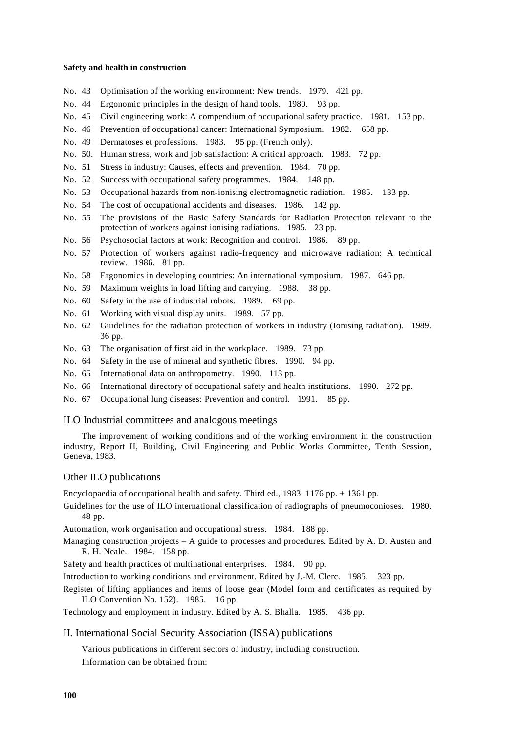No. 43 Optimisation of the working environment: New trends. 1979. 421 pp.

No. 44 Ergonomic principles in the design of hand tools. 1980. 93 pp.

No. 45 Civil engineering work: A compendium of occupational safety practice. 1981. 153 pp.

No. 46 Prevention of occupational cancer: International Symposium. 1982. 658 pp.

No. 49 Dermatoses et professions. 1983. 95 pp. (French only).

No. 50. Human stress, work and job satisfaction: A critical approach. 1983. 72 pp.

No. 51 Stress in industry: Causes, effects and prevention. 1984. 70 pp.

No. 52 Success with occupational safety programmes. 1984. 148 pp.

No. 53 Occupational hazards from non-ionising electromagnetic radiation. 1985. 133 pp.

No. 54 The cost of occupational accidents and diseases. 1986. 142 pp.

No. 55 The provisions of the Basic Safety Standards for Radiation Protection relevant to the protection of workers against ionising radiations. 1985. 23 pp.

No. 56 Psychosocial factors at work: Recognition and control. 1986. 89 pp.

No. 57 Protection of workers against radio-frequency and microwave radiation: A technical review. 1986. 81 pp.

No. 58 Ergonomics in developing countries: An international symposium. 1987. 646 pp.

No. 59 Maximum weights in load lifting and carrying. 1988. 38 pp.

No. 60 Safety in the use of industrial robots. 1989. 69 pp.

No. 61 Working with visual display units. 1989. 57 pp.

No. 62 Guidelines for the radiation protection of workers in industry (Ionising radiation). 1989. 36 pp.

No. 63 The organisation of first aid in the workplace. 1989. 73 pp.

No. 64 Safety in the use of mineral and synthetic fibres. 1990. 94 pp.

No. 65 International data on anthropometry. 1990. 113 pp.

No. 66 International directory of occupational safety and health institutions. 1990. 272 pp.

No. 67 Occupational lung diseases: Prevention and control. 1991. 85 pp.

## ILO Industrial committees and analogous meetings

The improvement of working conditions and of the working environment in the construction industry, Report II, Building, Civil Engineering and Public Works Committee, Tenth Session, Geneva, 1983.

## Other ILO publications

Encyclopaedia of occupational health and safety. Third ed., 1983. 1176 pp. + 1361 pp.

Guidelines for the use of ILO international classification of radiographs of pneumoconioses. 1980. 48 pp.

Automation, work organisation and occupational stress. 1984. 188 pp.

Managing construction projects – A guide to processes and procedures. Edited by A. D. Austen and R. H. Neale. 1984. 158 pp.

Safety and health practices of multinational enterprises. 1984. 90 pp.

Introduction to working conditions and environment. Edited by J.-M. Clerc. 1985. 323 pp.

Register of lifting appliances and items of loose gear (Model form and certificates as required by ILO Convention No. 152). 1985. 16 pp.

Technology and employment in industry. Edited by A. S. Bhalla. 1985. 436 pp.

## II. International Social Security Association (ISSA) publications

Various publications in different sectors of industry, including construction.

Information can be obtained from: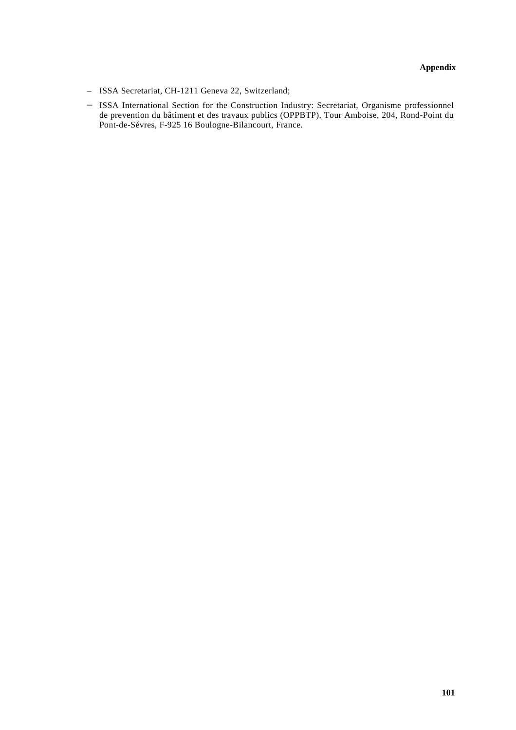- ISSA Secretariat, CH-1211 Geneva 22, Switzerland;
- ISSA International Section for the Construction Industry: Secretariat, Organisme professionnel de prevention du bâtiment et des travaux publics (OPPBTP), Tour Amboise, 204, Rond-Point du Pont-de-Sévres, F-925 16 Boulogne-Bilancourt, France.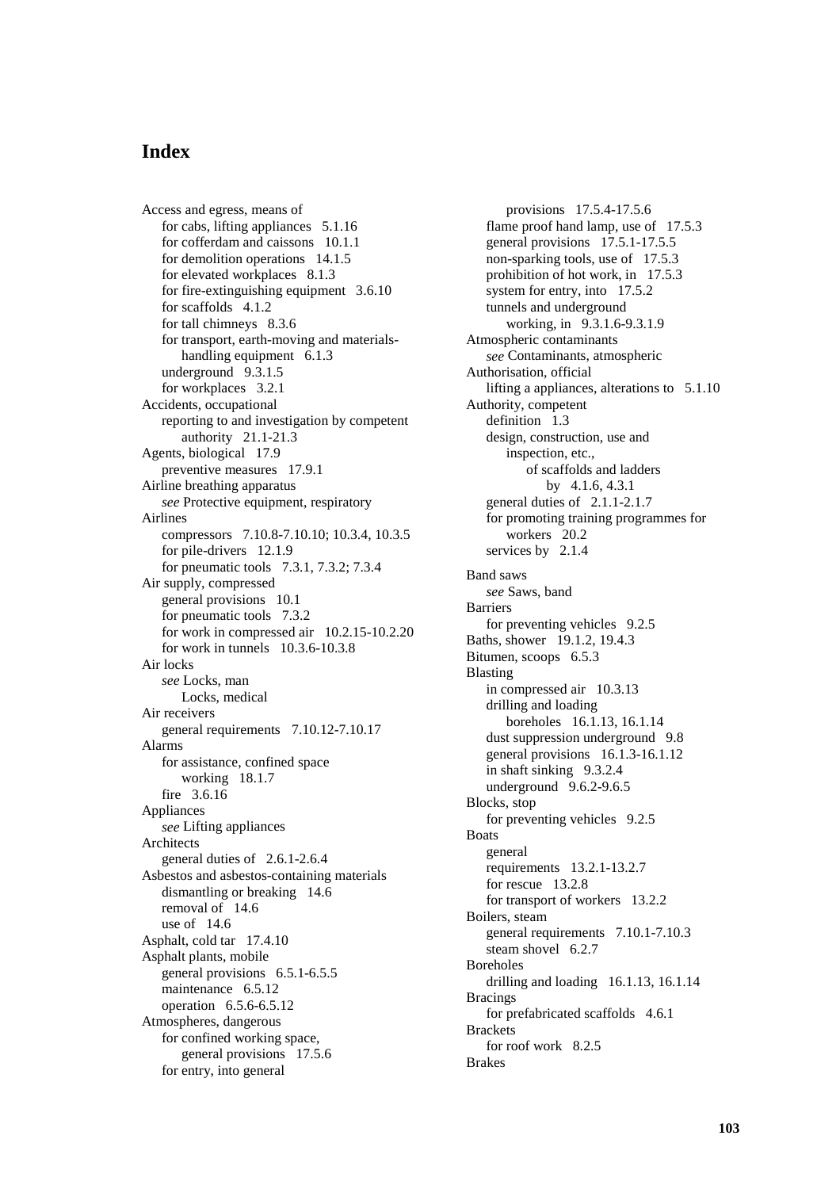# Index

Access and egress, means of
  for cabs, lifting appliances 5.1.16
  for cofferdam and caissons 10.1.1
  for demolition operations 14.1.5
  for elevated workplaces 8.1.3
  for fire-extinguishing equipment 3.6.10
  for scaffolds 4.1.2
  for tall chimneys 8.3.6
  for transport, earth-moving and materials-handling equipment 6.1.3
  underground 9.3.1.5
  for workplaces 3.2.1
Accidents, occupational
  reporting to and investigation by competent authority 21.1-21.3
Agents, biological 17.9
  preventive measures 17.9.1
Airline breathing apparatus
  *see* Protective equipment, respiratory
Airlines
  compressors 7.10.8-7.10.10; 10.3.4, 10.3.5
  for pile-drivers 12.1.9
  for pneumatic tools 7.3.1, 7.3.2; 7.3.4
Air supply, compressed
  general provisions 10.1
  for pneumatic tools 7.3.2
  for work in compressed air 10.2.15-10.2.20
  for work in tunnels 10.3.6-10.3.8
Air locks
  *see* Locks, man
    Locks, medical
Air receivers
  general requirements 7.10.12-7.10.17
Alarms
  for assistance, confined space working 18.1.7
  fire 3.6.16
Appliances
  *see* Lifting appliances
Architects
  general duties of 2.6.1-2.6.4
Asbestos and asbestos-containing materials
  dismantling or breaking 14.6
  removal of 14.6
  use of 14.6
Asphalt, cold tar 17.4.10
Asphalt plants, mobile
  general provisions 6.5.1-6.5.5
  maintenance 6.5.12
  operation 6.5.6-6.5.12
Atmospheres, dangerous
  for confined working space, general provisions 17.5.6
  for entry, into general provisions 17.5.4-17.5.6
  flame proof hand lamp, use of 17.5.3
  general provisions 17.5.1-17.5.5
  non-sparking tools, use of 17.5.3
  prohibition of hot work, in 17.5.3
  system for entry, into 17.5.2
  tunnels and underground working, in 9.3.1.6-9.3.1.9
Atmospheric contaminants
  *see* Contaminants, atmospheric
Authorisation, official
  lifting a appliances, alterations to 5.1.10
Authority, competent
  definition 1.3
  design, construction, use and inspection, etc.,
    of scaffolds and ladders by 4.1.6, 4.3.1
  general duties of 2.1.1-2.1.7
  for promoting training programmes for workers 20.2
  services by 2.1.4

Band saws
  *see* Saws, band
Barriers
  for preventing vehicles 9.2.5
Baths, shower 19.1.2, 19.4.3
Bitumen, scoops 6.5.3
Blasting
  in compressed air 10.3.13
  drilling and loading boreholes 16.1.13, 16.1.14
  dust suppression underground 9.8
  general provisions 16.1.3-16.1.12
  in shaft sinking 9.3.2.4
  underground 9.6.2-9.6.5
Blocks, stop
  for preventing vehicles 9.2.5
Boats
  general requirements 13.2.1-13.2.7
  for rescue 13.2.8
  for transport of workers 13.2.2
Boilers, steam
  general requirements 7.10.1-7.10.3
  steam shovel 6.2.7
Boreholes
  drilling and loading 16.1.13, 16.1.14
Bracings
  for prefabricated scaffolds 4.6.1
Brackets
  for roof work 8.2.5
Brakes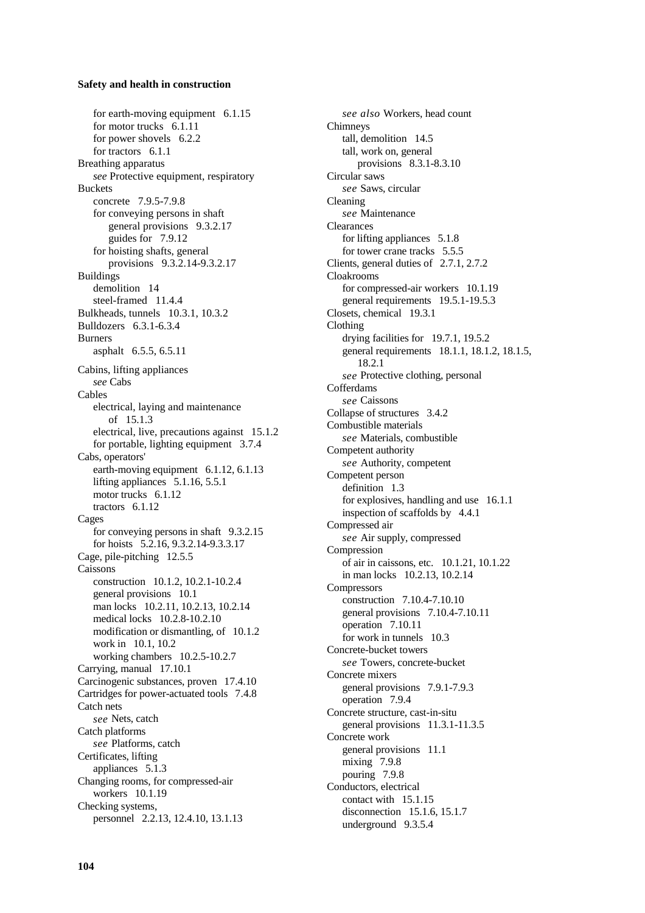for earth-moving equipment 6.1.15
for motor trucks 6.1.11
for power shovels 6.2.2
for tractors 6.1.1

Breathing apparatus
*see* Protective equipment, respiratory

Buckets
concrete 7.9.5-7.9.8
for conveying persons in shaft
general provisions 9.3.2.17
guides for 7.9.12
for hoisting shafts, general provisions 9.3.2.14-9.3.2.17

Buildings
demolition 14
steel-framed 11.4.4

Bulkheads, tunnels 10.3.1, 10.3.2

Bulldozers 6.3.1-6.3.4

Burners
asphalt 6.5.5, 6.5.11

Cabins, lifting appliances
*see* Cabs

Cables
electrical, laying and maintenance of 15.1.3
electrical, live, precautions against 15.1.2
for portable, lighting equipment 3.7.4

Cabs, operators'
earth-moving equipment 6.1.12, 6.1.13
lifting appliances 5.1.16, 5.5.1
motor trucks 6.1.12
tractors 6.1.12

Cages
for conveying persons in shaft 9.3.2.15
for hoists 5.2.16, 9.3.2.14-9.3.3.17

Cage, pile-pitching 12.5.5

Caissons
construction 10.1.2, 10.2.1-10.2.4
general provisions 10.1
man locks 10.2.11, 10.2.13, 10.2.14
medical locks 10.2.8-10.2.10
modification or dismantling, of 10.1.2
work in 10.1, 10.2
working chambers 10.2.5-10.2.7

Carrying, manual 17.10.1

Carcinogenic substances, proven 17.4.10

Cartridges for power-actuated tools 7.4.8

Catch nets
*see* Nets, catch

Catch platforms
*see* Platforms, catch

Certificates, lifting appliances 5.1.3

Changing rooms, for compressed-air workers 10.1.19

Checking systems, personnel 2.2.13, 12.4.10, 13.1.13
*see also* Workers, head count

Chimneys
tall, demolition 14.5
tall, work on, general provisions 8.3.1-8.3.10

Circular saws
*see* Saws, circular

Cleaning
*see* Maintenance

Clearances
for lifting appliances 5.1.8
for tower crane tracks 5.5.5

Clients, general duties of 2.7.1, 2.7.2

Cloakrooms
for compressed-air workers 10.1.19
general requirements 19.5.1-19.5.3

Closets, chemical 19.3.1

Clothing
drying facilities for 19.7.1, 19.5.2
general requirements 18.1.1, 18.1.2, 18.1.5, 18.2.1
*see* Protective clothing, personal

Cofferdams
*see* Caissons

Collapse of structures 3.4.2

Combustible materials
*see* Materials, combustible

Competent authority
*see* Authority, competent

Competent person
definition 1.3
for explosives, handling and use 16.1.1
inspection of scaffolds by 4.4.1

Compressed air
*see* Air supply, compressed

Compression
of air in caissons, etc. 10.1.21, 10.1.22
in man locks 10.2.13, 10.2.14

Compressors
construction 7.10.4-7.10.10
general provisions 7.10.4-7.10.11
operation 7.10.11
for work in tunnels 10.3

Concrete-bucket towers
*see* Towers, concrete-bucket

Concrete mixers
general provisions 7.9.1-7.9.3
operation 7.9.4

Concrete structure, cast-in-situ
general provisions 11.3.1-11.3.5

Concrete work
general provisions 11.1
mixing 7.9.8
pouring 7.9.8

Conductors, electrical
contact with 15.1.15
disconnection 15.1.6, 15.1.7
underground 9.3.5.4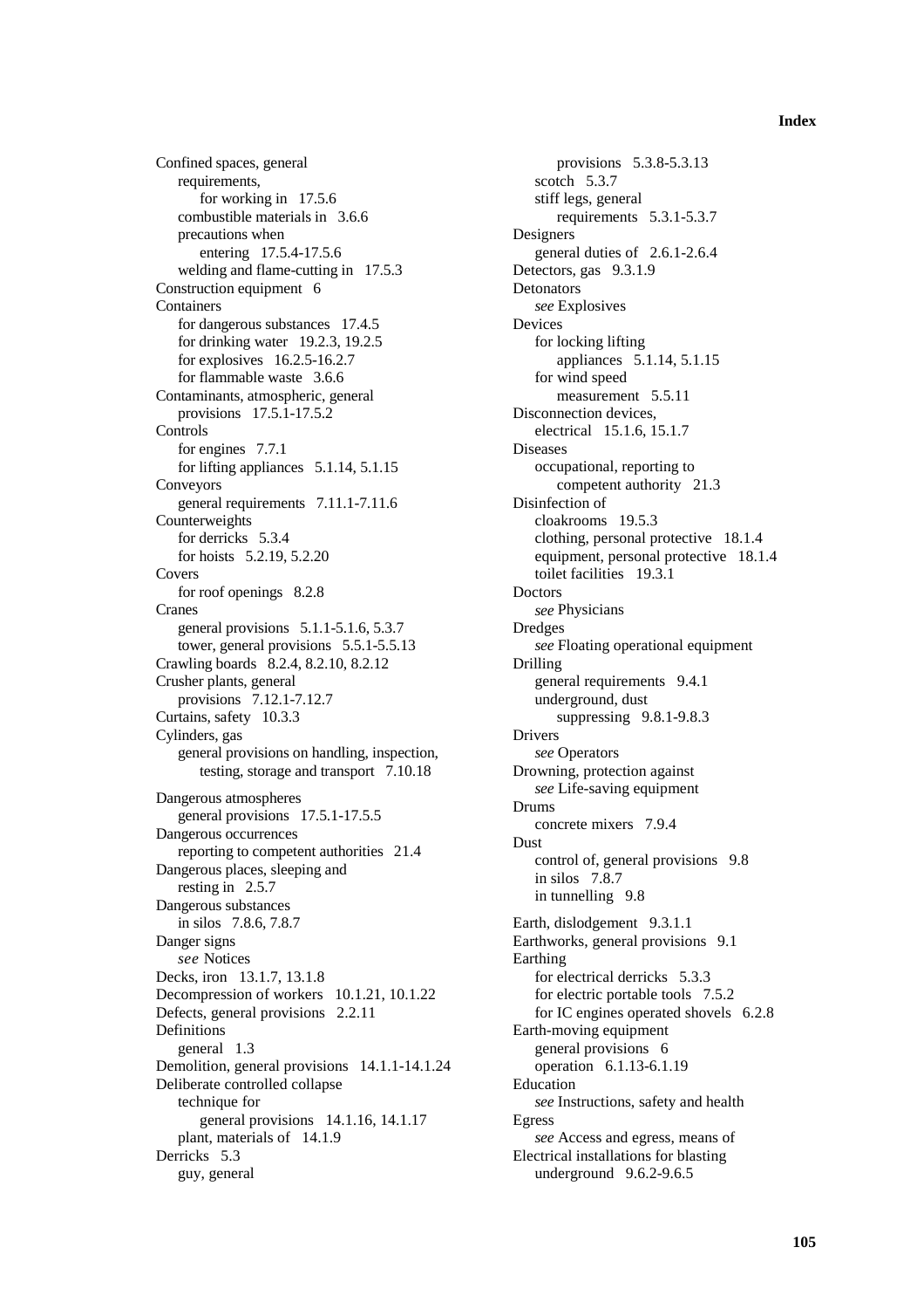Confined spaces, general
- requirements,
  - for working in 17.5.6
- combustible materials in 3.6.6
- precautions when
  - entering 17.5.4-17.5.6
- welding and flame-cutting in 17.5.3

Construction equipment 6

Containers
- for dangerous substances 17.4.5
- for drinking water 19.2.3, 19.2.5
- for explosives 16.2.5-16.2.7
- for flammable waste 3.6.6

Contaminants, atmospheric, general
- provisions 17.5.1-17.5.2

Controls
- for engines 7.7.1
- for lifting appliances 5.1.14, 5.1.15

Conveyors
- general requirements 7.11.1-7.11.6

Counterweights
- for derricks 5.3.4
- for hoists 5.2.19, 5.2.20

Covers
- for roof openings 8.2.8

Cranes
- general provisions 5.1.1-5.1.6, 5.3.7
- tower, general provisions 5.5.1-5.5.13

Crawling boards 8.2.4, 8.2.10, 8.2.12

Crusher plants, general
- provisions 7.12.1-7.12.7

Curtains, safety 10.3.3

Cylinders, gas
- general provisions on handling, inspection,
  - testing, storage and transport 7.10.18

Dangerous atmospheres
- general provisions 17.5.1-17.5.5

Dangerous occurrences
- reporting to competent authorities 21.4

Dangerous places, sleeping and
- resting in 2.5.7

Dangerous substances
- in silos 7.8.6, 7.8.7

Danger signs
- *see* Notices

Decks, iron 13.1.7, 13.1.8

Decompression of workers 10.1.21, 10.1.22

Defects, general provisions 2.2.11

Definitions
- general 1.3

Demolition, general provisions 14.1.1-14.1.24

Deliberate controlled collapse
- technique for
  - general provisions 14.1.16, 14.1.17
- plant, materials of 14.1.9

Derricks 5.3
- guy, general
  - provisions 5.3.8-5.3.13
- scotch 5.3.7
- stiff legs, general
  - requirements 5.3.1-5.3.7

Designers
- general duties of 2.6.1-2.6.4

Detectors, gas 9.3.1.9

Detonators
- *see* Explosives

Devices
- for locking lifting
  - appliances 5.1.14, 5.1.15
- for wind speed
  - measurement 5.5.11

Disconnection devices,
- electrical 15.1.6, 15.1.7

Diseases
- occupational, reporting to
  - competent authority 21.3

Disinfection of
- cloakrooms 19.5.3
- clothing, personal protective 18.1.4
- equipment, personal protective 18.1.4
- toilet facilities 19.3.1

Doctors
- *see* Physicians

Dredges
- *see* Floating operational equipment

Drilling
- general requirements 9.4.1
- underground, dust
  - suppressing 9.8.1-9.8.3

Drivers
- *see* Operators

Drowning, protection against
- *see* Life-saving equipment

Drums
- concrete mixers 7.9.4

Dust
- control of, general provisions 9.8
- in silos 7.8.7
- in tunnelling 9.8

Earth, dislodgement 9.3.1.1

Earthworks, general provisions 9.1

Earthing
- for electrical derricks 5.3.3
- for electric portable tools 7.5.2
- for IC engines operated shovels 6.2.8

Earth-moving equipment
- general provisions 6
- operation 6.1.13-6.1.19

Education
- *see* Instructions, safety and health

Egress
- *see* Access and egress, means of

Electrical installations for blasting
- underground 9.6.2-9.6.5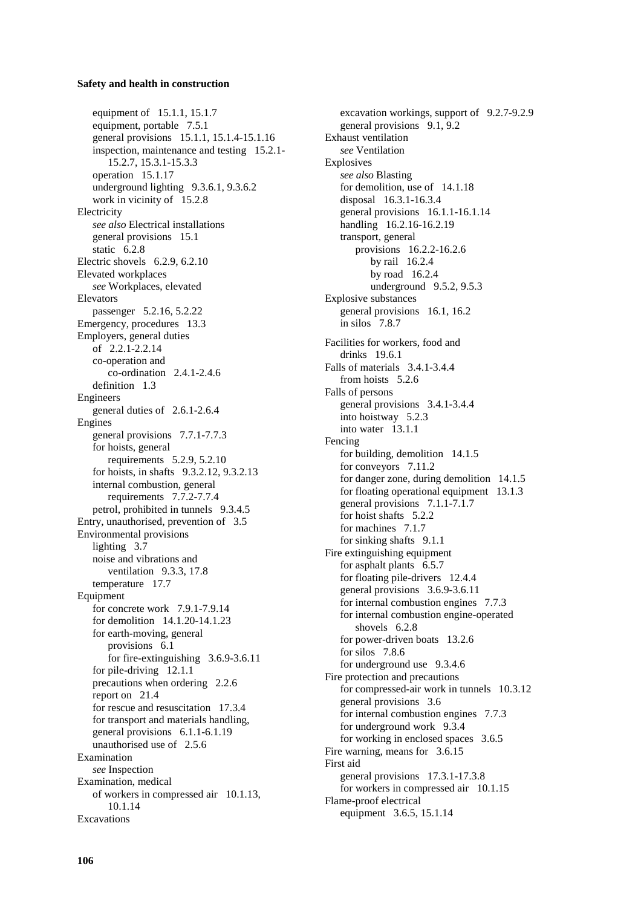equipment of 15.1.1, 15.1.7
equipment, portable 7.5.1
general provisions 15.1.1, 15.1.4-15.1.16
inspection, maintenance and testing 15.2.1-15.2.7, 15.3.1-15.3.3
operation 15.1.17
underground lighting 9.3.6.1, 9.3.6.2
work in vicinity of 15.2.8

Electricity
*see also* Electrical installations
general provisions 15.1
static 6.2.8

Electric shovels 6.2.9, 6.2.10

Elevated workplaces
*see* Workplaces, elevated

Elevators
passenger 5.2.16, 5.2.22

Emergency, procedures 13.3

Employers, general duties of 2.2.1-2.2.14
co-operation and co-ordination 2.4.1-2.4.6
definition 1.3

Engineers
general duties of 2.6.1-2.6.4

Engines
general provisions 7.7.1-7.7.3
for hoists, general requirements 5.2.9, 5.2.10
for hoists, in shafts 9.3.2.12, 9.3.2.13
internal combustion, general requirements 7.7.2-7.7.4
petrol, prohibited in tunnels 9.3.4.5

Entry, unauthorised, prevention of 3.5

Environmental provisions
lighting 3.7
noise and vibrations and ventilation 9.3.3, 17.8
temperature 17.7

Equipment
for concrete work 7.9.1-7.9.14
for demolition 14.1.20-14.1.23
for earth-moving, general provisions 6.1
for fire-extinguishing 3.6.9-3.6.11
for pile-driving 12.1.1
precautions when ordering 2.2.6
report on 21.4
for rescue and resuscitation 17.3.4
for transport and materials handling, general provisions 6.1.1-6.1.19
unauthorised use of 2.5.6

Examination
*see* Inspection

Examination, medical
of workers in compressed air 10.1.13, 10.1.14

Excavations
excavation workings, support of 9.2.7-9.2.9
general provisions 9.1, 9.2

Exhaust ventilation
*see* Ventilation

Explosives
*see also* Blasting
for demolition, use of 14.1.18
disposal 16.3.1-16.3.4
general provisions 16.1.1-16.1.14
handling 16.2.16-16.2.19
transport, general provisions 16.2.2-16.2.6
by rail 16.2.4
by road 16.2.4
underground 9.5.2, 9.5.3

Explosive substances
general provisions 16.1, 16.2
in silos 7.8.7

Facilities for workers, food and drinks 19.6.1

Falls of materials 3.4.1-3.4.4
from hoists 5.2.6

Falls of persons
general provisions 3.4.1-3.4.4
into hoistway 5.2.3
into water 13.1.1

Fencing
for building, demolition 14.1.5
for conveyors 7.11.2
for danger zone, during demolition 14.1.5
for floating operational equipment 13.1.3
general provisions 7.1.1-7.1.7
for hoist shafts 5.2.2
for machines 7.1.7
for sinking shafts 9.1.1

Fire extinguishing equipment
for asphalt plants 6.5.7
for floating pile-drivers 12.4.4
general provisions 3.6.9-3.6.11
for internal combustion engines 7.7.3
for internal combustion engine-operated shovels 6.2.8
for power-driven boats 13.2.6
for silos 7.8.6
for underground use 9.3.4.6

Fire protection and precautions
for compressed-air work in tunnels 10.3.12
general provisions 3.6
for internal combustion engines 7.7.3
for underground work 9.3.4
for working in enclosed spaces 3.6.5

Fire warning, means for 3.6.15

First aid
general provisions 17.3.1-17.3.8
for workers in compressed air 10.1.15

Flame-proof electrical equipment 3.6.5, 15.1.14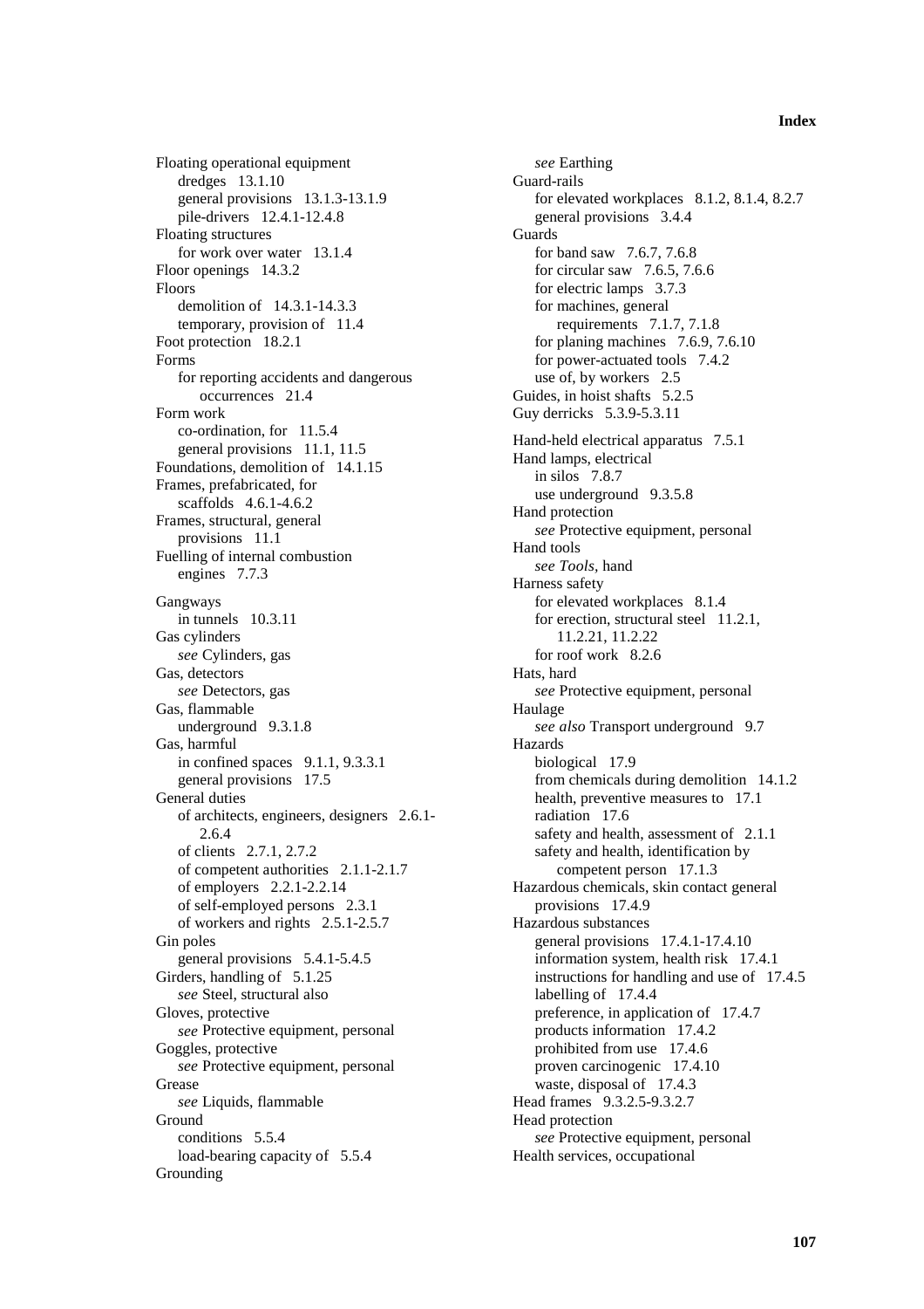Floating operational equipment
- dredges 13.1.10
- general provisions 13.1.3-13.1.9
- pile-drivers 12.4.1-12.4.8

Floating structures
- for work over water 13.1.4

Floor openings 14.3.2

Floors
- demolition of 14.3.1-14.3.3
- temporary, provision of 11.4

Foot protection 18.2.1

Forms
- for reporting accidents and dangerous occurrences 21.4

Form work
- co-ordination, for 11.5.4
- general provisions 11.1, 11.5

Foundations, demolition of 14.1.15

Frames, prefabricated, for scaffolds 4.6.1-4.6.2

Frames, structural, general provisions 11.1

Fuelling of internal combustion engines 7.7.3

Gangways
- in tunnels 10.3.11

Gas cylinders
- *see* Cylinders, gas

Gas, detectors
- *see* Detectors, gas

Gas, flammable
- underground 9.3.1.8

Gas, harmful
- in confined spaces 9.1.1, 9.3.3.1
- general provisions 17.5

General duties
- of architects, engineers, designers 2.6.1-2.6.4
- of clients 2.7.1, 2.7.2
- of competent authorities 2.1.1-2.1.7
- of employers 2.2.1-2.2.14
- of self-employed persons 2.3.1
- of workers and rights 2.5.1-2.5.7

Gin poles
- general provisions 5.4.1-5.4.5

Girders, handling of 5.1.25
- *see* Steel, structural also

Gloves, protective
- *see* Protective equipment, personal

Goggles, protective
- *see* Protective equipment, personal

Grease
- *see* Liquids, flammable

Ground
- conditions 5.5.4
- load-bearing capacity of 5.5.4

Grounding
- *see* Earthing

Guard-rails
- for elevated workplaces 8.1.2, 8.1.4, 8.2.7
- general provisions 3.4.4

Guards
- for band saw 7.6.7, 7.6.8
- for circular saw 7.6.5, 7.6.6
- for electric lamps 3.7.3
- for machines, general requirements 7.1.7, 7.1.8
- for planing machines 7.6.9, 7.6.10
- for power-actuated tools 7.4.2
- use of, by workers 2.5

Guides, in hoist shafts 5.2.5

Guy derricks 5.3.9-5.3.11

Hand-held electrical apparatus 7.5.1

Hand lamps, electrical
- in silos 7.8.7
- use underground 9.3.5.8

Hand protection
- *see* Protective equipment, personal

Hand tools
- *see Tools*, hand

Harness safety
- for elevated workplaces 8.1.4
- for erection, structural steel 11.2.1, 11.2.21, 11.2.22
- for roof work 8.2.6

Hats, hard
- *see* Protective equipment, personal

Haulage
- *see also* Transport underground 9.7

Hazards
- biological 17.9
- from chemicals during demolition 14.1.2
- health, preventive measures to 17.1
- radiation 17.6
- safety and health, assessment of 2.1.1
- safety and health, identification by competent person 17.1.3

Hazardous chemicals, skin contact general provisions 17.4.9

Hazardous substances
- general provisions 17.4.1-17.4.10
- information system, health risk 17.4.1
- instructions for handling and use of 17.4.5
- labelling of 17.4.4
- preference, in application of 17.4.7
- products information 17.4.2
- prohibited from use 17.4.6
- proven carcinogenic 17.4.10
- waste, disposal of 17.4.3

Head frames 9.3.2.5-9.3.2.7

Head protection
- *see* Protective equipment, personal

Health services, occupational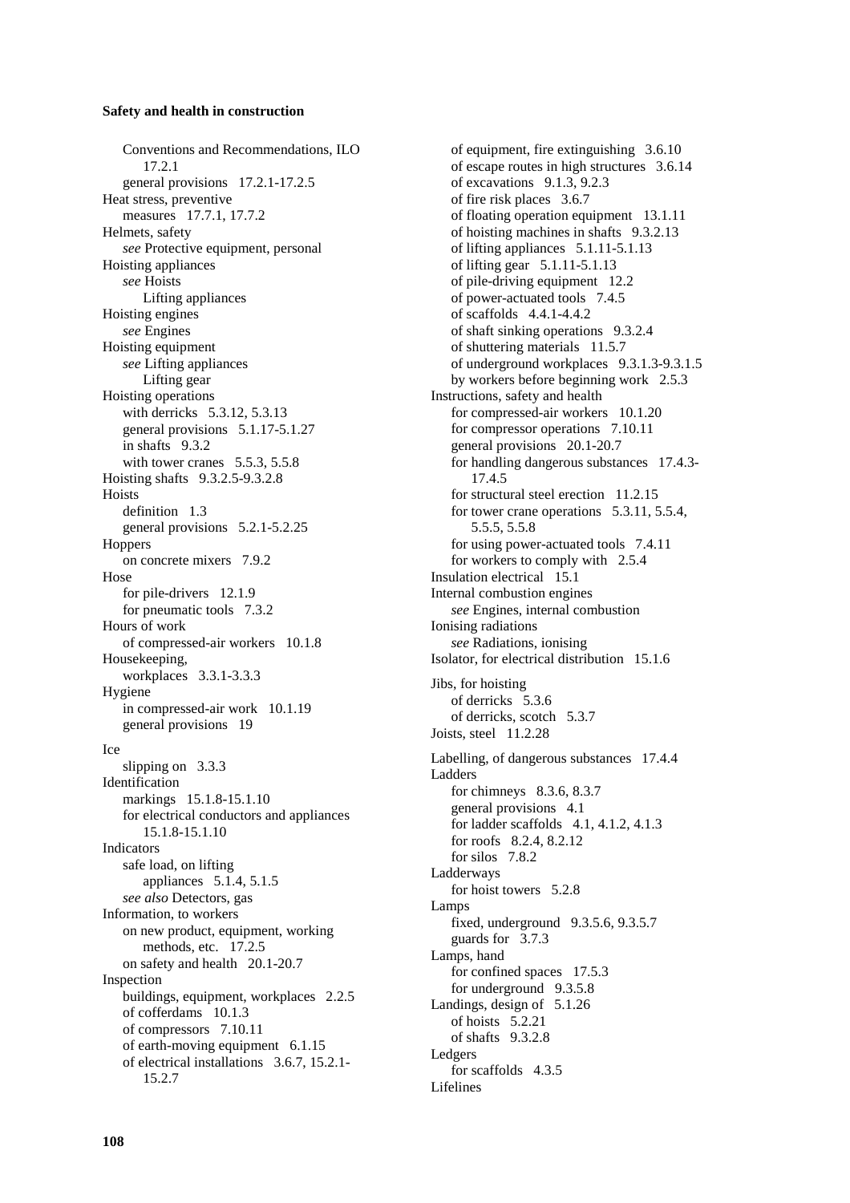Conventions and Recommendations, ILO 17.2.1
  general provisions   17.2.1-17.2.5

Heat stress, preventive measures   17.7.1, 17.7.2

Helmets, safety
  *see* Protective equipment, personal

Hoisting appliances
  *see* Hoists
    Lifting appliances

Hoisting engines
  *see* Engines

Hoisting equipment
  *see* Lifting appliances
    Lifting gear

Hoisting operations
  with derricks   5.3.12, 5.3.13
  general provisions   5.1.17-5.1.27
  in shafts   9.3.2
  with tower cranes   5.5.3, 5.5.8

Hoisting shafts   9.3.2.5-9.3.2.8

Hoists
  definition   1.3
  general provisions   5.2.1-5.2.25

Hoppers
  on concrete mixers   7.9.2

Hose
  for pile-drivers   12.1.9
  for pneumatic tools   7.3.2

Hours of work
  of compressed-air workers   10.1.8

Housekeeping, workplaces   3.3.1-3.3.3

Hygiene
  in compressed-air work   10.1.19
  general provisions   19

Ice
  slipping on   3.3.3

Identification
  markings   15.1.8-15.1.10
  for electrical conductors and appliances   15.1.8-15.1.10

Indicators
  safe load, on lifting appliances   5.1.4, 5.1.5
  *see also* Detectors, gas

Information, to workers
  on new product, equipment, working methods, etc.   17.2.5
  on safety and health   20.1-20.7

Inspection
  buildings, equipment, workplaces   2.2.5
  of cofferdams   10.1.3
  of compressors   7.10.11
  of earth-moving equipment   6.1.15
  of electrical installations   3.6.7, 15.2.1-15.2.7
  of equipment, fire extinguishing   3.6.10
  of escape routes in high structures   3.6.14
  of excavations   9.1.3, 9.2.3
  of fire risk places   3.6.7
  of floating operation equipment   13.1.11
  of hoisting machines in shafts   9.3.2.13
  of lifting appliances   5.1.11-5.1.13
  of lifting gear   5.1.11-5.1.13
  of pile-driving equipment   12.2
  of power-actuated tools   7.4.5
  of scaffolds   4.4.1-4.4.2
  of shaft sinking operations   9.3.2.4
  of shuttering materials   11.5.7
  of underground workplaces   9.3.1.3-9.3.1.5
  by workers before beginning work   2.5.3

Instructions, safety and health
  for compressed-air workers   10.1.20
  for compressor operations   7.10.11
  general provisions   20.1-20.7
  for handling dangerous substances   17.4.3-17.4.5
  for structural steel erection   11.2.15
  for tower crane operations   5.3.11, 5.5.4, 5.5.5, 5.5.8
  for using power-actuated tools   7.4.11
  for workers to comply with   2.5.4

Insulation electrical   15.1

Internal combustion engines
  *see* Engines, internal combustion

Ionising radiations
  *see* Radiations, ionising

Isolator, for electrical distribution   15.1.6

Jibs, for hoisting
  of derricks   5.3.6
  of derricks, scotch   5.3.7

Joists, steel   11.2.28

Labelling, of dangerous substances   17.4.4

Ladders
  for chimneys   8.3.6, 8.3.7
  general provisions   4.1
  for ladder scaffolds   4.1, 4.1.2, 4.1.3
  for roofs   8.2.4, 8.2.12
  for silos   7.8.2

Ladderways
  for hoist towers   5.2.8

Lamps
  fixed, underground   9.3.5.6, 9.3.5.7
  guards for   3.7.3

Lamps, hand
  for confined spaces   17.5.3
  for underground   9.3.5.8

Landings, design of   5.1.26
  of hoists   5.2.21
  of shafts   9.3.2.8

Ledgers
  for scaffolds   4.3.5

Lifelines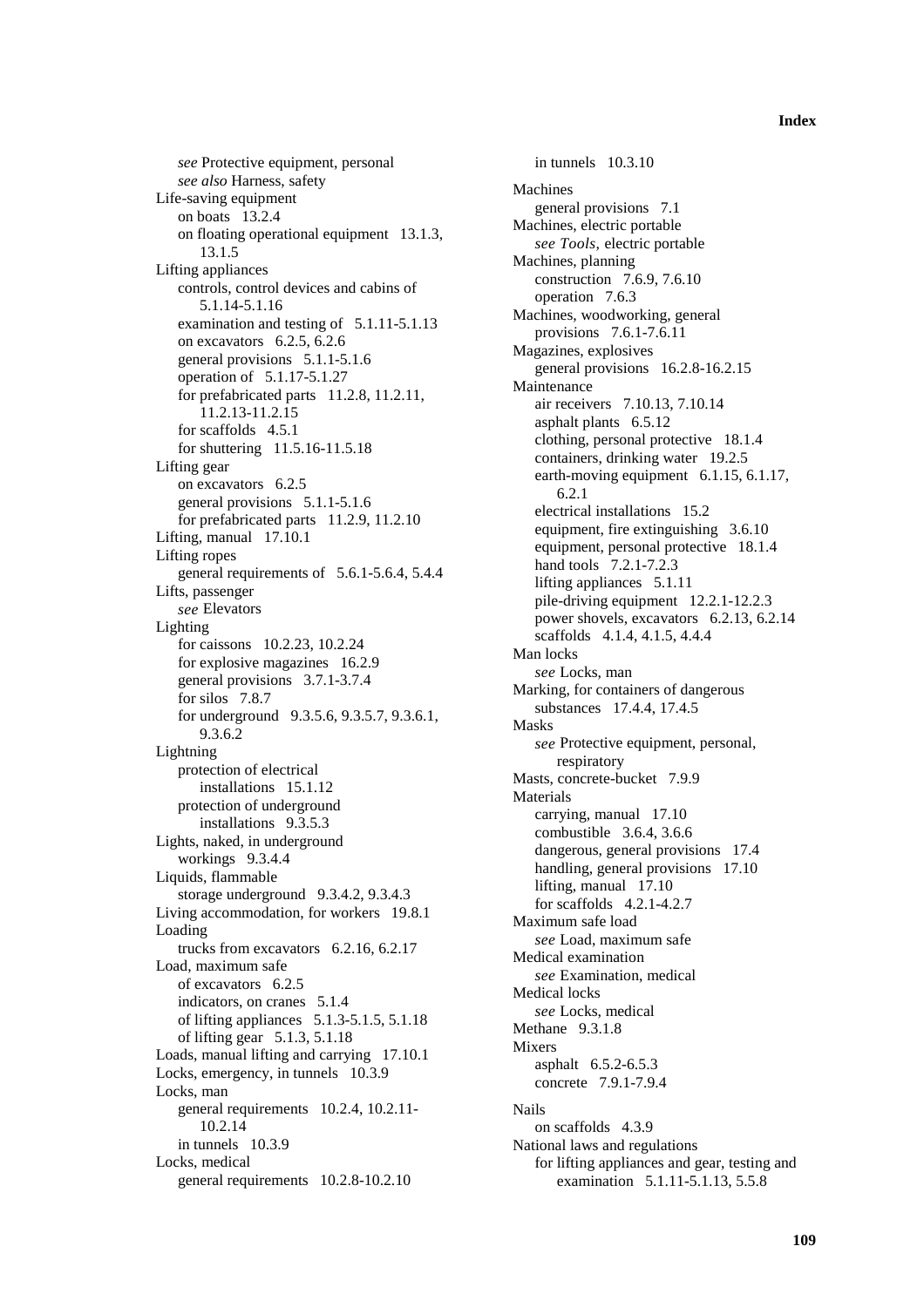*see* Protective equipment, personal
*see also* Harness, safety

Life-saving equipment
- on boats 13.2.4
- on floating operational equipment 13.1.3, 13.1.5

Lifting appliances
- controls, control devices and cabins of 5.1.14-5.1.16
- examination and testing of 5.1.11-5.1.13
- on excavators 6.2.5, 6.2.6
- general provisions 5.1.1-5.1.6
- operation of 5.1.17-5.1.27
- for prefabricated parts 11.2.8, 11.2.11, 11.2.13-11.2.15
- for scaffolds 4.5.1
- for shuttering 11.5.16-11.5.18

Lifting gear
- on excavators 6.2.5
- general provisions 5.1.1-5.1.6
- for prefabricated parts 11.2.9, 11.2.10

Lifting, manual 17.10.1

Lifting ropes
- general requirements of 5.6.1-5.6.4, 5.4.4

Lifts, passenger
- *see* Elevators

Lighting
- for caissons 10.2.23, 10.2.24
- for explosive magazines 16.2.9
- general provisions 3.7.1-3.7.4
- for silos 7.8.7
- for underground 9.3.5.6, 9.3.5.7, 9.3.6.1, 9.3.6.2

Lightning
- protection of electrical installations 15.1.12
- protection of underground installations 9.3.5.3

Lights, naked, in underground workings 9.3.4.4

Liquids, flammable
- storage underground 9.3.4.2, 9.3.4.3

Living accommodation, for workers 19.8.1

Loading
- trucks from excavators 6.2.16, 6.2.17

Load, maximum safe
- of excavators 6.2.5
- indicators, on cranes 5.1.4
- of lifting appliances 5.1.3-5.1.5, 5.1.18
- of lifting gear 5.1.3, 5.1.18

Loads, manual lifting and carrying 17.10.1

Locks, emergency, in tunnels 10.3.9

Locks, man
- general requirements 10.2.4, 10.2.11-10.2.14
- in tunnels 10.3.9

Locks, medical
- general requirements 10.2.8-10.2.10
- in tunnels 10.3.10

Machines
- general provisions 7.1

Machines, electric portable
- *see Tools,* electric portable

Machines, planning
- construction 7.6.9, 7.6.10
- operation 7.6.3

Machines, woodworking, general provisions 7.6.1-7.6.11

Magazines, explosives
- general provisions 16.2.8-16.2.15

Maintenance
- air receivers 7.10.13, 7.10.14
- asphalt plants 6.5.12
- clothing, personal protective 18.1.4
- containers, drinking water 19.2.5
- earth-moving equipment 6.1.15, 6.1.17, 6.2.1
- electrical installations 15.2
- equipment, fire extinguishing 3.6.10
- equipment, personal protective 18.1.4
- hand tools 7.2.1-7.2.3
- lifting appliances 5.1.11
- pile-driving equipment 12.2.1-12.2.3
- power shovels, excavators 6.2.13, 6.2.14
- scaffolds 4.1.4, 4.1.5, 4.4.4

Man locks
- *see* Locks, man

Marking, for containers of dangerous substances 17.4.4, 17.4.5

Masks
- *see* Protective equipment, personal, respiratory

Masts, concrete-bucket 7.9.9

Materials
- carrying, manual 17.10
- combustible 3.6.4, 3.6.6
- dangerous, general provisions 17.4
- handling, general provisions 17.10
- lifting, manual 17.10
- for scaffolds 4.2.1-4.2.7

Maximum safe load
- *see* Load, maximum safe

Medical examination
- *see* Examination, medical

Medical locks
- *see* Locks, medical

Methane 9.3.1.8

Mixers
- asphalt 6.5.2-6.5.3
- concrete 7.9.1-7.9.4

Nails
- on scaffolds 4.3.9

National laws and regulations
- for lifting appliances and gear, testing and examination 5.1.11-5.1.13, 5.5.8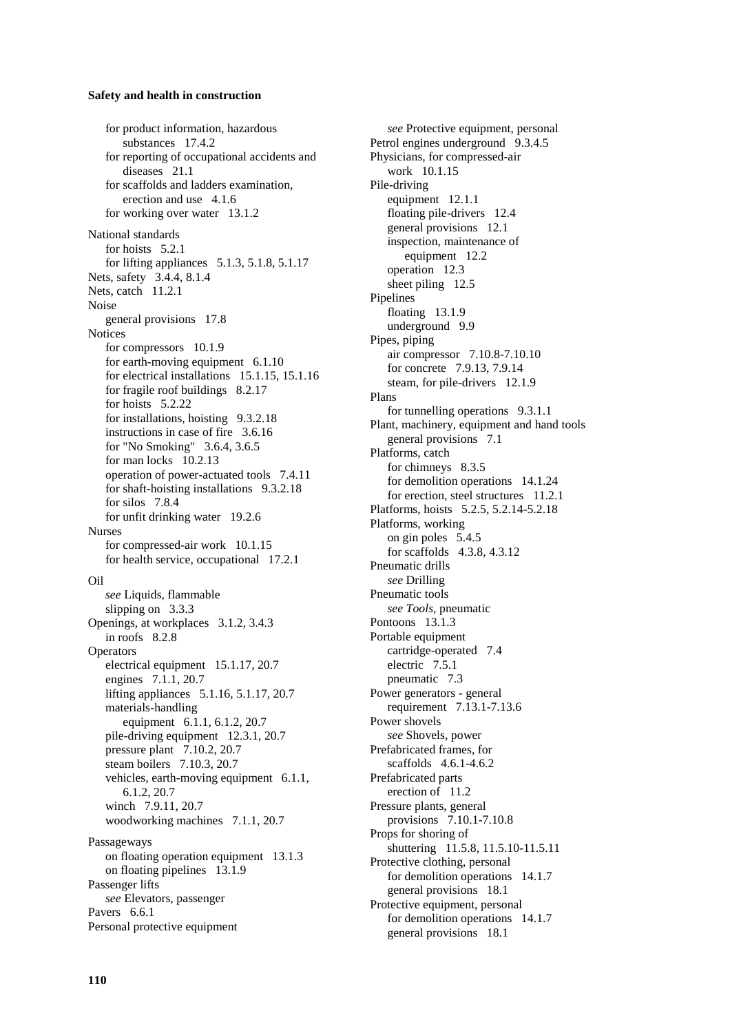for product information, hazardous substances 17.4.2
for reporting of occupational accidents and diseases 21.1
for scaffolds and ladders examination, erection and use 4.1.6
for working over water 13.1.2

National standards
- for hoists 5.2.1
- for lifting appliances 5.1.3, 5.1.8, 5.1.17

Nets, safety 3.4.4, 8.1.4
Nets, catch 11.2.1
Noise
- general provisions 17.8

Notices
- for compressors 10.1.9
- for earth-moving equipment 6.1.10
- for electrical installations 15.1.15, 15.1.16
- for fragile roof buildings 8.2.17
- for hoists 5.2.22
- for installations, hoisting 9.3.2.18
- instructions in case of fire 3.6.16
- for "No Smoking" 3.6.4, 3.6.5
- for man locks 10.2.13
- operation of power-actuated tools 7.4.11
- for shaft-hoisting installations 9.3.2.18
- for silos 7.8.4
- for unfit drinking water 19.2.6

Nurses
- for compressed-air work 10.1.15
- for health service, occupational 17.2.1

Oil
- *see* Liquids, flammable
- slipping on 3.3.3

Openings, at workplaces 3.1.2, 3.4.3
- in roofs 8.2.8

Operators
- electrical equipment 15.1.17, 20.7
- engines 7.1.1, 20.7
- lifting appliances 5.1.16, 5.1.17, 20.7
- materials-handling equipment 6.1.1, 6.1.2, 20.7
- pile-driving equipment 12.3.1, 20.7
- pressure plant 7.10.2, 20.7
- steam boilers 7.10.3, 20.7
- vehicles, earth-moving equipment 6.1.1, 6.1.2, 20.7
- winch 7.9.11, 20.7
- woodworking machines 7.1.1, 20.7

Passageways
- on floating operation equipment 13.1.3
- on floating pipelines 13.1.9

Passenger lifts
- *see* Elevators, passenger

Pavers 6.6.1
Personal protective equipment
- *see* Protective equipment, personal

Petrol engines underground 9.3.4.5
Physicians, for compressed-air work 10.1.15
Pile-driving
- equipment 12.1.1
- floating pile-drivers 12.4
- general provisions 12.1
- inspection, maintenance of equipment 12.2
- operation 12.3
- sheet piling 12.5

Pipelines
- floating 13.1.9
- underground 9.9

Pipes, piping
- air compressor 7.10.8-7.10.10
- for concrete 7.9.13, 7.9.14
- steam, for pile-drivers 12.1.9

Plans
- for tunnelling operations 9.3.1.1

Plant, machinery, equipment and hand tools
- general provisions 7.1

Platforms, catch
- for chimneys 8.3.5
- for demolition operations 14.1.24
- for erection, steel structures 11.2.1

Platforms, hoists 5.2.5, 5.2.14-5.2.18
Platforms, working
- on gin poles 5.4.5
- for scaffolds 4.3.8, 4.3.12

Pneumatic drills
- *see* Drilling

Pneumatic tools
- *see Tools*, pneumatic

Pontoons 13.1.3
Portable equipment
- cartridge-operated 7.4
- electric 7.5.1
- pneumatic 7.3

Power generators - general requirement 7.13.1-7.13.6
Power shovels
- *see* Shovels, power

Prefabricated frames, for scaffolds 4.6.1-4.6.2
Prefabricated parts
- erection of 11.2

Pressure plants, general provisions 7.10.1-7.10.8
Props for shoring of shuttering 11.5.8, 11.5.10-11.5.11
Protective clothing, personal
- for demolition operations 14.1.7
- general provisions 18.1

Protective equipment, personal
- for demolition operations 14.1.7
- general provisions 18.1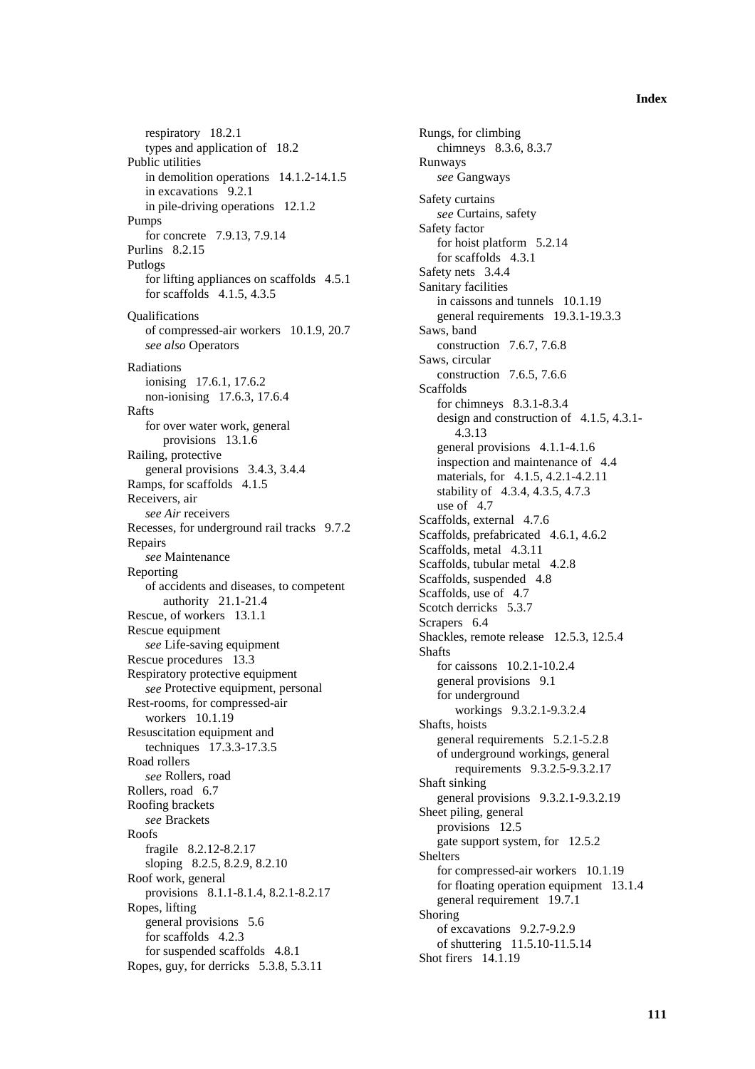respiratory 18.2.1
types and application of 18.2

Public utilities
in demolition operations 14.1.2-14.1.5
in excavations 9.2.1
in pile-driving operations 12.1.2

Pumps
for concrete 7.9.13, 7.9.14

Purlins 8.2.15

Putlogs
for lifting appliances on scaffolds 4.5.1
for scaffolds 4.1.5, 4.3.5

Qualifications
of compressed-air workers 10.1.9, 20.7
*see also* Operators

Radiations
ionising 17.6.1, 17.6.2
non-ionising 17.6.3, 17.6.4

Rafts
for over water work, general provisions 13.1.6

Railing, protective
general provisions 3.4.3, 3.4.4

Ramps, for scaffolds 4.1.5

Receivers, air
*see Air* receivers

Recesses, for underground rail tracks 9.7.2

Repairs
*see* Maintenance

Reporting
of accidents and diseases, to competent authority 21.1-21.4

Rescue, of workers 13.1.1

Rescue equipment
*see* Life-saving equipment

Rescue procedures 13.3

Respiratory protective equipment
*see* Protective equipment, personal

Rest-rooms, for compressed-air workers 10.1.19

Resuscitation equipment and techniques 17.3.3-17.3.5

Road rollers
*see* Rollers, road

Rollers, road 6.7

Roofing brackets
*see* Brackets

Roofs
fragile 8.2.12-8.2.17
sloping 8.2.5, 8.2.9, 8.2.10

Roof work, general provisions 8.1.1-8.1.4, 8.2.1-8.2.17

Ropes, lifting
general provisions 5.6
for scaffolds 4.2.3
for suspended scaffolds 4.8.1

Ropes, guy, for derricks 5.3.8, 5.3.11

Rungs, for climbing
chimneys 8.3.6, 8.3.7

Runways
*see* Gangways

Safety curtains
*see* Curtains, safety

Safety factor
for hoist platform 5.2.14
for scaffolds 4.3.1

Safety nets 3.4.4

Sanitary facilities
in caissons and tunnels 10.1.19
general requirements 19.3.1-19.3.3

Saws, band
construction 7.6.7, 7.6.8

Saws, circular
construction 7.6.5, 7.6.6

Scaffolds
for chimneys 8.3.1-8.3.4
design and construction of 4.1.5, 4.3.1-4.3.13
general provisions 4.1.1-4.1.6
inspection and maintenance of 4.4
materials, for 4.1.5, 4.2.1-4.2.11
stability of 4.3.4, 4.3.5, 4.7.3
use of 4.7

Scaffolds, external 4.7.6

Scaffolds, prefabricated 4.6.1, 4.6.2

Scaffolds, metal 4.3.11

Scaffolds, tubular metal 4.2.8

Scaffolds, suspended 4.8

Scaffolds, use of 4.7

Scotch derricks 5.3.7

Scrapers 6.4

Shackles, remote release 12.5.3, 12.5.4

Shafts
for caissons 10.2.1-10.2.4
general provisions 9.1
for underground workings 9.3.2.1-9.3.2.4

Shafts, hoists
general requirements 5.2.1-5.2.8
of underground workings, general requirements 9.3.2.5-9.3.2.17

Shaft sinking
general provisions 9.3.2.1-9.3.2.19

Sheet piling, general provisions 12.5
gate support system, for 12.5.2

Shelters
for compressed-air workers 10.1.19
for floating operation equipment 13.1.4
general requirement 19.7.1

Shoring
of excavations 9.2.7-9.2.9
of shuttering 11.5.10-11.5.14

Shot firers 14.1.19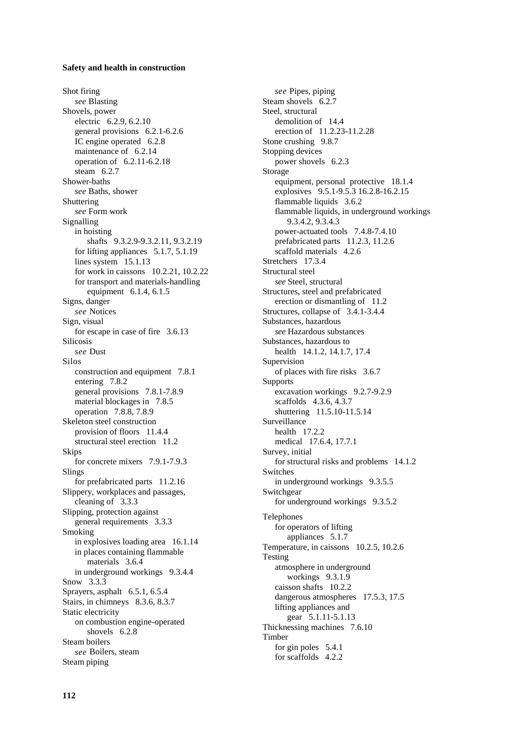Shot firing
  *see* Blasting
Shovels, power
  electric 6.2.9, 6.2.10
  general provisions 6.2.1-6.2.6
  IC engine operated 6.2.8
  maintenance of 6.2.14
  operation of 6.2.11-6.2.18
  steam 6.2.7
Shower-baths
  *see* Baths, shower
Shuttering
  *see* Form work
Signalling
  in hoisting
    shafts 9.3.2.9-9.3.2.11, 9.3.2.19
  for lifting appliances 5.1.7, 5.1.19
  lines system 15.1.13
  for work in caissons 10.2.21, 10.2.22
  for transport and materials-handling
    equipment 6.1.4, 6.1.5
Signs, danger
  *see* Notices
Sign, visual
  for escape in case of fire 3.6.13
Silicosis
  *see* Dust
Silos
  construction and equipment 7.8.1
  entering 7.8.2
  general provisions 7.8.1-7.8.9
  material blockages in 7.8.5
  operation 7.8.8, 7.8.9
Skeleton steel construction
  provision of floors 11.4.4
  structural steel erection 11.2
Skips
  for concrete mixers 7.9.1-7.9.3
Slings
  for prefabricated parts 11.2.16
Slippery, workplaces and passages,
  cleaning of 3.3.3
Slipping, protection against
  general requirements 3.3.3
Smoking
  in explosives loading area 16.1.14
  in places containing flammable
    materials 3.6.4
  in underground workings 9.3.4.4
Snow 3.3.3
Sprayers, asphalt 6.5.1, 6.5.4
Stairs, in chimneys 8.3.6, 8.3.7
Static electricity
  on combustion engine-operated
    shovels 6.2.8
Steam boilers
  *see* Boilers, steam
Steam piping
  *see* Pipes, piping
Steam shovels 6.2.7
Steel, structural
  demolition of 14.4
  erection of 11.2.23-11.2.28
Stone crushing 9.8.7
Stopping devices
  power shovels 6.2.3
Storage
  equipment, personal protective 18.1.4
  explosives 9.5.1-9.5.3 16.2.8-16.2.15
  flammable liquids 3.6.2
  flammable liquids, in underground workings
    9.3.4.2, 9.3.4.3
  power-actuated tools 7.4.8-7.4.10
  prefabricated parts 11.2.3, 11.2.6
  scaffold materials 4.2.6
Stretchers 17.3.4
Structural steel
  *see* Steel, structural
Structures, steel and prefabricated
  erection or dismantling of 11.2
Structures, collapse of 3.4.1-3.4.4
Substances, hazardous
  *see* Hazardous substances
Substances, hazardous to
  health 14.1.2, 14.1.7, 17.4
Supervision
  of places with fire risks 3.6.7
Supports
  excavation workings 9.2.7-9.2.9
  scaffolds 4.3.6, 4.3.7
  shuttering 11.5.10-11.5.14
Surveillance
  health 17.2.2
  medical 17.6.4, 17.7.1
Survey, initial
  for structural risks and problems 14.1.2
Switches
  in underground workings 9.3.5.5
Switchgear
  for underground workings 9.3.5.2

Telephones
  for operators of lifting
    appliances 5.1.7
Temperature, in caissons 10.2.5, 10.2.6
Testing
  atmosphere in underground
    workings 9.3.1.9
  caisson shafts 10.2.2
  dangerous atmospheres 17.5.3, 17.5
  lifting appliances and
    gear 5.1.11-5.1.13
Thicknessing machines 7.6.10
Timber
  for gin poles 5.4.1
  for scaffolds 4.2.2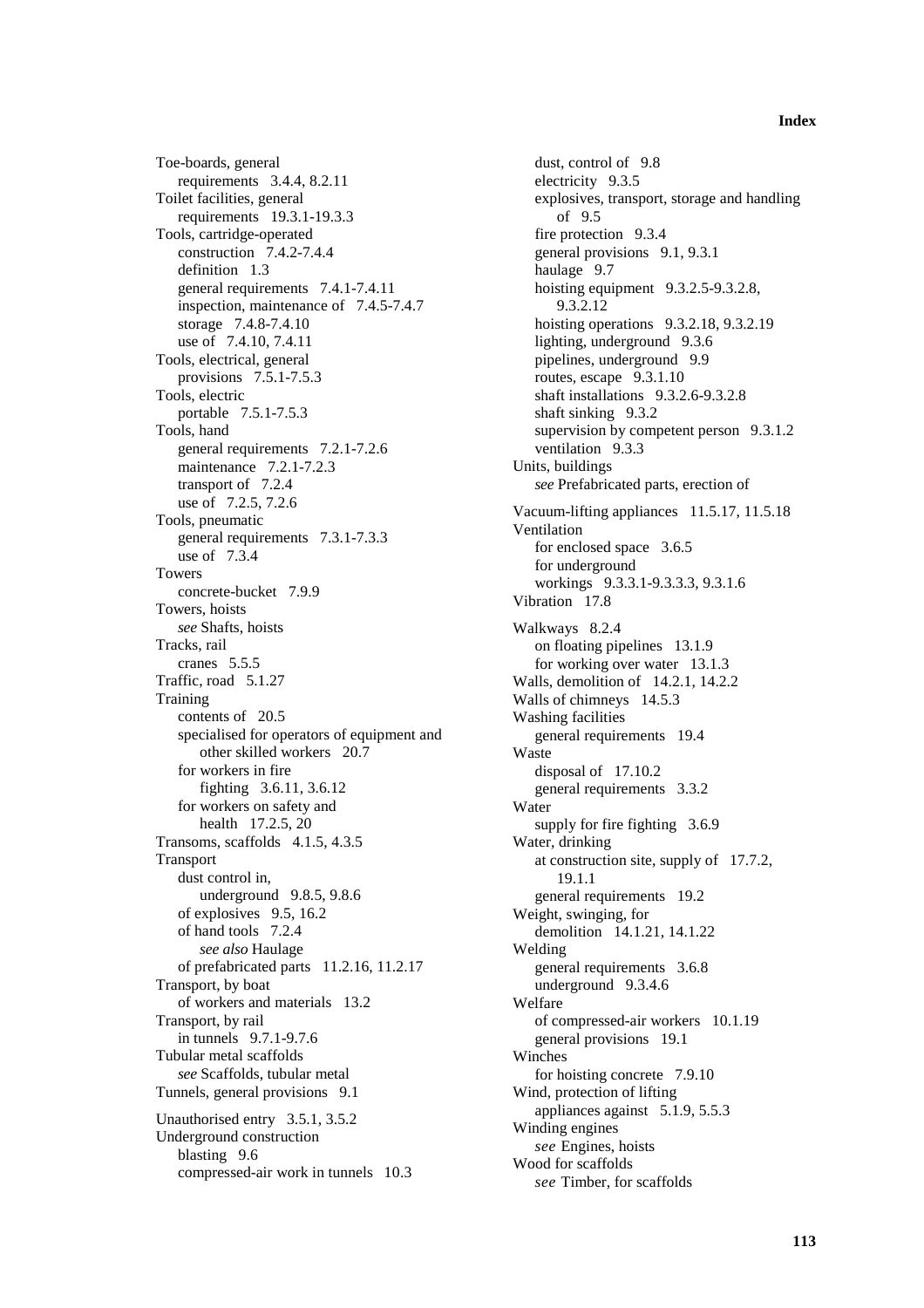Toe-boards, general
  requirements 3.4.4, 8.2.11
Toilet facilities, general
  requirements 19.3.1-19.3.3
Tools, cartridge-operated
  construction 7.4.2-7.4.4
  definition 1.3
  general requirements 7.4.1-7.4.11
  inspection, maintenance of 7.4.5-7.4.7
  storage 7.4.8-7.4.10
  use of 7.4.10, 7.4.11
Tools, electrical, general
  provisions 7.5.1-7.5.3
Tools, electric
  portable 7.5.1-7.5.3
Tools, hand
  general requirements 7.2.1-7.2.6
  maintenance 7.2.1-7.2.3
  transport of 7.2.4
  use of 7.2.5, 7.2.6
Tools, pneumatic
  general requirements 7.3.1-7.3.3
  use of 7.3.4
Towers
  concrete-bucket 7.9.9
Towers, hoists
  *see* Shafts, hoists
Tracks, rail
  cranes 5.5.5
Traffic, road 5.1.27
Training
  contents of 20.5
  specialised for operators of equipment and other skilled workers 20.7
  for workers in fire fighting 3.6.11, 3.6.12
  for workers on safety and health 17.2.5, 20
Transoms, scaffolds 4.1.5, 4.3.5
Transport
  dust control in, underground 9.8.5, 9.8.6
  of explosives 9.5, 16.2
  of hand tools 7.2.4
    *see also* Haulage
  of prefabricated parts 11.2.16, 11.2.17
Transport, by boat
  of workers and materials 13.2
Transport, by rail
  in tunnels 9.7.1-9.7.6
Tubular metal scaffolds
  *see* Scaffolds, tubular metal
Tunnels, general provisions 9.1

Unauthorised entry 3.5.1, 3.5.2
Underground construction
  blasting 9.6
  compressed-air work in tunnels 10.3
  dust, control of 9.8
  electricity 9.3.5
  explosives, transport, storage and handling of 9.5
  fire protection 9.3.4
  general provisions 9.1, 9.3.1
  haulage 9.7
  hoisting equipment 9.3.2.5-9.3.2.8, 9.3.2.12
  hoisting operations 9.3.2.18, 9.3.2.19
  lighting, underground 9.3.6
  pipelines, underground 9.9
  routes, escape 9.3.1.10
  shaft installations 9.3.2.6-9.3.2.8
  shaft sinking 9.3.2
  supervision by competent person 9.3.1.2
  ventilation 9.3.3
Units, buildings
  *see* Prefabricated parts, erection of

Vacuum-lifting appliances 11.5.17, 11.5.18
Ventilation
  for enclosed space 3.6.5
  for underground workings 9.3.3.1-9.3.3.3, 9.3.1.6
Vibration 17.8

Walkways 8.2.4
  on floating pipelines 13.1.9
  for working over water 13.1.3
Walls, demolition of 14.2.1, 14.2.2
Walls of chimneys 14.5.3
Washing facilities
  general requirements 19.4
Waste
  disposal of 17.10.2
  general requirements 3.3.2
Water
  supply for fire fighting 3.6.9
Water, drinking
  at construction site, supply of 17.7.2, 19.1.1
  general requirements 19.2
Weight, swinging, for demolition 14.1.21, 14.1.22
Welding
  general requirements 3.6.8
  underground 9.3.4.6
Welfare
  of compressed-air workers 10.1.19
  general provisions 19.1
Winches
  for hoisting concrete 7.9.10
Wind, protection of lifting appliances against 5.1.9, 5.5.3
Winding engines
  *see* Engines, hoists
Wood for scaffolds
  *see* Timber, for scaffolds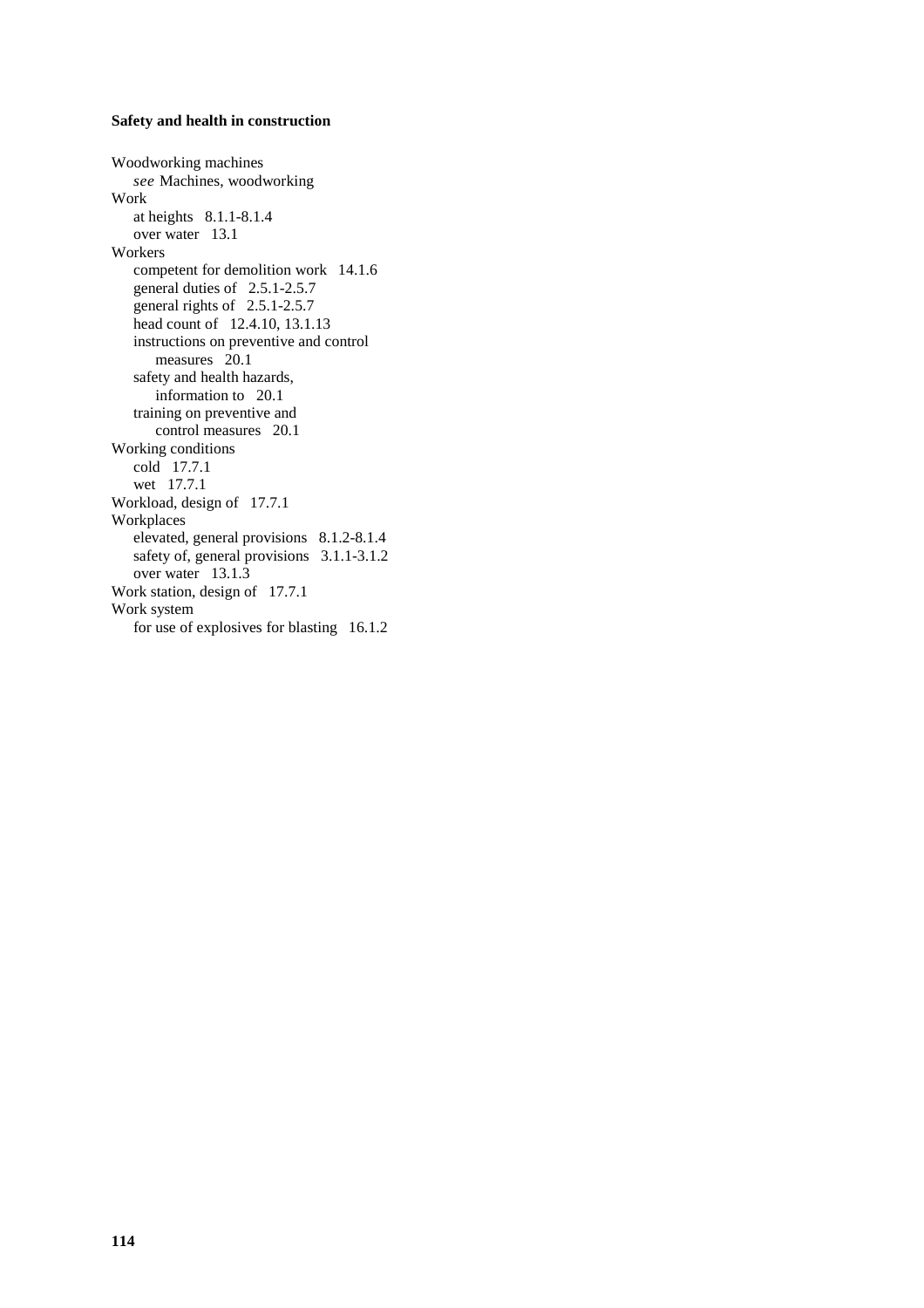Woodworking machines
    *see* Machines, woodworking
Work
    at heights   8.1.1-8.1.4
    over water   13.1
Workers
    competent for demolition work   14.1.6
    general duties of   2.5.1-2.5.7
    general rights of   2.5.1-2.5.7
    head count of   12.4.10, 13.1.13
    instructions on preventive and control
        measures   20.1
    safety and health hazards,
        information to   20.1
    training on preventive and
        control measures   20.1
Working conditions
    cold   17.7.1
    wet   17.7.1
Workload, design of   17.7.1
Workplaces
    elevated, general provisions   8.1.2-8.1.4
    safety of, general provisions   3.1.1-3.1.2
    over water   13.1.3
Work station, design of   17.7.1
Work system
    for use of explosives for blasting   16.1.2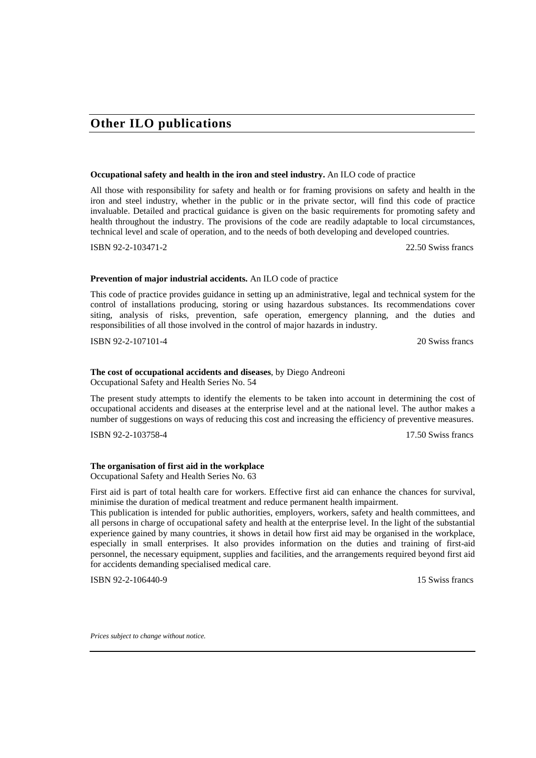## Other ILO publications

**Occupational safety and health in the iron and steel industry.** An ILO code of practice

All those with responsibility for safety and health or for framing provisions on safety and health in the iron and steel industry, whether in the public or in the private sector, will find this code of practice invaluable. Detailed and practical guidance is given on the basic requirements for promoting safety and health throughout the industry. The provisions of the code are readily adaptable to local circumstances, technical level and scale of operation, and to the needs of both developing and developed countries.

ISBN 92-2-103471-2 22.50 Swiss francs

**Prevention of major industrial accidents.** An ILO code of practice

This code of practice provides guidance in setting up an administrative, legal and technical system for the control of installations producing, storing or using hazardous substances. Its recommendations cover siting, analysis of risks, prevention, safe operation, emergency planning, and the duties and responsibilities of all those involved in the control of major hazards in industry.

ISBN 92-2-107101-4 20 Swiss francs

**The cost of occupational accidents and diseases**, by Diego Andreoni
Occupational Safety and Health Series No. 54

The present study attempts to identify the elements to be taken into account in determining the cost of occupational accidents and diseases at the enterprise level and at the national level. The author makes a number of suggestions on ways of reducing this cost and increasing the efficiency of preventive measures.

ISBN 92-2-103758-4 17.50 Swiss francs

**The organisation of first aid in the workplace**
Occupational Safety and Health Series No. 63

First aid is part of total health care for workers. Effective first aid can enhance the chances for survival, minimise the duration of medical treatment and reduce permanent health impairment.

This publication is intended for public authorities, employers, workers, safety and health committees, and all persons in charge of occupational safety and health at the enterprise level. In the light of the substantial experience gained by many countries, it shows in detail how first aid may be organised in the workplace, especially in small enterprises. It also provides information on the duties and training of first-aid personnel, the necessary equipment, supplies and facilities, and the arrangements required beyond first aid for accidents demanding specialised medical care.

ISBN 92-2-106440-9 15 Swiss francs

*Prices subject to change without notice.*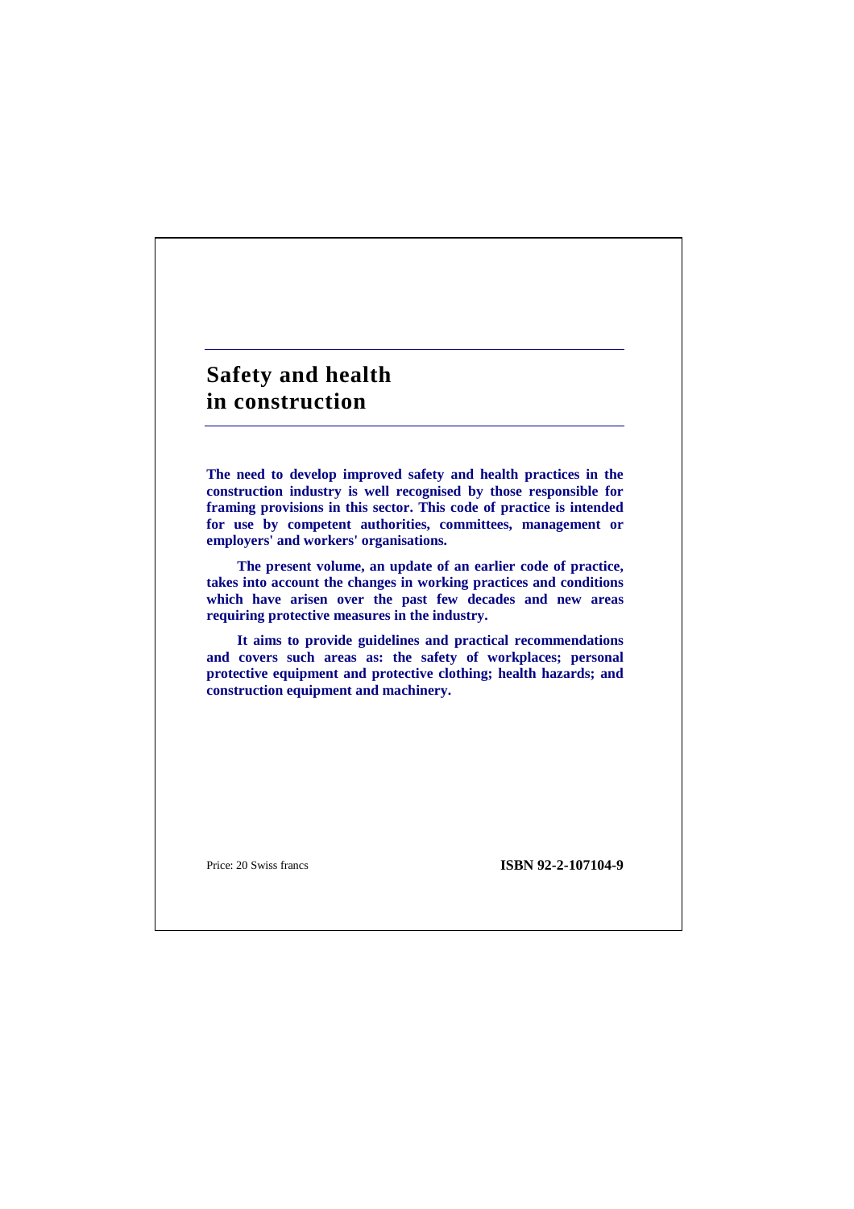# Safety and health in construction

**The need to develop improved safety and health practices in the construction industry is well recognised by those responsible for framing provisions in this sector. This code of practice is intended for use by competent authorities, committees, management or employers' and workers' organisations.**

**The present volume, an update of an earlier code of practice, takes into account the changes in working practices and conditions which have arisen over the past few decades and new areas requiring protective measures in the industry.**

**It aims to provide guidelines and practical recommendations and covers such areas as: the safety of workplaces; personal protective equipment and protective clothing; health hazards; and construction equipment and machinery.**

Price: 20 Swiss francs

**ISBN 92-2-107104-9**